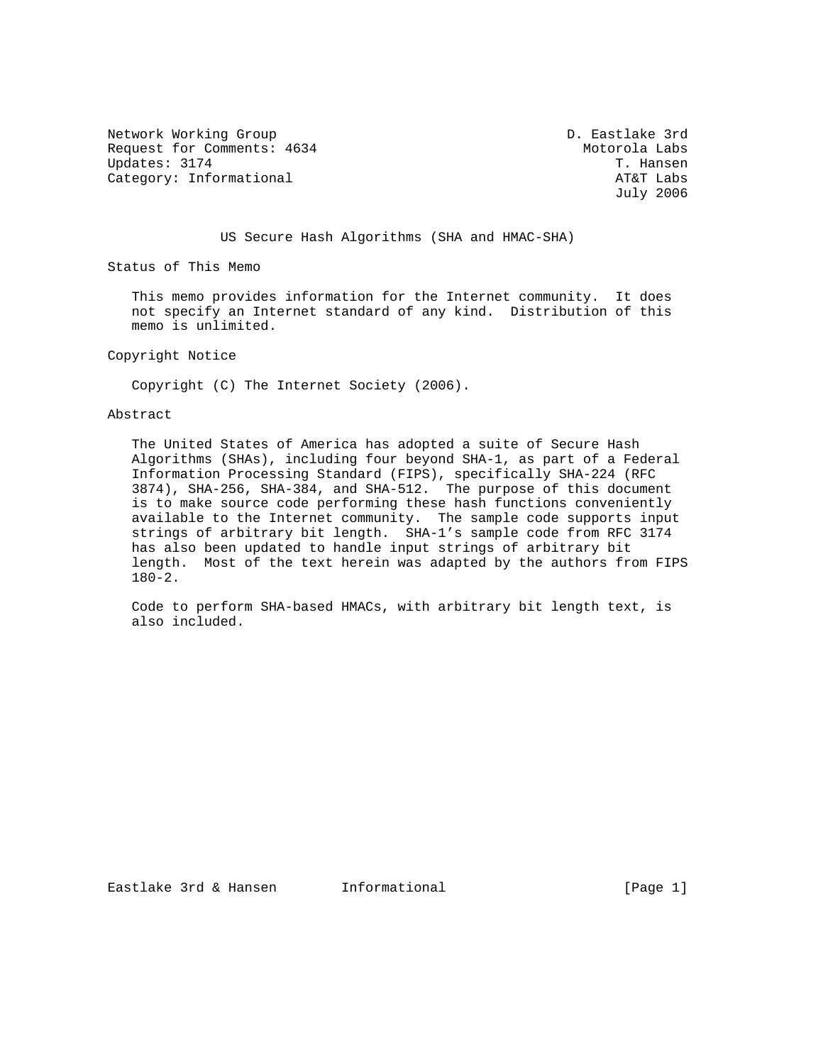Network Working Group D. Eastlake 3rd
Request for Comments: 4634 Motorola Labs
Updates: 3174 T. Hansen
Category: Informational AT&T Labs
July 2006

# US Secure Hash Algorithms (SHA and HMAC-SHA)

## Status of This Memo

This memo provides information for the Internet community. It does not specify an Internet standard of any kind. Distribution of this memo is unlimited.

## Copyright Notice

Copyright (C) The Internet Society (2006).

## Abstract

The United States of America has adopted a suite of Secure Hash Algorithms (SHAs), including four beyond SHA-1, as part of a Federal Information Processing Standard (FIPS), specifically SHA-224 (RFC 3874), SHA-256, SHA-384, and SHA-512. The purpose of this document is to make source code performing these hash functions conveniently available to the Internet community. The sample code supports input strings of arbitrary bit length. SHA-1's sample code from RFC 3174 has also been updated to handle input strings of arbitrary bit length. Most of the text herein was adapted by the authors from FIPS 180-2.

Code to perform SHA-based HMACs, with arbitrary bit length text, is also included.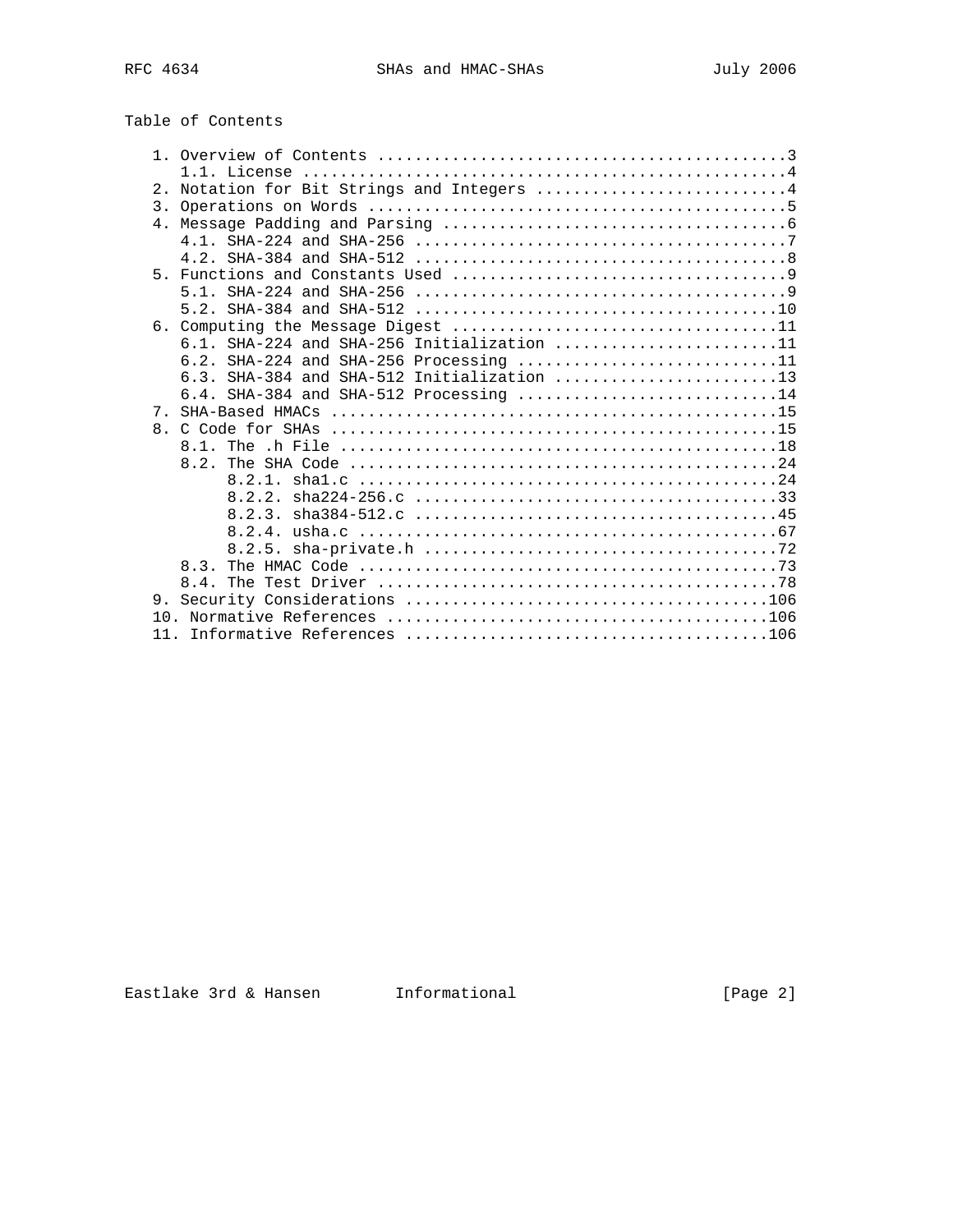# Table of Contents

```
   1. Overview of Contents ...........................................3
      1.1. License ...................................................4
   2. Notation for Bit Strings and Integers ..........................4
   3. Operations on Words ............................................5
   4. Message Padding and Parsing ....................................6
      4.1. SHA-224 and SHA-256 .......................................7
      4.2. SHA-384 and SHA-512 .......................................8
   5. Functions and Constants Used ...................................9
      5.1. SHA-224 and SHA-256 .......................................9
      5.2. SHA-384 and SHA-512 ......................................10
   6. Computing the Message Digest ..................................11
      6.1. SHA-224 and SHA-256 Initialization .......................11
      6.2. SHA-224 and SHA-256 Processing ...........................11
      6.3. SHA-384 and SHA-512 Initialization .......................13
      6.4. SHA-384 and SHA-512 Processing ...........................14
   7. SHA-Based HMACs ...............................................15
   8. C Code for SHAs ...............................................15
      8.1. The .h File ..............................................18
      8.2. The SHA Code .............................................24
           8.2.1. sha1.c ............................................24
           8.2.2. sha224-256.c ......................................33
           8.2.3. sha384-512.c ......................................45
           8.2.4. usha.c ............................................67
           8.2.5. sha-private.h .....................................72
      8.3. The HMAC Code ............................................73
      8.4. The Test Driver ..........................................78
   9. Security Considerations .......................................106
   10. Normative References .........................................106
   11. Informative References .......................................106
```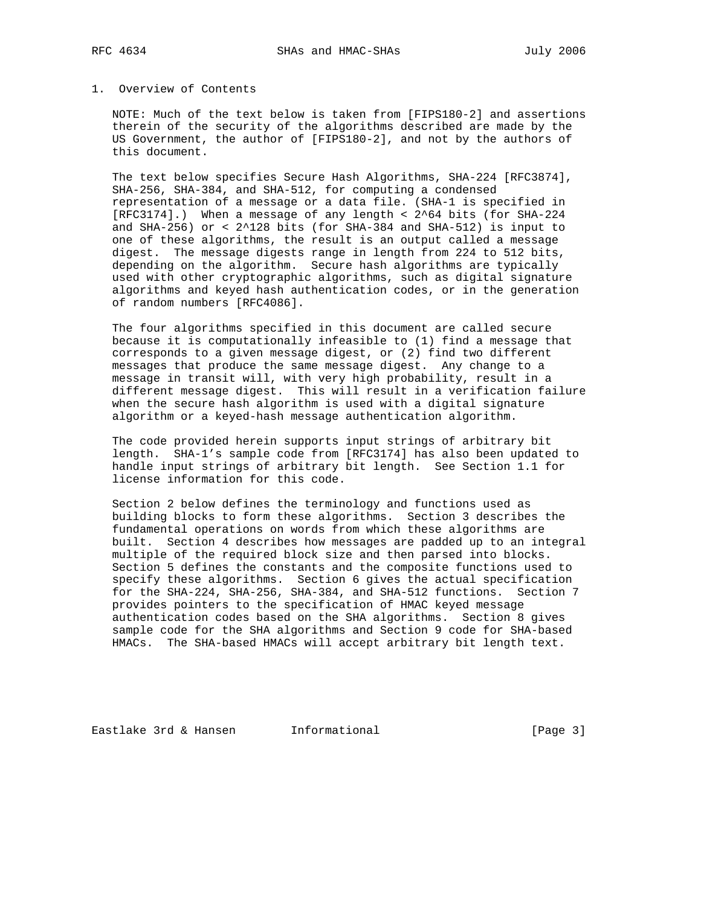# 1. Overview of Contents

NOTE: Much of the text below is taken from [FIPS180-2] and assertions therein of the security of the algorithms described are made by the US Government, the author of [FIPS180-2], and not by the authors of this document.

The text below specifies Secure Hash Algorithms, SHA-224 [RFC3874], SHA-256, SHA-384, and SHA-512, for computing a condensed representation of a message or a data file. (SHA-1 is specified in [RFC3174].) When a message of any length < $2^{64}$ bits (for SHA-224 and SHA-256) or < $2^{128}$ bits (for SHA-384 and SHA-512) is input to one of these algorithms, the result is an output called a message digest. The message digests range in length from 224 to 512 bits, depending on the algorithm. Secure hash algorithms are typically used with other cryptographic algorithms, such as digital signature algorithms and keyed hash authentication codes, or in the generation of random numbers [RFC4086].

The four algorithms specified in this document are called secure because it is computationally infeasible to (1) find a message that corresponds to a given message digest, or (2) find two different messages that produce the same message digest. Any change to a message in transit will, with very high probability, result in a different message digest. This will result in a verification failure when the secure hash algorithm is used with a digital signature algorithm or a keyed-hash message authentication algorithm.

The code provided herein supports input strings of arbitrary bit length. SHA-1's sample code from [RFC3174] has also been updated to handle input strings of arbitrary bit length. See Section 1.1 for license information for this code.

Section 2 below defines the terminology and functions used as building blocks to form these algorithms. Section 3 describes the fundamental operations on words from which these algorithms are built. Section 4 describes how messages are padded up to an integral multiple of the required block size and then parsed into blocks. Section 5 defines the constants and the composite functions used to specify these algorithms. Section 6 gives the actual specification for the SHA-224, SHA-256, SHA-384, and SHA-512 functions. Section 7 provides pointers to the specification of HMAC keyed message authentication codes based on the SHA algorithms. Section 8 gives sample code for the SHA algorithms and Section 9 code for SHA-based HMACs. The SHA-based HMACs will accept arbitrary bit length text.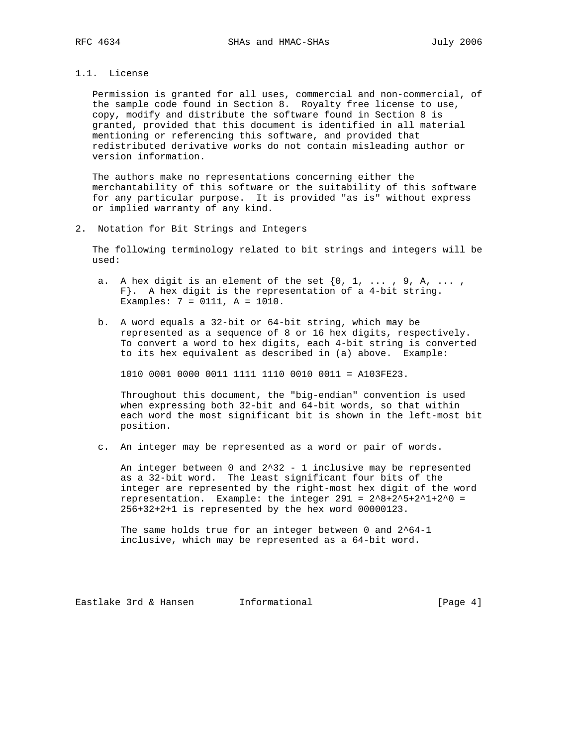## 1.1. License

Permission is granted for all uses, commercial and non-commercial, of the sample code found in Section 8. Royalty free license to use, copy, modify and distribute the software found in Section 8 is granted, provided that this document is identified in all material mentioning or referencing this software, and provided that redistributed derivative works do not contain misleading author or version information.

The authors make no representations concerning either the merchantability of this software or the suitability of this software for any particular purpose. It is provided "as is" without express or implied warranty of any kind.

# 2. Notation for Bit Strings and Integers

The following terminology related to bit strings and integers will be used:

a. A hex digit is an element of the set {0, 1, ... , 9, A, ... , F}. A hex digit is the representation of a 4-bit string. Examples: 7 = 0111, A = 1010.

b. A word equals a 32-bit or 64-bit string, which may be represented as a sequence of 8 or 16 hex digits, respectively. To convert a word to hex digits, each 4-bit string is converted to its hex equivalent as described in (a) above. Example:

   1010 0001 0000 0011 1111 1110 0010 0011 = A103FE23.

   Throughout this document, the "big-endian" convention is used when expressing both 32-bit and 64-bit words, so that within each word the most significant bit is shown in the left-most bit position.

c. An integer may be represented as a word or pair of words.

   An integer between 0 and $2^{32} - 1$ inclusive may be represented as a 32-bit word. The least significant four bits of the integer are represented by the right-most hex digit of the word representation. Example: the integer $291 = 2^8+2^5+2^1+2^0 = 256+32+2+1$ is represented by the hex word 00000123.

   The same holds true for an integer between 0 and $2^{64}-1$ inclusive, which may be represented as a 64-bit word.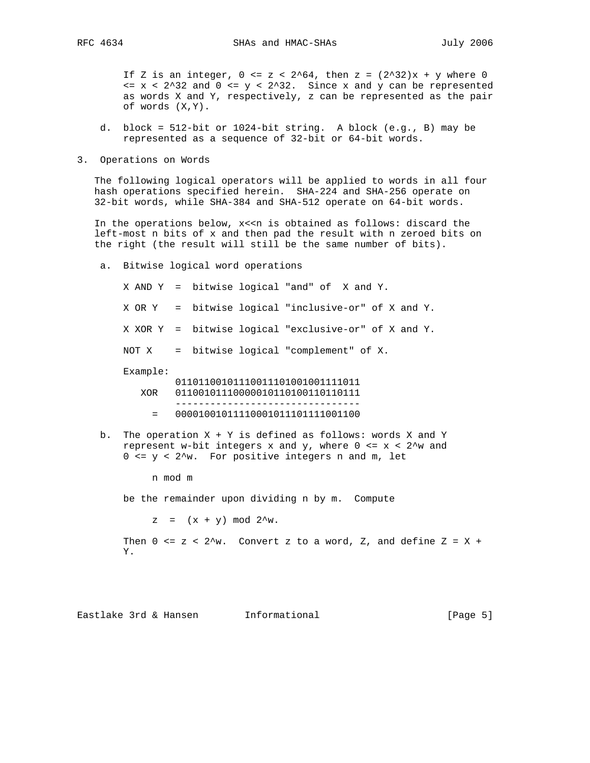If Z is an integer, $0 <= z < 2^{64}$, then $z = (2^{32})x + y$ where $0 <= x < 2^{32}$ and $0 <= y < 2^{32}$. Since x and y can be represented as words X and Y, respectively, z can be represented as the pair of words (X,Y).

d. block = 512-bit or 1024-bit string. A block (e.g., B) may be represented as a sequence of 32-bit or 64-bit words.

## 3. Operations on Words

The following logical operators will be applied to words in all four hash operations specified herein. SHA-224 and SHA-256 operate on 32-bit words, while SHA-384 and SHA-512 operate on 64-bit words.

In the operations below, x<<n is obtained as follows: discard the left-most n bits of x and then pad the result with n zeroed bits on the right (the result will still be the same number of bits).

a. Bitwise logical word operations

X AND Y = bitwise logical "and" of X and Y.

X OR Y = bitwise logical "inclusive-or" of X and Y.

X XOR Y = bitwise logical "exclusive-or" of X and Y.

NOT X = bitwise logical "complement" of X.

Example:

```
          01101100101110011101001001111011
    XOR   01100101110000010110100110110111
          --------------------------------
      =   00001001011110001011101111001100
```

b. The operation X + Y is defined as follows: words X and Y represent w-bit integers x and y, where $0 <= x < 2^w$ and $0 <= y < 2^w$. For positive integers n and m, let

n mod m

be the remainder upon dividing n by m. Compute

$$z = (x + y) \bmod 2^w.$$

Then $0 <= z < 2^w$. Convert z to a word, Z, and define Z = X + Y.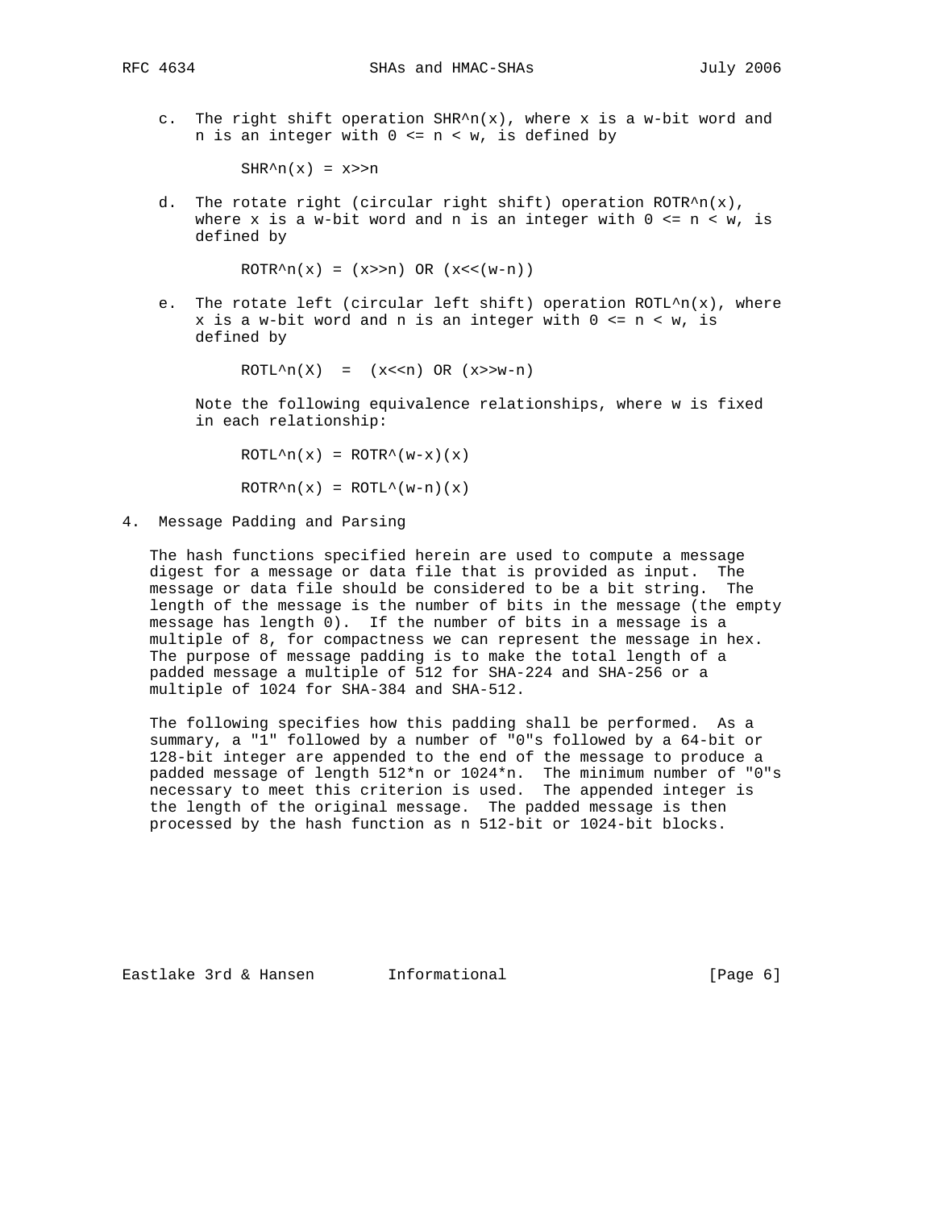c. The right shift operation SHR^n(x), where x is a w-bit word and n is an integer with 0 <= n < w, is defined by

```
SHR^n(x) = x>>n
```

d. The rotate right (circular right shift) operation ROTR^n(x), where x is a w-bit word and n is an integer with 0 <= n < w, is defined by

```
ROTR^n(x) = (x>>n) OR (x<<(w-n))
```

e. The rotate left (circular left shift) operation ROTL^n(x), where x is a w-bit word and n is an integer with 0 <= n < w, is defined by

```
ROTL^n(X)  =  (x<<n) OR (x>>w-n)
```

Note the following equivalence relationships, where w is fixed in each relationship:

```
ROTL^n(x) = ROTR^(w-x)(x)

ROTR^n(x) = ROTL^(w-n)(x)
```

## 4. Message Padding and Parsing

The hash functions specified herein are used to compute a message digest for a message or data file that is provided as input. The message or data file should be considered to be a bit string. The length of the message is the number of bits in the message (the empty message has length 0). If the number of bits in a message is a multiple of 8, for compactness we can represent the message in hex. The purpose of message padding is to make the total length of a padded message a multiple of 512 for SHA-224 and SHA-256 or a multiple of 1024 for SHA-384 and SHA-512.

The following specifies how this padding shall be performed. As a summary, a "1" followed by a number of "0"s followed by a 64-bit or 128-bit integer are appended to the end of the message to produce a padded message of length 512*n or 1024*n. The minimum number of "0"s necessary to meet this criterion is used. The appended integer is the length of the original message. The padded message is then processed by the hash function as n 512-bit or 1024-bit blocks.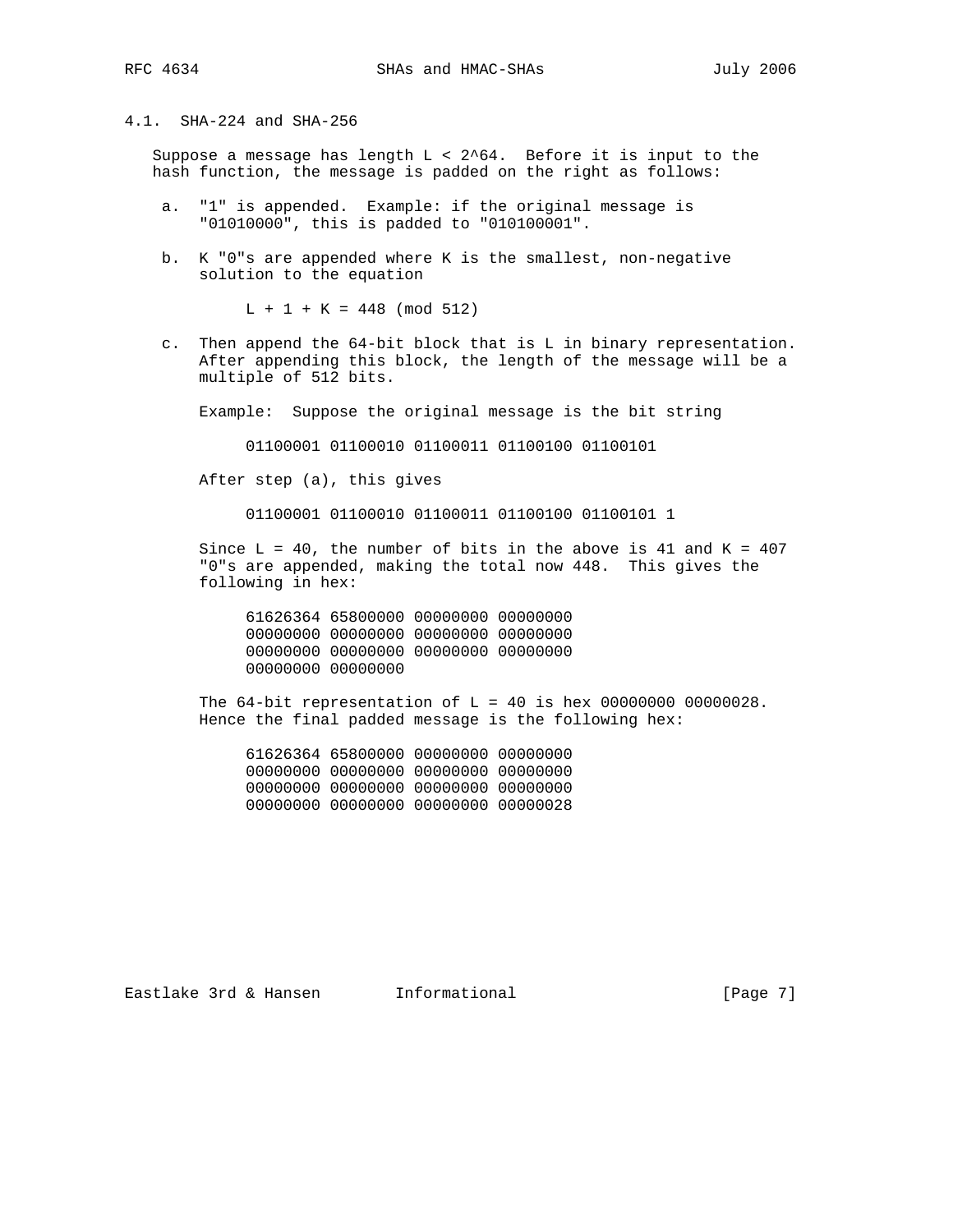### 4.1. SHA-224 and SHA-256

Suppose a message has length $L < 2^{64}$. Before it is input to the hash function, the message is padded on the right as follows:

a. "1" is appended. Example: if the original message is "01010000", this is padded to "010100001".

b. K "0"s are appended where K is the smallest, non-negative solution to the equation

$$L + 1 + K = 448 \pmod{512}$$

c. Then append the 64-bit block that is L in binary representation. After appending this block, the length of the message will be a multiple of 512 bits.

Example: Suppose the original message is the bit string

```
01100001 01100010 01100011 01100100 01100101
```

After step (a), this gives

```
01100001 01100010 01100011 01100100 01100101 1
```

Since L = 40, the number of bits in the above is 41 and K = 407 "0"s are appended, making the total now 448. This gives the following in hex:

```
61626364 65800000 00000000 00000000
00000000 00000000 00000000 00000000
00000000 00000000 00000000 00000000
00000000 00000000
```

The 64-bit representation of L = 40 is hex 00000000 00000028. Hence the final padded message is the following hex:

```
61626364 65800000 00000000 00000000
00000000 00000000 00000000 00000000
00000000 00000000 00000000 00000000
00000000 00000000 00000000 00000028
```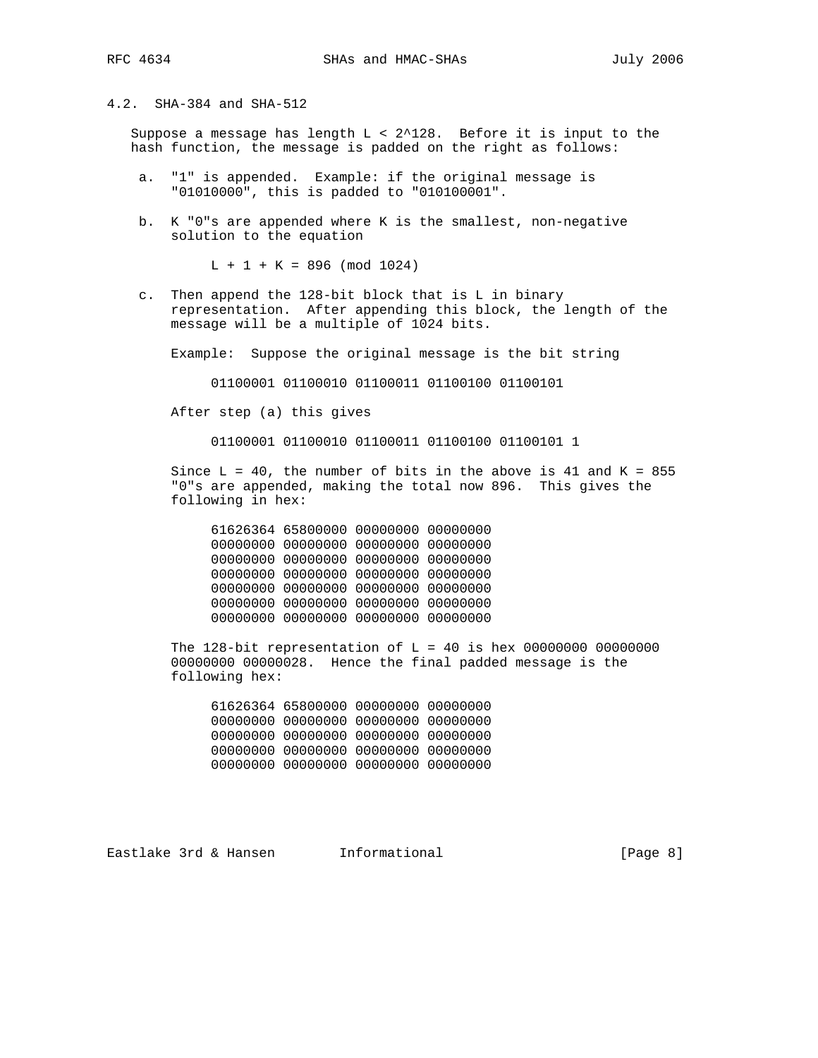### 4.2. SHA-384 and SHA-512

Suppose a message has length $L < 2^{128}$. Before it is input to the hash function, the message is padded on the right as follows:

a. "1" is appended. Example: if the original message is "01010000", this is padded to "010100001".

b. K "0"s are appended where K is the smallest, non-negative solution to the equation

$$L + 1 + K = 896 \pmod{1024}$$

c. Then append the 128-bit block that is L in binary representation. After appending this block, the length of the message will be a multiple of 1024 bits.

Example: Suppose the original message is the bit string

```
01100001 01100010 01100011 01100100 01100101
```

After step (a) this gives

```
01100001 01100010 01100011 01100100 01100101 1
```

Since L = 40, the number of bits in the above is 41 and K = 855 "0"s are appended, making the total now 896. This gives the following in hex:

```
61626364 65800000 00000000 00000000
00000000 00000000 00000000 00000000
00000000 00000000 00000000 00000000
00000000 00000000 00000000 00000000
00000000 00000000 00000000 00000000
00000000 00000000 00000000 00000000
00000000 00000000 00000000 00000000
```

The 128-bit representation of L = 40 is hex 00000000 00000000 00000000 00000028. Hence the final padded message is the following hex:

```
61626364 65800000 00000000 00000000
00000000 00000000 00000000 00000000
00000000 00000000 00000000 00000000
00000000 00000000 00000000 00000000
00000000 00000000 00000000 00000000
```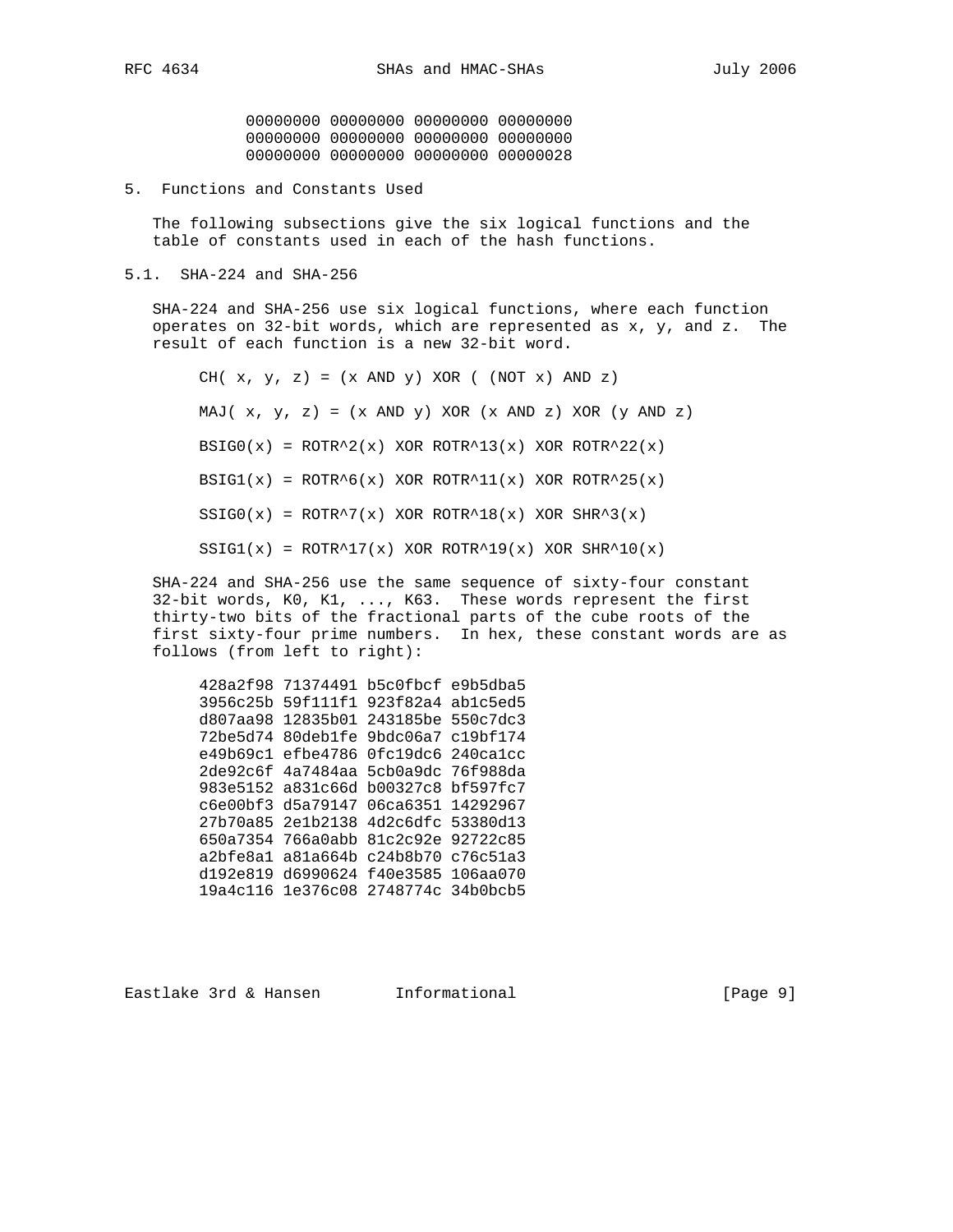```
00000000 00000000 00000000 00000000
00000000 00000000 00000000 00000000
00000000 00000000 00000000 00000028
```

## 5. Functions and Constants Used

The following subsections give the six logical functions and the table of constants used in each of the hash functions.

### 5.1. SHA-224 and SHA-256

SHA-224 and SHA-256 use six logical functions, where each function operates on 32-bit words, which are represented as x, y, and z. The result of each function is a new 32-bit word.

```
CH( x, y, z) = (x AND y) XOR ( (NOT x) AND z)

MAJ( x, y, z) = (x AND y) XOR (x AND z) XOR (y AND z)

BSIG0(x) = ROTR^2(x) XOR ROTR^13(x) XOR ROTR^22(x)

BSIG1(x) = ROTR^6(x) XOR ROTR^11(x) XOR ROTR^25(x)

SSIG0(x) = ROTR^7(x) XOR ROTR^18(x) XOR SHR^3(x)

SSIG1(x) = ROTR^17(x) XOR ROTR^19(x) XOR SHR^10(x)
```

SHA-224 and SHA-256 use the same sequence of sixty-four constant 32-bit words, K0, K1, ..., K63. These words represent the first thirty-two bits of the fractional parts of the cube roots of the first sixty-four prime numbers. In hex, these constant words are as follows (from left to right):

```
428a2f98 71374491 b5c0fbcf e9b5dba5
3956c25b 59f111f1 923f82a4 ab1c5ed5
d807aa98 12835b01 243185be 550c7dc3
72be5d74 80deb1fe 9bdc06a7 c19bf174
e49b69c1 efbe4786 0fc19dc6 240ca1cc
2de92c6f 4a7484aa 5cb0a9dc 76f988da
983e5152 a831c66d b00327c8 bf597fc7
c6e00bf3 d5a79147 06ca6351 14292967
27b70a85 2e1b2138 4d2c6dfc 53380d13
650a7354 766a0abb 81c2c92e 92722c85
a2bfe8a1 a81a664b c24b8b70 c76c51a3
d192e819 d6990624 f40e3585 106aa070
19a4c116 1e376c08 2748774c 34b0bcb5
```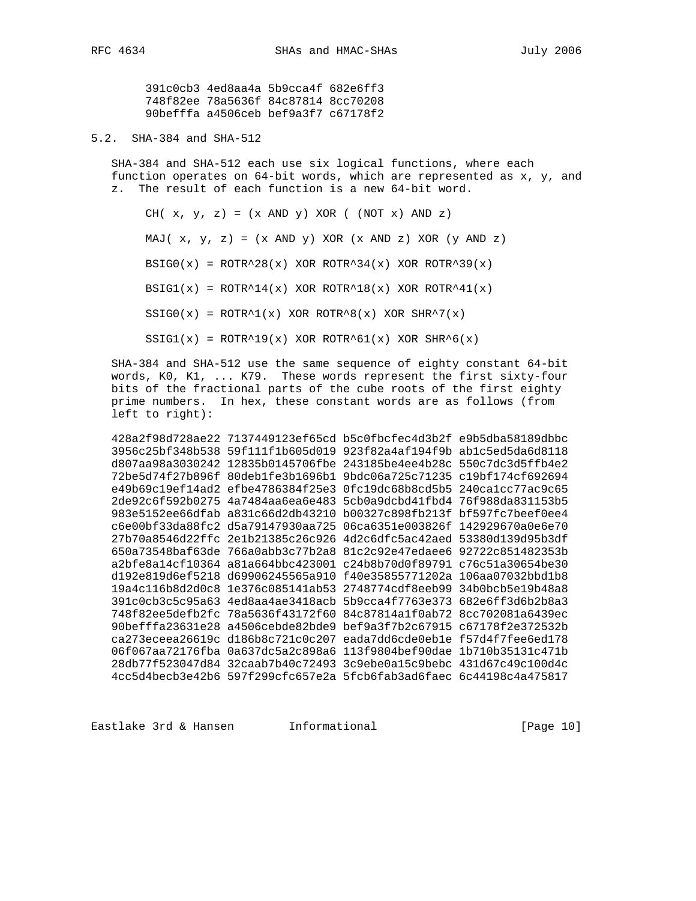```
391c0cb3 4ed8aa4a 5b9cca4f 682e6ff3
748f82ee 78a5636f 84c87814 8cc70208
90befffa a4506ceb bef9a3f7 c67178f2
```

## 5.2. SHA-384 and SHA-512

SHA-384 and SHA-512 each use six logical functions, where each function operates on 64-bit words, which are represented as x, y, and z. The result of each function is a new 64-bit word.

```
CH( x, y, z) = (x AND y) XOR ( (NOT x) AND z)

MAJ( x, y, z) = (x AND y) XOR (x AND z) XOR (y AND z)

BSIG0(x) = ROTR^28(x) XOR ROTR^34(x) XOR ROTR^39(x)

BSIG1(x) = ROTR^14(x) XOR ROTR^18(x) XOR ROTR^41(x)

SSIG0(x) = ROTR^1(x) XOR ROTR^8(x) XOR SHR^7(x)

SSIG1(x) = ROTR^19(x) XOR ROTR^61(x) XOR SHR^6(x)
```

SHA-384 and SHA-512 use the same sequence of eighty constant 64-bit words, K0, K1, ... K79. These words represent the first sixty-four bits of the fractional parts of the cube roots of the first eighty prime numbers. In hex, these constant words are as follows (from left to right):

```
428a2f98d728ae22 7137449123ef65cd b5c0fbcfec4d3b2f e9b5dba58189dbbc
3956c25bf348b538 59f111f1b605d019 923f82a4af194f9b ab1c5ed5da6d8118
d807aa98a3030242 12835b0145706fbe 243185be4ee4b28c 550c7dc3d5ffb4e2
72be5d74f27b896f 80deb1fe3b1696b1 9bdc06a725c71235 c19bf174cf692694
e49b69c19ef14ad2 efbe4786384f25e3 0fc19dc68b8cd5b5 240ca1cc77ac9c65
2de92c6f592b0275 4a7484aa6ea6e483 5cb0a9dcbd41fbd4 76f988da831153b5
983e5152ee66dfab a831c66d2db43210 b00327c898fb213f bf597fc7beef0ee4
c6e00bf33da88fc2 d5a79147930aa725 06ca6351e003826f 142929670a0e6e70
27b70a8546d22ffc 2e1b21385c26c926 4d2c6dfc5ac42aed 53380d139d95b3df
650a73548baf63de 766a0abb3c77b2a8 81c2c92e47edaee6 92722c851482353b
a2bfe8a14cf10364 a81a664bbc423001 c24b8b70d0f89791 c76c51a30654be30
d192e819d6ef5218 d69906245565a910 f40e35855771202a 106aa07032bbd1b8
19a4c116b8d2d0c8 1e376c085141ab53 2748774cdf8eeb99 34b0bcb5e19b48a8
391c0cb3c5c95a63 4ed8aa4ae3418acb 5b9cca4f7763e373 682e6ff3d6b2b8a3
748f82ee5defb2fc 78a5636f43172f60 84c87814a1f0ab72 8cc702081a6439ec
90befffa23631e28 a4506cebde82bde9 bef9a3f7b2c67915 c67178f2e372532b
ca273eceea26619c d186b8c721c0c207 eada7dd6cde0eb1e f57d4f7fee6ed178
06f067aa72176fba 0a637dc5a2c898a6 113f9804bef90dae 1b710b35131c471b
28db77f523047d84 32caab7b40c72493 3c9ebe0a15c9bebc 431d67c49c100d4c
4cc5d4becb3e42b6 597f299cfc657e2a 5fcb6fab3ad6faec 6c44198c4a475817
```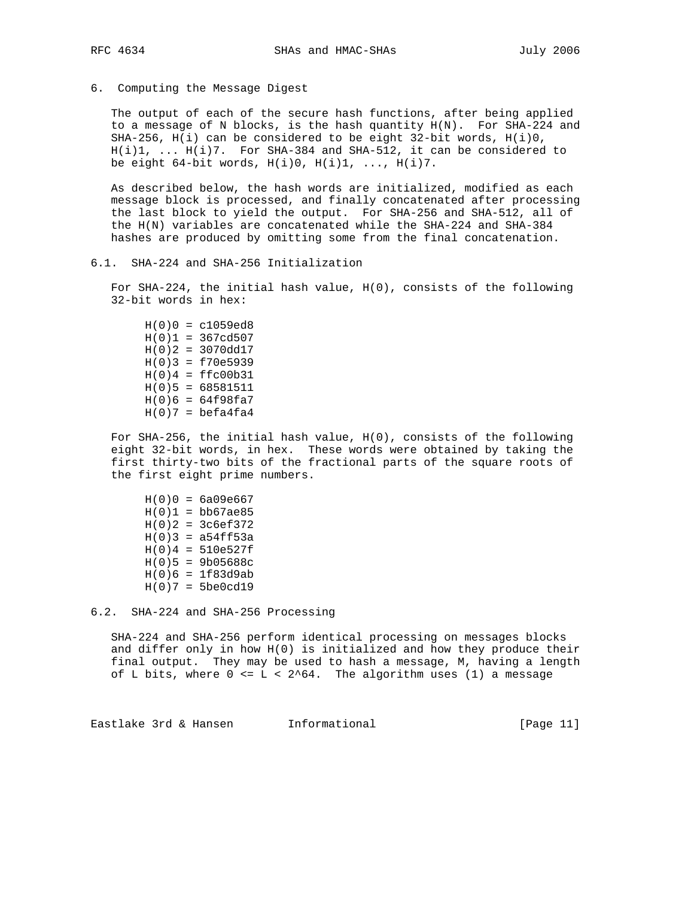## 6. Computing the Message Digest

The output of each of the secure hash functions, after being applied to a message of N blocks, is the hash quantity H(N). For SHA-224 and SHA-256, H(i) can be considered to be eight 32-bit words, H(i)0, H(i)1, ... H(i)7. For SHA-384 and SHA-512, it can be considered to be eight 64-bit words, H(i)0, H(i)1, ..., H(i)7.

As described below, the hash words are initialized, modified as each message block is processed, and finally concatenated after processing the last block to yield the output. For SHA-256 and SHA-512, all of the H(N) variables are concatenated while the SHA-224 and SHA-384 hashes are produced by omitting some from the final concatenation.

### 6.1. SHA-224 and SHA-256 Initialization

For SHA-224, the initial hash value, H(0), consists of the following 32-bit words in hex:

```
H(0)0 = c1059ed8
H(0)1 = 367cd507
H(0)2 = 3070dd17
H(0)3 = f70e5939
H(0)4 = ffc00b31
H(0)5 = 68581511
H(0)6 = 64f98fa7
H(0)7 = befa4fa4
```

For SHA-256, the initial hash value, H(0), consists of the following eight 32-bit words, in hex. These words were obtained by taking the first thirty-two bits of the fractional parts of the square roots of the first eight prime numbers.

```
H(0)0 = 6a09e667
H(0)1 = bb67ae85
H(0)2 = 3c6ef372
H(0)3 = a54ff53a
H(0)4 = 510e527f
H(0)5 = 9b05688c
H(0)6 = 1f83d9ab
H(0)7 = 5be0cd19
```

### 6.2. SHA-224 and SHA-256 Processing

SHA-224 and SHA-256 perform identical processing on messages blocks and differ only in how H(0) is initialized and how they produce their final output. They may be used to hash a message, M, having a length of L bits, where $0 <= L < 2^{64}$. The algorithm uses (1) a message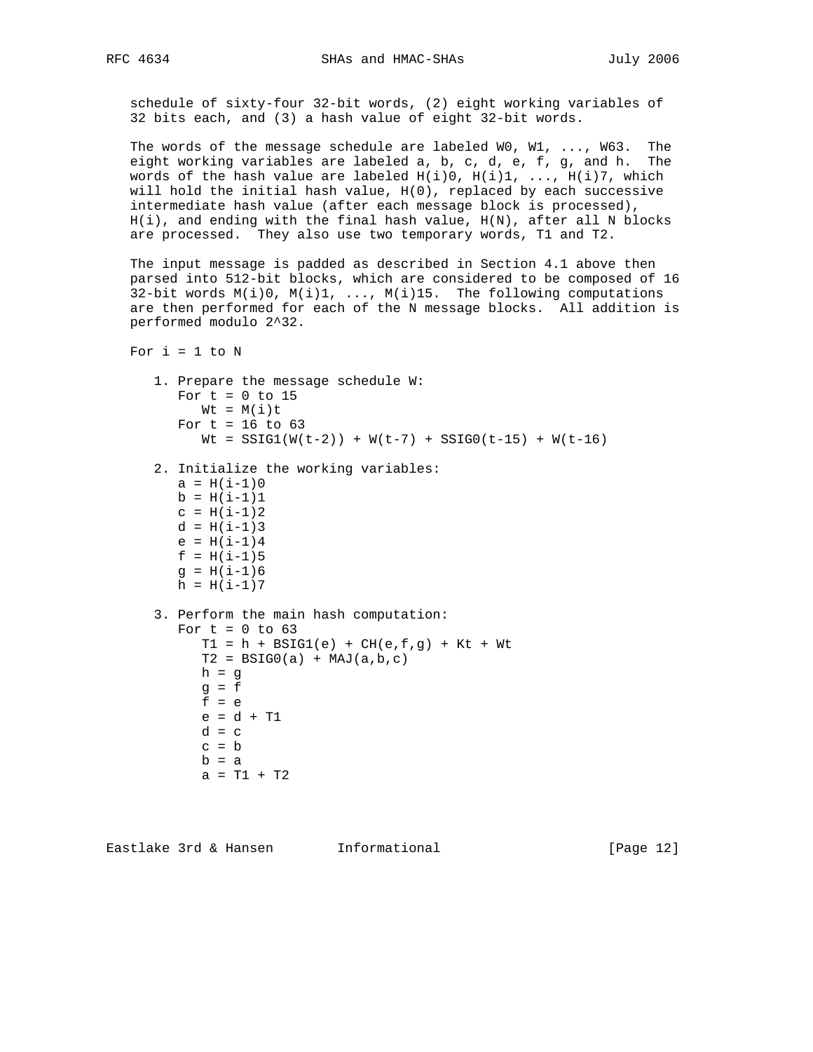schedule of sixty-four 32-bit words, (2) eight working variables of 32 bits each, and (3) a hash value of eight 32-bit words.

The words of the message schedule are labeled W0, W1, ..., W63. The eight working variables are labeled a, b, c, d, e, f, g, and h. The words of the hash value are labeled H(i)0, H(i)1, ..., H(i)7, which will hold the initial hash value, H(0), replaced by each successive intermediate hash value (after each message block is processed), H(i), and ending with the final hash value, H(N), after all N blocks are processed. They also use two temporary words, T1 and T2.

The input message is padded as described in Section 4.1 above then parsed into 512-bit blocks, which are considered to be composed of 16 32-bit words M(i)0, M(i)1, ..., M(i)15. The following computations are then performed for each of the N message blocks. All addition is performed modulo 2^32.

```
For i = 1 to N

   1. Prepare the message schedule W:
      For t = 0 to 15
         Wt = M(i)t
      For t = 16 to 63
         Wt = SSIG1(W(t-2)) + W(t-7) + SSIG0(t-15) + W(t-16)

   2. Initialize the working variables:
      a = H(i-1)0
      b = H(i-1)1
      c = H(i-1)2
      d = H(i-1)3
      e = H(i-1)4
      f = H(i-1)5
      g = H(i-1)6
      h = H(i-1)7

   3. Perform the main hash computation:
      For t = 0 to 63
         T1 = h + BSIG1(e) + CH(e,f,g) + Kt + Wt
         T2 = BSIG0(a) + MAJ(a,b,c)
         h = g
         g = f
         f = e
         e = d + T1
         d = c
         c = b
         b = a
         a = T1 + T2
```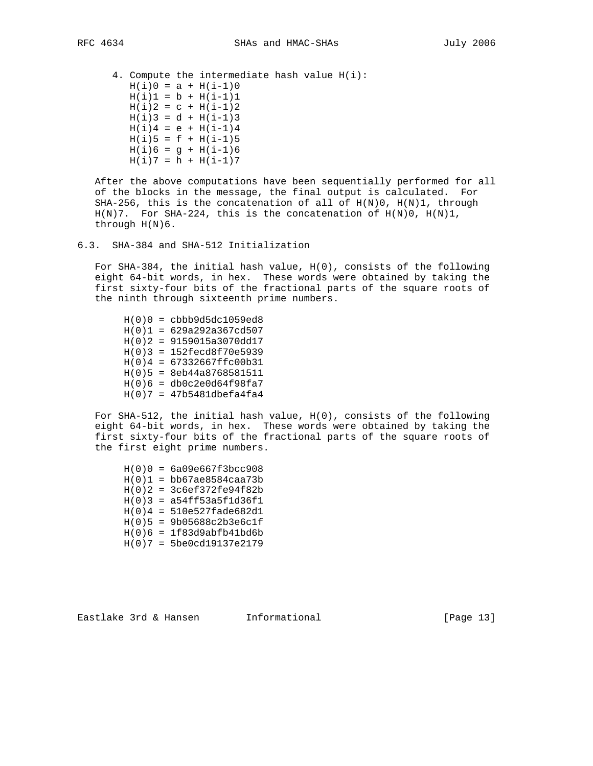4. Compute the intermediate hash value H(i):

```
H(i)0 = a + H(i-1)0
H(i)1 = b + H(i-1)1
H(i)2 = c + H(i-1)2
H(i)3 = d + H(i-1)3
H(i)4 = e + H(i-1)4
H(i)5 = f + H(i-1)5
H(i)6 = g + H(i-1)6
H(i)7 = h + H(i-1)7
```

After the above computations have been sequentially performed for all of the blocks in the message, the final output is calculated. For SHA-256, this is the concatenation of all of H(N)0, H(N)1, through H(N)7. For SHA-224, this is the concatenation of H(N)0, H(N)1, through H(N)6.

## 6.3. SHA-384 and SHA-512 Initialization

For SHA-384, the initial hash value, H(0), consists of the following eight 64-bit words, in hex. These words were obtained by taking the first sixty-four bits of the fractional parts of the square roots of the ninth through sixteenth prime numbers.

```
H(0)0 = cbbb9d5dc1059ed8
H(0)1 = 629a292a367cd507
H(0)2 = 9159015a3070dd17
H(0)3 = 152fecd8f70e5939
H(0)4 = 67332667ffc00b31
H(0)5 = 8eb44a8768581511
H(0)6 = db0c2e0d64f98fa7
H(0)7 = 47b5481dbefa4fa4
```

For SHA-512, the initial hash value, H(0), consists of the following eight 64-bit words, in hex. These words were obtained by taking the first sixty-four bits of the fractional parts of the square roots of the first eight prime numbers.

```
H(0)0 = 6a09e667f3bcc908
H(0)1 = bb67ae8584caa73b
H(0)2 = 3c6ef372fe94f82b
H(0)3 = a54ff53a5f1d36f1
H(0)4 = 510e527fade682d1
H(0)5 = 9b05688c2b3e6c1f
H(0)6 = 1f83d9abfb41bd6b
H(0)7 = 5be0cd19137e2179
```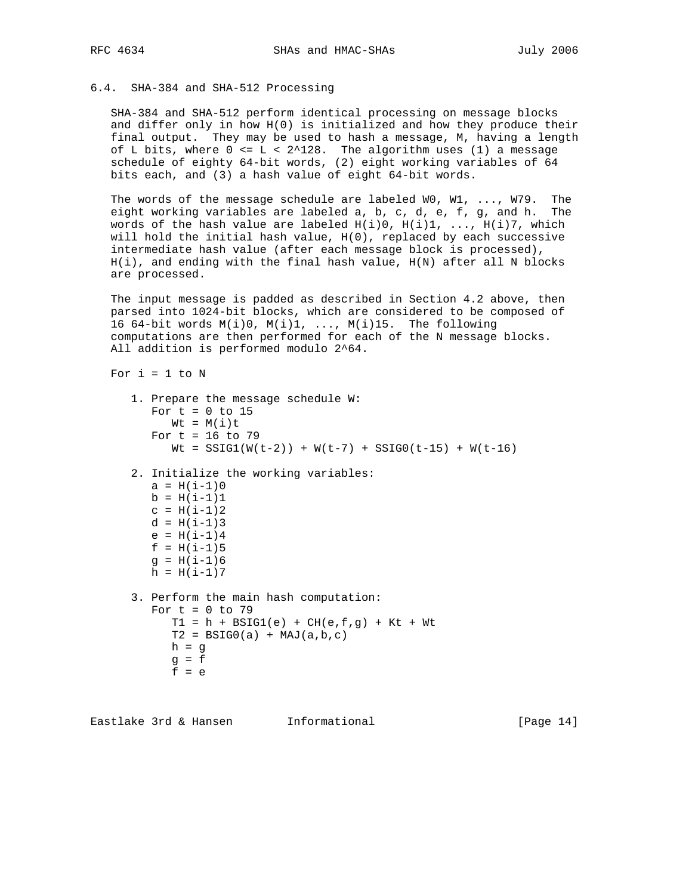### 6.4. SHA-384 and SHA-512 Processing

SHA-384 and SHA-512 perform identical processing on message blocks and differ only in how H(0) is initialized and how they produce their final output. They may be used to hash a message, M, having a length of L bits, where 0 <= L < 2^128. The algorithm uses (1) a message schedule of eighty 64-bit words, (2) eight working variables of 64 bits each, and (3) a hash value of eight 64-bit words.

The words of the message schedule are labeled W0, W1, ..., W79. The eight working variables are labeled a, b, c, d, e, f, g, and h. The words of the hash value are labeled H(i)0, H(i)1, ..., H(i)7, which will hold the initial hash value, H(0), replaced by each successive intermediate hash value (after each message block is processed), H(i), and ending with the final hash value, H(N) after all N blocks are processed.

The input message is padded as described in Section 4.2 above, then parsed into 1024-bit blocks, which are considered to be composed of 16 64-bit words M(i)0, M(i)1, ..., M(i)15. The following computations are then performed for each of the N message blocks. All addition is performed modulo 2^64.

```
   For i = 1 to N

      1. Prepare the message schedule W:
         For t = 0 to 15
            Wt = M(i)t
         For t = 16 to 79
            Wt = SSIG1(W(t-2)) + W(t-7) + SSIG0(t-15) + W(t-16)

      2. Initialize the working variables:
         a = H(i-1)0
         b = H(i-1)1
         c = H(i-1)2
         d = H(i-1)3
         e = H(i-1)4
         f = H(i-1)5
         g = H(i-1)6
         h = H(i-1)7

      3. Perform the main hash computation:
         For t = 0 to 79
            T1 = h + BSIG1(e) + CH(e,f,g) + Kt + Wt
            T2 = BSIG0(a) + MAJ(a,b,c)
            h = g
            g = f
            f = e
```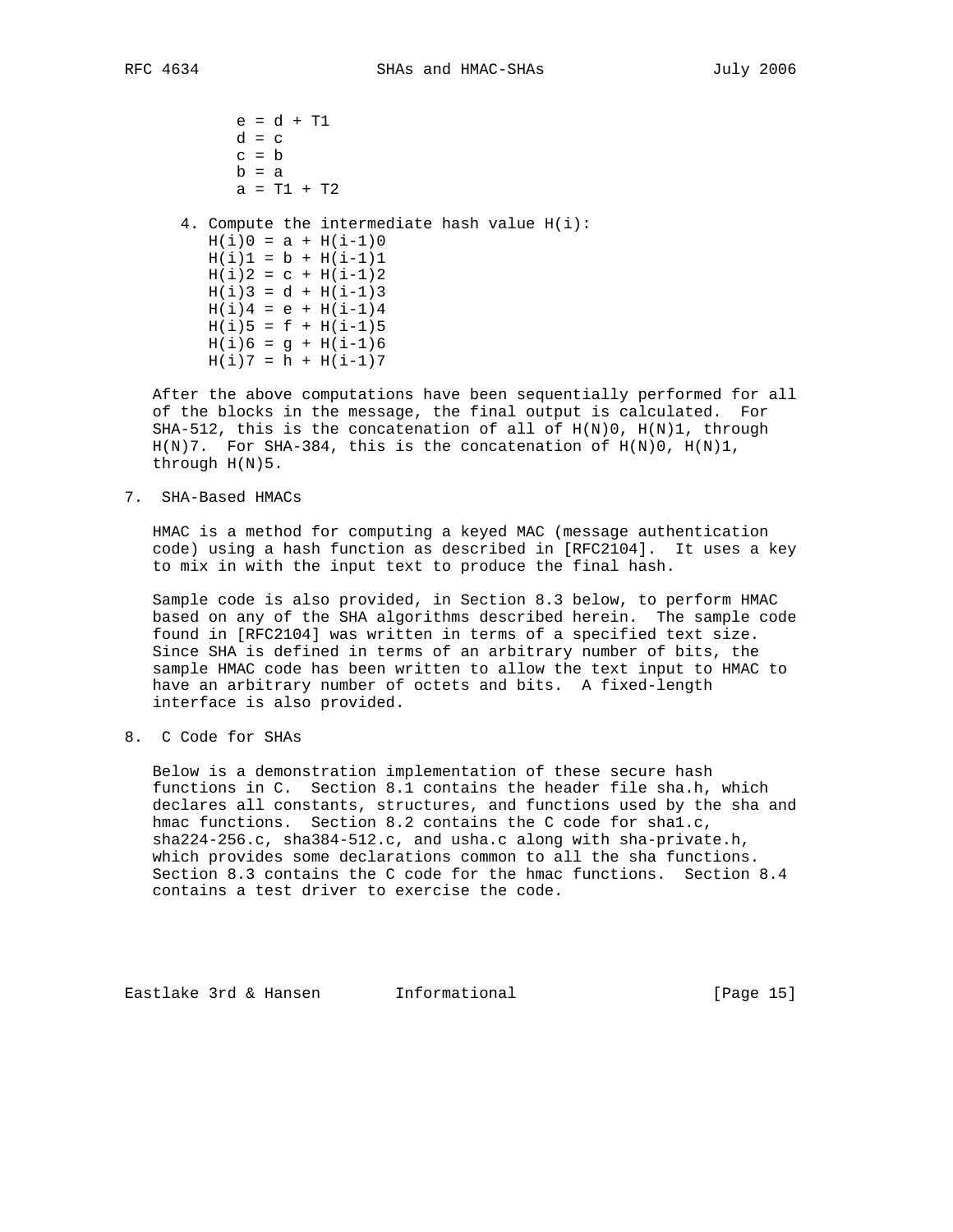```
e = d + T1
d = c
c = b
b = a
a = T1 + T2
```

4. Compute the intermediate hash value H(i):

```
H(i)0 = a + H(i-1)0
H(i)1 = b + H(i-1)1
H(i)2 = c + H(i-1)2
H(i)3 = d + H(i-1)3
H(i)4 = e + H(i-1)4
H(i)5 = f + H(i-1)5
H(i)6 = g + H(i-1)6
H(i)7 = h + H(i-1)7
```

After the above computations have been sequentially performed for all of the blocks in the message, the final output is calculated. For SHA-512, this is the concatenation of all of H(N)0, H(N)1, through H(N)7. For SHA-384, this is the concatenation of H(N)0, H(N)1, through H(N)5.

## 7. SHA-Based HMACs

HMAC is a method for computing a keyed MAC (message authentication code) using a hash function as described in [RFC2104]. It uses a key to mix in with the input text to produce the final hash.

Sample code is also provided, in Section 8.3 below, to perform HMAC based on any of the SHA algorithms described herein. The sample code found in [RFC2104] was written in terms of a specified text size. Since SHA is defined in terms of an arbitrary number of bits, the sample HMAC code has been written to allow the text input to HMAC to have an arbitrary number of octets and bits. A fixed-length interface is also provided.

## 8. C Code for SHAs

Below is a demonstration implementation of these secure hash functions in C. Section 8.1 contains the header file sha.h, which declares all constants, structures, and functions used by the sha and hmac functions. Section 8.2 contains the C code for sha1.c, sha224-256.c, sha384-512.c, and usha.c along with sha-private.h, which provides some declarations common to all the sha functions. Section 8.3 contains the C code for the hmac functions. Section 8.4 contains a test driver to exercise the code.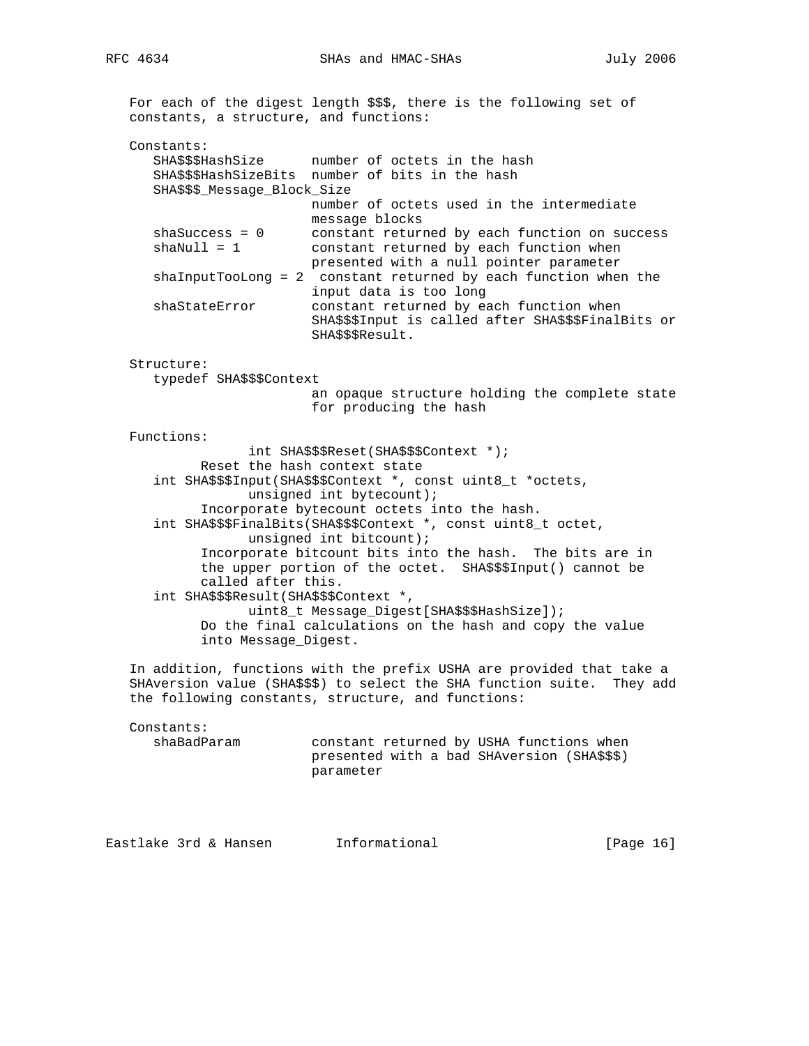For each of the digest length $$$, there is the following set of constants, a structure, and functions:

```
Constants:
   SHA$$$HashSize      number of octets in the hash
   SHA$$$HashSizeBits  number of bits in the hash
   SHA$$$_Message_Block_Size
                       number of octets used in the intermediate
                       message blocks
   shaSuccess = 0      constant returned by each function on success
   shaNull = 1         constant returned by each function when
                       presented with a null pointer parameter
   shaInputTooLong = 2  constant returned by each function when the
                       input data is too long
   shaStateError       constant returned by each function when
                       SHA$$$Input is called after SHA$$$FinalBits or
                       SHA$$$Result.

Structure:
   typedef SHA$$$Context
                       an opaque structure holding the complete state
                       for producing the hash

Functions:
             int SHA$$$Reset(SHA$$$Context *);
         Reset the hash context state
   int SHA$$$Input(SHA$$$Context *, const uint8_t *octets,
             unsigned int bytecount);
         Incorporate bytecount octets into the hash.
   int SHA$$$FinalBits(SHA$$$Context *, const uint8_t octet,
             unsigned int bitcount);
         Incorporate bitcount bits into the hash.  The bits are in
         the upper portion of the octet.  SHA$$$Input() cannot be
         called after this.
   int SHA$$$Result(SHA$$$Context *,
             uint8_t Message_Digest[SHA$$$HashSize]);
         Do the final calculations on the hash and copy the value
         into Message_Digest.
```

In addition, functions with the prefix USHA are provided that take a SHAversion value (SHA$$$) to select the SHA function suite. They add the following constants, structure, and functions:

```
Constants:
   shaBadParam         constant returned by USHA functions when
                       presented with a bad SHAversion (SHA$$$)
                       parameter
```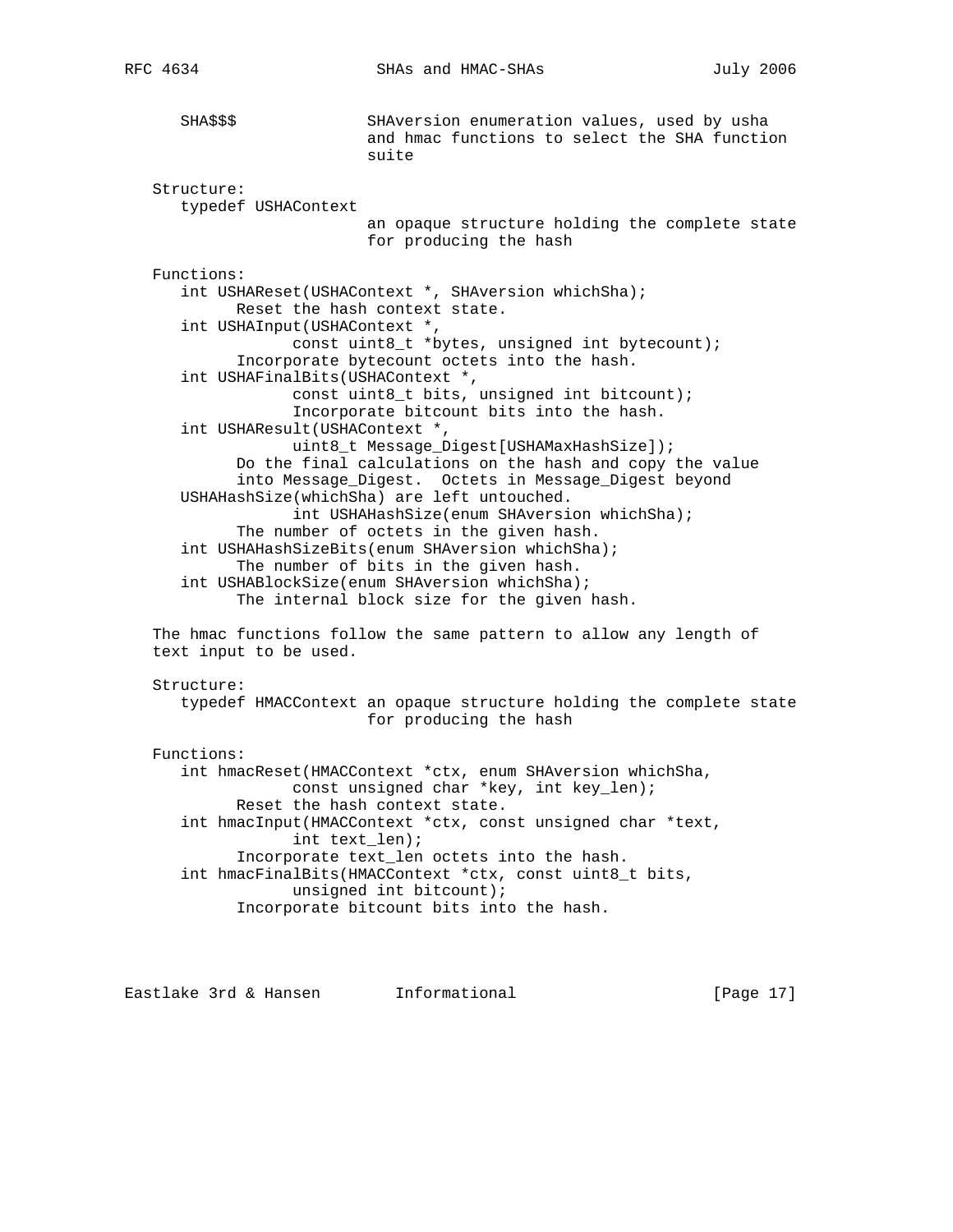```
      SHA$$$              SHAversion enumeration values, used by usha
                          and hmac functions to select the SHA function
                          suite

   Structure:
      typedef USHAContext
                          an opaque structure holding the complete state
                          for producing the hash

   Functions:
      int USHAReset(USHAContext *, SHAversion whichSha);
            Reset the hash context state.
      int USHAInput(USHAContext *,
                  const uint8_t *bytes, unsigned int bytecount);
            Incorporate bytecount octets into the hash.
      int USHAFinalBits(USHAContext *,
                  const uint8_t bits, unsigned int bitcount);
                  Incorporate bitcount bits into the hash.
      int USHAResult(USHAContext *,
                  uint8_t Message_Digest[USHAMaxHashSize]);
            Do the final calculations on the hash and copy the value
            into Message_Digest.  Octets in Message_Digest beyond
      USHAHashSize(whichSha) are left untouched.
                  int USHAHashSize(enum SHAversion whichSha);
            The number of octets in the given hash.
      int USHAHashSizeBits(enum SHAversion whichSha);
            The number of bits in the given hash.
      int USHABlockSize(enum SHAversion whichSha);
            The internal block size for the given hash.

   The hmac functions follow the same pattern to allow any length of
   text input to be used.

   Structure:
      typedef HMACContext an opaque structure holding the complete state
                          for producing the hash

   Functions:
      int hmacReset(HMACContext *ctx, enum SHAversion whichSha,
                  const unsigned char *key, int key_len);
            Reset the hash context state.
      int hmacInput(HMACContext *ctx, const unsigned char *text,
                  int text_len);
            Incorporate text_len octets into the hash.
      int hmacFinalBits(HMACContext *ctx, const uint8_t bits,
                  unsigned int bitcount);
            Incorporate bitcount bits into the hash.
```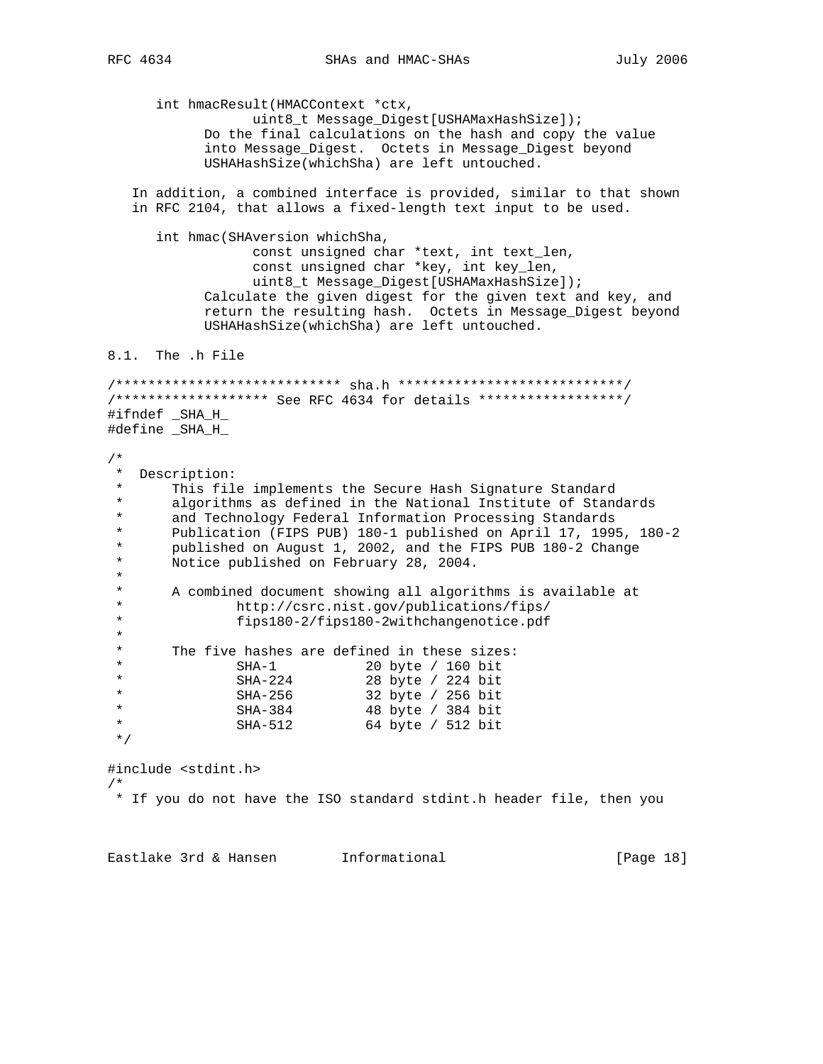```
      int hmacResult(HMACContext *ctx,
                  uint8_t Message_Digest[USHAMaxHashSize]);
            Do the final calculations on the hash and copy the value
            into Message_Digest.  Octets in Message_Digest beyond
            USHAHashSize(whichSha) are left untouched.
```

In addition, a combined interface is provided, similar to that shown in RFC 2104, that allows a fixed-length text input to be used.

```
      int hmac(SHAversion whichSha,
                  const unsigned char *text, int text_len,
                  const unsigned char *key, int key_len,
                  uint8_t Message_Digest[USHAMaxHashSize]);
            Calculate the given digest for the given text and key, and
            return the resulting hash.  Octets in Message_Digest beyond
            USHAHashSize(whichSha) are left untouched.
```

## 8.1. The .h File

```
/**************************** sha.h ****************************/
/******************* See RFC 4634 for details ******************/
#ifndef _SHA_H_
#define _SHA_H_

/*
 *  Description:
 *      This file implements the Secure Hash Signature Standard
 *      algorithms as defined in the National Institute of Standards
 *      and Technology Federal Information Processing Standards
 *      Publication (FIPS PUB) 180-1 published on April 17, 1995, 180-2
 *      published on August 1, 2002, and the FIPS PUB 180-2 Change
 *      Notice published on February 28, 2004.
 *
 *      A combined document showing all algorithms is available at
 *              http://csrc.nist.gov/publications/fips/
 *              fips180-2/fips180-2withchangenotice.pdf
 *
 *      The five hashes are defined in these sizes:
 *              SHA-1           20 byte / 160 bit
 *              SHA-224         28 byte / 224 bit
 *              SHA-256         32 byte / 256 bit
 *              SHA-384         48 byte / 384 bit
 *              SHA-512         64 byte / 512 bit
 */

#include <stdint.h>
/*
 * If you do not have the ISO standard stdint.h header file, then you
```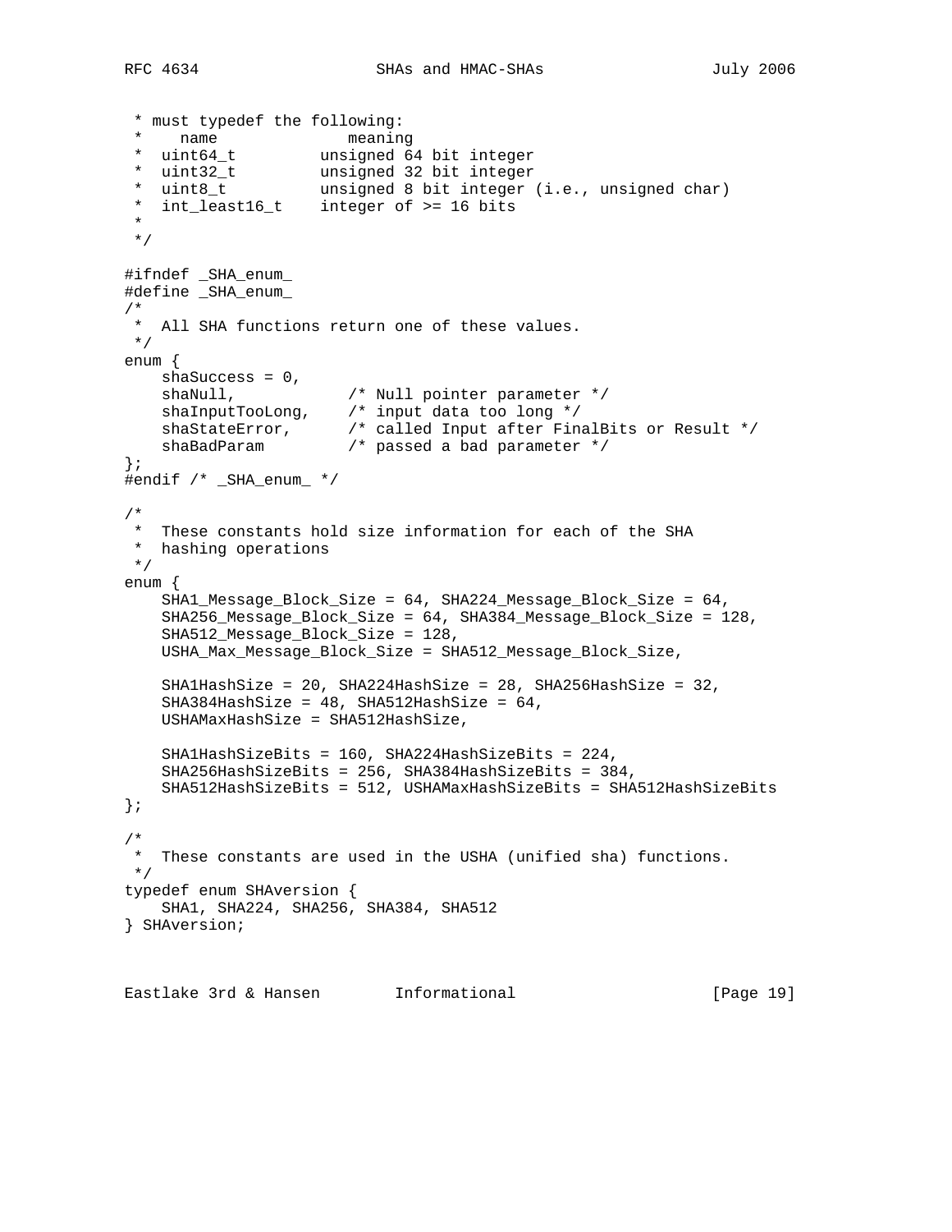```
 * must typedef the following:
 *    name              meaning
 *  uint64_t         unsigned 64 bit integer
 *  uint32_t         unsigned 32 bit integer
 *  uint8_t          unsigned 8 bit integer (i.e., unsigned char)
 *  int_least16_t    integer of >= 16 bits
 *
 */

#ifndef _SHA_enum_
#define _SHA_enum_
/*
 *  All SHA functions return one of these values.
 */
enum {
    shaSuccess = 0,
    shaNull,            /* Null pointer parameter */
    shaInputTooLong,    /* input data too long */
    shaStateError,      /* called Input after FinalBits or Result */
    shaBadParam         /* passed a bad parameter */
};
#endif /* _SHA_enum_ */

/*
 *  These constants hold size information for each of the SHA
 *  hashing operations
 */
enum {
    SHA1_Message_Block_Size = 64, SHA224_Message_Block_Size = 64,
    SHA256_Message_Block_Size = 64, SHA384_Message_Block_Size = 128,
    SHA512_Message_Block_Size = 128,
    USHA_Max_Message_Block_Size = SHA512_Message_Block_Size,

    SHA1HashSize = 20, SHA224HashSize = 28, SHA256HashSize = 32,
    SHA384HashSize = 48, SHA512HashSize = 64,
    USHAMaxHashSize = SHA512HashSize,

    SHA1HashSizeBits = 160, SHA224HashSizeBits = 224,
    SHA256HashSizeBits = 256, SHA384HashSizeBits = 384,
    SHA512HashSizeBits = 512, USHAMaxHashSizeBits = SHA512HashSizeBits
};

/*
 *  These constants are used in the USHA (unified sha) functions.
 */
typedef enum SHAversion {
    SHA1, SHA224, SHA256, SHA384, SHA512
} SHAversion;
```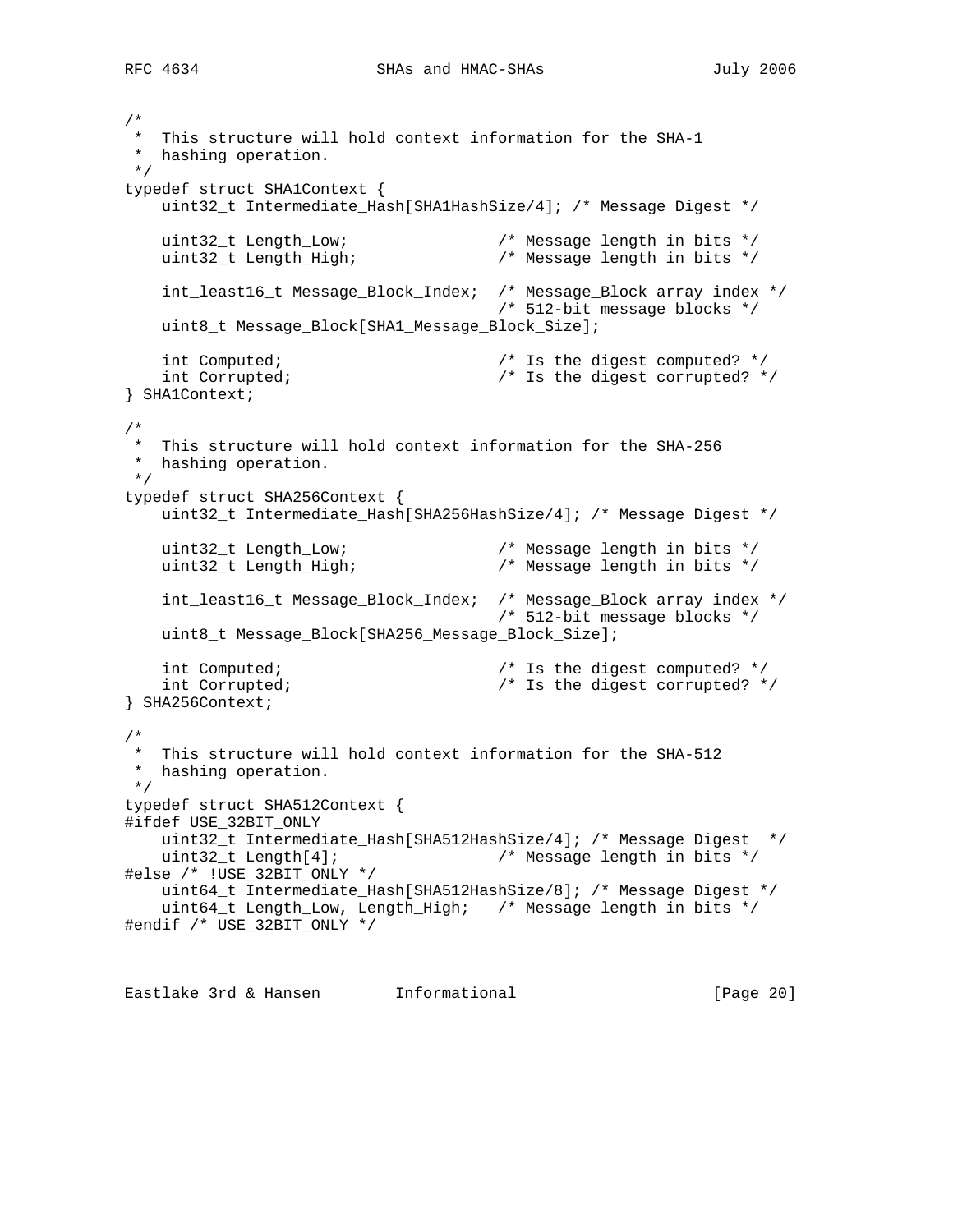```
/*
 *  This structure will hold context information for the SHA-1
 *  hashing operation.
 */
typedef struct SHA1Context {
    uint32_t Intermediate_Hash[SHA1HashSize/4]; /* Message Digest */

    uint32_t Length_Low;                /* Message length in bits */
    uint32_t Length_High;               /* Message length in bits */

    int_least16_t Message_Block_Index;  /* Message_Block array index */
                                        /* 512-bit message blocks */
    uint8_t Message_Block[SHA1_Message_Block_Size];

    int Computed;                       /* Is the digest computed? */
    int Corrupted;                      /* Is the digest corrupted? */
} SHA1Context;

/*
 *  This structure will hold context information for the SHA-256
 *  hashing operation.
 */
typedef struct SHA256Context {
    uint32_t Intermediate_Hash[SHA256HashSize/4]; /* Message Digest */

    uint32_t Length_Low;                /* Message length in bits */
    uint32_t Length_High;               /* Message length in bits */

    int_least16_t Message_Block_Index;  /* Message_Block array index */
                                        /* 512-bit message blocks */
    uint8_t Message_Block[SHA256_Message_Block_Size];

    int Computed;                       /* Is the digest computed? */
    int Corrupted;                      /* Is the digest corrupted? */
} SHA256Context;

/*
 *  This structure will hold context information for the SHA-512
 *  hashing operation.
 */
typedef struct SHA512Context {
#ifdef USE_32BIT_ONLY
    uint32_t Intermediate_Hash[SHA512HashSize/4]; /* Message Digest  */
    uint32_t Length[4];                 /* Message length in bits */
#else /* !USE_32BIT_ONLY */
    uint64_t Intermediate_Hash[SHA512HashSize/8]; /* Message Digest */
    uint64_t Length_Low, Length_High;   /* Message length in bits */
#endif /* USE_32BIT_ONLY */
```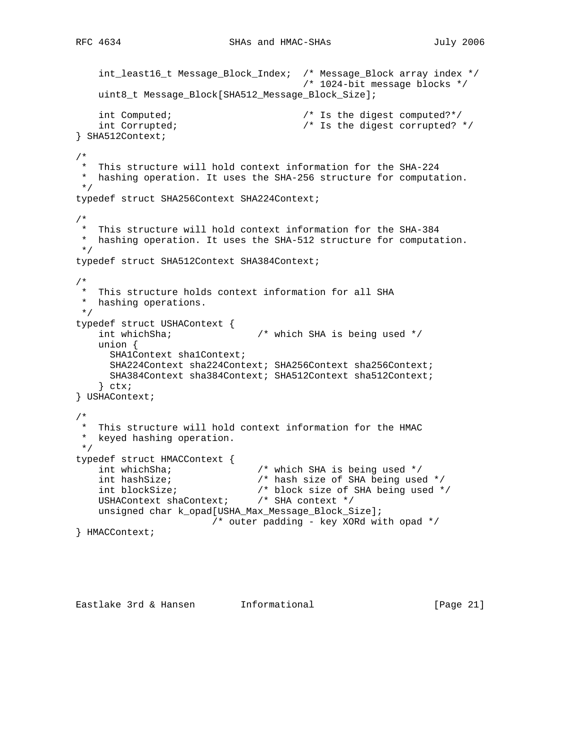```
    int_least16_t Message_Block_Index;  /* Message_Block array index */
                                        /* 1024-bit message blocks */
    uint8_t Message_Block[SHA512_Message_Block_Size];

    int Computed;                       /* Is the digest computed?*/
    int Corrupted;                      /* Is the digest corrupted? */
} SHA512Context;

/*
 *  This structure will hold context information for the SHA-224
 *  hashing operation. It uses the SHA-256 structure for computation.
 */
typedef struct SHA256Context SHA224Context;

/*
 *  This structure will hold context information for the SHA-384
 *  hashing operation. It uses the SHA-512 structure for computation.
 */
typedef struct SHA512Context SHA384Context;

/*
 *  This structure holds context information for all SHA
 *  hashing operations.
 */
typedef struct USHAContext {
    int whichSha;               /* which SHA is being used */
    union {
      SHA1Context sha1Context;
      SHA224Context sha224Context; SHA256Context sha256Context;
      SHA384Context sha384Context; SHA512Context sha512Context;
    } ctx;
} USHAContext;

/*
 *  This structure will hold context information for the HMAC
 *  keyed hashing operation.
 */
typedef struct HMACContext {
    int whichSha;               /* which SHA is being used */
    int hashSize;               /* hash size of SHA being used */
    int blockSize;              /* block size of SHA being used */
    USHAContext shaContext;     /* SHA context */
    unsigned char k_opad[USHA_Max_Message_Block_Size];
                        /* outer padding - key XORd with opad */
} HMACContext;
```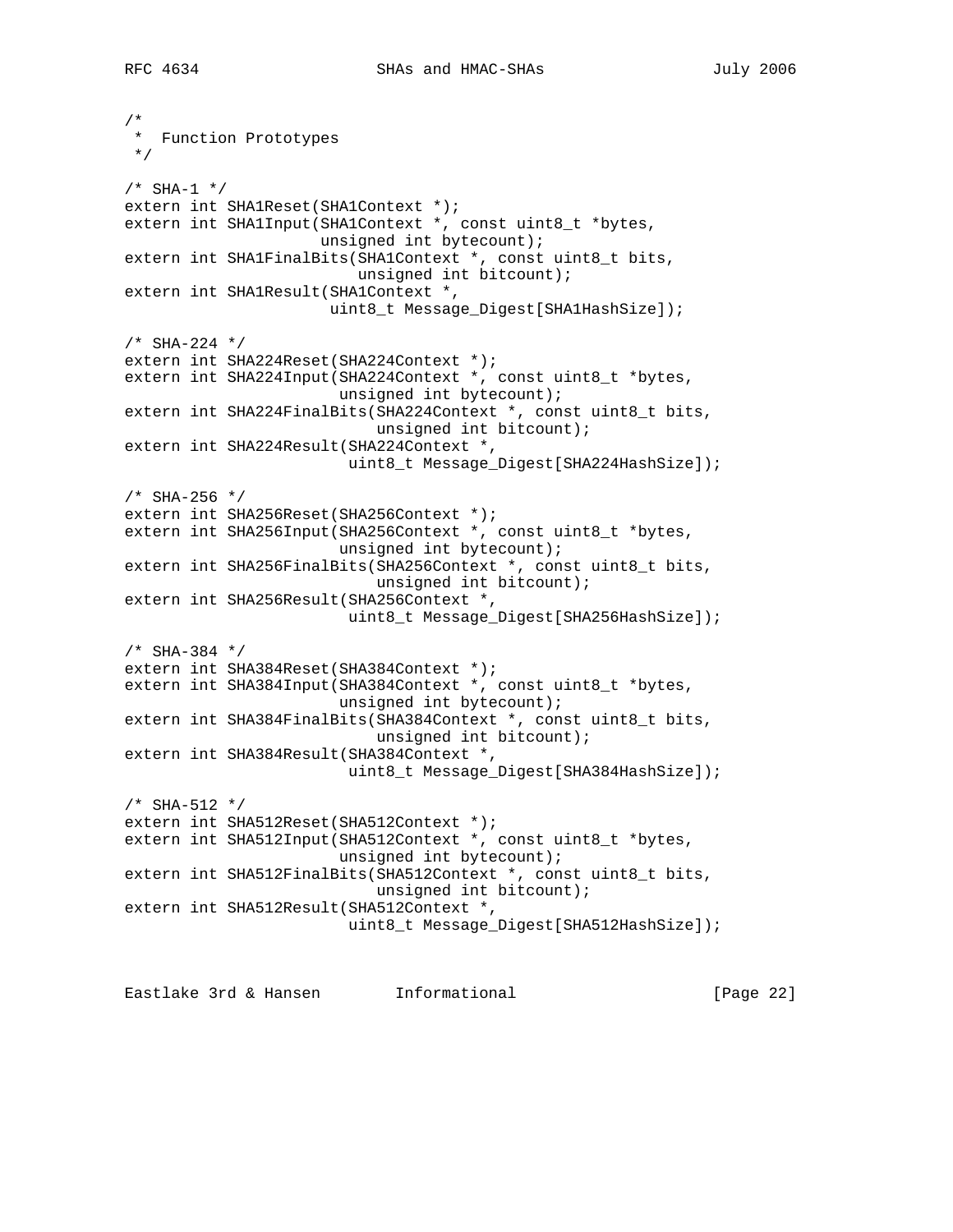```
/*
 *  Function Prototypes
 */

/* SHA-1 */
extern int SHA1Reset(SHA1Context *);
extern int SHA1Input(SHA1Context *, const uint8_t *bytes,
                     unsigned int bytecount);
extern int SHA1FinalBits(SHA1Context *, const uint8_t bits,
                         unsigned int bitcount);
extern int SHA1Result(SHA1Context *,
                      uint8_t Message_Digest[SHA1HashSize]);

/* SHA-224 */
extern int SHA224Reset(SHA224Context *);
extern int SHA224Input(SHA224Context *, const uint8_t *bytes,
                       unsigned int bytecount);
extern int SHA224FinalBits(SHA224Context *, const uint8_t bits,
                           unsigned int bitcount);
extern int SHA224Result(SHA224Context *,
                        uint8_t Message_Digest[SHA224HashSize]);

/* SHA-256 */
extern int SHA256Reset(SHA256Context *);
extern int SHA256Input(SHA256Context *, const uint8_t *bytes,
                       unsigned int bytecount);
extern int SHA256FinalBits(SHA256Context *, const uint8_t bits,
                           unsigned int bitcount);
extern int SHA256Result(SHA256Context *,
                        uint8_t Message_Digest[SHA256HashSize]);

/* SHA-384 */
extern int SHA384Reset(SHA384Context *);
extern int SHA384Input(SHA384Context *, const uint8_t *bytes,
                       unsigned int bytecount);
extern int SHA384FinalBits(SHA384Context *, const uint8_t bits,
                           unsigned int bitcount);
extern int SHA384Result(SHA384Context *,
                        uint8_t Message_Digest[SHA384HashSize]);

/* SHA-512 */
extern int SHA512Reset(SHA512Context *);
extern int SHA512Input(SHA512Context *, const uint8_t *bytes,
                       unsigned int bytecount);
extern int SHA512FinalBits(SHA512Context *, const uint8_t bits,
                           unsigned int bitcount);
extern int SHA512Result(SHA512Context *,
                        uint8_t Message_Digest[SHA512HashSize]);
```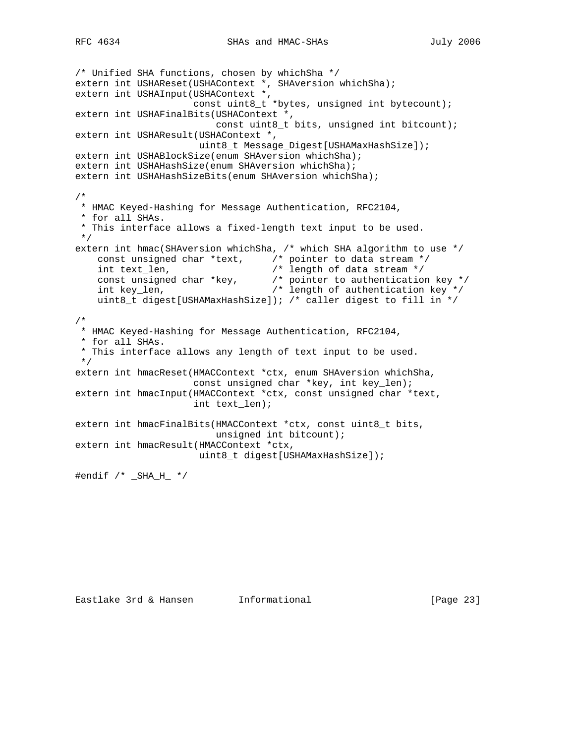```
/* Unified SHA functions, chosen by whichSha */
extern int USHAReset(USHAContext *, SHAversion whichSha);
extern int USHAInput(USHAContext *,
                     const uint8_t *bytes, unsigned int bytecount);
extern int USHAFinalBits(USHAContext *,
                         const uint8_t bits, unsigned int bitcount);
extern int USHAResult(USHAContext *,
                      uint8_t Message_Digest[USHAMaxHashSize]);
extern int USHABlockSize(enum SHAversion whichSha);
extern int USHAHashSize(enum SHAversion whichSha);
extern int USHAHashSizeBits(enum SHAversion whichSha);

/*
 * HMAC Keyed-Hashing for Message Authentication, RFC2104,
 * for all SHAs.
 * This interface allows a fixed-length text input to be used.
 */
extern int hmac(SHAversion whichSha, /* which SHA algorithm to use */
    const unsigned char *text,     /* pointer to data stream */
    int text_len,                  /* length of data stream */
    const unsigned char *key,      /* pointer to authentication key */
    int key_len,                   /* length of authentication key */
    uint8_t digest[USHAMaxHashSize]); /* caller digest to fill in */

/*
 * HMAC Keyed-Hashing for Message Authentication, RFC2104,
 * for all SHAs.
 * This interface allows any length of text input to be used.
 */
extern int hmacReset(HMACContext *ctx, enum SHAversion whichSha,
                     const unsigned char *key, int key_len);
extern int hmacInput(HMACContext *ctx, const unsigned char *text,
                     int text_len);

extern int hmacFinalBits(HMACContext *ctx, const uint8_t bits,
                         unsigned int bitcount);
extern int hmacResult(HMACContext *ctx,
                      uint8_t digest[USHAMaxHashSize]);

#endif /* _SHA_H_ */
```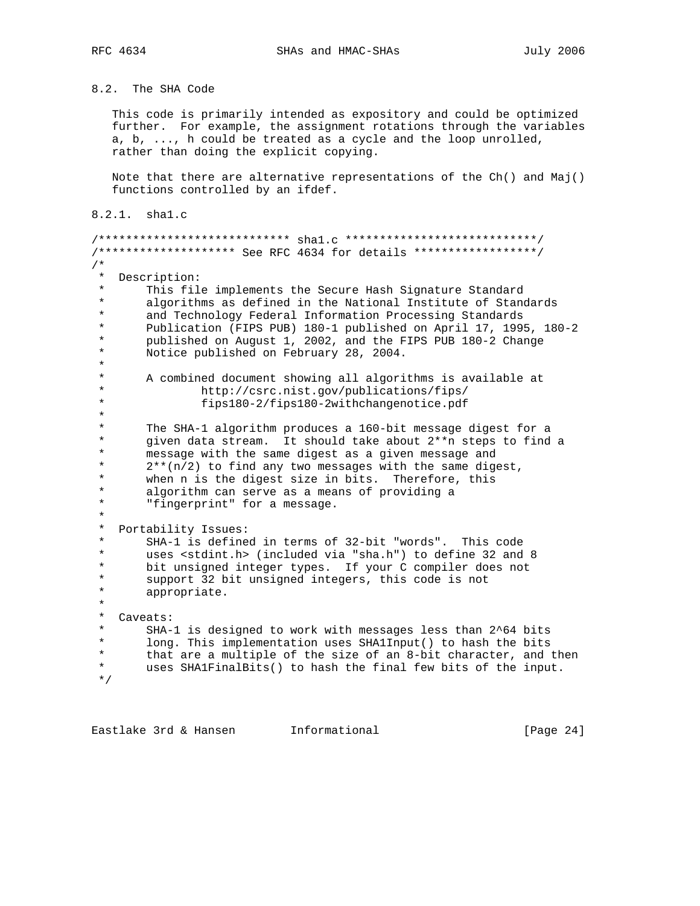## 8.2. The SHA Code

This code is primarily intended as expository and could be optimized further. For example, the assignment rotations through the variables a, b, ..., h could be treated as a cycle and the loop unrolled, rather than doing the explicit copying.

Note that there are alternative representations of the Ch() and Maj() functions controlled by an ifdef.

### 8.2.1. sha1.c

```
/**************************** sha1.c ****************************/
/******************** See RFC 4634 for details ******************/
/*
 *  Description:
 *      This file implements the Secure Hash Signature Standard
 *      algorithms as defined in the National Institute of Standards
 *      and Technology Federal Information Processing Standards
 *      Publication (FIPS PUB) 180-1 published on April 17, 1995, 180-2
 *      published on August 1, 2002, and the FIPS PUB 180-2 Change
 *      Notice published on February 28, 2004.
 *
 *      A combined document showing all algorithms is available at
 *              http://csrc.nist.gov/publications/fips/
 *              fips180-2/fips180-2withchangenotice.pdf
 *
 *      The SHA-1 algorithm produces a 160-bit message digest for a
 *      given data stream.  It should take about 2**n steps to find a
 *      message with the same digest as a given message and
 *      2**(n/2) to find any two messages with the same digest,
 *      when n is the digest size in bits.  Therefore, this
 *      algorithm can serve as a means of providing a
 *      "fingerprint" for a message.
 *
 *  Portability Issues:
 *      SHA-1 is defined in terms of 32-bit "words".  This code
 *      uses <stdint.h> (included via "sha.h") to define 32 and 8
 *      bit unsigned integer types.  If your C compiler does not
 *      support 32 bit unsigned integers, this code is not
 *      appropriate.
 *
 *  Caveats:
 *      SHA-1 is designed to work with messages less than 2^64 bits
 *      long. This implementation uses SHA1Input() to hash the bits
 *      that are a multiple of the size of an 8-bit character, and then
 *      uses SHA1FinalBits() to hash the final few bits of the input.
 */
```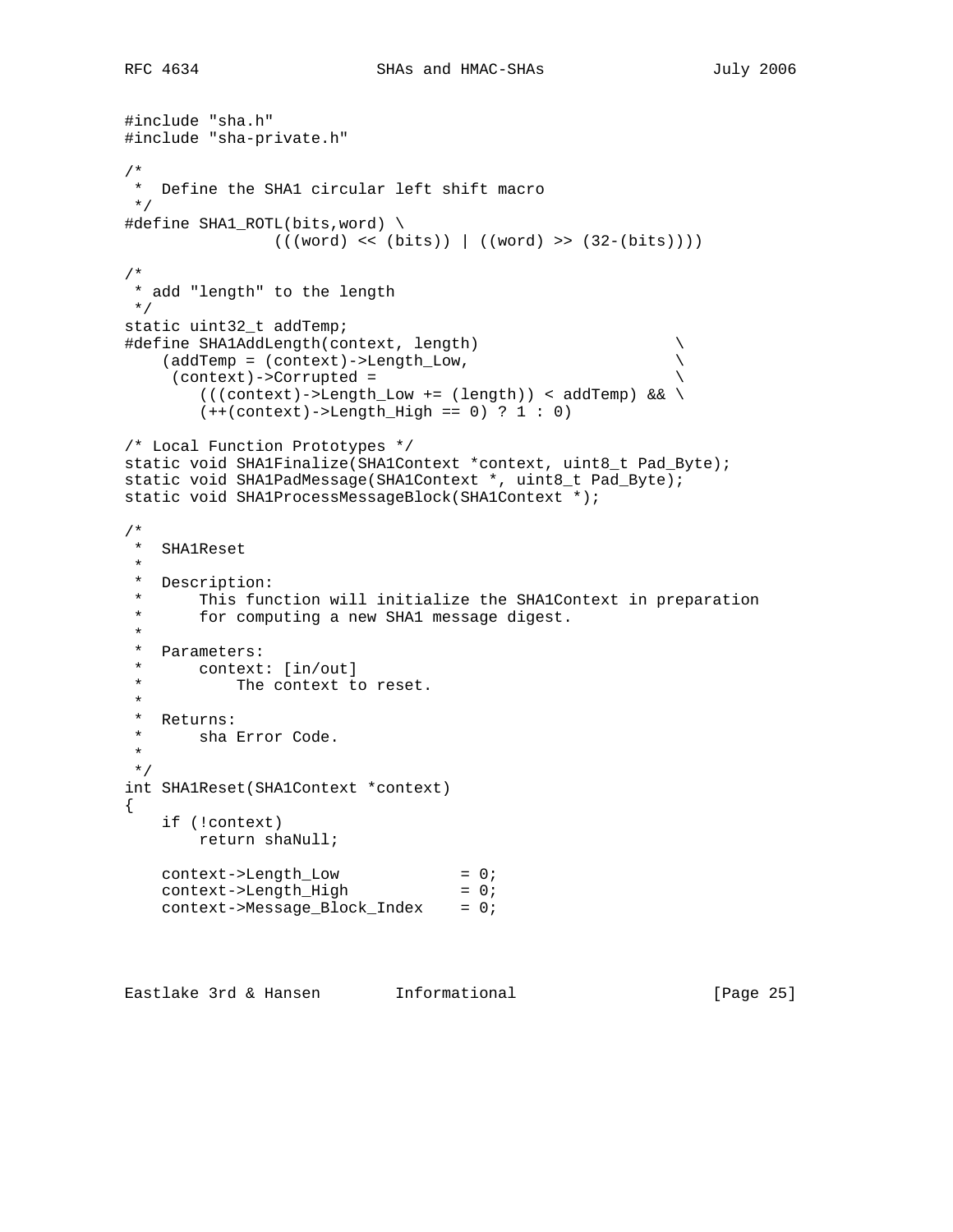```
#include "sha.h"
#include "sha-private.h"

/*
 *  Define the SHA1 circular left shift macro
 */
#define SHA1_ROTL(bits,word) \
                (((word) << (bits)) | ((word) >> (32-(bits))))

/*
 * add "length" to the length
 */
static uint32_t addTemp;
#define SHA1AddLength(context, length)                     \
    (addTemp = (context)->Length_Low,                      \
     (context)->Corrupted =                                \
        (((context)->Length_Low += (length)) < addTemp) && \
        (++(context)->Length_High == 0) ? 1 : 0)

/* Local Function Prototypes */
static void SHA1Finalize(SHA1Context *context, uint8_t Pad_Byte);
static void SHA1PadMessage(SHA1Context *, uint8_t Pad_Byte);
static void SHA1ProcessMessageBlock(SHA1Context *);

/*
 *  SHA1Reset
 *
 *  Description:
 *      This function will initialize the SHA1Context in preparation
 *      for computing a new SHA1 message digest.
 *
 *  Parameters:
 *      context: [in/out]
 *          The context to reset.
 *
 *  Returns:
 *      sha Error Code.
 *
 */
int SHA1Reset(SHA1Context *context)
{
    if (!context)
        return shaNull;

    context->Length_Low             = 0;
    context->Length_High            = 0;
    context->Message_Block_Index    = 0;
```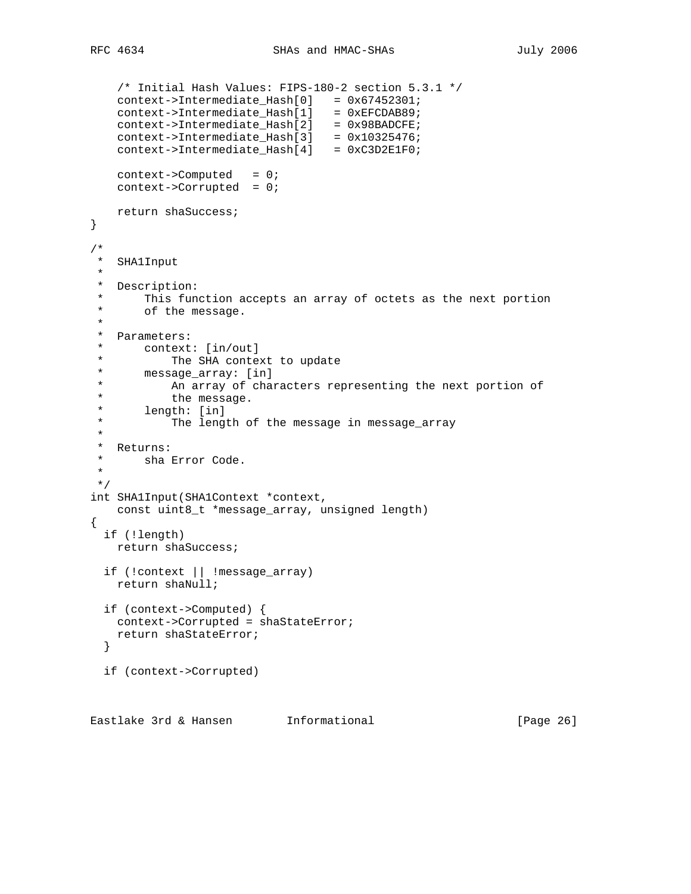```
    /* Initial Hash Values: FIPS-180-2 section 5.3.1 */
    context->Intermediate_Hash[0]   = 0x67452301;
    context->Intermediate_Hash[1]   = 0xEFCDAB89;
    context->Intermediate_Hash[2]   = 0x98BADCFE;
    context->Intermediate_Hash[3]   = 0x10325476;
    context->Intermediate_Hash[4]   = 0xC3D2E1F0;

    context->Computed   = 0;
    context->Corrupted  = 0;

    return shaSuccess;
}

/*
 *  SHA1Input
 *
 *  Description:
 *      This function accepts an array of octets as the next portion
 *      of the message.
 *
 *  Parameters:
 *      context: [in/out]
 *          The SHA context to update
 *      message_array: [in]
 *          An array of characters representing the next portion of
 *          the message.
 *      length: [in]
 *          The length of the message in message_array
 *
 *  Returns:
 *      sha Error Code.
 *
 */
int SHA1Input(SHA1Context *context,
    const uint8_t *message_array, unsigned length)
{
  if (!length)
    return shaSuccess;

  if (!context || !message_array)
    return shaNull;

  if (context->Computed) {
    context->Corrupted = shaStateError;
    return shaStateError;
  }

  if (context->Corrupted)
```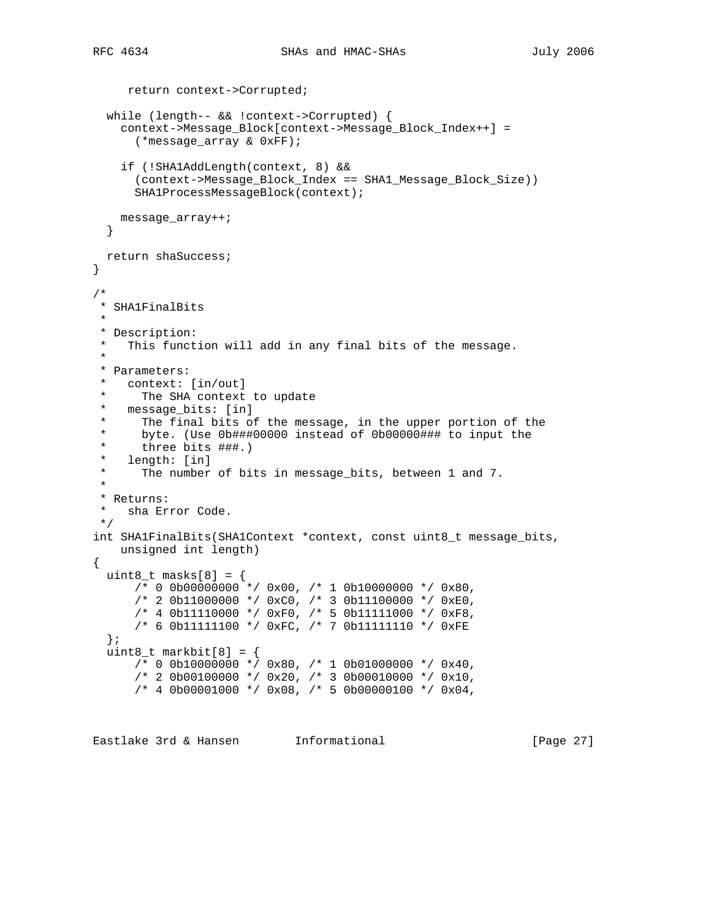```
     return context->Corrupted;

  while (length-- && !context->Corrupted) {
    context->Message_Block[context->Message_Block_Index++] =
      (*message_array & 0xFF);

    if (!SHA1AddLength(context, 8) &&
      (context->Message_Block_Index == SHA1_Message_Block_Size))
      SHA1ProcessMessageBlock(context);

    message_array++;
  }

  return shaSuccess;
}

/*
 * SHA1FinalBits
 *
 * Description:
 *   This function will add in any final bits of the message.
 *
 * Parameters:
 *   context: [in/out]
 *     The SHA context to update
 *   message_bits: [in]
 *     The final bits of the message, in the upper portion of the
 *     byte. (Use 0b###00000 instead of 0b00000### to input the
 *     three bits ###.)
 *   length: [in]
 *     The number of bits in message_bits, between 1 and 7.
 *
 * Returns:
 *   sha Error Code.
 */
int SHA1FinalBits(SHA1Context *context, const uint8_t message_bits,
    unsigned int length)
{
  uint8_t masks[8] = {
      /* 0 0b00000000 */ 0x00, /* 1 0b10000000 */ 0x80,
      /* 2 0b11000000 */ 0xC0, /* 3 0b11100000 */ 0xE0,
      /* 4 0b11110000 */ 0xF0, /* 5 0b11111000 */ 0xF8,
      /* 6 0b11111100 */ 0xFC, /* 7 0b11111110 */ 0xFE
  };
  uint8_t markbit[8] = {
      /* 0 0b10000000 */ 0x80, /* 1 0b01000000 */ 0x40,
      /* 2 0b00100000 */ 0x20, /* 3 0b00010000 */ 0x10,
      /* 4 0b00001000 */ 0x08, /* 5 0b00000100 */ 0x04,
```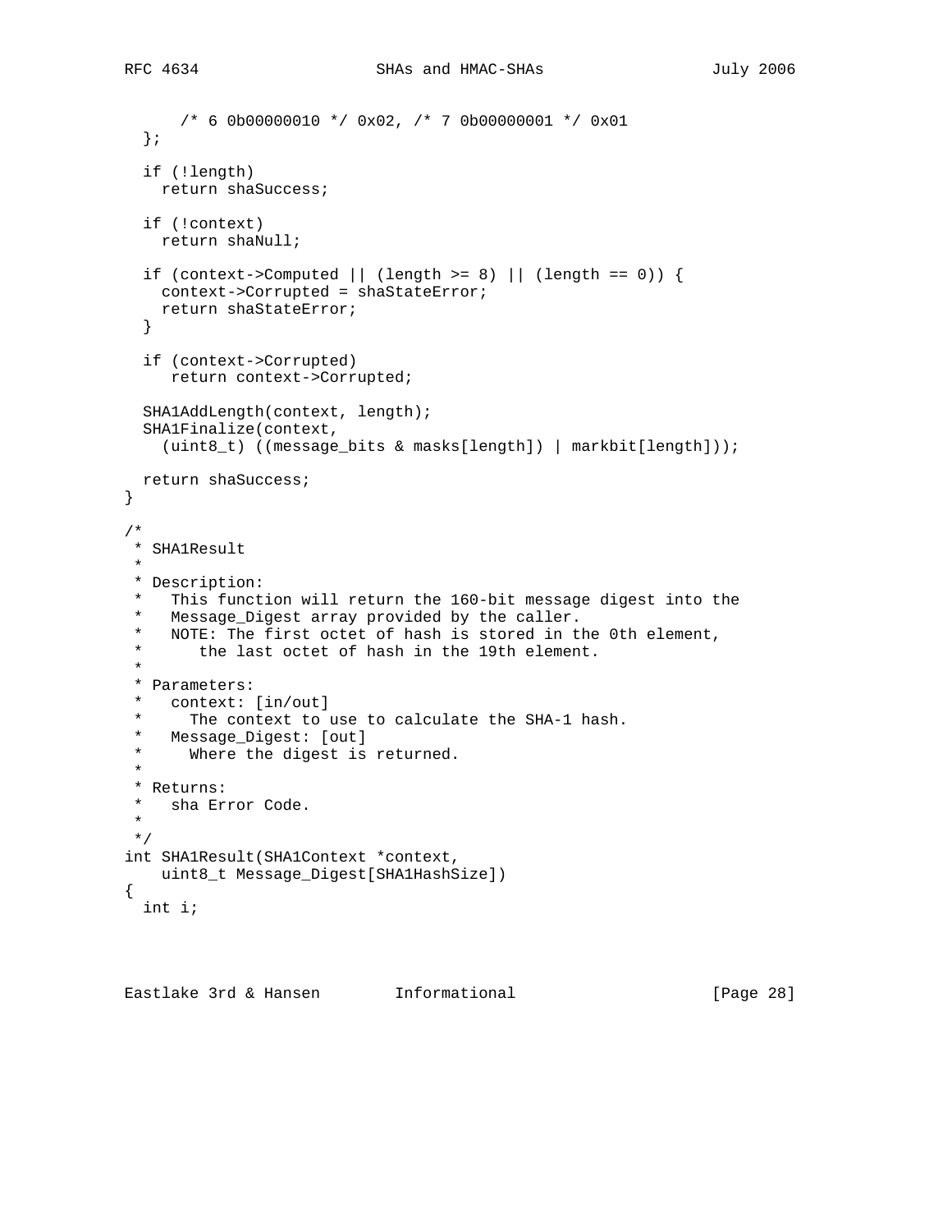```
      /* 6 0b00000010 */ 0x02, /* 7 0b00000001 */ 0x01
  };

  if (!length)
    return shaSuccess;

  if (!context)
    return shaNull;

  if (context->Computed || (length >= 8) || (length == 0)) {
    context->Corrupted = shaStateError;
    return shaStateError;
  }

  if (context->Corrupted)
     return context->Corrupted;

  SHA1AddLength(context, length);
  SHA1Finalize(context,
    (uint8_t) ((message_bits & masks[length]) | markbit[length]));

  return shaSuccess;
}

/*
 * SHA1Result
 *
 * Description:
 *   This function will return the 160-bit message digest into the
 *   Message_Digest array provided by the caller.
 *   NOTE: The first octet of hash is stored in the 0th element,
 *      the last octet of hash in the 19th element.
 *
 * Parameters:
 *   context: [in/out]
 *     The context to use to calculate the SHA-1 hash.
 *   Message_Digest: [out]
 *     Where the digest is returned.
 *
 * Returns:
 *   sha Error Code.
 *
 */
int SHA1Result(SHA1Context *context,
    uint8_t Message_Digest[SHA1HashSize])
{
  int i;
```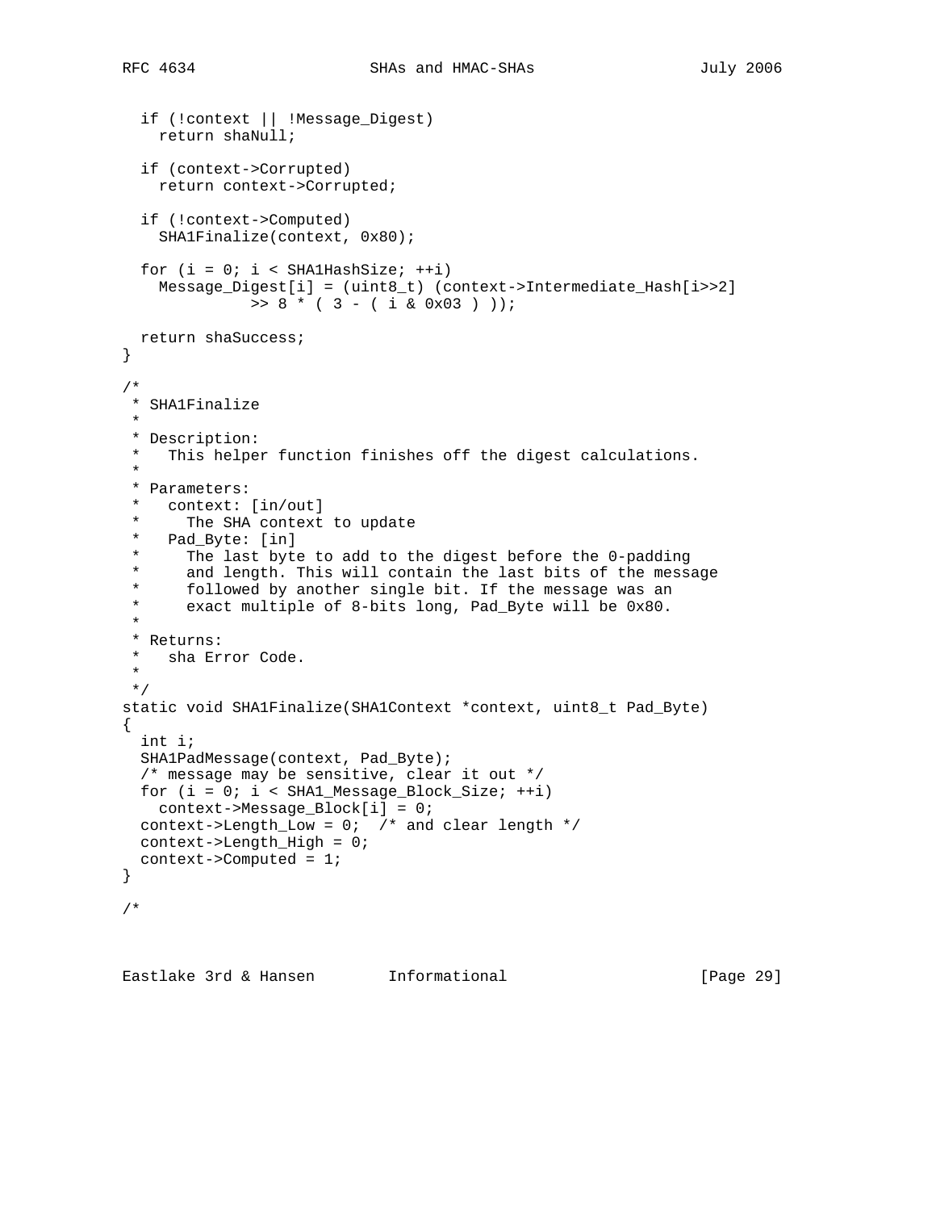```
  if (!context || !Message_Digest)
    return shaNull;

  if (context->Corrupted)
    return context->Corrupted;

  if (!context->Computed)
    SHA1Finalize(context, 0x80);

  for (i = 0; i < SHA1HashSize; ++i)
    Message_Digest[i] = (uint8_t) (context->Intermediate_Hash[i>>2]
              >> 8 * ( 3 - ( i & 0x03 ) ));

  return shaSuccess;
}

/*
 * SHA1Finalize
 *
 * Description:
 *   This helper function finishes off the digest calculations.
 *
 * Parameters:
 *   context: [in/out]
 *     The SHA context to update
 *   Pad_Byte: [in]
 *     The last byte to add to the digest before the 0-padding
 *     and length. This will contain the last bits of the message
 *     followed by another single bit. If the message was an
 *     exact multiple of 8-bits long, Pad_Byte will be 0x80.
 *
 * Returns:
 *   sha Error Code.
 *
 */
static void SHA1Finalize(SHA1Context *context, uint8_t Pad_Byte)
{
  int i;
  SHA1PadMessage(context, Pad_Byte);
  /* message may be sensitive, clear it out */
  for (i = 0; i < SHA1_Message_Block_Size; ++i)
    context->Message_Block[i] = 0;
  context->Length_Low = 0;  /* and clear length */
  context->Length_High = 0;
  context->Computed = 1;
}

/*
```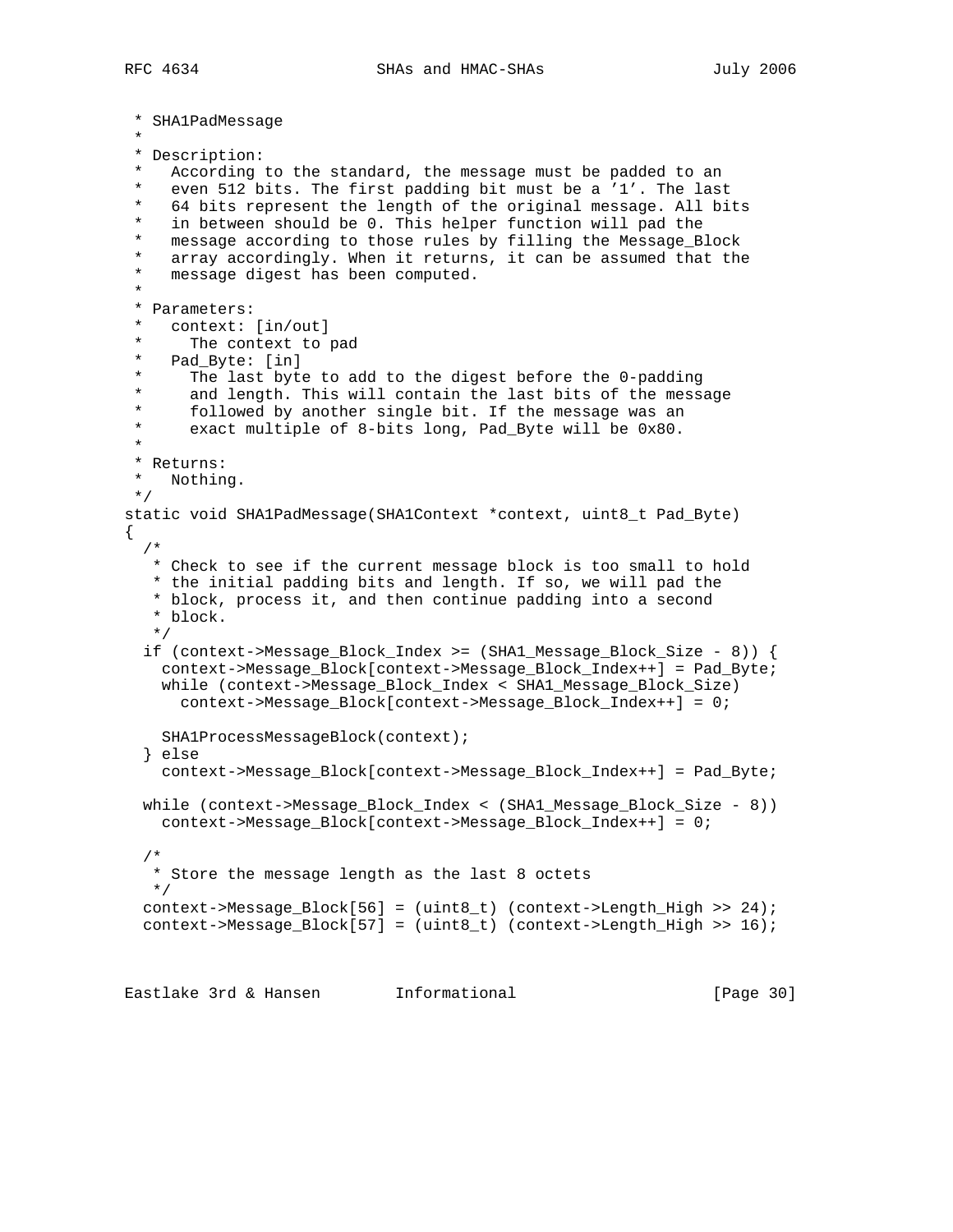```
 * SHA1PadMessage
 *
 * Description:
 *   According to the standard, the message must be padded to an
 *   even 512 bits. The first padding bit must be a '1'. The last
 *   64 bits represent the length of the original message. All bits
 *   in between should be 0. This helper function will pad the
 *   message according to those rules by filling the Message_Block
 *   array accordingly. When it returns, it can be assumed that the
 *   message digest has been computed.
 *
 * Parameters:
 *   context: [in/out]
 *     The context to pad
 *   Pad_Byte: [in]
 *     The last byte to add to the digest before the 0-padding
 *     and length. This will contain the last bits of the message
 *     followed by another single bit. If the message was an
 *     exact multiple of 8-bits long, Pad_Byte will be 0x80.
 *
 * Returns:
 *   Nothing.
 */
static void SHA1PadMessage(SHA1Context *context, uint8_t Pad_Byte)
{
  /*
   * Check to see if the current message block is too small to hold
   * the initial padding bits and length. If so, we will pad the
   * block, process it, and then continue padding into a second
   * block.
   */
  if (context->Message_Block_Index >= (SHA1_Message_Block_Size - 8)) {
    context->Message_Block[context->Message_Block_Index++] = Pad_Byte;
    while (context->Message_Block_Index < SHA1_Message_Block_Size)
      context->Message_Block[context->Message_Block_Index++] = 0;

    SHA1ProcessMessageBlock(context);
  } else
    context->Message_Block[context->Message_Block_Index++] = Pad_Byte;

  while (context->Message_Block_Index < (SHA1_Message_Block_Size - 8))
    context->Message_Block[context->Message_Block_Index++] = 0;

  /*
   * Store the message length as the last 8 octets
   */
  context->Message_Block[56] = (uint8_t) (context->Length_High >> 24);
  context->Message_Block[57] = (uint8_t) (context->Length_High >> 16);
```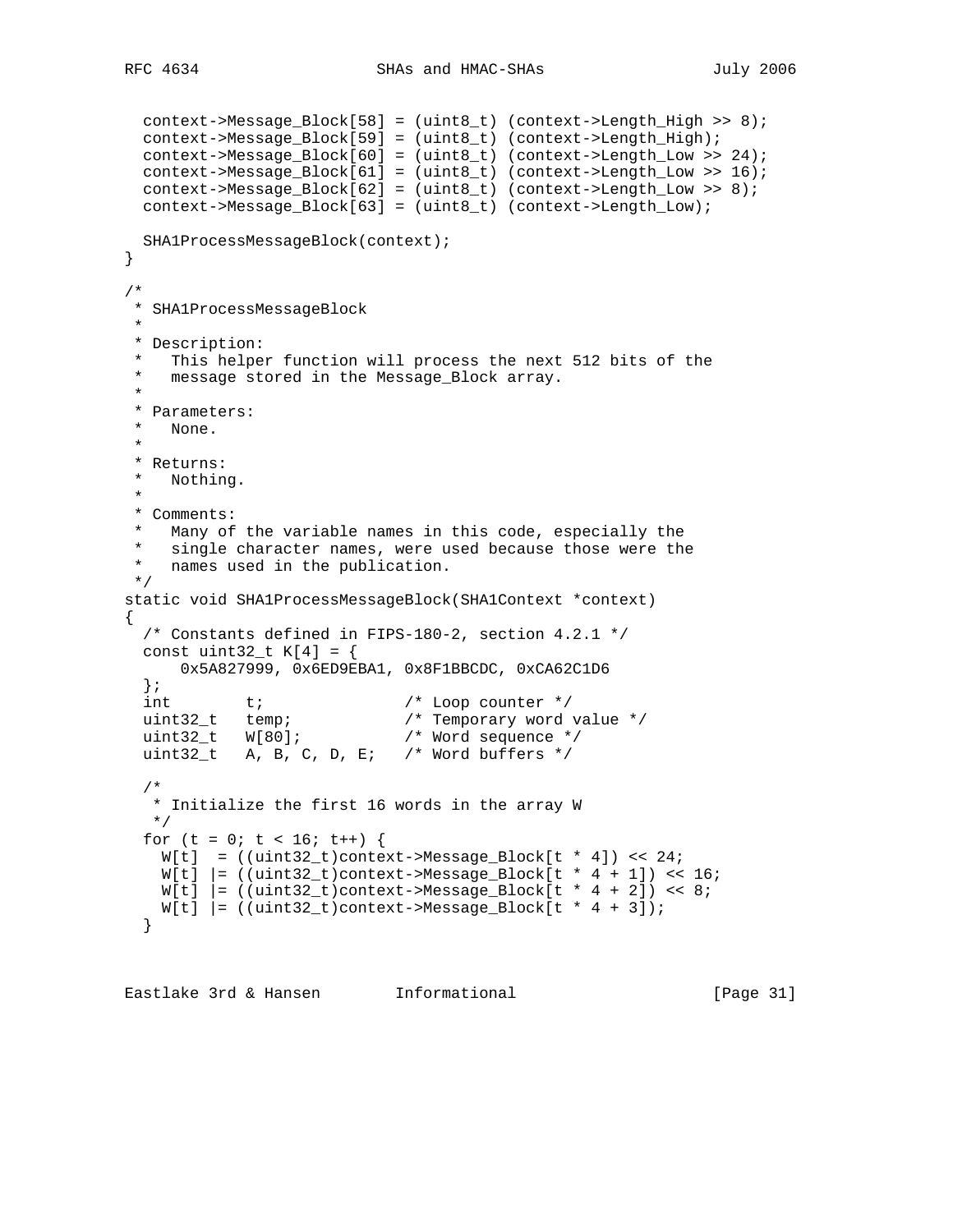```
  context->Message_Block[58] = (uint8_t) (context->Length_High >> 8);
  context->Message_Block[59] = (uint8_t) (context->Length_High);
  context->Message_Block[60] = (uint8_t) (context->Length_Low >> 24);
  context->Message_Block[61] = (uint8_t) (context->Length_Low >> 16);
  context->Message_Block[62] = (uint8_t) (context->Length_Low >> 8);
  context->Message_Block[63] = (uint8_t) (context->Length_Low);

  SHA1ProcessMessageBlock(context);
}

/*
 * SHA1ProcessMessageBlock
 *
 * Description:
 *   This helper function will process the next 512 bits of the
 *   message stored in the Message_Block array.
 *
 * Parameters:
 *   None.
 *
 * Returns:
 *   Nothing.
 *
 * Comments:
 *   Many of the variable names in this code, especially the
 *   single character names, were used because those were the
 *   names used in the publication.
 */
static void SHA1ProcessMessageBlock(SHA1Context *context)
{
  /* Constants defined in FIPS-180-2, section 4.2.1 */
  const uint32_t K[4] = {
      0x5A827999, 0x6ED9EBA1, 0x8F1BBCDC, 0xCA62C1D6
  };
  int        t;               /* Loop counter */
  uint32_t   temp;            /* Temporary word value */
  uint32_t   W[80];           /* Word sequence */
  uint32_t   A, B, C, D, E;   /* Word buffers */

  /*
   * Initialize the first 16 words in the array W
   */
  for (t = 0; t < 16; t++) {
    W[t]  = ((uint32_t)context->Message_Block[t * 4]) << 24;
    W[t] |= ((uint32_t)context->Message_Block[t * 4 + 1]) << 16;
    W[t] |= ((uint32_t)context->Message_Block[t * 4 + 2]) << 8;
    W[t] |= ((uint32_t)context->Message_Block[t * 4 + 3]);
  }
```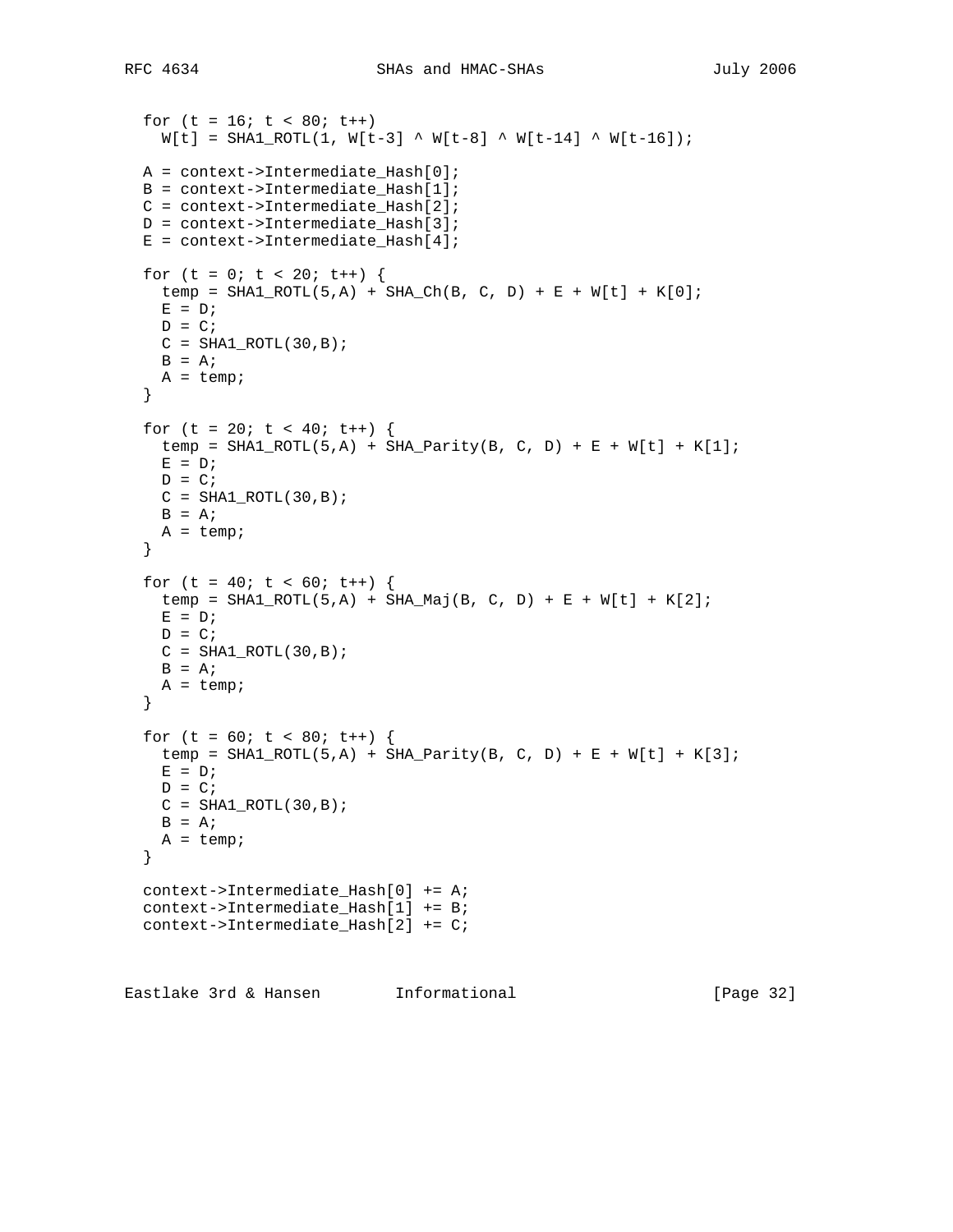```
  for (t = 16; t < 80; t++)
    W[t] = SHA1_ROTL(1, W[t-3] ^ W[t-8] ^ W[t-14] ^ W[t-16]);

  A = context->Intermediate_Hash[0];
  B = context->Intermediate_Hash[1];
  C = context->Intermediate_Hash[2];
  D = context->Intermediate_Hash[3];
  E = context->Intermediate_Hash[4];

  for (t = 0; t < 20; t++) {
    temp = SHA1_ROTL(5,A) + SHA_Ch(B, C, D) + E + W[t] + K[0];
    E = D;
    D = C;
    C = SHA1_ROTL(30,B);
    B = A;
    A = temp;
  }

  for (t = 20; t < 40; t++) {
    temp = SHA1_ROTL(5,A) + SHA_Parity(B, C, D) + E + W[t] + K[1];
    E = D;
    D = C;
    C = SHA1_ROTL(30,B);
    B = A;
    A = temp;
  }

  for (t = 40; t < 60; t++) {
    temp = SHA1_ROTL(5,A) + SHA_Maj(B, C, D) + E + W[t] + K[2];
    E = D;
    D = C;
    C = SHA1_ROTL(30,B);
    B = A;
    A = temp;
  }

  for (t = 60; t < 80; t++) {
    temp = SHA1_ROTL(5,A) + SHA_Parity(B, C, D) + E + W[t] + K[3];
    E = D;
    D = C;
    C = SHA1_ROTL(30,B);
    B = A;
    A = temp;
  }

  context->Intermediate_Hash[0] += A;
  context->Intermediate_Hash[1] += B;
  context->Intermediate_Hash[2] += C;
```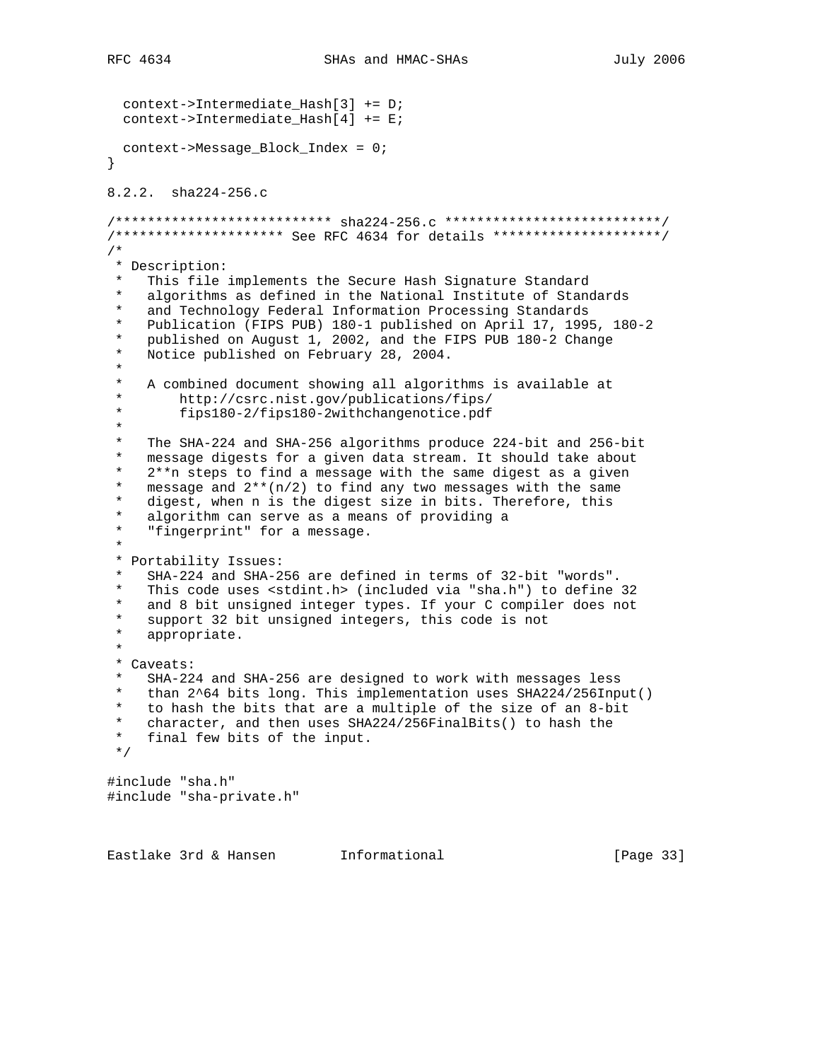```
  context->Intermediate_Hash[3] += D;
  context->Intermediate_Hash[4] += E;

  context->Message_Block_Index = 0;
}
```

### 8.2.2. sha224-256.c

```
/************************** sha224-256.c ***************************/
/********************* See RFC 4634 for details *********************/
/*
 * Description:
 *   This file implements the Secure Hash Signature Standard
 *   algorithms as defined in the National Institute of Standards
 *   and Technology Federal Information Processing Standards
 *   Publication (FIPS PUB) 180-1 published on April 17, 1995, 180-2
 *   published on August 1, 2002, and the FIPS PUB 180-2 Change
 *   Notice published on February 28, 2004.
 *
 *   A combined document showing all algorithms is available at
 *       http://csrc.nist.gov/publications/fips/
 *       fips180-2/fips180-2withchangenotice.pdf
 *
 *   The SHA-224 and SHA-256 algorithms produce 224-bit and 256-bit
 *   message digests for a given data stream. It should take about
 *   2**n steps to find a message with the same digest as a given
 *   message and 2**(n/2) to find any two messages with the same
 *   digest, when n is the digest size in bits. Therefore, this
 *   algorithm can serve as a means of providing a
 *   "fingerprint" for a message.
 *
 * Portability Issues:
 *   SHA-224 and SHA-256 are defined in terms of 32-bit "words".
 *   This code uses <stdint.h> (included via "sha.h") to define 32
 *   and 8 bit unsigned integer types. If your C compiler does not
 *   support 32 bit unsigned integers, this code is not
 *   appropriate.
 *
 * Caveats:
 *   SHA-224 and SHA-256 are designed to work with messages less
 *   than 2^64 bits long. This implementation uses SHA224/256Input()
 *   to hash the bits that are a multiple of the size of an 8-bit
 *   character, and then uses SHA224/256FinalBits() to hash the
 *   final few bits of the input.
 */

#include "sha.h"
#include "sha-private.h"
```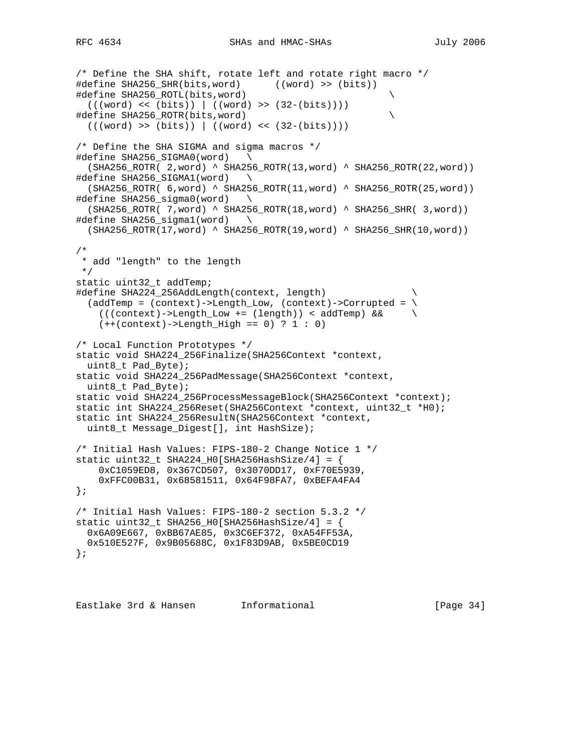```
/* Define the SHA shift, rotate left and rotate right macro */
#define SHA256_SHR(bits,word)      ((word) >> (bits))
#define SHA256_ROTL(bits,word)                         \
  (((word) << (bits)) | ((word) >> (32-(bits))))
#define SHA256_ROTR(bits,word)                         \
  (((word) >> (bits)) | ((word) << (32-(bits))))

/* Define the SHA SIGMA and sigma macros */
#define SHA256_SIGMA0(word)   \
  (SHA256_ROTR( 2,word) ^ SHA256_ROTR(13,word) ^ SHA256_ROTR(22,word))
#define SHA256_SIGMA1(word)   \
  (SHA256_ROTR( 6,word) ^ SHA256_ROTR(11,word) ^ SHA256_ROTR(25,word))
#define SHA256_sigma0(word)   \
  (SHA256_ROTR( 7,word) ^ SHA256_ROTR(18,word) ^ SHA256_SHR( 3,word))
#define SHA256_sigma1(word)   \
  (SHA256_ROTR(17,word) ^ SHA256_ROTR(19,word) ^ SHA256_SHR(10,word))

/*
 * add "length" to the length
 */
static uint32_t addTemp;
#define SHA224_256AddLength(context, length)               \
  (addTemp = (context)->Length_Low, (context)->Corrupted = \
    (((context)->Length_Low += (length)) < addTemp) &&     \
    (++(context)->Length_High == 0) ? 1 : 0)

/* Local Function Prototypes */
static void SHA224_256Finalize(SHA256Context *context,
  uint8_t Pad_Byte);
static void SHA224_256PadMessage(SHA256Context *context,
  uint8_t Pad_Byte);
static void SHA224_256ProcessMessageBlock(SHA256Context *context);
static int SHA224_256Reset(SHA256Context *context, uint32_t *H0);
static int SHA224_256ResultN(SHA256Context *context,
  uint8_t Message_Digest[], int HashSize);

/* Initial Hash Values: FIPS-180-2 Change Notice 1 */
static uint32_t SHA224_H0[SHA256HashSize/4] = {
    0xC1059ED8, 0x367CD507, 0x3070DD17, 0xF70E5939,
    0xFFC00B31, 0x68581511, 0x64F98FA7, 0xBEFA4FA4
};

/* Initial Hash Values: FIPS-180-2 section 5.3.2 */
static uint32_t SHA256_H0[SHA256HashSize/4] = {
  0x6A09E667, 0xBB67AE85, 0x3C6EF372, 0xA54FF53A,
  0x510E527F, 0x9B05688C, 0x1F83D9AB, 0x5BE0CD19
};
```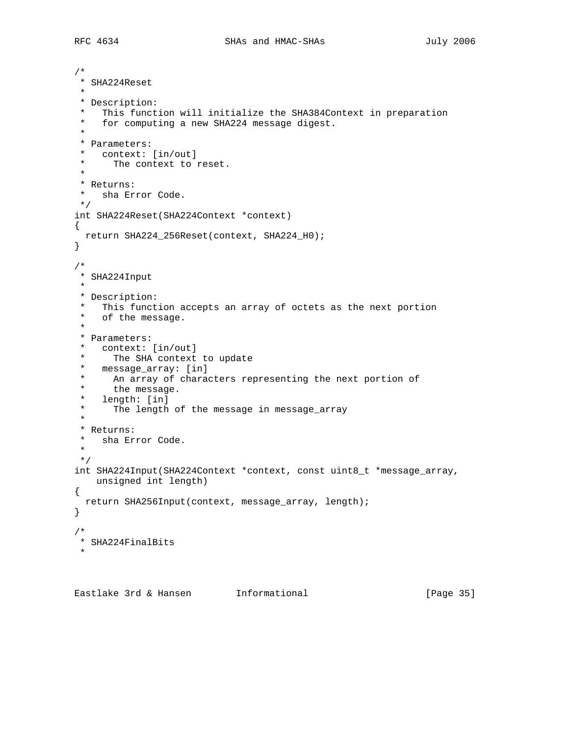```
/*
 * SHA224Reset
 *
 * Description:
 *   This function will initialize the SHA384Context in preparation
 *   for computing a new SHA224 message digest.
 *
 * Parameters:
 *   context: [in/out]
 *     The context to reset.
 *
 * Returns:
 *   sha Error Code.
 */
int SHA224Reset(SHA224Context *context)
{
  return SHA224_256Reset(context, SHA224_H0);
}

/*
 * SHA224Input
 *
 * Description:
 *   This function accepts an array of octets as the next portion
 *   of the message.
 *
 * Parameters:
 *   context: [in/out]
 *     The SHA context to update
 *   message_array: [in]
 *     An array of characters representing the next portion of
 *     the message.
 *   length: [in]
 *     The length of the message in message_array
 *
 * Returns:
 *   sha Error Code.
 *
 */
int SHA224Input(SHA224Context *context, const uint8_t *message_array,
    unsigned int length)
{
  return SHA256Input(context, message_array, length);
}

/*
 * SHA224FinalBits
 *
```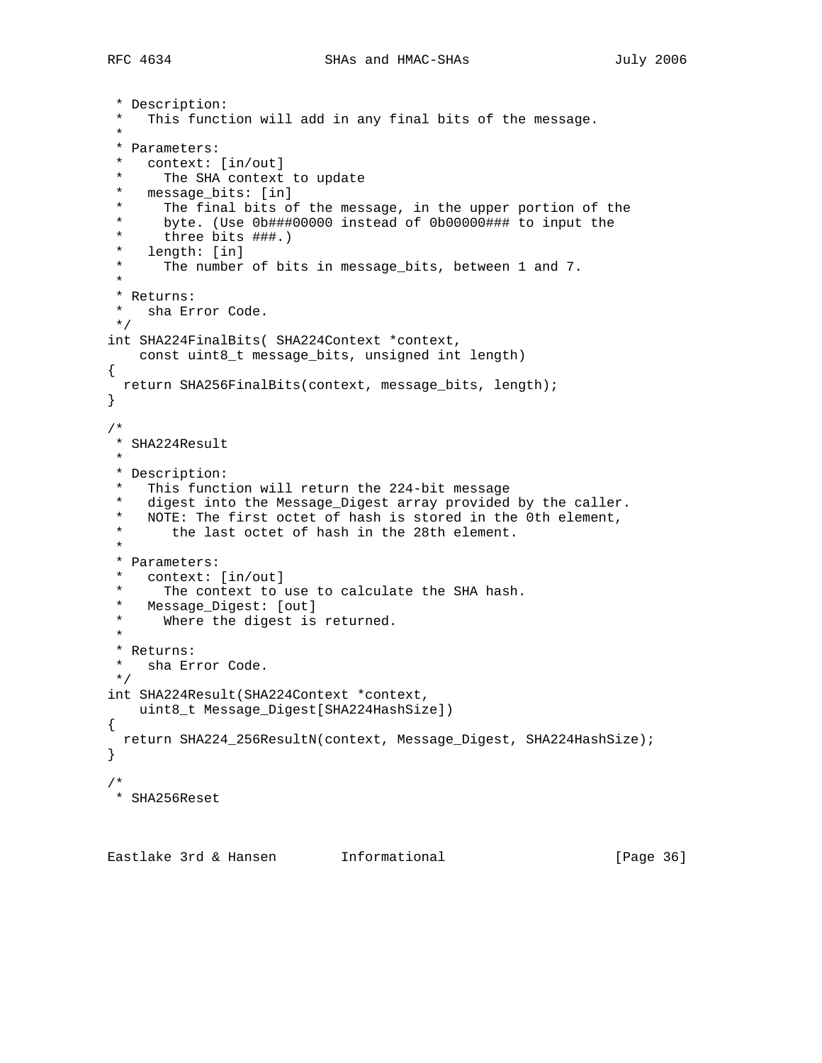```
 * Description:
 *   This function will add in any final bits of the message.
 *
 * Parameters:
 *   context: [in/out]
 *     The SHA context to update
 *   message_bits: [in]
 *     The final bits of the message, in the upper portion of the
 *     byte. (Use 0b###00000 instead of 0b00000### to input the
 *     three bits ###.)
 *   length: [in]
 *     The number of bits in message_bits, between 1 and 7.
 *
 * Returns:
 *   sha Error Code.
 */
int SHA224FinalBits( SHA224Context *context,
    const uint8_t message_bits, unsigned int length)
{
  return SHA256FinalBits(context, message_bits, length);
}

/*
 * SHA224Result
 *
 * Description:
 *   This function will return the 224-bit message
 *   digest into the Message_Digest array provided by the caller.
 *   NOTE: The first octet of hash is stored in the 0th element,
 *      the last octet of hash in the 28th element.
 *
 * Parameters:
 *   context: [in/out]
 *     The context to use to calculate the SHA hash.
 *   Message_Digest: [out]
 *     Where the digest is returned.
 *
 * Returns:
 *   sha Error Code.
 */
int SHA224Result(SHA224Context *context,
    uint8_t Message_Digest[SHA224HashSize])
{
  return SHA224_256ResultN(context, Message_Digest, SHA224HashSize);
}

/*
 * SHA256Reset
```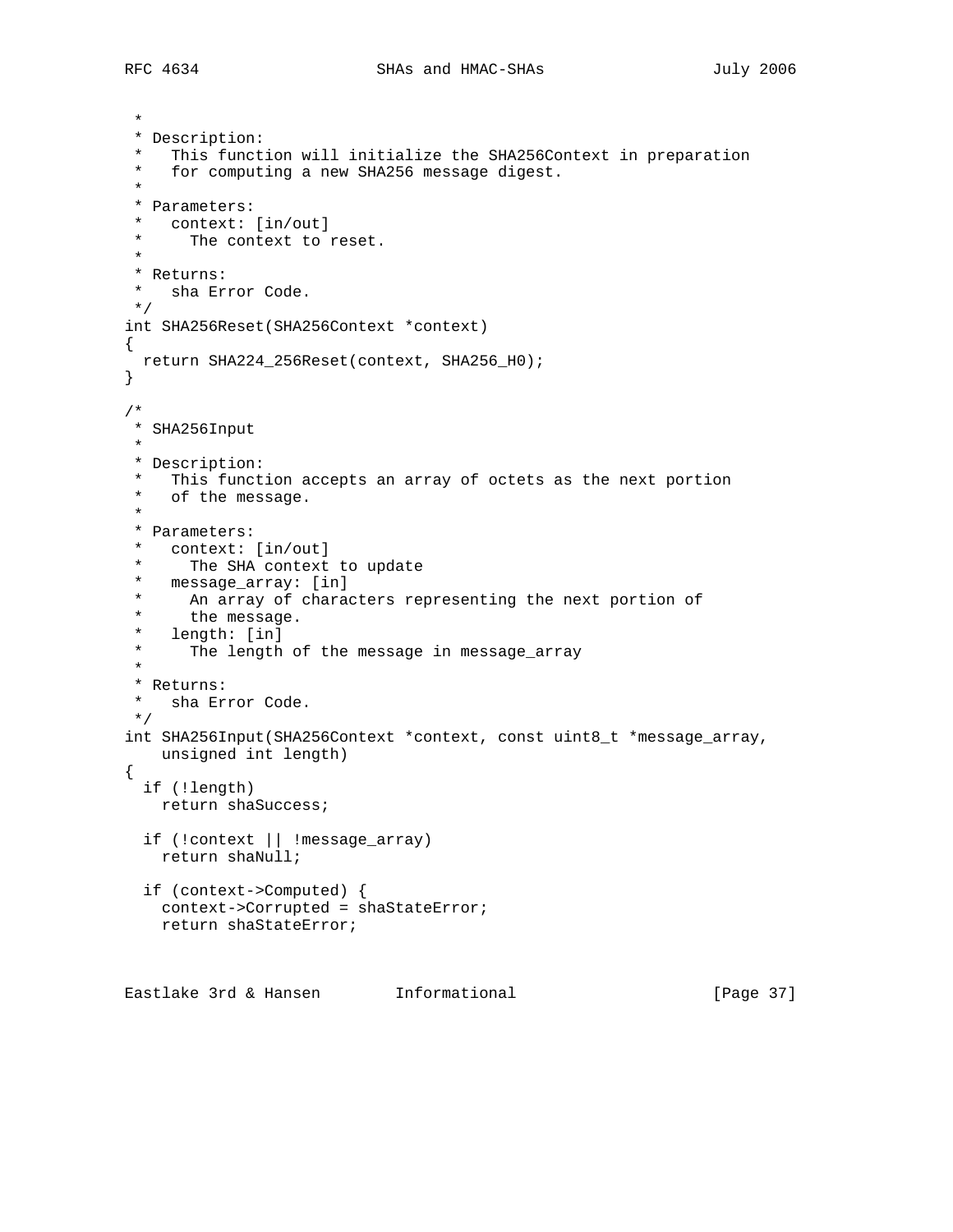```
 *
 * Description:
 *   This function will initialize the SHA256Context in preparation
 *   for computing a new SHA256 message digest.
 *
 * Parameters:
 *   context: [in/out]
 *     The context to reset.
 *
 * Returns:
 *   sha Error Code.
 */
int SHA256Reset(SHA256Context *context)
{
  return SHA224_256Reset(context, SHA256_H0);
}

/*
 * SHA256Input
 *
 * Description:
 *   This function accepts an array of octets as the next portion
 *   of the message.
 *
 * Parameters:
 *   context: [in/out]
 *     The SHA context to update
 *   message_array: [in]
 *     An array of characters representing the next portion of
 *     the message.
 *   length: [in]
 *     The length of the message in message_array
 *
 * Returns:
 *   sha Error Code.
 */
int SHA256Input(SHA256Context *context, const uint8_t *message_array,
    unsigned int length)
{
  if (!length)
    return shaSuccess;

  if (!context || !message_array)
    return shaNull;

  if (context->Computed) {
    context->Corrupted = shaStateError;
    return shaStateError;
```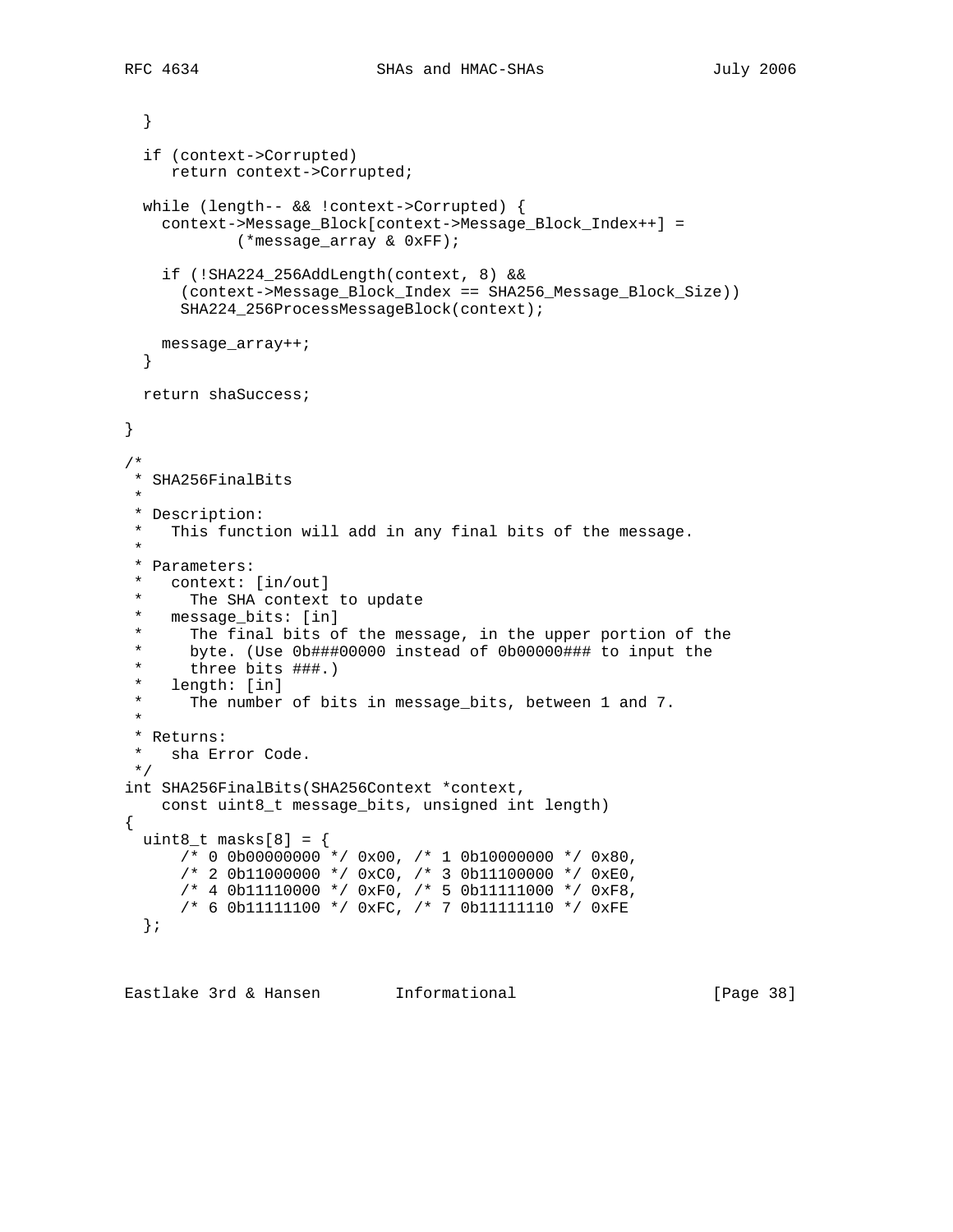```
  }

  if (context->Corrupted)
     return context->Corrupted;

  while (length-- && !context->Corrupted) {
    context->Message_Block[context->Message_Block_Index++] =
            (*message_array & 0xFF);

    if (!SHA224_256AddLength(context, 8) &&
      (context->Message_Block_Index == SHA256_Message_Block_Size))
       SHA224_256ProcessMessageBlock(context);

    message_array++;
  }

  return shaSuccess;

}

/*
 * SHA256FinalBits
 *
 * Description:
 *   This function will add in any final bits of the message.
 *
 * Parameters:
 *   context: [in/out]
 *     The SHA context to update
 *   message_bits: [in]
 *     The final bits of the message, in the upper portion of the
 *     byte. (Use 0b###00000 instead of 0b00000### to input the
 *     three bits ###.)
 *   length: [in]
 *     The number of bits in message_bits, between 1 and 7.
 *
 * Returns:
 *   sha Error Code.
 */
int SHA256FinalBits(SHA256Context *context,
    const uint8_t message_bits, unsigned int length)
{
  uint8_t masks[8] = {
      /* 0 0b00000000 */ 0x00, /* 1 0b10000000 */ 0x80,
      /* 2 0b11000000 */ 0xC0, /* 3 0b11100000 */ 0xE0,
      /* 4 0b11110000 */ 0xF0, /* 5 0b11111000 */ 0xF8,
      /* 6 0b11111100 */ 0xFC, /* 7 0b11111110 */ 0xFE
  };
```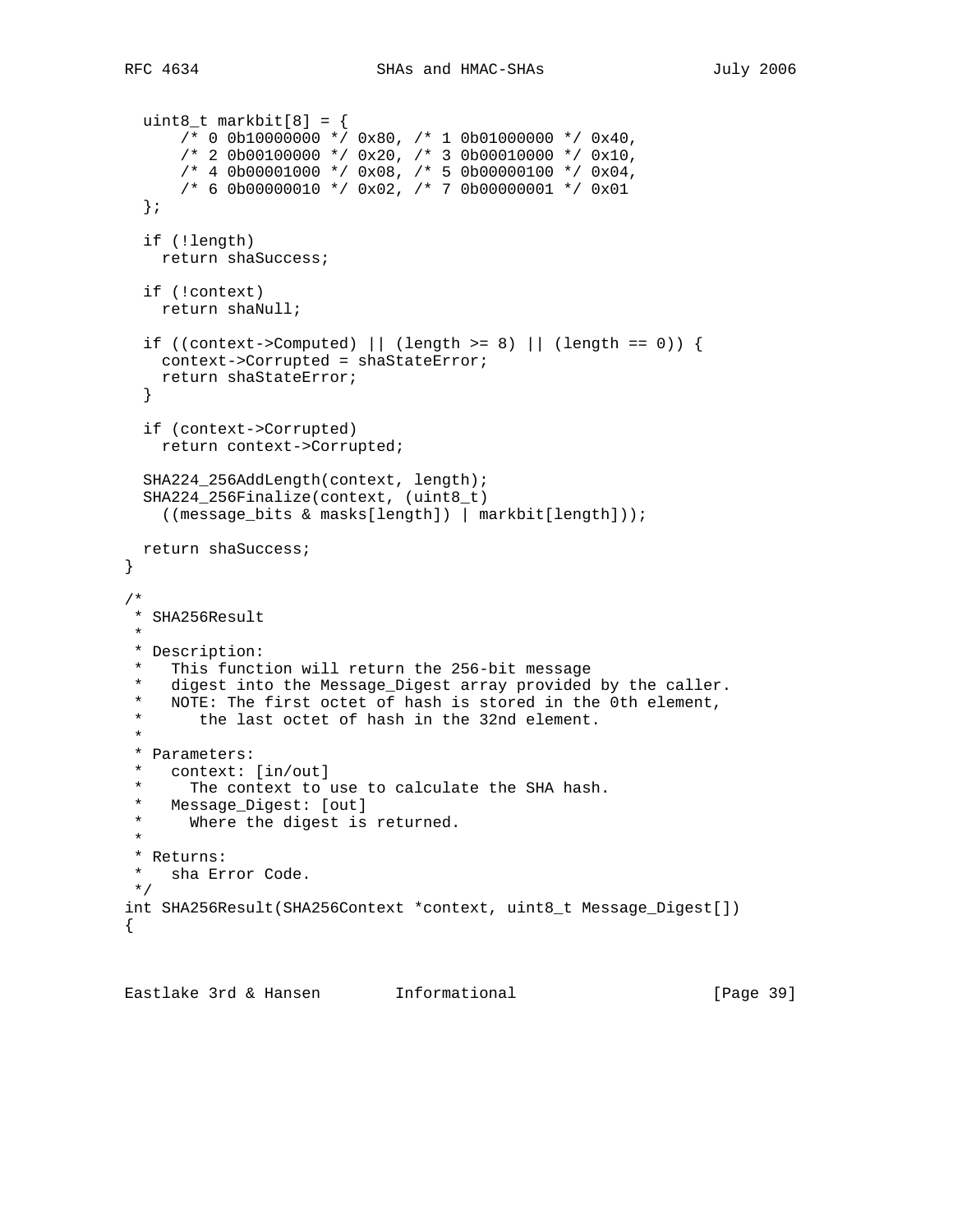```
  uint8_t markbit[8] = {
      /* 0 0b10000000 */ 0x80, /* 1 0b01000000 */ 0x40,
      /* 2 0b00100000 */ 0x20, /* 3 0b00010000 */ 0x10,
      /* 4 0b00001000 */ 0x08, /* 5 0b00000100 */ 0x04,
      /* 6 0b00000010 */ 0x02, /* 7 0b00000001 */ 0x01
  };

  if (!length)
    return shaSuccess;

  if (!context)
    return shaNull;

  if ((context->Computed) || (length >= 8) || (length == 0)) {
    context->Corrupted = shaStateError;
    return shaStateError;
  }

  if (context->Corrupted)
    return context->Corrupted;

  SHA224_256AddLength(context, length);
  SHA224_256Finalize(context, (uint8_t)
    ((message_bits & masks[length]) | markbit[length]));

  return shaSuccess;
}

/*
 * SHA256Result
 *
 * Description:
 *   This function will return the 256-bit message
 *   digest into the Message_Digest array provided by the caller.
 *   NOTE: The first octet of hash is stored in the 0th element,
 *      the last octet of hash in the 32nd element.
 *
 * Parameters:
 *   context: [in/out]
 *     The context to use to calculate the SHA hash.
 *   Message_Digest: [out]
 *     Where the digest is returned.
 *
 * Returns:
 *   sha Error Code.
 */
int SHA256Result(SHA256Context *context, uint8_t Message_Digest[])
{
```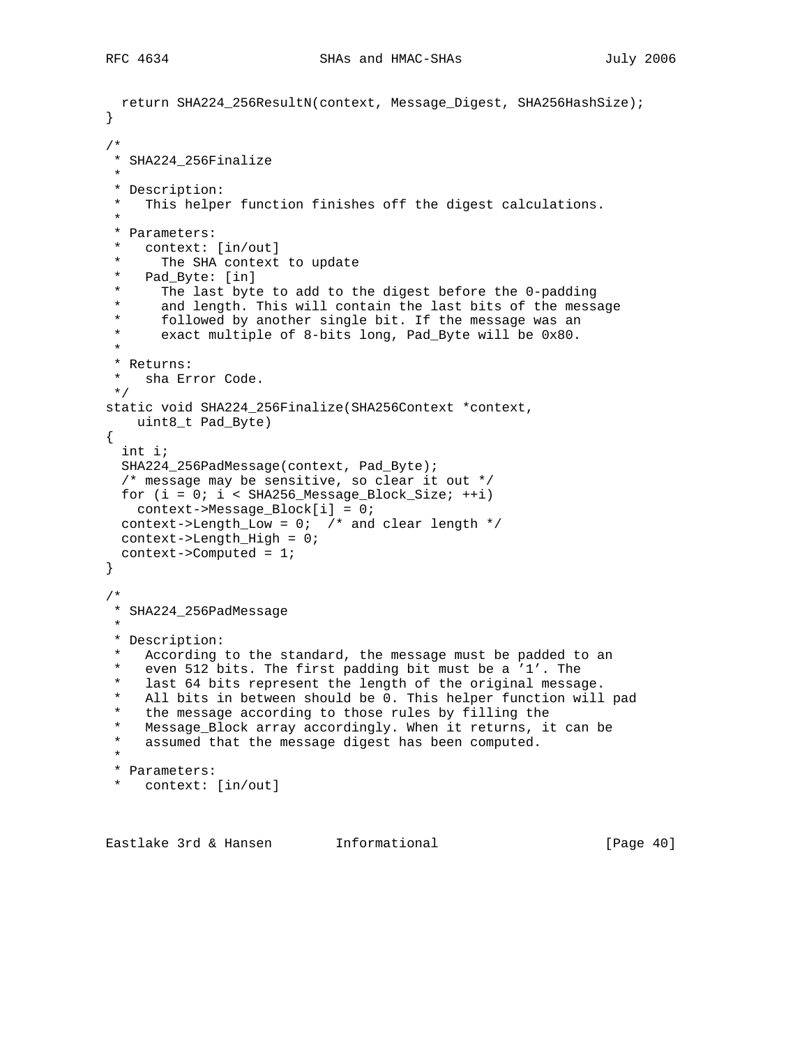```
  return SHA224_256ResultN(context, Message_Digest, SHA256HashSize);
}

/*
 * SHA224_256Finalize
 *
 * Description:
 *   This helper function finishes off the digest calculations.
 *
 * Parameters:
 *   context: [in/out]
 *     The SHA context to update
 *   Pad_Byte: [in]
 *     The last byte to add to the digest before the 0-padding
 *     and length. This will contain the last bits of the message
 *     followed by another single bit. If the message was an
 *     exact multiple of 8-bits long, Pad_Byte will be 0x80.
 *
 * Returns:
 *   sha Error Code.
 */
static void SHA224_256Finalize(SHA256Context *context,
    uint8_t Pad_Byte)
{
  int i;
  SHA224_256PadMessage(context, Pad_Byte);
  /* message may be sensitive, so clear it out */
  for (i = 0; i < SHA256_Message_Block_Size; ++i)
    context->Message_Block[i] = 0;
  context->Length_Low = 0;  /* and clear length */
  context->Length_High = 0;
  context->Computed = 1;
}

/*
 * SHA224_256PadMessage
 *
 * Description:
 *   According to the standard, the message must be padded to an
 *   even 512 bits. The first padding bit must be a '1'. The
 *   last 64 bits represent the length of the original message.
 *   All bits in between should be 0. This helper function will pad
 *   the message according to those rules by filling the
 *   Message_Block array accordingly. When it returns, it can be
 *   assumed that the message digest has been computed.
 *
 * Parameters:
 *   context: [in/out]
```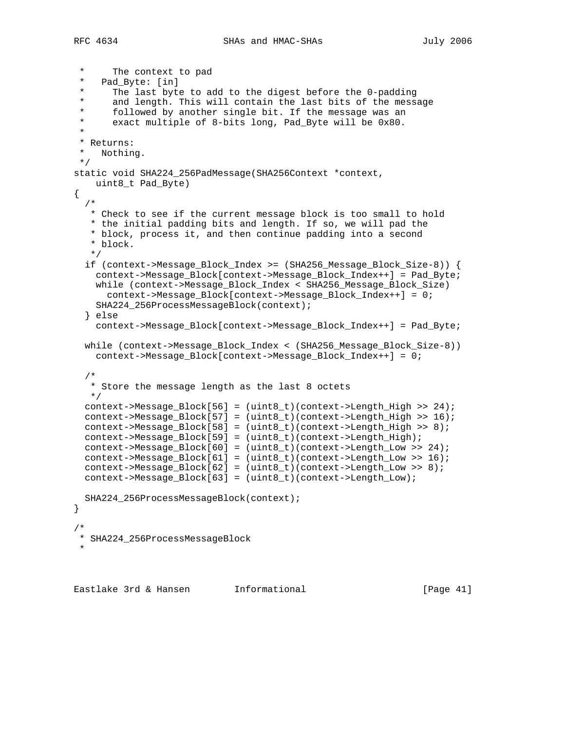```
 *      The context to pad
 *    Pad_Byte: [in]
 *      The last byte to add to the digest before the 0-padding
 *      and length. This will contain the last bits of the message
 *      followed by another single bit. If the message was an
 *      exact multiple of 8-bits long, Pad_Byte will be 0x80.
 *
 * Returns:
 *   Nothing.
 */
static void SHA224_256PadMessage(SHA256Context *context,
    uint8_t Pad_Byte)
{
  /*
   * Check to see if the current message block is too small to hold
   * the initial padding bits and length. If so, we will pad the
   * block, process it, and then continue padding into a second
   * block.
   */
  if (context->Message_Block_Index >= (SHA256_Message_Block_Size-8)) {
    context->Message_Block[context->Message_Block_Index++] = Pad_Byte;
    while (context->Message_Block_Index < SHA256_Message_Block_Size)
      context->Message_Block[context->Message_Block_Index++] = 0;
    SHA224_256ProcessMessageBlock(context);
  } else
    context->Message_Block[context->Message_Block_Index++] = Pad_Byte;

  while (context->Message_Block_Index < (SHA256_Message_Block_Size-8))
    context->Message_Block[context->Message_Block_Index++] = 0;

  /*
   * Store the message length as the last 8 octets
   */
  context->Message_Block[56] = (uint8_t)(context->Length_High >> 24);
  context->Message_Block[57] = (uint8_t)(context->Length_High >> 16);
  context->Message_Block[58] = (uint8_t)(context->Length_High >> 8);
  context->Message_Block[59] = (uint8_t)(context->Length_High);
  context->Message_Block[60] = (uint8_t)(context->Length_Low >> 24);
  context->Message_Block[61] = (uint8_t)(context->Length_Low >> 16);
  context->Message_Block[62] = (uint8_t)(context->Length_Low >> 8);
  context->Message_Block[63] = (uint8_t)(context->Length_Low);

  SHA224_256ProcessMessageBlock(context);
}

/*
 * SHA224_256ProcessMessageBlock
 *
```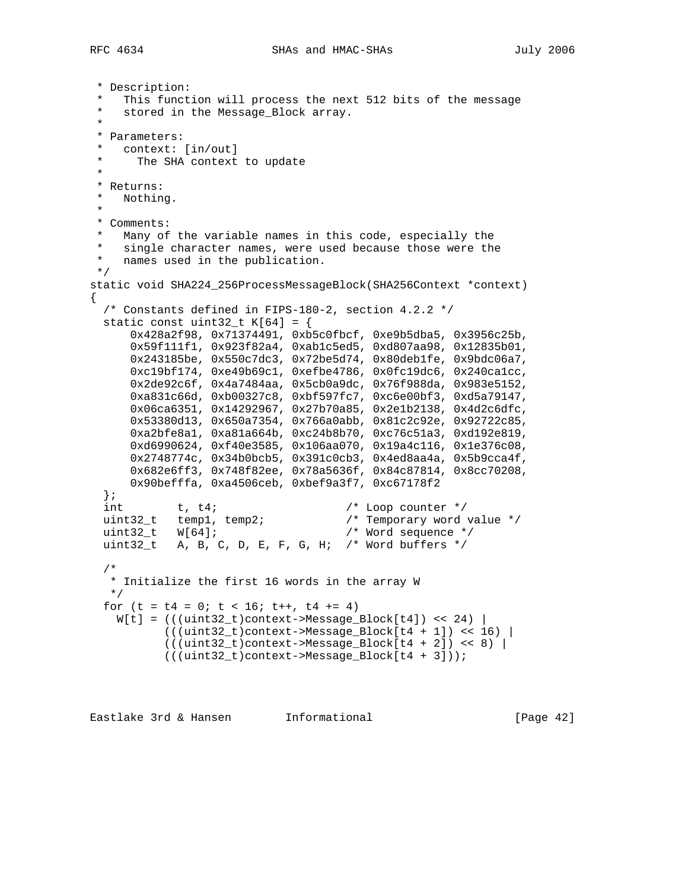```
 * Description:
 *   This function will process the next 512 bits of the message
 *   stored in the Message_Block array.
 *
 * Parameters:
 *   context: [in/out]
 *     The SHA context to update
 *
 * Returns:
 *   Nothing.
 *
 * Comments:
 *   Many of the variable names in this code, especially the
 *   single character names, were used because those were the
 *   names used in the publication.
 */
static void SHA224_256ProcessMessageBlock(SHA256Context *context)
{
  /* Constants defined in FIPS-180-2, section 4.2.2 */
  static const uint32_t K[64] = {
      0x428a2f98, 0x71374491, 0xb5c0fbcf, 0xe9b5dba5, 0x3956c25b,
      0x59f111f1, 0x923f82a4, 0xab1c5ed5, 0xd807aa98, 0x12835b01,
      0x243185be, 0x550c7dc3, 0x72be5d74, 0x80deb1fe, 0x9bdc06a7,
      0xc19bf174, 0xe49b69c1, 0xefbe4786, 0x0fc19dc6, 0x240ca1cc,
      0x2de92c6f, 0x4a7484aa, 0x5cb0a9dc, 0x76f988da, 0x983e5152,
      0xa831c66d, 0xb00327c8, 0xbf597fc7, 0xc6e00bf3, 0xd5a79147,
      0x06ca6351, 0x14292967, 0x27b70a85, 0x2e1b2138, 0x4d2c6dfc,
      0x53380d13, 0x650a7354, 0x766a0abb, 0x81c2c92e, 0x92722c85,
      0xa2bfe8a1, 0xa81a664b, 0xc24b8b70, 0xc76c51a3, 0xd192e819,
      0xd6990624, 0xf40e3585, 0x106aa070, 0x19a4c116, 0x1e376c08,
      0x2748774c, 0x34b0bcb5, 0x391c0cb3, 0x4ed8aa4a, 0x5b9cca4f,
      0x682e6ff3, 0x748f82ee, 0x78a5636f, 0x84c87814, 0x8cc70208,
      0x90befffa, 0xa4506ceb, 0xbef9a3f7, 0xc67178f2
  };
  int        t, t4;                   /* Loop counter */
  uint32_t   temp1, temp2;            /* Temporary word value */
  uint32_t   W[64];                   /* Word sequence */
  uint32_t   A, B, C, D, E, F, G, H;  /* Word buffers */

  /*
   * Initialize the first 16 words in the array W
   */
  for (t = t4 = 0; t < 16; t++, t4 += 4)
    W[t] = (((uint32_t)context->Message_Block[t4]) << 24) |
           (((uint32_t)context->Message_Block[t4 + 1]) << 16) |
           (((uint32_t)context->Message_Block[t4 + 2]) << 8) |
           (((uint32_t)context->Message_Block[t4 + 3]));
```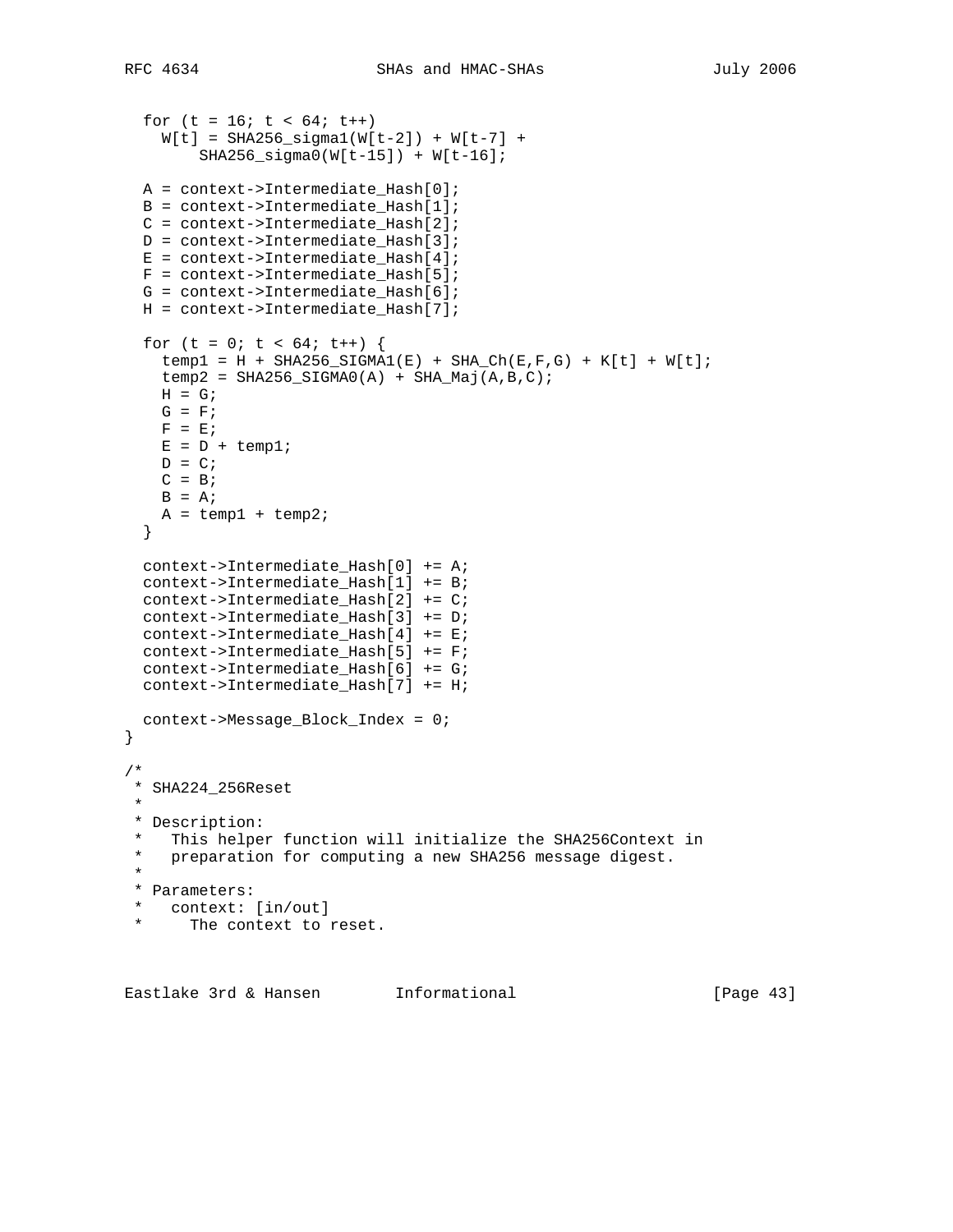```
  for (t = 16; t < 64; t++)
    W[t] = SHA256_sigma1(W[t-2]) + W[t-7] +
        SHA256_sigma0(W[t-15]) + W[t-16];

  A = context->Intermediate_Hash[0];
  B = context->Intermediate_Hash[1];
  C = context->Intermediate_Hash[2];
  D = context->Intermediate_Hash[3];
  E = context->Intermediate_Hash[4];
  F = context->Intermediate_Hash[5];
  G = context->Intermediate_Hash[6];
  H = context->Intermediate_Hash[7];

  for (t = 0; t < 64; t++) {
    temp1 = H + SHA256_SIGMA1(E) + SHA_Ch(E,F,G) + K[t] + W[t];
    temp2 = SHA256_SIGMA0(A) + SHA_Maj(A,B,C);
    H = G;
    G = F;
    F = E;
    E = D + temp1;
    D = C;
    C = B;
    B = A;
    A = temp1 + temp2;
  }

  context->Intermediate_Hash[0] += A;
  context->Intermediate_Hash[1] += B;
  context->Intermediate_Hash[2] += C;
  context->Intermediate_Hash[3] += D;
  context->Intermediate_Hash[4] += E;
  context->Intermediate_Hash[5] += F;
  context->Intermediate_Hash[6] += G;
  context->Intermediate_Hash[7] += H;

  context->Message_Block_Index = 0;
}

/*
 * SHA224_256Reset
 *
 * Description:
 *   This helper function will initialize the SHA256Context in
 *   preparation for computing a new SHA256 message digest.
 *
 * Parameters:
 *   context: [in/out]
 *     The context to reset.
```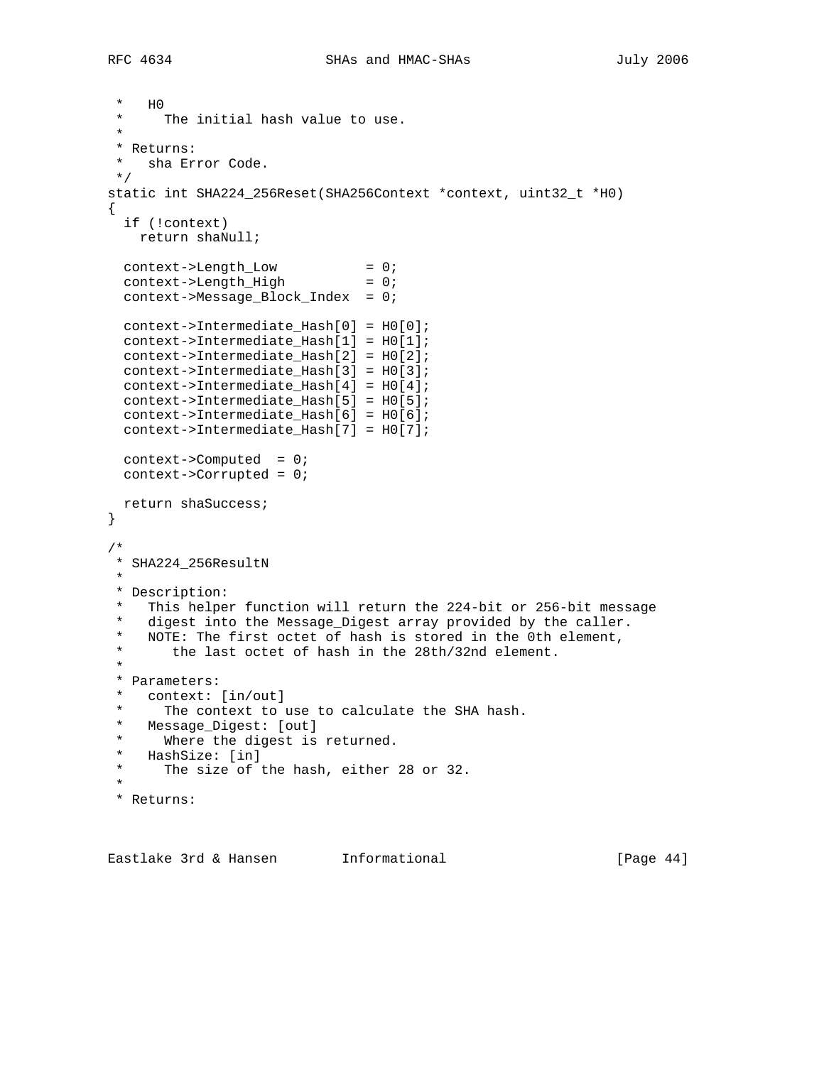```
 *   H0
 *     The initial hash value to use.
 *
 * Returns:
 *   sha Error Code.
 */
static int SHA224_256Reset(SHA256Context *context, uint32_t *H0)
{
  if (!context)
    return shaNull;

  context->Length_Low           = 0;
  context->Length_High          = 0;
  context->Message_Block_Index  = 0;

  context->Intermediate_Hash[0] = H0[0];
  context->Intermediate_Hash[1] = H0[1];
  context->Intermediate_Hash[2] = H0[2];
  context->Intermediate_Hash[3] = H0[3];
  context->Intermediate_Hash[4] = H0[4];
  context->Intermediate_Hash[5] = H0[5];
  context->Intermediate_Hash[6] = H0[6];
  context->Intermediate_Hash[7] = H0[7];

  context->Computed  = 0;
  context->Corrupted = 0;

  return shaSuccess;
}

/*
 * SHA224_256ResultN
 *
 * Description:
 *   This helper function will return the 224-bit or 256-bit message
 *   digest into the Message_Digest array provided by the caller.
 *   NOTE: The first octet of hash is stored in the 0th element,
 *      the last octet of hash in the 28th/32nd element.
 *
 * Parameters:
 *   context: [in/out]
 *     The context to use to calculate the SHA hash.
 *   Message_Digest: [out]
 *     Where the digest is returned.
 *   HashSize: [in]
 *     The size of the hash, either 28 or 32.
 *
 * Returns:
```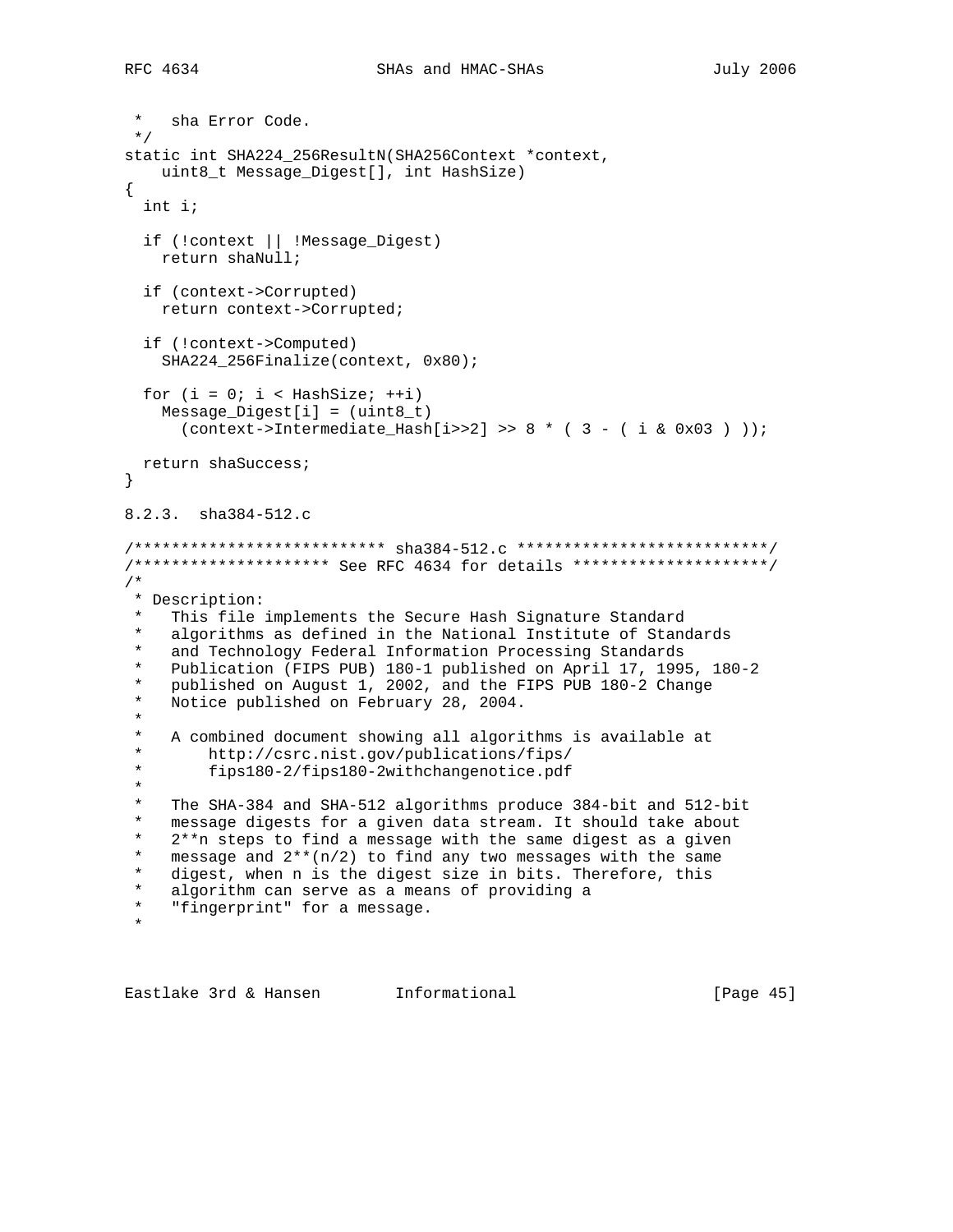```
 *   sha Error Code.
 */
static int SHA224_256ResultN(SHA256Context *context,
    uint8_t Message_Digest[], int HashSize)
{
  int i;

  if (!context || !Message_Digest)
    return shaNull;

  if (context->Corrupted)
    return context->Corrupted;

  if (!context->Computed)
    SHA224_256Finalize(context, 0x80);

  for (i = 0; i < HashSize; ++i)
    Message_Digest[i] = (uint8_t)
      (context->Intermediate_Hash[i>>2] >> 8 * ( 3 - ( i & 0x03 ) ));

  return shaSuccess;
}
```

### 8.2.3. sha384-512.c

```
/*************************** sha384-512.c ***************************/
/********************* See RFC 4634 for details *********************/
/*
 * Description:
 *   This file implements the Secure Hash Signature Standard
 *   algorithms as defined in the National Institute of Standards
 *   and Technology Federal Information Processing Standards
 *   Publication (FIPS PUB) 180-1 published on April 17, 1995, 180-2
 *   published on August 1, 2002, and the FIPS PUB 180-2 Change
 *   Notice published on February 28, 2004.
 *
 *   A combined document showing all algorithms is available at
 *       http://csrc.nist.gov/publications/fips/
 *       fips180-2/fips180-2withchangenotice.pdf
 *
 *   The SHA-384 and SHA-512 algorithms produce 384-bit and 512-bit
 *   message digests for a given data stream. It should take about
 *   2**n steps to find a message with the same digest as a given
 *   message and 2**(n/2) to find any two messages with the same
 *   digest, when n is the digest size in bits. Therefore, this
 *   algorithm can serve as a means of providing a
 *   "fingerprint" for a message.
 *
```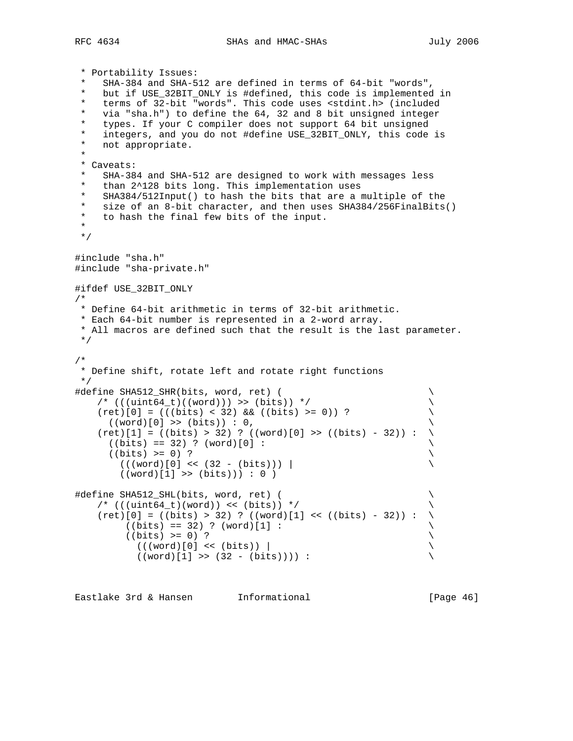```
 * Portability Issues:
 *   SHA-384 and SHA-512 are defined in terms of 64-bit "words",
 *   but if USE_32BIT_ONLY is #defined, this code is implemented in
 *   terms of 32-bit "words". This code uses <stdint.h> (included
 *   via "sha.h") to define the 64, 32 and 8 bit unsigned integer
 *   types. If your C compiler does not support 64 bit unsigned
 *   integers, and you do not #define USE_32BIT_ONLY, this code is
 *   not appropriate.
 *
 * Caveats:
 *   SHA-384 and SHA-512 are designed to work with messages less
 *   than 2^128 bits long. This implementation uses
 *   SHA384/512Input() to hash the bits that are a multiple of the
 *   size of an 8-bit character, and then uses SHA384/256FinalBits()
 *   to hash the final few bits of the input.
 *
 */

#include "sha.h"
#include "sha-private.h"

#ifdef USE_32BIT_ONLY
/*
 * Define 64-bit arithmetic in terms of 32-bit arithmetic.
 * Each 64-bit number is represented in a 2-word array.
 * All macros are defined such that the result is the last parameter.
 */

/*
 * Define shift, rotate left and rotate right functions
 */
#define SHA512_SHR(bits, word, ret) (                          \
    /* (((uint64_t)((word))) >> (bits)) */                      \
    (ret)[0] = (((bits) < 32) && ((bits) >= 0)) ?              \
      ((word)[0] >> (bits)) : 0,                               \
    (ret)[1] = ((bits) > 32) ? ((word)[0] >> ((bits) - 32)) :  \
      ((bits) == 32) ? (word)[0] :                             \
      ((bits) >= 0) ?                                          \
        (((word)[0] << (32 - (bits))) |                        \
        ((word)[1] >> (bits))) : 0 )

#define SHA512_SHL(bits, word, ret) (                          \
    /* (((uint64_t)(word)) << (bits)) */                        \
    (ret)[0] = ((bits) > 32) ? ((word)[1] << ((bits) - 32)) :  \
         ((bits) == 32) ? (word)[1] :                          \
         ((bits) >= 0) ?                                       \
           (((word)[0] << (bits)) |                            \
           ((word)[1] >> (32 - (bits)))) :                     \
```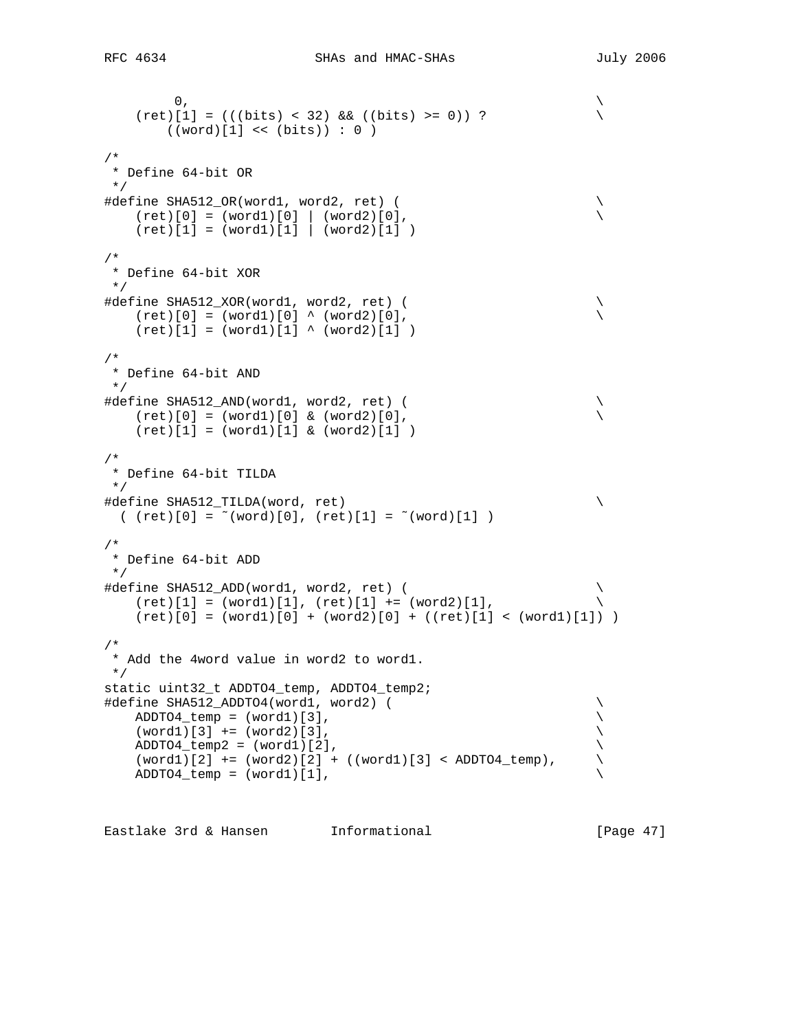```
         0,                                                    \
    (ret)[1] = (((bits) < 32) && ((bits) >= 0)) ?             \
        ((word)[1] << (bits)) : 0 )

/*
 * Define 64-bit OR
 */
#define SHA512_OR(word1, word2, ret) (                        \
    (ret)[0] = (word1)[0] | (word2)[0],                       \
    (ret)[1] = (word1)[1] | (word2)[1] )

/*
 * Define 64-bit XOR
 */
#define SHA512_XOR(word1, word2, ret) (                       \
    (ret)[0] = (word1)[0] ^ (word2)[0],                       \
    (ret)[1] = (word1)[1] ^ (word2)[1] )

/*
 * Define 64-bit AND
 */
#define SHA512_AND(word1, word2, ret) (                       \
    (ret)[0] = (word1)[0] & (word2)[0],                       \
    (ret)[1] = (word1)[1] & (word2)[1] )

/*
 * Define 64-bit TILDA
 */
#define SHA512_TILDA(word, ret)                               \
  ( (ret)[0] = ~(word)[0], (ret)[1] = ~(word)[1] )

/*
 * Define 64-bit ADD
 */
#define SHA512_ADD(word1, word2, ret) (                       \
    (ret)[1] = (word1)[1], (ret)[1] += (word2)[1],            \
    (ret)[0] = (word1)[0] + (word2)[0] + ((ret)[1] < (word1)[1]) )

/*
 * Add the 4word value in word2 to word1.
 */
static uint32_t ADDTO4_temp, ADDTO4_temp2;
#define SHA512_ADDTO4(word1, word2) (                         \
    ADDTO4_temp = (word1)[3],                                 \
    (word1)[3] += (word2)[3],                                 \
    ADDTO4_temp2 = (word1)[2],                                \
    (word1)[2] += (word2)[2] + ((word1)[3] < ADDTO4_temp),    \
    ADDTO4_temp = (word1)[1],                                 \
```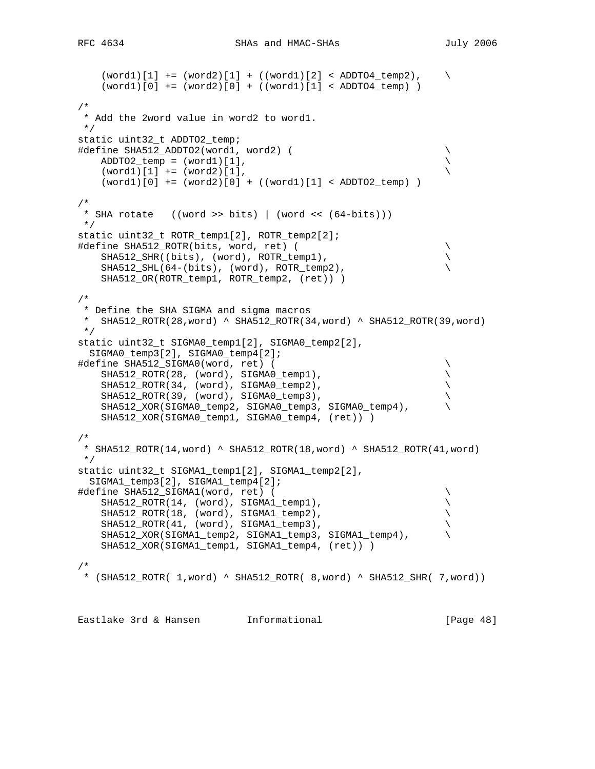```
    (word1)[1] += (word2)[1] + ((word1)[2] < ADDTO4_temp2),    \
    (word1)[0] += (word2)[0] + ((word1)[1] < ADDTO4_temp) )

/*
 * Add the 2word value in word2 to word1.
 */
static uint32_t ADDTO2_temp;
#define SHA512_ADDTO2(word1, word2) (                          \
    ADDTO2_temp = (word1)[1],                                  \
    (word1)[1] += (word2)[1],                                  \
    (word1)[0] += (word2)[0] + ((word1)[1] < ADDTO2_temp) )

/*
 * SHA rotate   ((word >> bits) | (word << (64-bits)))
 */
static uint32_t ROTR_temp1[2], ROTR_temp2[2];
#define SHA512_ROTR(bits, word, ret) (                         \
    SHA512_SHR((bits), (word), ROTR_temp1),                    \
    SHA512_SHL(64-(bits), (word), ROTR_temp2),                 \
    SHA512_OR(ROTR_temp1, ROTR_temp2, (ret)) )

/*
 * Define the SHA SIGMA and sigma macros
 *  SHA512_ROTR(28,word) ^ SHA512_ROTR(34,word) ^ SHA512_ROTR(39,word)
 */
static uint32_t SIGMA0_temp1[2], SIGMA0_temp2[2],
  SIGMA0_temp3[2], SIGMA0_temp4[2];
#define SHA512_SIGMA0(word, ret) (                             \
    SHA512_ROTR(28, (word), SIGMA0_temp1),                     \
    SHA512_ROTR(34, (word), SIGMA0_temp2),                     \
    SHA512_ROTR(39, (word), SIGMA0_temp3),                     \
    SHA512_XOR(SIGMA0_temp2, SIGMA0_temp3, SIGMA0_temp4),      \
    SHA512_XOR(SIGMA0_temp1, SIGMA0_temp4, (ret)) )

/*
 * SHA512_ROTR(14,word) ^ SHA512_ROTR(18,word) ^ SHA512_ROTR(41,word)
 */
static uint32_t SIGMA1_temp1[2], SIGMA1_temp2[2],
  SIGMA1_temp3[2], SIGMA1_temp4[2];
#define SHA512_SIGMA1(word, ret) (                             \
    SHA512_ROTR(14, (word), SIGMA1_temp1),                     \
    SHA512_ROTR(18, (word), SIGMA1_temp2),                     \
    SHA512_ROTR(41, (word), SIGMA1_temp3),                     \
    SHA512_XOR(SIGMA1_temp2, SIGMA1_temp3, SIGMA1_temp4),      \
    SHA512_XOR(SIGMA1_temp1, SIGMA1_temp4, (ret)) )

/*
 * (SHA512_ROTR( 1,word) ^ SHA512_ROTR( 8,word) ^ SHA512_SHR( 7,word))
```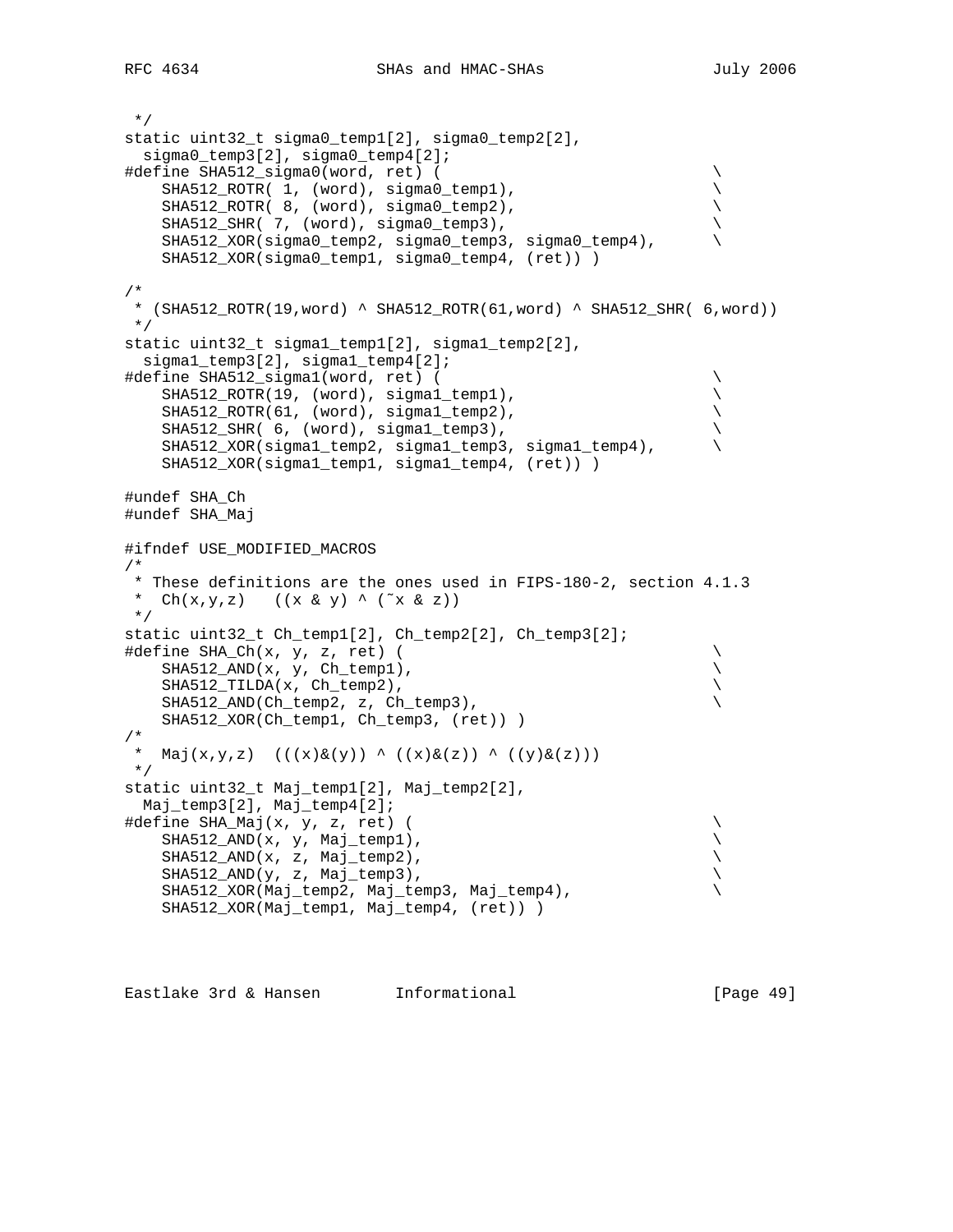```
 */
static uint32_t sigma0_temp1[2], sigma0_temp2[2],
  sigma0_temp3[2], sigma0_temp4[2];
#define SHA512_sigma0(word, ret) (                            \
    SHA512_ROTR( 1, (word), sigma0_temp1),                    \
    SHA512_ROTR( 8, (word), sigma0_temp2),                    \
    SHA512_SHR( 7, (word), sigma0_temp3),                     \
    SHA512_XOR(sigma0_temp2, sigma0_temp3, sigma0_temp4),     \
    SHA512_XOR(sigma0_temp1, sigma0_temp4, (ret)) )

/*
 * (SHA512_ROTR(19,word) ^ SHA512_ROTR(61,word) ^ SHA512_SHR( 6,word))
 */
static uint32_t sigma1_temp1[2], sigma1_temp2[2],
  sigma1_temp3[2], sigma1_temp4[2];
#define SHA512_sigma1(word, ret) (                            \
    SHA512_ROTR(19, (word), sigma1_temp1),                    \
    SHA512_ROTR(61, (word), sigma1_temp2),                    \
    SHA512_SHR( 6, (word), sigma1_temp3),                     \
    SHA512_XOR(sigma1_temp2, sigma1_temp3, sigma1_temp4),     \
    SHA512_XOR(sigma1_temp1, sigma1_temp4, (ret)) )

#undef SHA_Ch
#undef SHA_Maj

#ifndef USE_MODIFIED_MACROS
/*
 * These definitions are the ones used in FIPS-180-2, section 4.1.3
 *  Ch(x,y,z)   ((x & y) ^ (~x & z))
 */
static uint32_t Ch_temp1[2], Ch_temp2[2], Ch_temp3[2];
#define SHA_Ch(x, y, z, ret) (                                \
    SHA512_AND(x, y, Ch_temp1),                               \
    SHA512_TILDA(x, Ch_temp2),                                \
    SHA512_AND(Ch_temp2, z, Ch_temp3),                        \
    SHA512_XOR(Ch_temp1, Ch_temp3, (ret)) )
/*
 *  Maj(x,y,z)  (((x)&(y)) ^ ((x)&(z)) ^ ((y)&(z)))
 */
static uint32_t Maj_temp1[2], Maj_temp2[2],
  Maj_temp3[2], Maj_temp4[2];
#define SHA_Maj(x, y, z, ret) (                               \
    SHA512_AND(x, y, Maj_temp1),                              \
    SHA512_AND(x, z, Maj_temp2),                              \
    SHA512_AND(y, z, Maj_temp3),                              \
    SHA512_XOR(Maj_temp2, Maj_temp3, Maj_temp4),              \
    SHA512_XOR(Maj_temp1, Maj_temp4, (ret)) )
```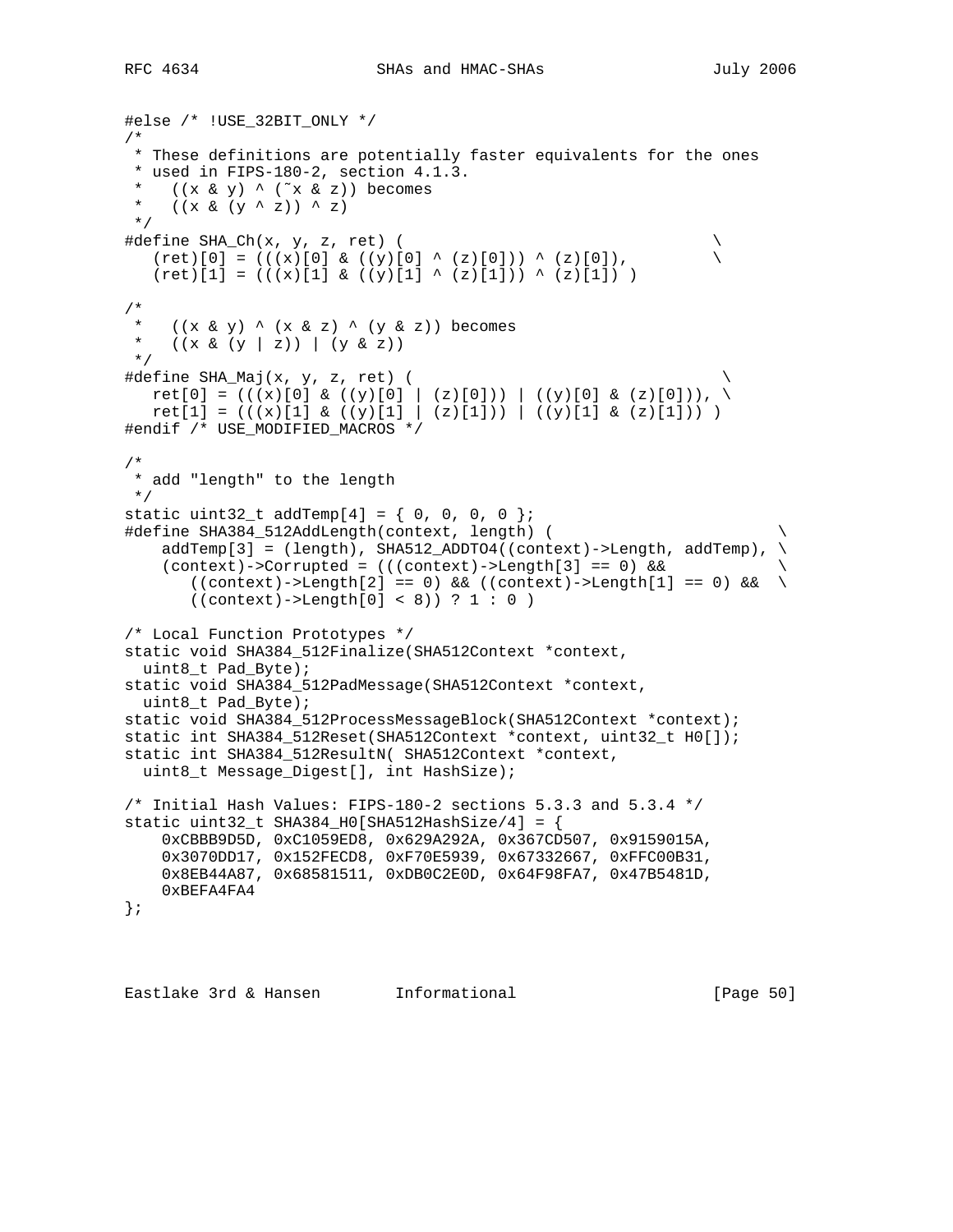```
#else /* !USE_32BIT_ONLY */
/*
 * These definitions are potentially faster equivalents for the ones
 * used in FIPS-180-2, section 4.1.3.
 *   ((x & y) ^ (~x & z)) becomes
 *   ((x & (y ^ z)) ^ z)
 */
#define SHA_Ch(x, y, z, ret) (                                      \
   (ret)[0] = (((x)[0] & ((y)[0] ^ (z)[0])) ^ (z)[0]),             \
   (ret)[1] = (((x)[1] & ((y)[1] ^ (z)[1])) ^ (z)[1]) )

/*
 *   ((x & y) ^ (x & z) ^ (y & z)) becomes
 *   ((x & (y | z)) | (y & z))
 */
#define SHA_Maj(x, y, z, ret) (                                      \
   ret[0] = (((x)[0] & ((y)[0] | (z)[0])) | ((y)[0] & (z)[0])), \
   ret[1] = (((x)[1] & ((y)[1] | (z)[1])) | ((y)[1] & (z)[1])) )
#endif /* USE_MODIFIED_MACROS */

/*
 * add "length" to the length
 */
static uint32_t addTemp[4] = { 0, 0, 0, 0 };
#define SHA384_512AddLength(context, length) (                        \
    addTemp[3] = (length), SHA512_ADDTO4((context)->Length, addTemp), \
    (context)->Corrupted = (((context)->Length[3] == 0) &&            \
       ((context)->Length[2] == 0) && ((context)->Length[1] == 0) &&  \
       ((context)->Length[0] < 8)) ? 1 : 0 )

/* Local Function Prototypes */
static void SHA384_512Finalize(SHA512Context *context,
  uint8_t Pad_Byte);
static void SHA384_512PadMessage(SHA512Context *context,
  uint8_t Pad_Byte);
static void SHA384_512ProcessMessageBlock(SHA512Context *context);
static int SHA384_512Reset(SHA512Context *context, uint32_t H0[]);
static int SHA384_512ResultN( SHA512Context *context,
  uint8_t Message_Digest[], int HashSize);

/* Initial Hash Values: FIPS-180-2 sections 5.3.3 and 5.3.4 */
static uint32_t SHA384_H0[SHA512HashSize/4] = {
    0xCBBB9D5D, 0xC1059ED8, 0x629A292A, 0x367CD507, 0x9159015A,
    0x3070DD17, 0x152FECD8, 0xF70E5939, 0x67332667, 0xFFC00B31,
    0x8EB44A87, 0x68581511, 0xDB0C2E0D, 0x64F98FA7, 0x47B5481D,
    0xBEFA4FA4
};
```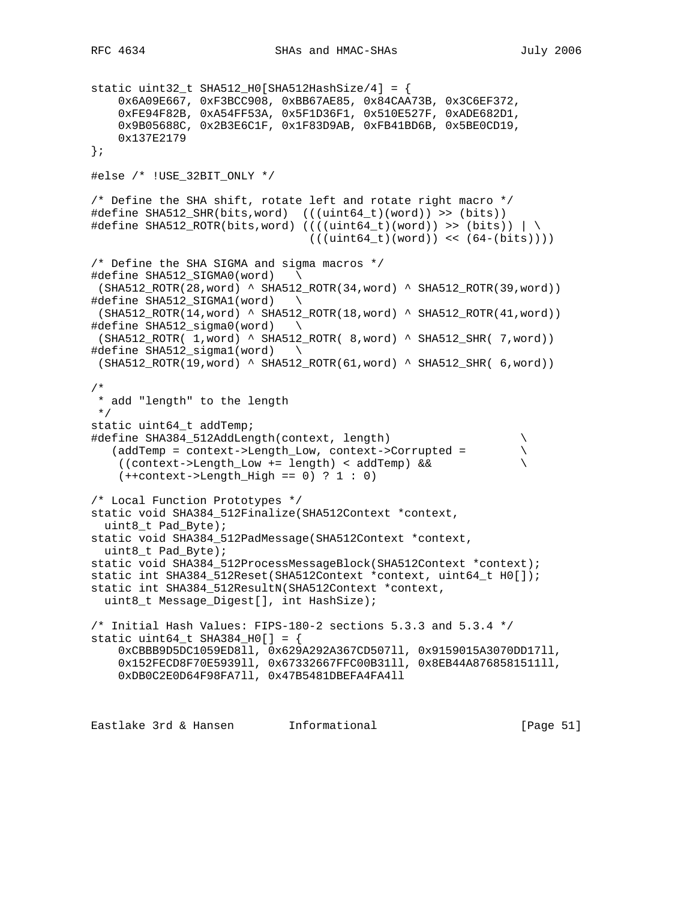```
static uint32_t SHA512_H0[SHA512HashSize/4] = {
    0x6A09E667, 0xF3BCC908, 0xBB67AE85, 0x84CAA73B, 0x3C6EF372,
    0xFE94F82B, 0xA54FF53A, 0x5F1D36F1, 0x510E527F, 0xADE682D1,
    0x9B05688C, 0x2B3E6C1F, 0x1F83D9AB, 0xFB41BD6B, 0x5BE0CD19,
    0x137E2179
};

#else /* !USE_32BIT_ONLY */

/* Define the SHA shift, rotate left and rotate right macro */
#define SHA512_SHR(bits,word)  (((uint64_t)(word)) >> (bits))
#define SHA512_ROTR(bits,word) ((((uint64_t)(word)) >> (bits)) | \
                                (((uint64_t)(word)) << (64-(bits))))

/* Define the SHA SIGMA and sigma macros */
#define SHA512_SIGMA0(word)   \
 (SHA512_ROTR(28,word) ^ SHA512_ROTR(34,word) ^ SHA512_ROTR(39,word))
#define SHA512_SIGMA1(word)   \
 (SHA512_ROTR(14,word) ^ SHA512_ROTR(18,word) ^ SHA512_ROTR(41,word))
#define SHA512_sigma0(word)   \
 (SHA512_ROTR( 1,word) ^ SHA512_ROTR( 8,word) ^ SHA512_SHR( 7,word))
#define SHA512_sigma1(word)   \
 (SHA512_ROTR(19,word) ^ SHA512_ROTR(61,word) ^ SHA512_SHR( 6,word))

/*
 * add "length" to the length
 */
static uint64_t addTemp;
#define SHA384_512AddLength(context, length)                   \
   (addTemp = context->Length_Low, context->Corrupted =        \
    ((context->Length_Low += length) < addTemp) &&             \
    (++context->Length_High == 0) ? 1 : 0)

/* Local Function Prototypes */
static void SHA384_512Finalize(SHA512Context *context,
  uint8_t Pad_Byte);
static void SHA384_512PadMessage(SHA512Context *context,
  uint8_t Pad_Byte);
static void SHA384_512ProcessMessageBlock(SHA512Context *context);
static int SHA384_512Reset(SHA512Context *context, uint64_t H0[]);
static int SHA384_512ResultN(SHA512Context *context,
  uint8_t Message_Digest[], int HashSize);

/* Initial Hash Values: FIPS-180-2 sections 5.3.3 and 5.3.4 */
static uint64_t SHA384_H0[] = {
    0xCBBB9D5DC1059ED8ll, 0x629A292A367CD507ll, 0x9159015A3070DD17ll,
    0x152FECD8F70E5939ll, 0x67332667FFC00B31ll, 0x8EB44A8768581511ll,
    0xDB0C2E0D64F98FA7ll, 0x47B5481DBEFA4FA4ll
```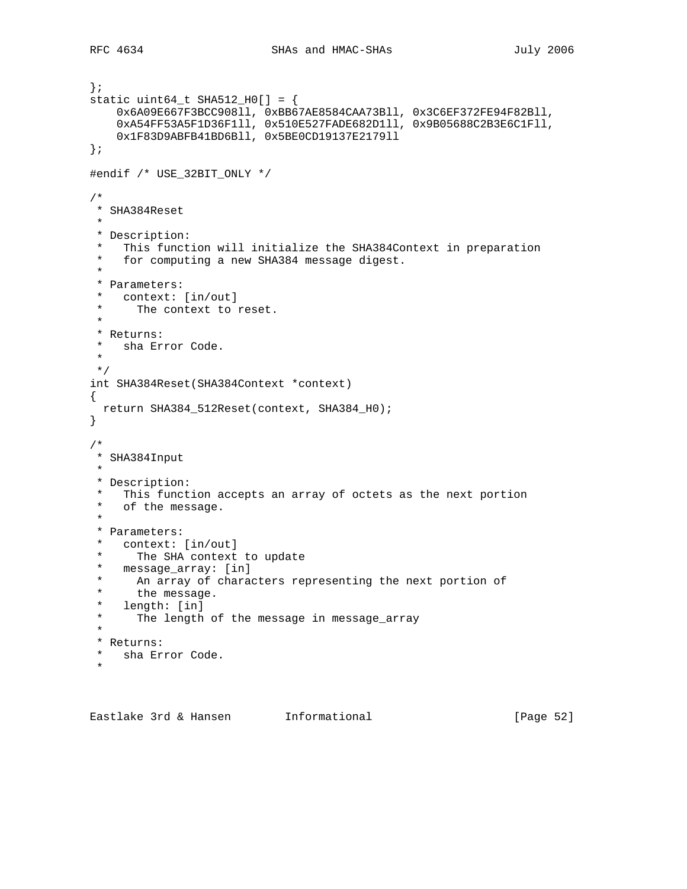```
};
static uint64_t SHA512_H0[] = {
    0x6A09E667F3BCC908ll, 0xBB67AE8584CAA73Bll, 0x3C6EF372FE94F82Bll,
    0xA54FF53A5F1D36F1ll, 0x510E527FADE682D1ll, 0x9B05688C2B3E6C1Fll,
    0x1F83D9ABFB41BD6Bll, 0x5BE0CD19137E2179ll
};

#endif /* USE_32BIT_ONLY */

/*
 * SHA384Reset
 *
 * Description:
 *   This function will initialize the SHA384Context in preparation
 *   for computing a new SHA384 message digest.
 *
 * Parameters:
 *   context: [in/out]
 *     The context to reset.
 *
 * Returns:
 *   sha Error Code.
 *
 */
int SHA384Reset(SHA384Context *context)
{
  return SHA384_512Reset(context, SHA384_H0);
}

/*
 * SHA384Input
 *
 * Description:
 *   This function accepts an array of octets as the next portion
 *   of the message.
 *
 * Parameters:
 *   context: [in/out]
 *     The SHA context to update
 *   message_array: [in]
 *     An array of characters representing the next portion of
 *     the message.
 *   length: [in]
 *     The length of the message in message_array
 *
 * Returns:
 *   sha Error Code.
 *
```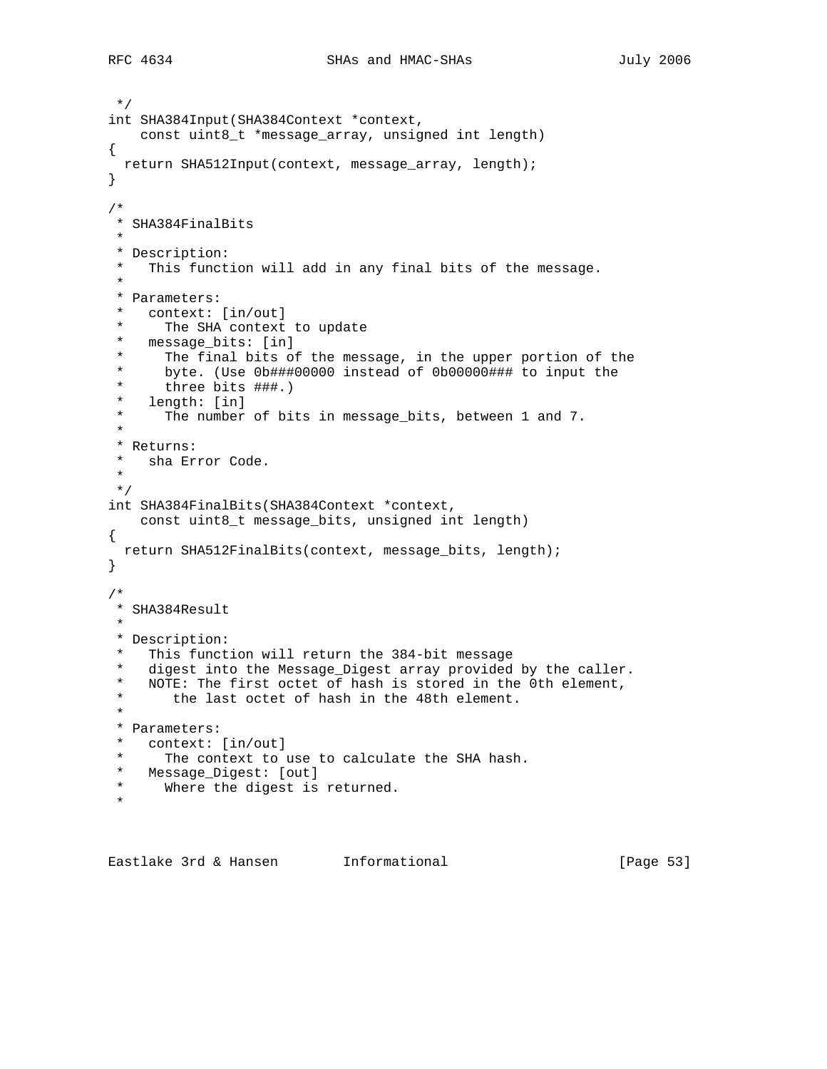```
 */
int SHA384Input(SHA384Context *context,
    const uint8_t *message_array, unsigned int length)
{
  return SHA512Input(context, message_array, length);
}

/*
 * SHA384FinalBits
 *
 * Description:
 *   This function will add in any final bits of the message.
 *
 * Parameters:
 *   context: [in/out]
 *     The SHA context to update
 *   message_bits: [in]
 *     The final bits of the message, in the upper portion of the
 *     byte. (Use 0b###00000 instead of 0b00000### to input the
 *     three bits ###.)
 *   length: [in]
 *     The number of bits in message_bits, between 1 and 7.
 *
 * Returns:
 *   sha Error Code.
 *
 */
int SHA384FinalBits(SHA384Context *context,
    const uint8_t message_bits, unsigned int length)
{
  return SHA512FinalBits(context, message_bits, length);
}

/*
 * SHA384Result
 *
 * Description:
 *   This function will return the 384-bit message
 *   digest into the Message_Digest array provided by the caller.
 *   NOTE: The first octet of hash is stored in the 0th element,
 *      the last octet of hash in the 48th element.
 *
 * Parameters:
 *   context: [in/out]
 *     The context to use to calculate the SHA hash.
 *   Message_Digest: [out]
 *     Where the digest is returned.
 *
```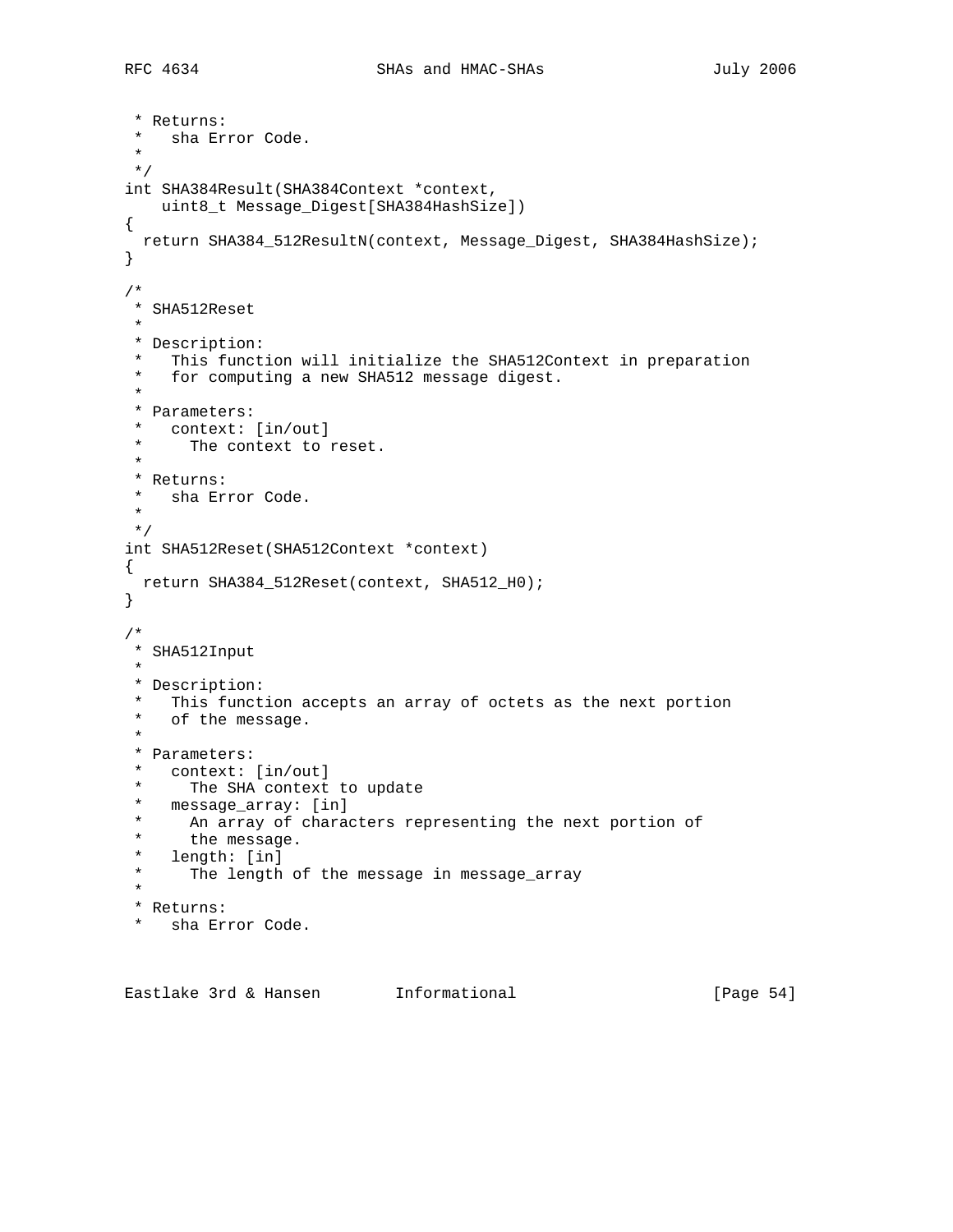```
 * Returns:
 *   sha Error Code.
 *
 */
int SHA384Result(SHA384Context *context,
    uint8_t Message_Digest[SHA384HashSize])
{
  return SHA384_512ResultN(context, Message_Digest, SHA384HashSize);
}

/*
 * SHA512Reset
 *
 * Description:
 *   This function will initialize the SHA512Context in preparation
 *   for computing a new SHA512 message digest.
 *
 * Parameters:
 *   context: [in/out]
 *     The context to reset.
 *
 * Returns:
 *   sha Error Code.
 *
 */
int SHA512Reset(SHA512Context *context)
{
  return SHA384_512Reset(context, SHA512_H0);
}

/*
 * SHA512Input
 *
 * Description:
 *   This function accepts an array of octets as the next portion
 *   of the message.
 *
 * Parameters:
 *   context: [in/out]
 *     The SHA context to update
 *   message_array: [in]
 *     An array of characters representing the next portion of
 *     the message.
 *   length: [in]
 *     The length of the message in message_array
 *
 * Returns:
 *   sha Error Code.
```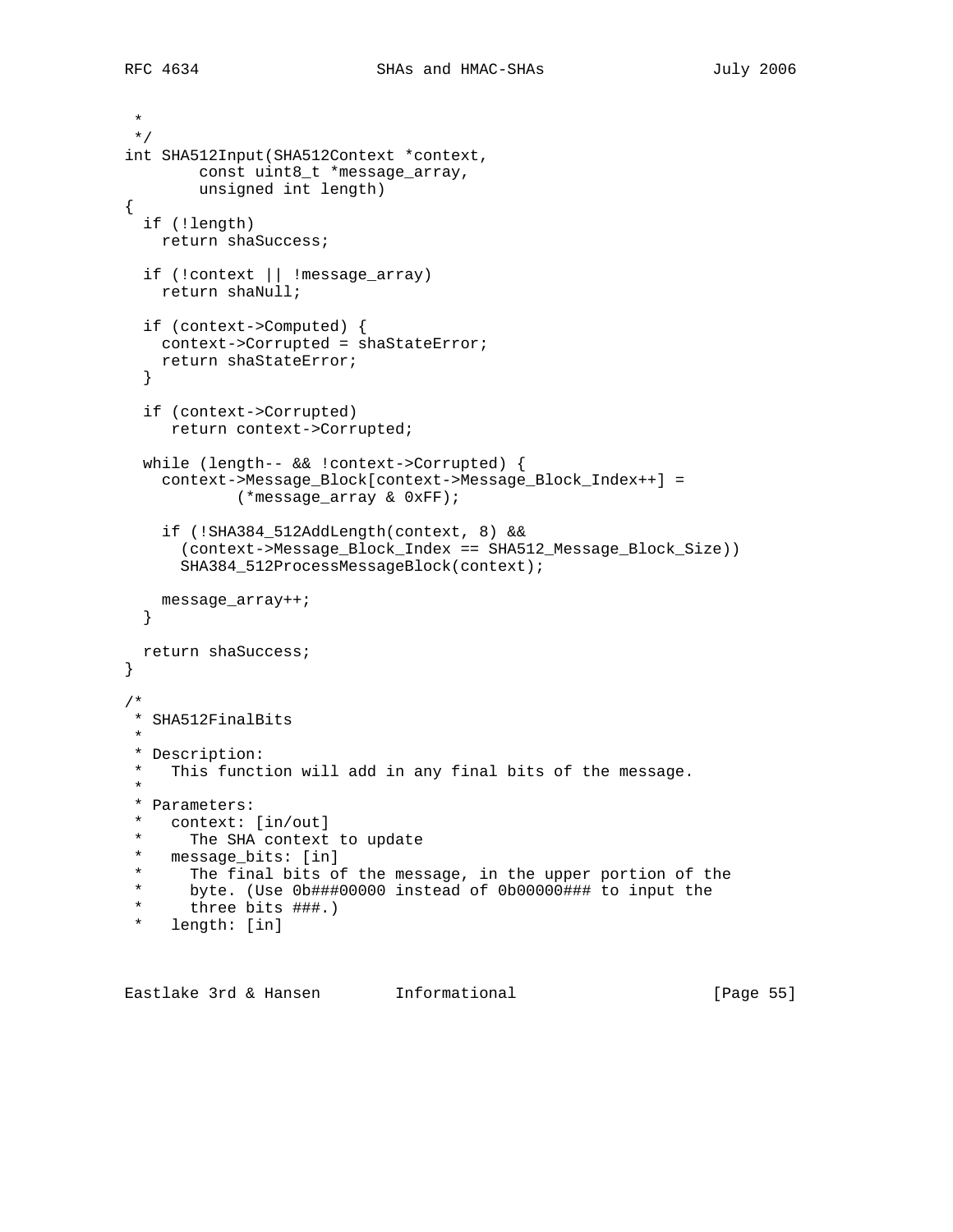```
 *
 */
int SHA512Input(SHA512Context *context,
        const uint8_t *message_array,
        unsigned int length)
{
  if (!length)
    return shaSuccess;

  if (!context || !message_array)
    return shaNull;

  if (context->Computed) {
    context->Corrupted = shaStateError;
    return shaStateError;
  }

  if (context->Corrupted)
     return context->Corrupted;

  while (length-- && !context->Corrupted) {
    context->Message_Block[context->Message_Block_Index++] =
            (*message_array & 0xFF);

    if (!SHA384_512AddLength(context, 8) &&
      (context->Message_Block_Index == SHA512_Message_Block_Size))
      SHA384_512ProcessMessageBlock(context);

    message_array++;
  }

  return shaSuccess;
}

/*
 * SHA512FinalBits
 *
 * Description:
 *   This function will add in any final bits of the message.
 *
 * Parameters:
 *   context: [in/out]
 *     The SHA context to update
 *   message_bits: [in]
 *     The final bits of the message, in the upper portion of the
 *     byte. (Use 0b###00000 instead of 0b00000### to input the
 *     three bits ###.)
 *   length: [in]
```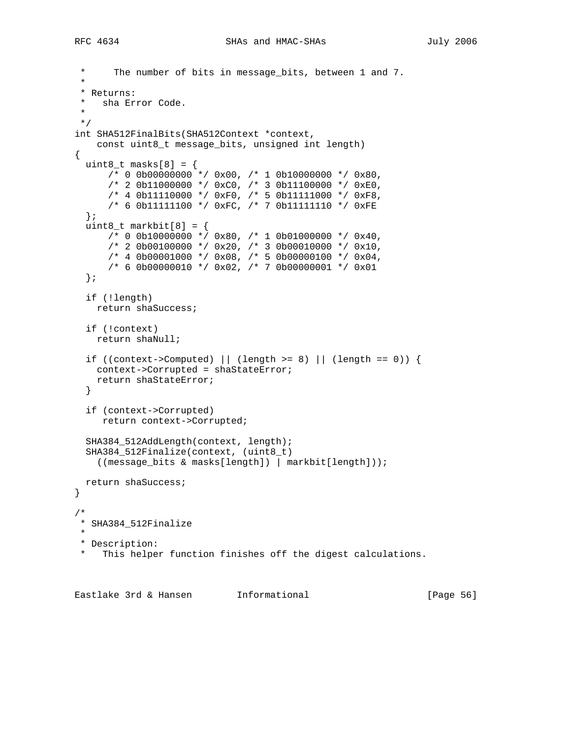```
 *     The number of bits in message_bits, between 1 and 7.
 *
 * Returns:
 *   sha Error Code.
 *
 */
int SHA512FinalBits(SHA512Context *context,
    const uint8_t message_bits, unsigned int length)
{
  uint8_t masks[8] = {
      /* 0 0b00000000 */ 0x00, /* 1 0b10000000 */ 0x80,
      /* 2 0b11000000 */ 0xC0, /* 3 0b11100000 */ 0xE0,
      /* 4 0b11110000 */ 0xF0, /* 5 0b11111000 */ 0xF8,
      /* 6 0b11111100 */ 0xFC, /* 7 0b11111110 */ 0xFE
  };
  uint8_t markbit[8] = {
      /* 0 0b10000000 */ 0x80, /* 1 0b01000000 */ 0x40,
      /* 2 0b00100000 */ 0x20, /* 3 0b00010000 */ 0x10,
      /* 4 0b00001000 */ 0x08, /* 5 0b00000100 */ 0x04,
      /* 6 0b00000010 */ 0x02, /* 7 0b00000001 */ 0x01
  };

  if (!length)
    return shaSuccess;

  if (!context)
    return shaNull;

  if ((context->Computed) || (length >= 8) || (length == 0)) {
    context->Corrupted = shaStateError;
    return shaStateError;
  }

  if (context->Corrupted)
     return context->Corrupted;

  SHA384_512AddLength(context, length);
  SHA384_512Finalize(context, (uint8_t)
    ((message_bits & masks[length]) | markbit[length]));

  return shaSuccess;
}

/*
 * SHA384_512Finalize
 *
 * Description:
 *   This helper function finishes off the digest calculations.
```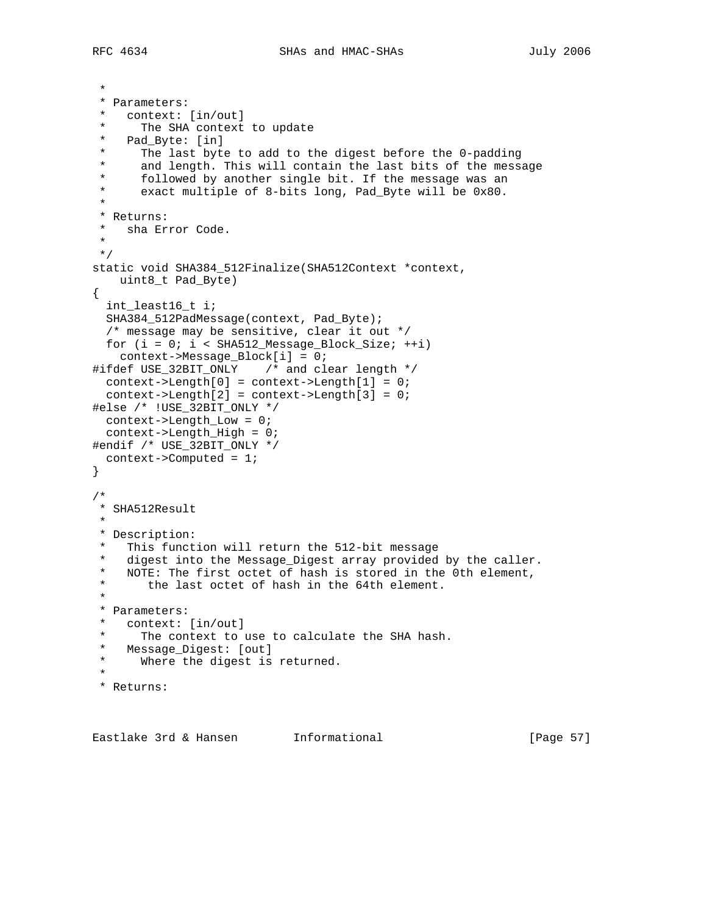```
 *
 * Parameters:
 *   context: [in/out]
 *     The SHA context to update
 *   Pad_Byte: [in]
 *     The last byte to add to the digest before the 0-padding
 *     and length. This will contain the last bits of the message
 *     followed by another single bit. If the message was an
 *     exact multiple of 8-bits long, Pad_Byte will be 0x80.
 *
 * Returns:
 *   sha Error Code.
 *
 */
static void SHA384_512Finalize(SHA512Context *context,
    uint8_t Pad_Byte)
{
  int_least16_t i;
  SHA384_512PadMessage(context, Pad_Byte);
  /* message may be sensitive, clear it out */
  for (i = 0; i < SHA512_Message_Block_Size; ++i)
    context->Message_Block[i] = 0;
#ifdef USE_32BIT_ONLY    /* and clear length */
  context->Length[0] = context->Length[1] = 0;
  context->Length[2] = context->Length[3] = 0;
#else /* !USE_32BIT_ONLY */
  context->Length_Low = 0;
  context->Length_High = 0;
#endif /* USE_32BIT_ONLY */
  context->Computed = 1;
}

/*
 * SHA512Result
 *
 * Description:
 *   This function will return the 512-bit message
 *   digest into the Message_Digest array provided by the caller.
 *   NOTE: The first octet of hash is stored in the 0th element,
 *      the last octet of hash in the 64th element.
 *
 * Parameters:
 *   context: [in/out]
 *     The context to use to calculate the SHA hash.
 *   Message_Digest: [out]
 *     Where the digest is returned.
 *
 * Returns:
```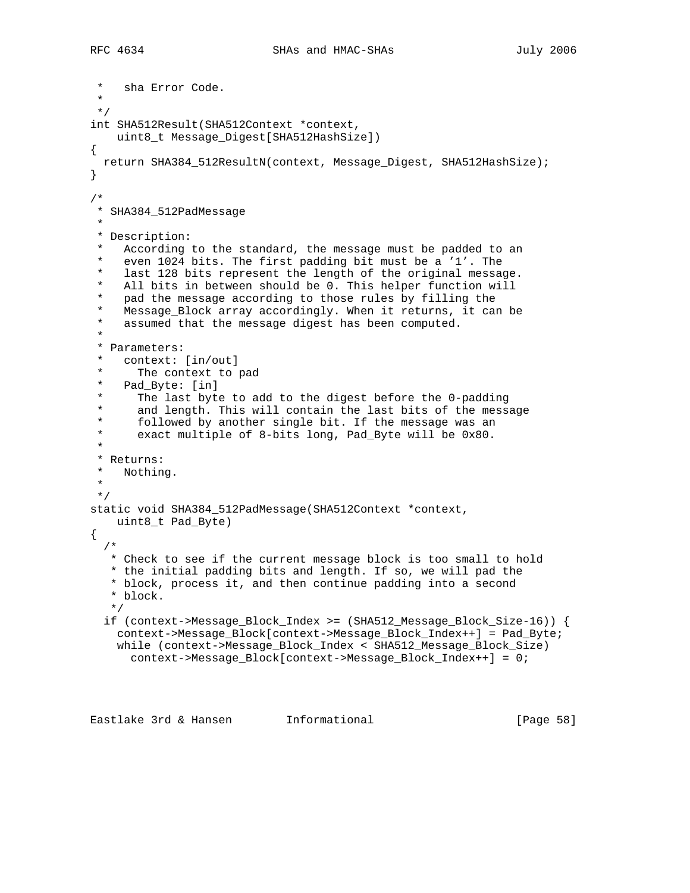```
 *   sha Error Code.
 *
 */
int SHA512Result(SHA512Context *context,
    uint8_t Message_Digest[SHA512HashSize])
{
  return SHA384_512ResultN(context, Message_Digest, SHA512HashSize);
}

/*
 * SHA384_512PadMessage
 *
 * Description:
 *   According to the standard, the message must be padded to an
 *   even 1024 bits. The first padding bit must be a '1'. The
 *   last 128 bits represent the length of the original message.
 *   All bits in between should be 0. This helper function will
 *   pad the message according to those rules by filling the
 *   Message_Block array accordingly. When it returns, it can be
 *   assumed that the message digest has been computed.
 *
 * Parameters:
 *   context: [in/out]
 *     The context to pad
 *   Pad_Byte: [in]
 *     The last byte to add to the digest before the 0-padding
 *     and length. This will contain the last bits of the message
 *     followed by another single bit. If the message was an
 *     exact multiple of 8-bits long, Pad_Byte will be 0x80.
 *
 * Returns:
 *   Nothing.
 *
 */
static void SHA384_512PadMessage(SHA512Context *context,
    uint8_t Pad_Byte)
{
  /*
   * Check to see if the current message block is too small to hold
   * the initial padding bits and length. If so, we will pad the
   * block, process it, and then continue padding into a second
   * block.
   */
  if (context->Message_Block_Index >= (SHA512_Message_Block_Size-16)) {
    context->Message_Block[context->Message_Block_Index++] = Pad_Byte;
    while (context->Message_Block_Index < SHA512_Message_Block_Size)
      context->Message_Block[context->Message_Block_Index++] = 0;
```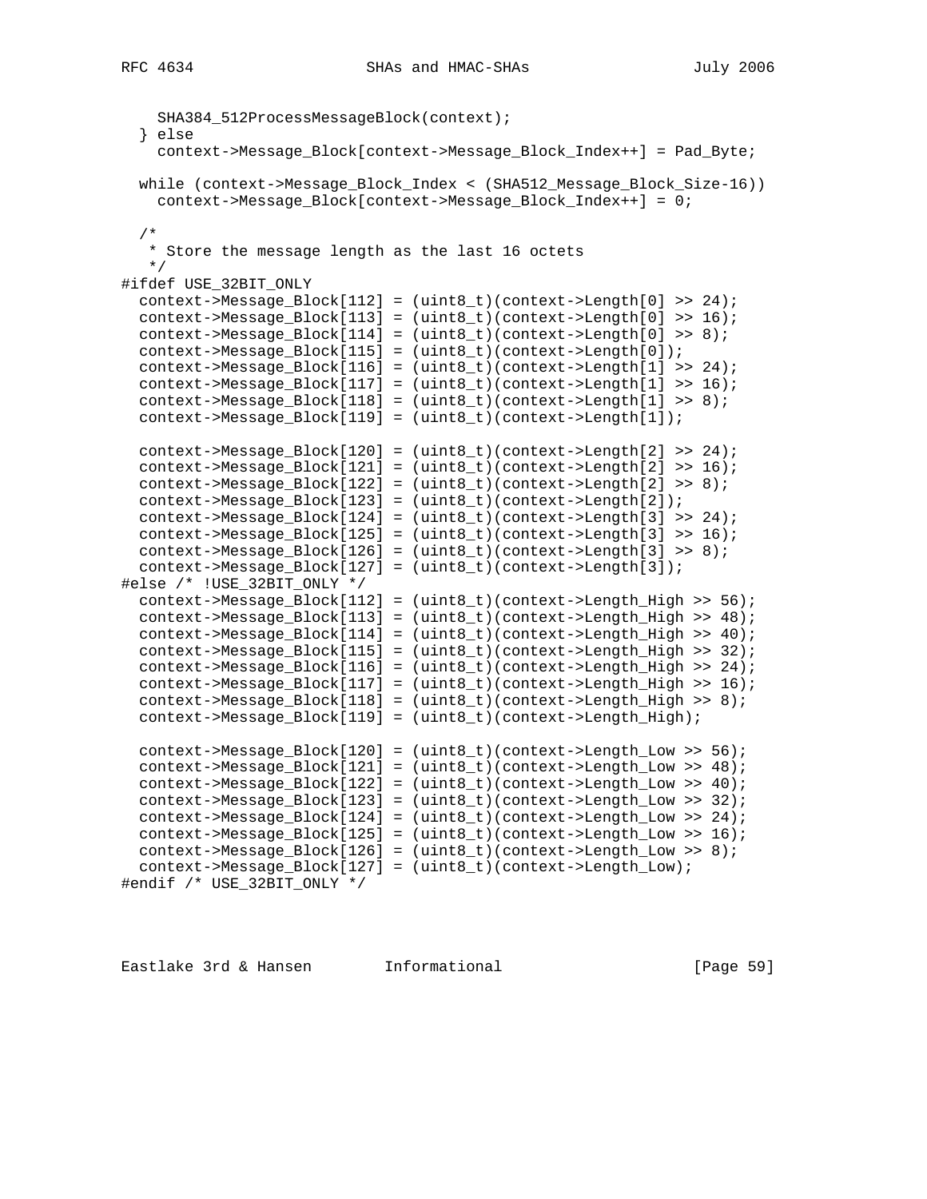```
    SHA384_512ProcessMessageBlock(context);
  } else
    context->Message_Block[context->Message_Block_Index++] = Pad_Byte;

  while (context->Message_Block_Index < (SHA512_Message_Block_Size-16))
    context->Message_Block[context->Message_Block_Index++] = 0;

  /*
   * Store the message length as the last 16 octets
   */
#ifdef USE_32BIT_ONLY
  context->Message_Block[112] = (uint8_t)(context->Length[0] >> 24);
  context->Message_Block[113] = (uint8_t)(context->Length[0] >> 16);
  context->Message_Block[114] = (uint8_t)(context->Length[0] >> 8);
  context->Message_Block[115] = (uint8_t)(context->Length[0]);
  context->Message_Block[116] = (uint8_t)(context->Length[1] >> 24);
  context->Message_Block[117] = (uint8_t)(context->Length[1] >> 16);
  context->Message_Block[118] = (uint8_t)(context->Length[1] >> 8);
  context->Message_Block[119] = (uint8_t)(context->Length[1]);

  context->Message_Block[120] = (uint8_t)(context->Length[2] >> 24);
  context->Message_Block[121] = (uint8_t)(context->Length[2] >> 16);
  context->Message_Block[122] = (uint8_t)(context->Length[2] >> 8);
  context->Message_Block[123] = (uint8_t)(context->Length[2]);
  context->Message_Block[124] = (uint8_t)(context->Length[3] >> 24);
  context->Message_Block[125] = (uint8_t)(context->Length[3] >> 16);
  context->Message_Block[126] = (uint8_t)(context->Length[3] >> 8);
  context->Message_Block[127] = (uint8_t)(context->Length[3]);
#else /* !USE_32BIT_ONLY */
  context->Message_Block[112] = (uint8_t)(context->Length_High >> 56);
  context->Message_Block[113] = (uint8_t)(context->Length_High >> 48);
  context->Message_Block[114] = (uint8_t)(context->Length_High >> 40);
  context->Message_Block[115] = (uint8_t)(context->Length_High >> 32);
  context->Message_Block[116] = (uint8_t)(context->Length_High >> 24);
  context->Message_Block[117] = (uint8_t)(context->Length_High >> 16);
  context->Message_Block[118] = (uint8_t)(context->Length_High >> 8);
  context->Message_Block[119] = (uint8_t)(context->Length_High);

  context->Message_Block[120] = (uint8_t)(context->Length_Low >> 56);
  context->Message_Block[121] = (uint8_t)(context->Length_Low >> 48);
  context->Message_Block[122] = (uint8_t)(context->Length_Low >> 40);
  context->Message_Block[123] = (uint8_t)(context->Length_Low >> 32);
  context->Message_Block[124] = (uint8_t)(context->Length_Low >> 24);
  context->Message_Block[125] = (uint8_t)(context->Length_Low >> 16);
  context->Message_Block[126] = (uint8_t)(context->Length_Low >> 8);
  context->Message_Block[127] = (uint8_t)(context->Length_Low);
#endif /* USE_32BIT_ONLY */
```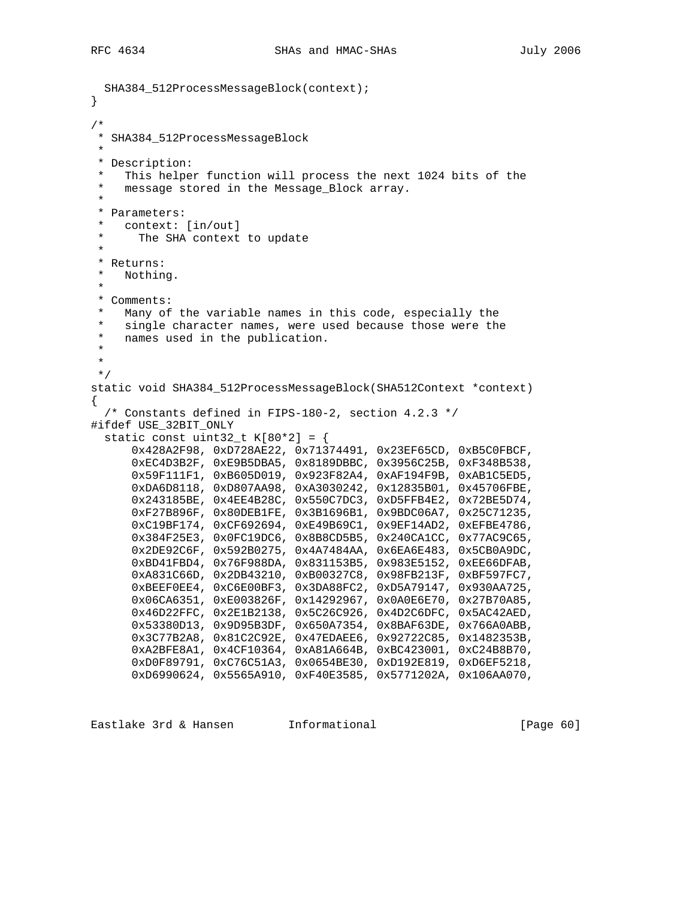```
  SHA384_512ProcessMessageBlock(context);
}

/*
 * SHA384_512ProcessMessageBlock
 *
 * Description:
 *   This helper function will process the next 1024 bits of the
 *   message stored in the Message_Block array.
 *
 * Parameters:
 *   context: [in/out]
 *     The SHA context to update
 *
 * Returns:
 *   Nothing.
 *
 * Comments:
 *   Many of the variable names in this code, especially the
 *   single character names, were used because those were the
 *   names used in the publication.
 *
 *
 */
static void SHA384_512ProcessMessageBlock(SHA512Context *context)
{
  /* Constants defined in FIPS-180-2, section 4.2.3 */
#ifdef USE_32BIT_ONLY
  static const uint32_t K[80*2] = {
      0x428A2F98, 0xD728AE22, 0x71374491, 0x23EF65CD, 0xB5C0FBCF,
      0xEC4D3B2F, 0xE9B5DBA5, 0x8189DBBC, 0x3956C25B, 0xF348B538,
      0x59F111F1, 0xB605D019, 0x923F82A4, 0xAF194F9B, 0xAB1C5ED5,
      0xDA6D8118, 0xD807AA98, 0xA3030242, 0x12835B01, 0x45706FBE,
      0x243185BE, 0x4EE4B28C, 0x550C7DC3, 0xD5FFB4E2, 0x72BE5D74,
      0xF27B896F, 0x80DEB1FE, 0x3B1696B1, 0x9BDC06A7, 0x25C71235,
      0xC19BF174, 0xCF692694, 0xE49B69C1, 0x9EF14AD2, 0xEFBE4786,
      0x384F25E3, 0x0FC19DC6, 0x8B8CD5B5, 0x240CA1CC, 0x77AC9C65,
      0x2DE92C6F, 0x592B0275, 0x4A7484AA, 0x6EA6E483, 0x5CB0A9DC,
      0xBD41FBD4, 0x76F988DA, 0x831153B5, 0x983E5152, 0xEE66DFAB,
      0xA831C66D, 0x2DB43210, 0xB00327C8, 0x98FB213F, 0xBF597FC7,
      0xBEEF0EE4, 0xC6E00BF3, 0x3DA88FC2, 0xD5A79147, 0x930AA725,
      0x06CA6351, 0xE003826F, 0x14292967, 0x0A0E6E70, 0x27B70A85,
      0x46D22FFC, 0x2E1B2138, 0x5C26C926, 0x4D2C6DFC, 0x5AC42AED,
      0x53380D13, 0x9D95B3DF, 0x650A7354, 0x8BAF63DE, 0x766A0ABB,
      0x3C77B2A8, 0x81C2C92E, 0x47EDAEE6, 0x92722C85, 0x1482353B,
      0xA2BFE8A1, 0x4CF10364, 0xA81A664B, 0xBC423001, 0xC24B8B70,
      0xD0F89791, 0xC76C51A3, 0x0654BE30, 0xD192E819, 0xD6EF5218,
      0xD6990624, 0x5565A910, 0xF40E3585, 0x5771202A, 0x106AA070,
```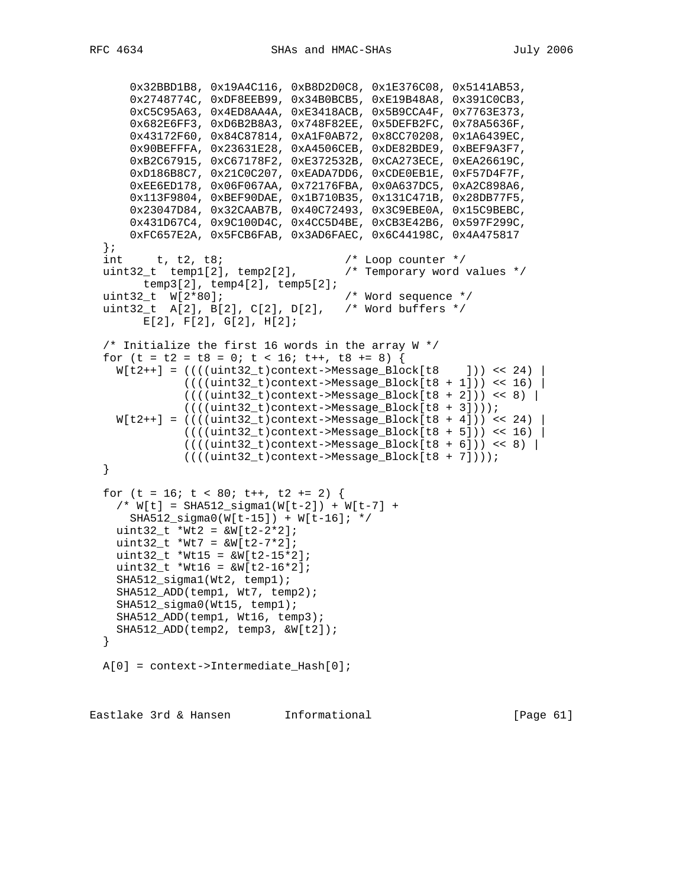```
      0x32BBD1B8, 0x19A4C116, 0xB8D2D0C8, 0x1E376C08, 0x5141AB53,
      0x2748774C, 0xDF8EEB99, 0x34B0BCB5, 0xE19B48A8, 0x391C0CB3,
      0xC5C95A63, 0x4ED8AA4A, 0xE3418ACB, 0x5B9CCA4F, 0x7763E373,
      0x682E6FF3, 0xD6B2B8A3, 0x748F82EE, 0x5DEFB2FC, 0x78A5636F,
      0x43172F60, 0x84C87814, 0xA1F0AB72, 0x8CC70208, 0x1A6439EC,
      0x90BEFFFA, 0x23631E28, 0xA4506CEB, 0xDE82BDE9, 0xBEF9A3F7,
      0xB2C67915, 0xC67178F2, 0xE372532B, 0xCA273ECE, 0xEA26619C,
      0xD186B8C7, 0x21C0C207, 0xEADA7DD6, 0xCDE0EB1E, 0xF57D4F7F,
      0xEE6ED178, 0x06F067AA, 0x72176FBA, 0x0A637DC5, 0xA2C898A6,
      0x113F9804, 0xBEF90DAE, 0x1B710B35, 0x131C471B, 0x28DB77F5,
      0x23047D84, 0x32CAAB7B, 0x40C72493, 0x3C9EBE0A, 0x15C9BEBC,
      0x431D67C4, 0x9C100D4C, 0x4CC5D4BE, 0xCB3E42B6, 0x597F299C,
      0xFC657E2A, 0x5FCB6FAB, 0x3AD6FAEC, 0x6C44198C, 0x4A475817
  };
  int     t, t2, t8;                  /* Loop counter */
  uint32_t  temp1[2], temp2[2],       /* Temporary word values */
        temp3[2], temp4[2], temp5[2];
  uint32_t  W[2*80];                  /* Word sequence */
  uint32_t  A[2], B[2], C[2], D[2],   /* Word buffers */
        E[2], F[2], G[2], H[2];

  /* Initialize the first 16 words in the array W */
  for (t = t2 = t8 = 0; t < 16; t++, t8 += 8) {
    W[t2++] = ((((uint32_t)context->Message_Block[t8    ])) << 24) |
              ((((uint32_t)context->Message_Block[t8 + 1])) << 16) |
              ((((uint32_t)context->Message_Block[t8 + 2])) << 8) |
              ((((uint32_t)context->Message_Block[t8 + 3])));
    W[t2++] = ((((uint32_t)context->Message_Block[t8 + 4])) << 24) |
              ((((uint32_t)context->Message_Block[t8 + 5])) << 16) |
              ((((uint32_t)context->Message_Block[t8 + 6])) << 8) |
              ((((uint32_t)context->Message_Block[t8 + 7])));
  }

  for (t = 16; t < 80; t++, t2 += 2) {
    /* W[t] = SHA512_sigma1(W[t-2]) + W[t-7] +
      SHA512_sigma0(W[t-15]) + W[t-16]; */
    uint32_t *Wt2 = &W[t2-2*2];
    uint32_t *Wt7 = &W[t2-7*2];
    uint32_t *Wt15 = &W[t2-15*2];
    uint32_t *Wt16 = &W[t2-16*2];
    SHA512_sigma1(Wt2, temp1);
    SHA512_ADD(temp1, Wt7, temp2);
    SHA512_sigma0(Wt15, temp1);
    SHA512_ADD(temp1, Wt16, temp3);
    SHA512_ADD(temp2, temp3, &W[t2]);
  }

  A[0] = context->Intermediate_Hash[0];
```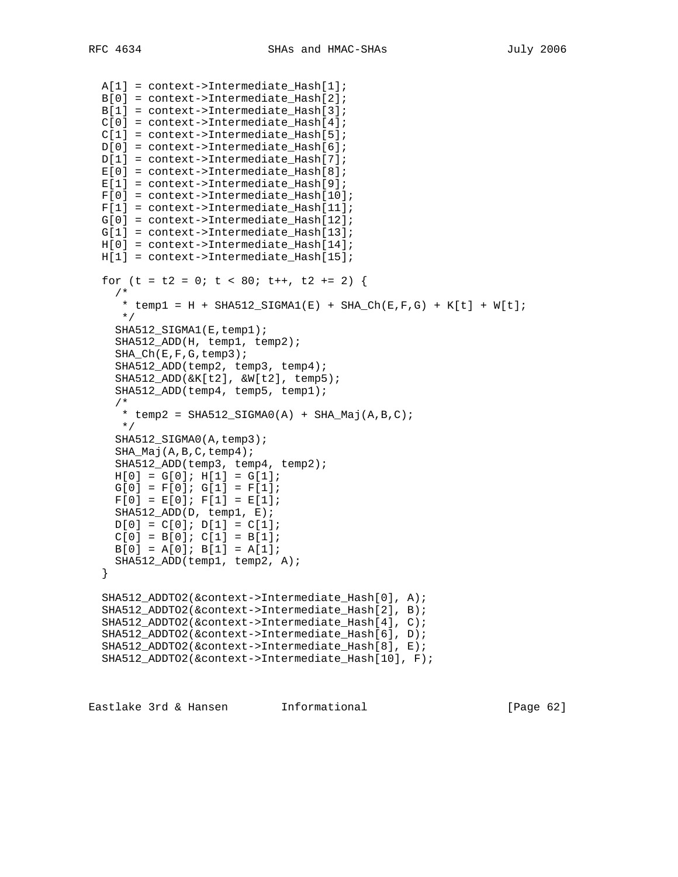```
   A[1] = context->Intermediate_Hash[1];
   B[0] = context->Intermediate_Hash[2];
   B[1] = context->Intermediate_Hash[3];
   C[0] = context->Intermediate_Hash[4];
   C[1] = context->Intermediate_Hash[5];
   D[0] = context->Intermediate_Hash[6];
   D[1] = context->Intermediate_Hash[7];
   E[0] = context->Intermediate_Hash[8];
   E[1] = context->Intermediate_Hash[9];
   F[0] = context->Intermediate_Hash[10];
   F[1] = context->Intermediate_Hash[11];
   G[0] = context->Intermediate_Hash[12];
   G[1] = context->Intermediate_Hash[13];
   H[0] = context->Intermediate_Hash[14];
   H[1] = context->Intermediate_Hash[15];

   for (t = t2 = 0; t < 80; t++, t2 += 2) {
     /*
      * temp1 = H + SHA512_SIGMA1(E) + SHA_Ch(E,F,G) + K[t] + W[t];
      */
     SHA512_SIGMA1(E,temp1);
     SHA512_ADD(H, temp1, temp2);
     SHA_Ch(E,F,G,temp3);
     SHA512_ADD(temp2, temp3, temp4);
     SHA512_ADD(&K[t2], &W[t2], temp5);
     SHA512_ADD(temp4, temp5, temp1);
     /*
      * temp2 = SHA512_SIGMA0(A) + SHA_Maj(A,B,C);
      */
     SHA512_SIGMA0(A,temp3);
     SHA_Maj(A,B,C,temp4);
     SHA512_ADD(temp3, temp4, temp2);
     H[0] = G[0]; H[1] = G[1];
     G[0] = F[0]; G[1] = F[1];
     F[0] = E[0]; F[1] = E[1];
     SHA512_ADD(D, temp1, E);
     D[0] = C[0]; D[1] = C[1];
     C[0] = B[0]; C[1] = B[1];
     B[0] = A[0]; B[1] = A[1];
     SHA512_ADD(temp1, temp2, A);
   }

   SHA512_ADDTO2(&context->Intermediate_Hash[0], A);
   SHA512_ADDTO2(&context->Intermediate_Hash[2], B);
   SHA512_ADDTO2(&context->Intermediate_Hash[4], C);
   SHA512_ADDTO2(&context->Intermediate_Hash[6], D);
   SHA512_ADDTO2(&context->Intermediate_Hash[8], E);
   SHA512_ADDTO2(&context->Intermediate_Hash[10], F);
```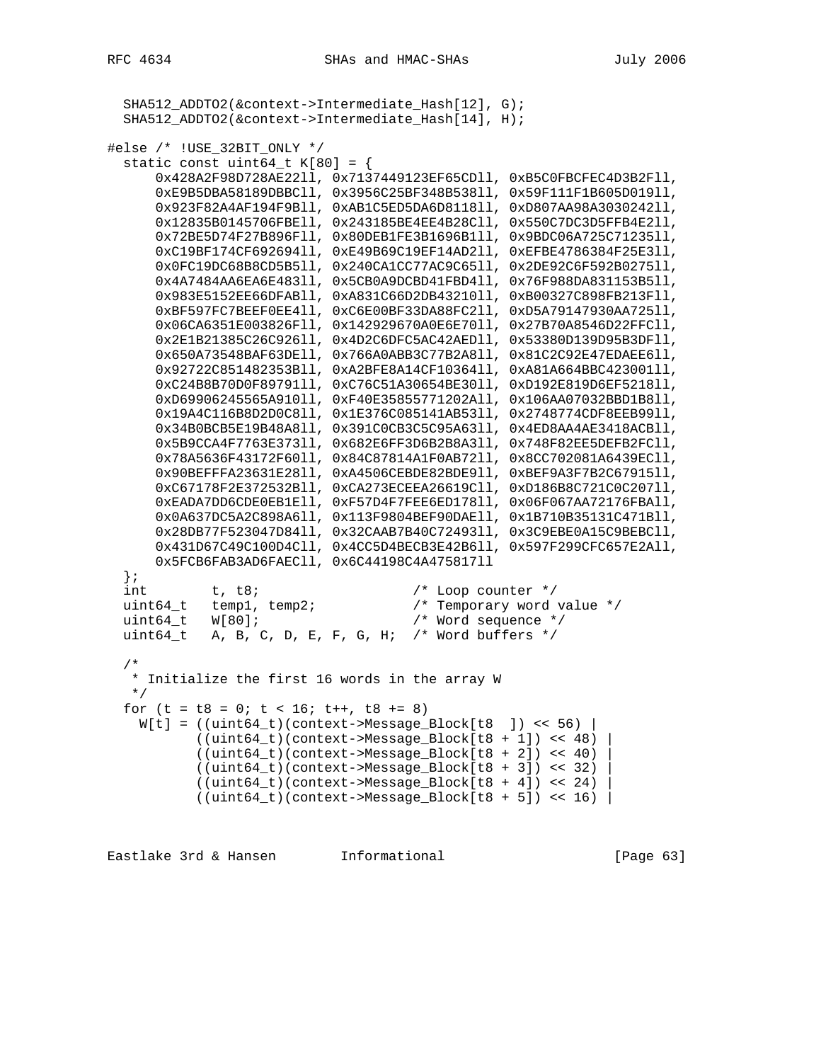```
  SHA512_ADDTO2(&context->Intermediate_Hash[12], G);
  SHA512_ADDTO2(&context->Intermediate_Hash[14], H);

#else /* !USE_32BIT_ONLY */
  static const uint64_t K[80] = {
      0x428A2F98D728AE22ll, 0x7137449123EF65CDll, 0xB5C0FBCFEC4D3B2Fll,
      0xE9B5DBA58189DBBCll, 0x3956C25BF348B538ll, 0x59F111F1B605D019ll,
      0x923F82A4AF194F9Bll, 0xAB1C5ED5DA6D8118ll, 0xD807AA98A3030242ll,
      0x12835B0145706FBEll, 0x243185BE4EE4B28Cll, 0x550C7DC3D5FFB4E2ll,
      0x72BE5D74F27B896Fll, 0x80DEB1FE3B1696B1ll, 0x9BDC06A725C71235ll,
      0xC19BF174CF692694ll, 0xE49B69C19EF14AD2ll, 0xEFBE4786384F25E3ll,
      0x0FC19DC68B8CD5B5ll, 0x240CA1CC77AC9C65ll, 0x2DE92C6F592B0275ll,
      0x4A7484AA6EA6E483ll, 0x5CB0A9DCBD41FBD4ll, 0x76F988DA831153B5ll,
      0x983E5152EE66DFABll, 0xA831C66D2DB43210ll, 0xB00327C898FB213Fll,
      0xBF597FC7BEEF0EE4ll, 0xC6E00BF33DA88FC2ll, 0xD5A79147930AA725ll,
      0x06CA6351E003826Fll, 0x142929670A0E6E70ll, 0x27B70A8546D22FFCll,
      0x2E1B21385C26C926ll, 0x4D2C6DFC5AC42AEDll, 0x53380D139D95B3DFll,
      0x650A73548BAF63DEll, 0x766A0ABB3C77B2A8ll, 0x81C2C92E47EDAEE6ll,
      0x92722C851482353Bll, 0xA2BFE8A14CF10364ll, 0xA81A664BBC423001ll,
      0xC24B8B70D0F89791ll, 0xC76C51A30654BE30ll, 0xD192E819D6EF5218ll,
      0xD69906245565A910ll, 0xF40E35855771202All, 0x106AA07032BBD1B8ll,
      0x19A4C116B8D2D0C8ll, 0x1E376C085141AB53ll, 0x2748774CDF8EEB99ll,
      0x34B0BCB5E19B48A8ll, 0x391C0CB3C5C95A63ll, 0x4ED8AA4AE3418ACBll,
      0x5B9CCA4F7763E373ll, 0x682E6FF3D6B2B8A3ll, 0x748F82EE5DEFB2FCll,
      0x78A5636F43172F60ll, 0x84C87814A1F0AB72ll, 0x8CC702081A6439ECll,
      0x90BEFFFA23631E28ll, 0xA4506CEBDE82BDE9ll, 0xBEF9A3F7B2C67915ll,
      0xC67178F2E372532Bll, 0xCA273ECEEA26619Cll, 0xD186B8C721C0C207ll,
      0xEADA7DD6CDE0EB1Ell, 0xF57D4F7FEE6ED178ll, 0x06F067AA72176FBAll,
      0x0A637DC5A2C898A6ll, 0x113F9804BEF90DAEll, 0x1B710B35131C471Bll,
      0x28DB77F523047D84ll, 0x32CAAB7B40C72493ll, 0x3C9EBE0A15C9BEBCll,
      0x431D67C49C100D4Cll, 0x4CC5D4BECB3E42B6ll, 0x597F299CFC657E2All,
      0x5FCB6FAB3AD6FAECll, 0x6C44198C4A475817ll
  };
  int        t, t8;                   /* Loop counter */
  uint64_t   temp1, temp2;            /* Temporary word value */
  uint64_t   W[80];                   /* Word sequence */
  uint64_t   A, B, C, D, E, F, G, H;  /* Word buffers */

  /*
   * Initialize the first 16 words in the array W
   */
  for (t = t8 = 0; t < 16; t++, t8 += 8)
    W[t] = ((uint64_t)(context->Message_Block[t8  ]) << 56) |
           ((uint64_t)(context->Message_Block[t8 + 1]) << 48) |
           ((uint64_t)(context->Message_Block[t8 + 2]) << 40) |
           ((uint64_t)(context->Message_Block[t8 + 3]) << 32) |
           ((uint64_t)(context->Message_Block[t8 + 4]) << 24) |
           ((uint64_t)(context->Message_Block[t8 + 5]) << 16) |
```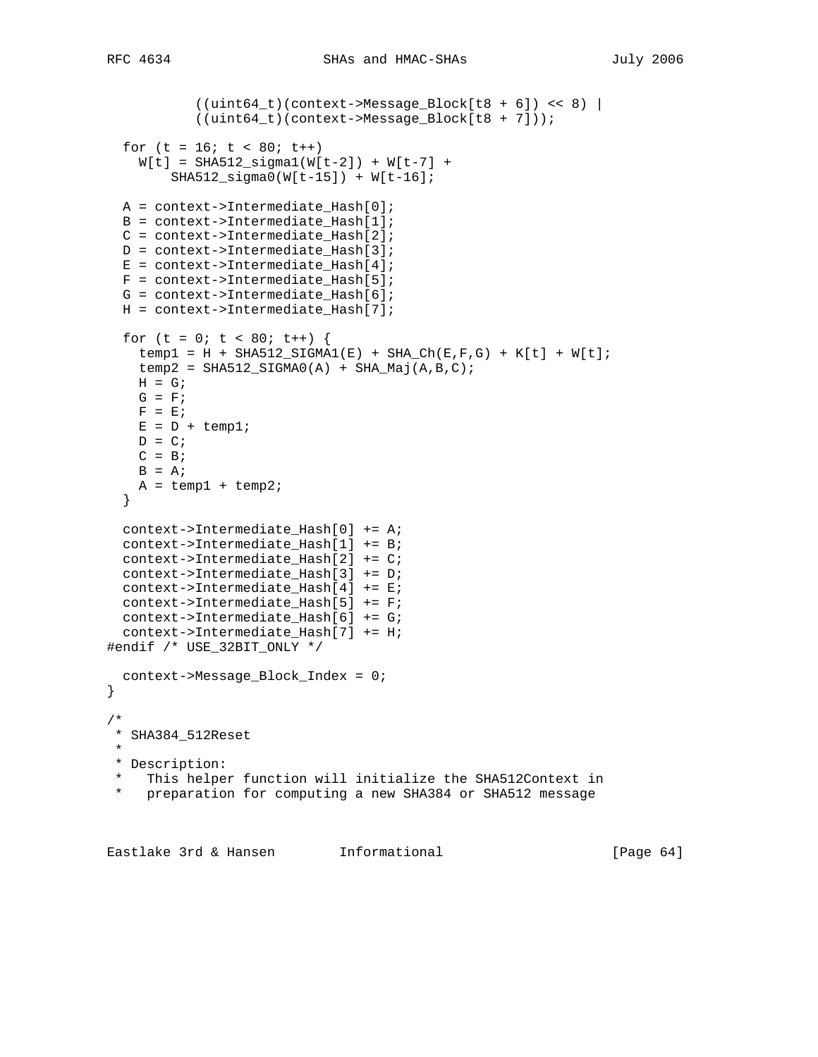```
          ((uint64_t)(context->Message_Block[t8 + 6]) << 8) |
          ((uint64_t)(context->Message_Block[t8 + 7]));

  for (t = 16; t < 80; t++)
    W[t] = SHA512_sigma1(W[t-2]) + W[t-7] +
        SHA512_sigma0(W[t-15]) + W[t-16];

  A = context->Intermediate_Hash[0];
  B = context->Intermediate_Hash[1];
  C = context->Intermediate_Hash[2];
  D = context->Intermediate_Hash[3];
  E = context->Intermediate_Hash[4];
  F = context->Intermediate_Hash[5];
  G = context->Intermediate_Hash[6];
  H = context->Intermediate_Hash[7];

  for (t = 0; t < 80; t++) {
    temp1 = H + SHA512_SIGMA1(E) + SHA_Ch(E,F,G) + K[t] + W[t];
    temp2 = SHA512_SIGMA0(A) + SHA_Maj(A,B,C);
    H = G;
    G = F;
    F = E;
    E = D + temp1;
    D = C;
    C = B;
    B = A;
    A = temp1 + temp2;
  }

  context->Intermediate_Hash[0] += A;
  context->Intermediate_Hash[1] += B;
  context->Intermediate_Hash[2] += C;
  context->Intermediate_Hash[3] += D;
  context->Intermediate_Hash[4] += E;
  context->Intermediate_Hash[5] += F;
  context->Intermediate_Hash[6] += G;
  context->Intermediate_Hash[7] += H;
#endif /* USE_32BIT_ONLY */

  context->Message_Block_Index = 0;
}

/*
 * SHA384_512Reset
 *
 * Description:
 *   This helper function will initialize the SHA512Context in
 *   preparation for computing a new SHA384 or SHA512 message
```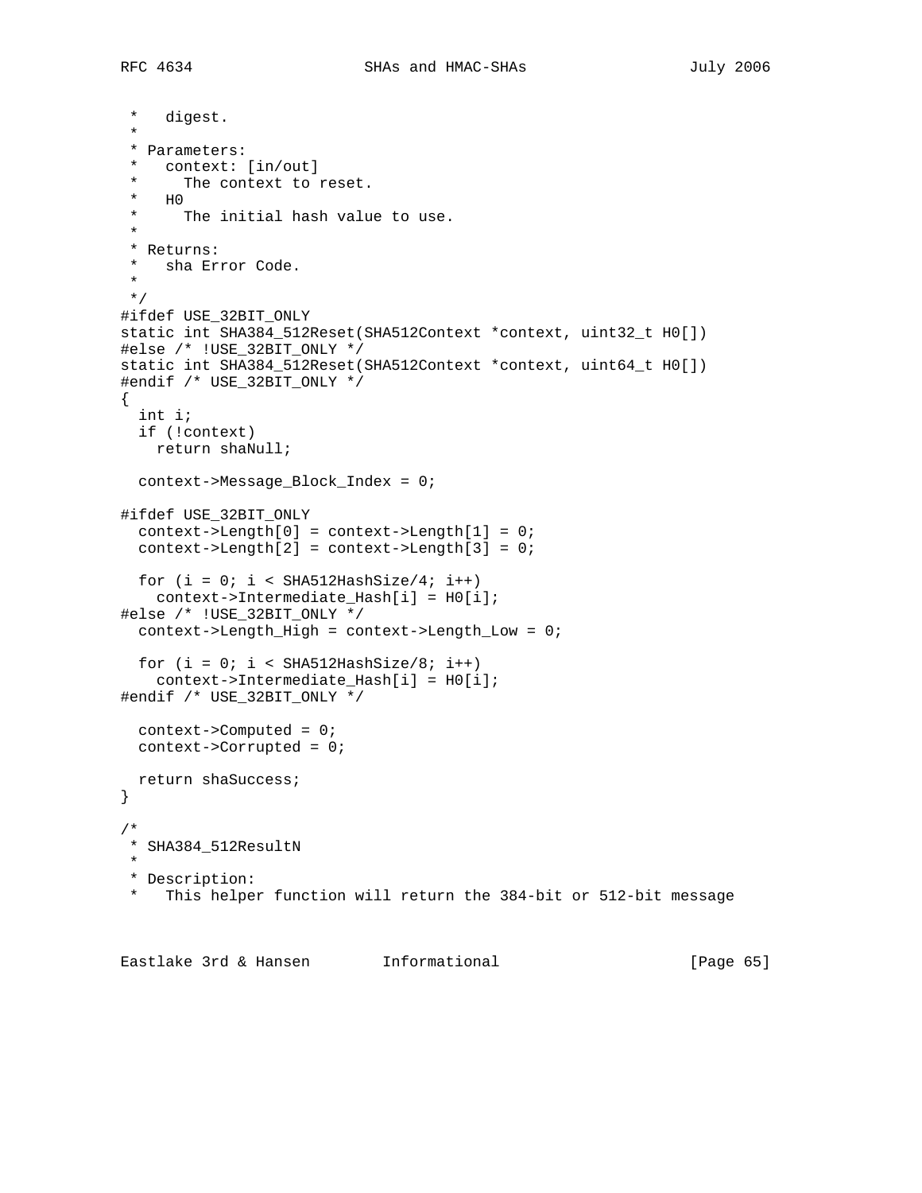```
 *   digest.
 *
 * Parameters:
 *   context: [in/out]
 *     The context to reset.
 *   H0
 *     The initial hash value to use.
 *
 * Returns:
 *   sha Error Code.
 *
 */
#ifdef USE_32BIT_ONLY
static int SHA384_512Reset(SHA512Context *context, uint32_t H0[])
#else /* !USE_32BIT_ONLY */
static int SHA384_512Reset(SHA512Context *context, uint64_t H0[])
#endif /* USE_32BIT_ONLY */
{
  int i;
  if (!context)
    return shaNull;

  context->Message_Block_Index = 0;

#ifdef USE_32BIT_ONLY
  context->Length[0] = context->Length[1] = 0;
  context->Length[2] = context->Length[3] = 0;

  for (i = 0; i < SHA512HashSize/4; i++)
    context->Intermediate_Hash[i] = H0[i];
#else /* !USE_32BIT_ONLY */
  context->Length_High = context->Length_Low = 0;

  for (i = 0; i < SHA512HashSize/8; i++)
    context->Intermediate_Hash[i] = H0[i];
#endif /* USE_32BIT_ONLY */

  context->Computed = 0;
  context->Corrupted = 0;

  return shaSuccess;
}

/*
 * SHA384_512ResultN
 *
 * Description:
 *   This helper function will return the 384-bit or 512-bit message
```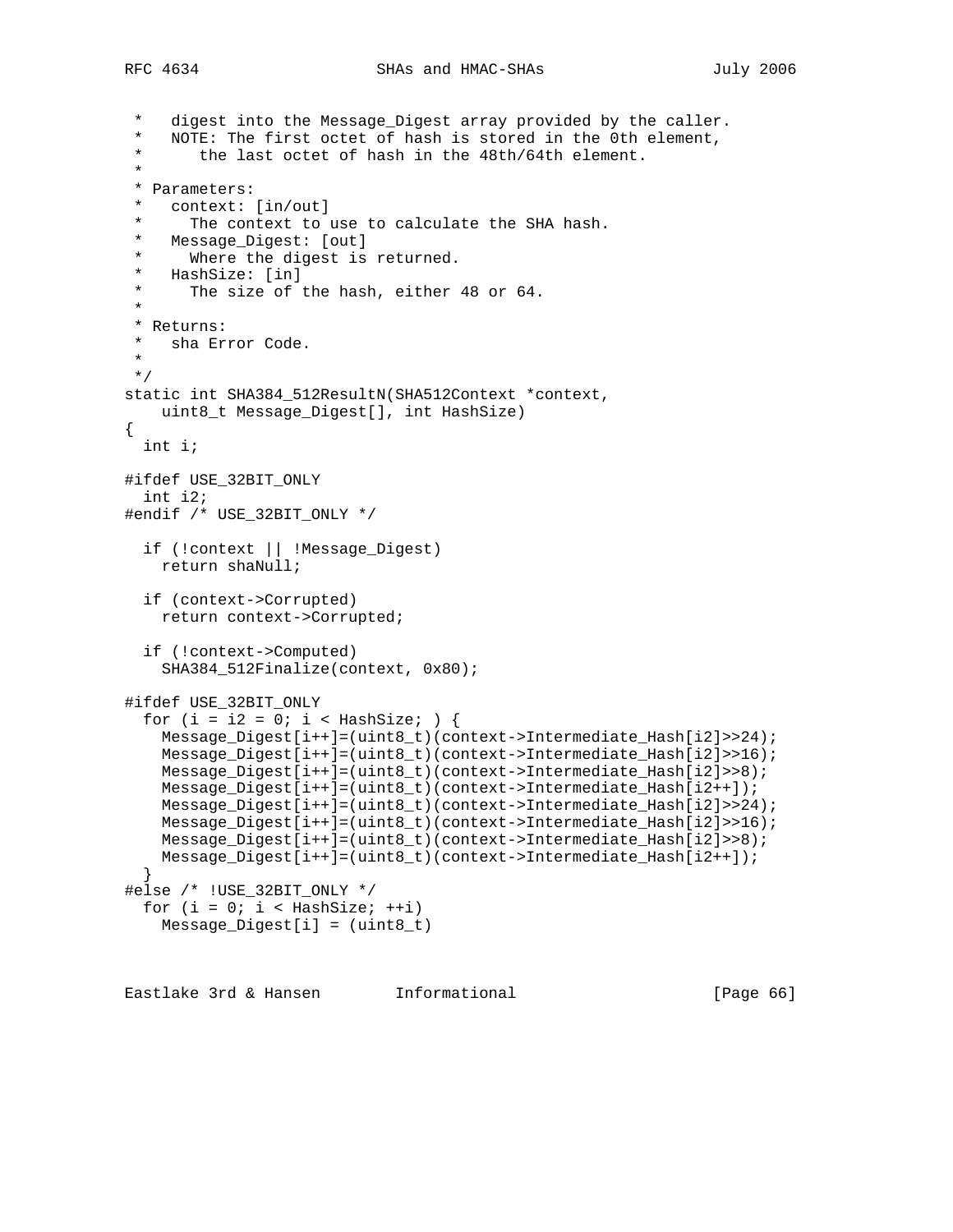```
 *   digest into the Message_Digest array provided by the caller.
 *   NOTE: The first octet of hash is stored in the 0th element,
 *      the last octet of hash in the 48th/64th element.
 *
 * Parameters:
 *   context: [in/out]
 *     The context to use to calculate the SHA hash.
 *   Message_Digest: [out]
 *     Where the digest is returned.
 *   HashSize: [in]
 *     The size of the hash, either 48 or 64.
 *
 * Returns:
 *   sha Error Code.
 *
 */
static int SHA384_512ResultN(SHA512Context *context,
    uint8_t Message_Digest[], int HashSize)
{
  int i;

#ifdef USE_32BIT_ONLY
  int i2;
#endif /* USE_32BIT_ONLY */

  if (!context || !Message_Digest)
    return shaNull;

  if (context->Corrupted)
    return context->Corrupted;

  if (!context->Computed)
    SHA384_512Finalize(context, 0x80);

#ifdef USE_32BIT_ONLY
  for (i = i2 = 0; i < HashSize; ) {
    Message_Digest[i++]=(uint8_t)(context->Intermediate_Hash[i2]>>24);
    Message_Digest[i++]=(uint8_t)(context->Intermediate_Hash[i2]>>16);
    Message_Digest[i++]=(uint8_t)(context->Intermediate_Hash[i2]>>8);
    Message_Digest[i++]=(uint8_t)(context->Intermediate_Hash[i2++]);
    Message_Digest[i++]=(uint8_t)(context->Intermediate_Hash[i2]>>24);
    Message_Digest[i++]=(uint8_t)(context->Intermediate_Hash[i2]>>16);
    Message_Digest[i++]=(uint8_t)(context->Intermediate_Hash[i2]>>8);
    Message_Digest[i++]=(uint8_t)(context->Intermediate_Hash[i2++]);
  }
#else /* !USE_32BIT_ONLY */
  for (i = 0; i < HashSize; ++i)
    Message_Digest[i] = (uint8_t)
```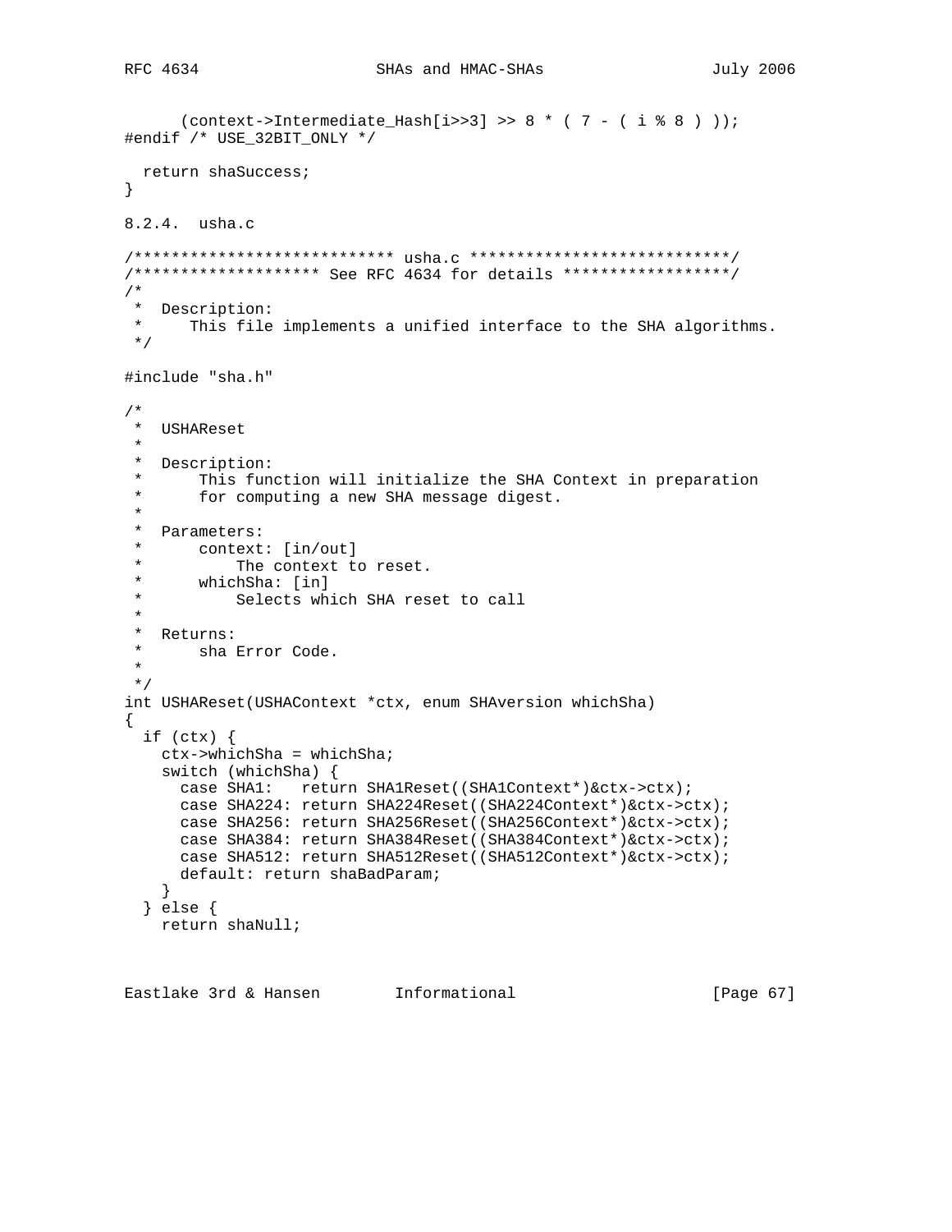```
      (context->Intermediate_Hash[i>>3] >> 8 * ( 7 - ( i % 8 ) ));
#endif /* USE_32BIT_ONLY */

  return shaSuccess;
}
```

8.2.4.  usha.c

```
/**************************** usha.c ****************************/
/******************** See RFC 4634 for details ******************/
/*
 *  Description:
 *     This file implements a unified interface to the SHA algorithms.
 */

#include "sha.h"

/*
 *  USHAReset
 *
 *  Description:
 *      This function will initialize the SHA Context in preparation
 *      for computing a new SHA message digest.
 *
 *  Parameters:
 *      context: [in/out]
 *          The context to reset.
 *      whichSha: [in]
 *          Selects which SHA reset to call
 *
 *  Returns:
 *      sha Error Code.
 *
 */
int USHAReset(USHAContext *ctx, enum SHAversion whichSha)
{
  if (ctx) {
    ctx->whichSha = whichSha;
    switch (whichSha) {
      case SHA1:   return SHA1Reset((SHA1Context*)&ctx->ctx);
      case SHA224: return SHA224Reset((SHA224Context*)&ctx->ctx);
      case SHA256: return SHA256Reset((SHA256Context*)&ctx->ctx);
      case SHA384: return SHA384Reset((SHA384Context*)&ctx->ctx);
      case SHA512: return SHA512Reset((SHA512Context*)&ctx->ctx);
      default: return shaBadParam;
    }
  } else {
    return shaNull;
```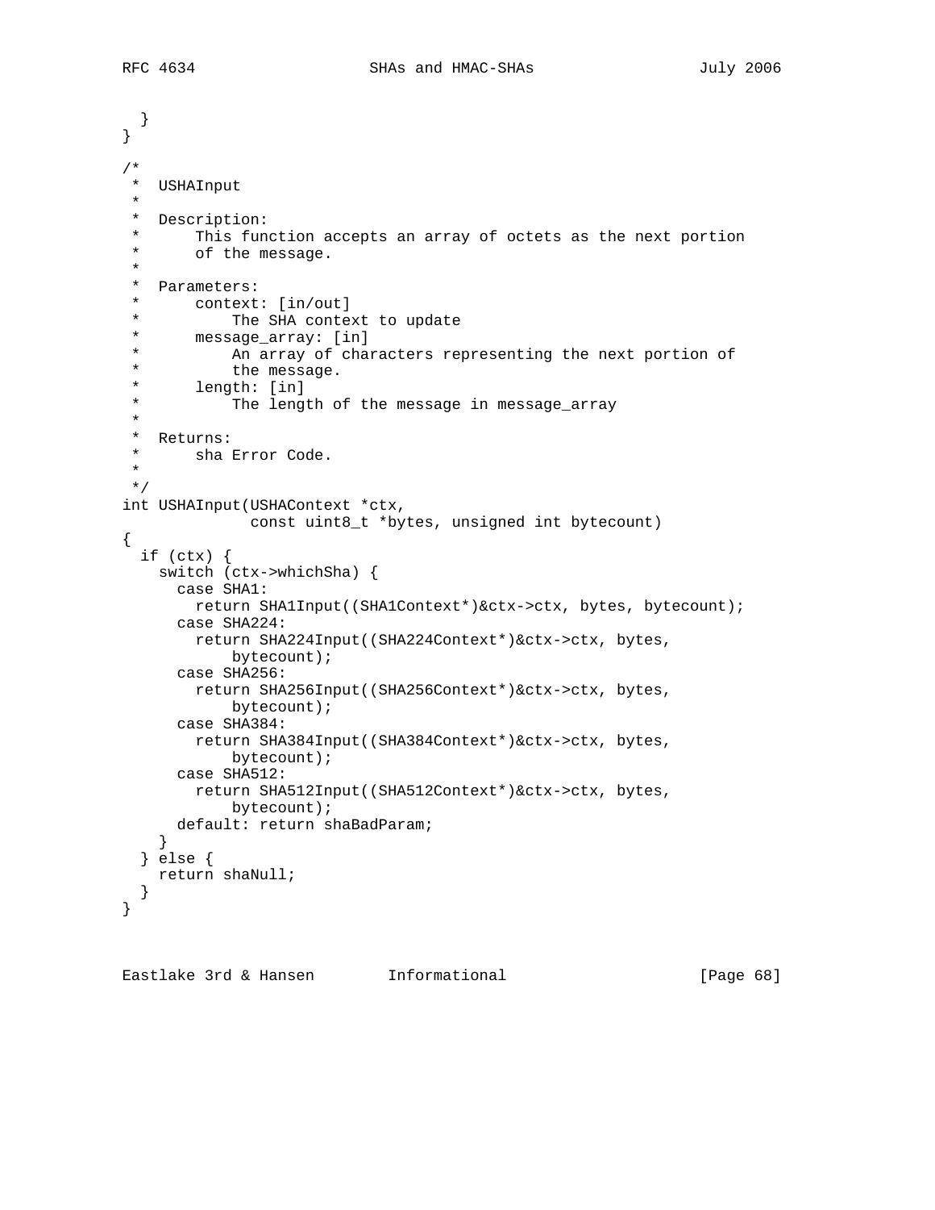```
  }
}

/*
 *  USHAInput
 *
 *  Description:
 *      This function accepts an array of octets as the next portion
 *      of the message.
 *
 *  Parameters:
 *      context: [in/out]
 *          The SHA context to update
 *      message_array: [in]
 *          An array of characters representing the next portion of
 *          the message.
 *      length: [in]
 *          The length of the message in message_array
 *
 *  Returns:
 *      sha Error Code.
 *
 */
int USHAInput(USHAContext *ctx,
              const uint8_t *bytes, unsigned int bytecount)
{
  if (ctx) {
    switch (ctx->whichSha) {
      case SHA1:
        return SHA1Input((SHA1Context*)&ctx->ctx, bytes, bytecount);
      case SHA224:
        return SHA224Input((SHA224Context*)&ctx->ctx, bytes,
            bytecount);
      case SHA256:
        return SHA256Input((SHA256Context*)&ctx->ctx, bytes,
            bytecount);
      case SHA384:
        return SHA384Input((SHA384Context*)&ctx->ctx, bytes,
            bytecount);
      case SHA512:
        return SHA512Input((SHA512Context*)&ctx->ctx, bytes,
            bytecount);
      default: return shaBadParam;
    }
  } else {
    return shaNull;
  }
}
```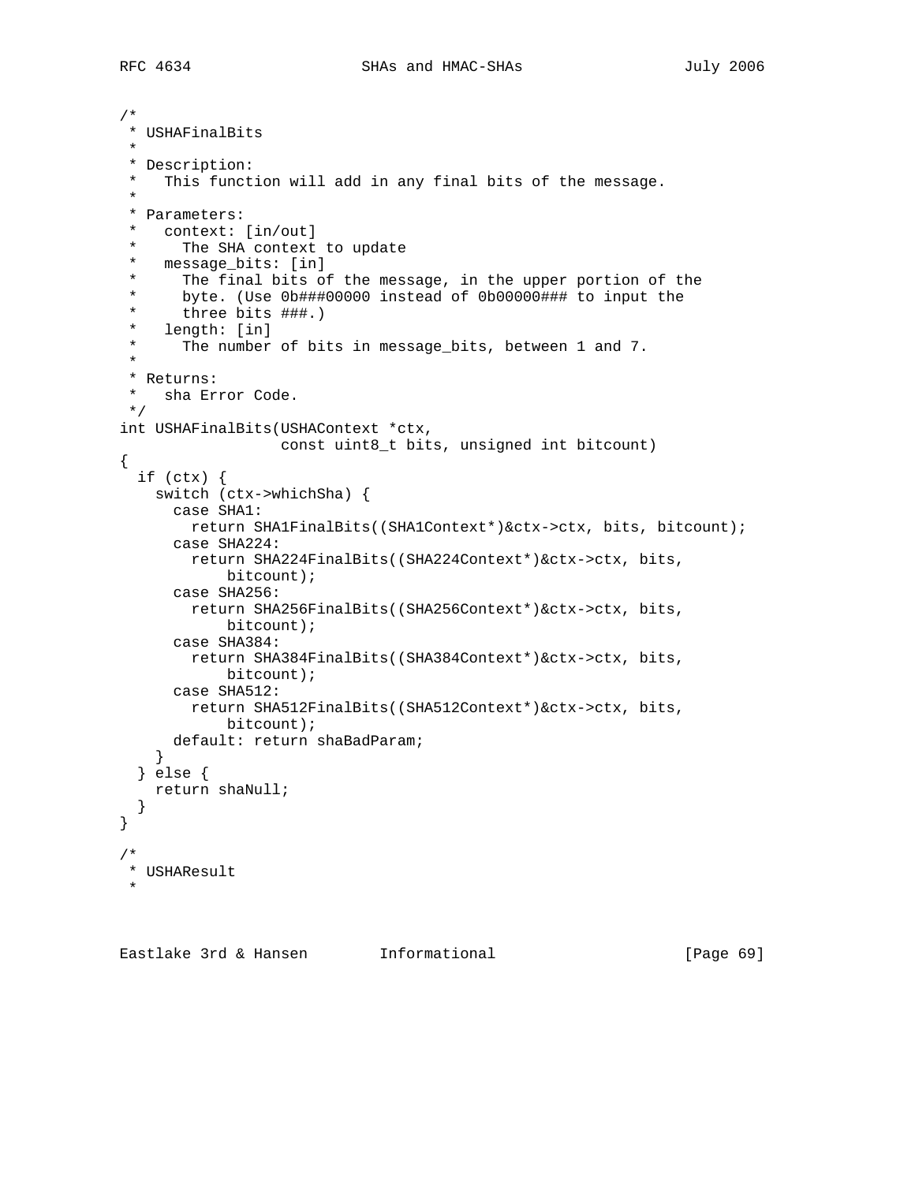```
/*
 * USHAFinalBits
 *
 * Description:
 *   This function will add in any final bits of the message.
 *
 * Parameters:
 *   context: [in/out]
 *     The SHA context to update
 *   message_bits: [in]
 *     The final bits of the message, in the upper portion of the
 *     byte. (Use 0b###00000 instead of 0b00000### to input the
 *     three bits ###.)
 *   length: [in]
 *     The number of bits in message_bits, between 1 and 7.
 *
 * Returns:
 *   sha Error Code.
 */
int USHAFinalBits(USHAContext *ctx,
                  const uint8_t bits, unsigned int bitcount)
{
  if (ctx) {
    switch (ctx->whichSha) {
      case SHA1:
        return SHA1FinalBits((SHA1Context*)&ctx->ctx, bits, bitcount);
      case SHA224:
        return SHA224FinalBits((SHA224Context*)&ctx->ctx, bits,
            bitcount);
      case SHA256:
        return SHA256FinalBits((SHA256Context*)&ctx->ctx, bits,
            bitcount);
      case SHA384:
        return SHA384FinalBits((SHA384Context*)&ctx->ctx, bits,
            bitcount);
      case SHA512:
        return SHA512FinalBits((SHA512Context*)&ctx->ctx, bits,
            bitcount);
      default: return shaBadParam;
    }
  } else {
    return shaNull;
  }
}

/*
 * USHAResult
 *
```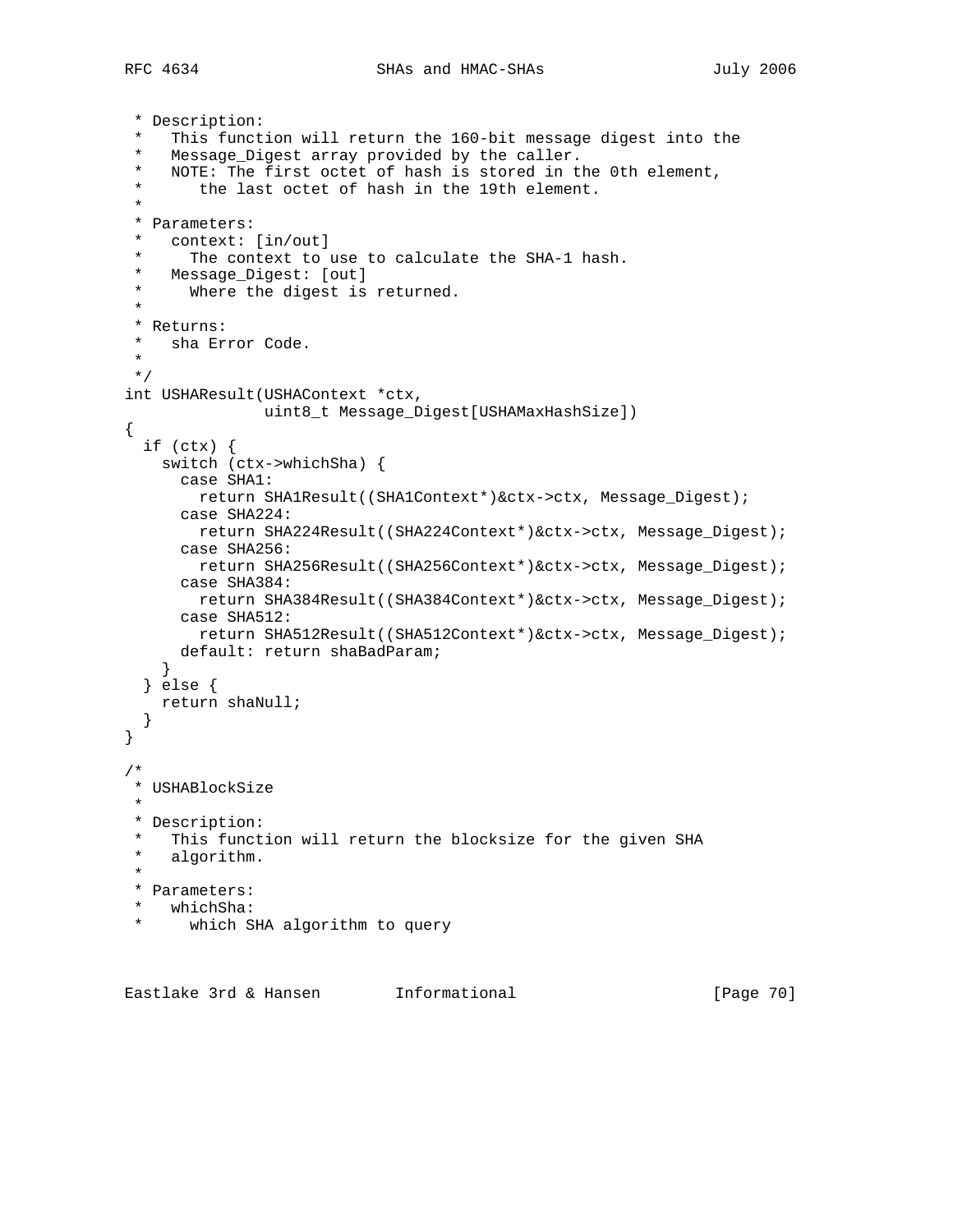```
 * Description:
 *   This function will return the 160-bit message digest into the
 *   Message_Digest array provided by the caller.
 *   NOTE: The first octet of hash is stored in the 0th element,
 *      the last octet of hash in the 19th element.
 *
 * Parameters:
 *   context: [in/out]
 *     The context to use to calculate the SHA-1 hash.
 *   Message_Digest: [out]
 *     Where the digest is returned.
 *
 * Returns:
 *   sha Error Code.
 *
 */
int USHAResult(USHAContext *ctx,
               uint8_t Message_Digest[USHAMaxHashSize])
{
  if (ctx) {
    switch (ctx->whichSha) {
      case SHA1:
        return SHA1Result((SHA1Context*)&ctx->ctx, Message_Digest);
      case SHA224:
        return SHA224Result((SHA224Context*)&ctx->ctx, Message_Digest);
      case SHA256:
        return SHA256Result((SHA256Context*)&ctx->ctx, Message_Digest);
      case SHA384:
        return SHA384Result((SHA384Context*)&ctx->ctx, Message_Digest);
      case SHA512:
        return SHA512Result((SHA512Context*)&ctx->ctx, Message_Digest);
      default: return shaBadParam;
    }
  } else {
    return shaNull;
  }
}

/*
 * USHABlockSize
 *
 * Description:
 *   This function will return the blocksize for the given SHA
 *   algorithm.
 *
 * Parameters:
 *   whichSha:
 *     which SHA algorithm to query
```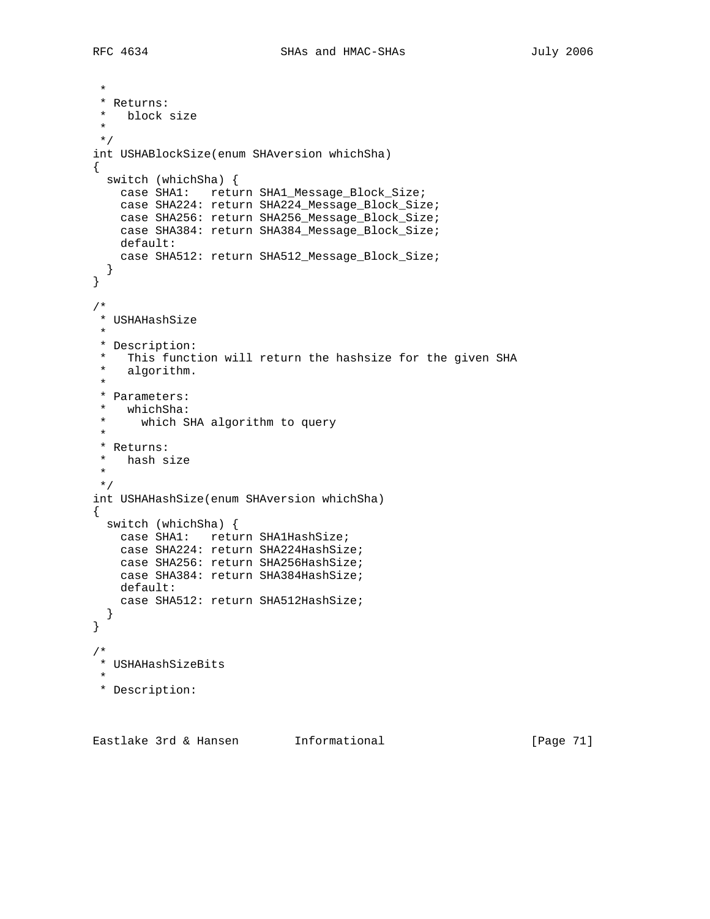```
 *
 * Returns:
 *   block size
 *
 */
int USHABlockSize(enum SHAversion whichSha)
{
  switch (whichSha) {
    case SHA1:   return SHA1_Message_Block_Size;
    case SHA224: return SHA224_Message_Block_Size;
    case SHA256: return SHA256_Message_Block_Size;
    case SHA384: return SHA384_Message_Block_Size;
    default:
    case SHA512: return SHA512_Message_Block_Size;
  }
}

/*
 * USHAHashSize
 *
 * Description:
 *   This function will return the hashsize for the given SHA
 *   algorithm.
 *
 * Parameters:
 *   whichSha:
 *     which SHA algorithm to query
 *
 * Returns:
 *   hash size
 *
 */
int USHAHashSize(enum SHAversion whichSha)
{
  switch (whichSha) {
    case SHA1:   return SHA1HashSize;
    case SHA224: return SHA224HashSize;
    case SHA256: return SHA256HashSize;
    case SHA384: return SHA384HashSize;
    default:
    case SHA512: return SHA512HashSize;
  }
}

/*
 * USHAHashSizeBits
 *
 * Description:
```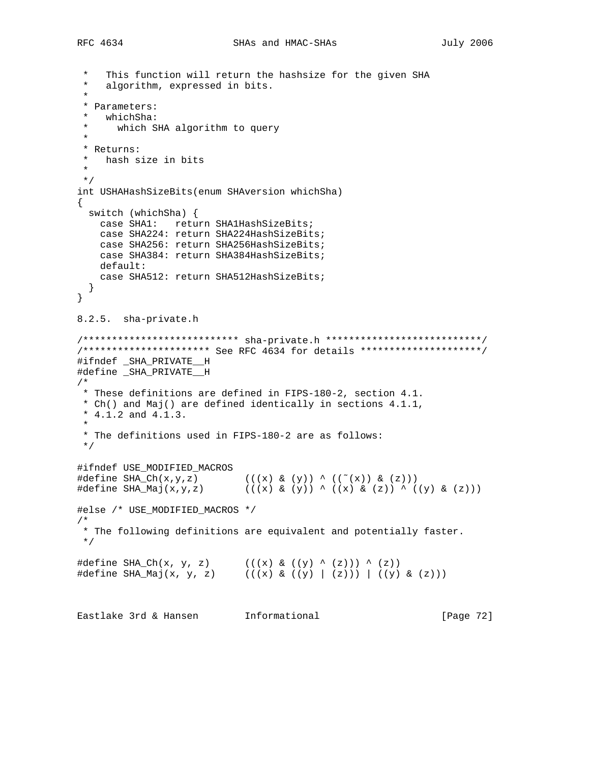```
 *   This function will return the hashsize for the given SHA
 *   algorithm, expressed in bits.
 *
 * Parameters:
 *   whichSha:
 *     which SHA algorithm to query
 *
 * Returns:
 *   hash size in bits
 *
 */
int USHAHashSizeBits(enum SHAversion whichSha)
{
  switch (whichSha) {
    case SHA1:   return SHA1HashSizeBits;
    case SHA224: return SHA224HashSizeBits;
    case SHA256: return SHA256HashSizeBits;
    case SHA384: return SHA384HashSizeBits;
    default:
    case SHA512: return SHA512HashSizeBits;
  }
}
```

8.2.5.  sha-private.h

```
/*************************** sha-private.h ***************************/
/********************** See RFC 4634 for details *********************/
#ifndef _SHA_PRIVATE__H
#define _SHA_PRIVATE__H
/*
 * These definitions are defined in FIPS-180-2, section 4.1.
 * Ch() and Maj() are defined identically in sections 4.1.1,
 * 4.1.2 and 4.1.3.
 *
 * The definitions used in FIPS-180-2 are as follows:
 */

#ifndef USE_MODIFIED_MACROS
#define SHA_Ch(x,y,z)        (((x) & (y)) ^ ((~(x)) & (z)))
#define SHA_Maj(x,y,z)       (((x) & (y)) ^ ((x) & (z)) ^ ((y) & (z)))

#else /* USE_MODIFIED_MACROS */
/*
 * The following definitions are equivalent and potentially faster.
 */

#define SHA_Ch(x, y, z)      (((x) & ((y) ^ (z))) ^ (z))
#define SHA_Maj(x, y, z)     (((x) & ((y) | (z))) | ((y) & (z)))
```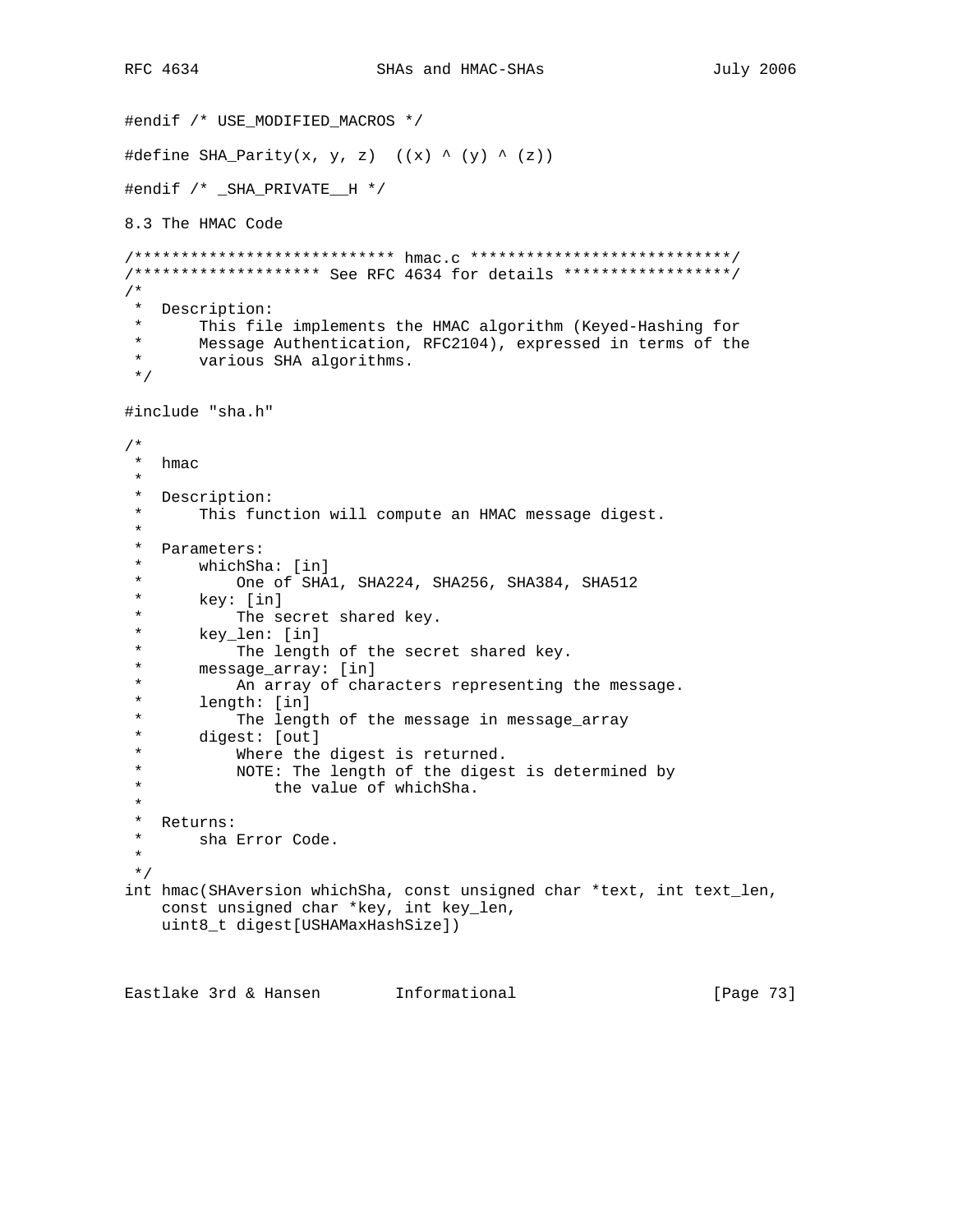```
#endif /* USE_MODIFIED_MACROS */

#define SHA_Parity(x, y, z)  ((x) ^ (y) ^ (z))

#endif /* _SHA_PRIVATE__H */
```

## 8.3 The HMAC Code

```
/**************************** hmac.c ****************************/
/******************** See RFC 4634 for details ******************/
/*
 *  Description:
 *      This file implements the HMAC algorithm (Keyed-Hashing for
 *      Message Authentication, RFC2104), expressed in terms of the
 *      various SHA algorithms.
 */

#include "sha.h"

/*
 *  hmac
 *
 *  Description:
 *      This function will compute an HMAC message digest.
 *
 *  Parameters:
 *      whichSha: [in]
 *          One of SHA1, SHA224, SHA256, SHA384, SHA512
 *      key: [in]
 *          The secret shared key.
 *      key_len: [in]
 *          The length of the secret shared key.
 *      message_array: [in]
 *          An array of characters representing the message.
 *      length: [in]
 *          The length of the message in message_array
 *      digest: [out]
 *          Where the digest is returned.
 *          NOTE: The length of the digest is determined by
 *              the value of whichSha.
 *
 *  Returns:
 *      sha Error Code.
 *
 */
int hmac(SHAversion whichSha, const unsigned char *text, int text_len,
    const unsigned char *key, int key_len,
    uint8_t digest[USHAMaxHashSize])
```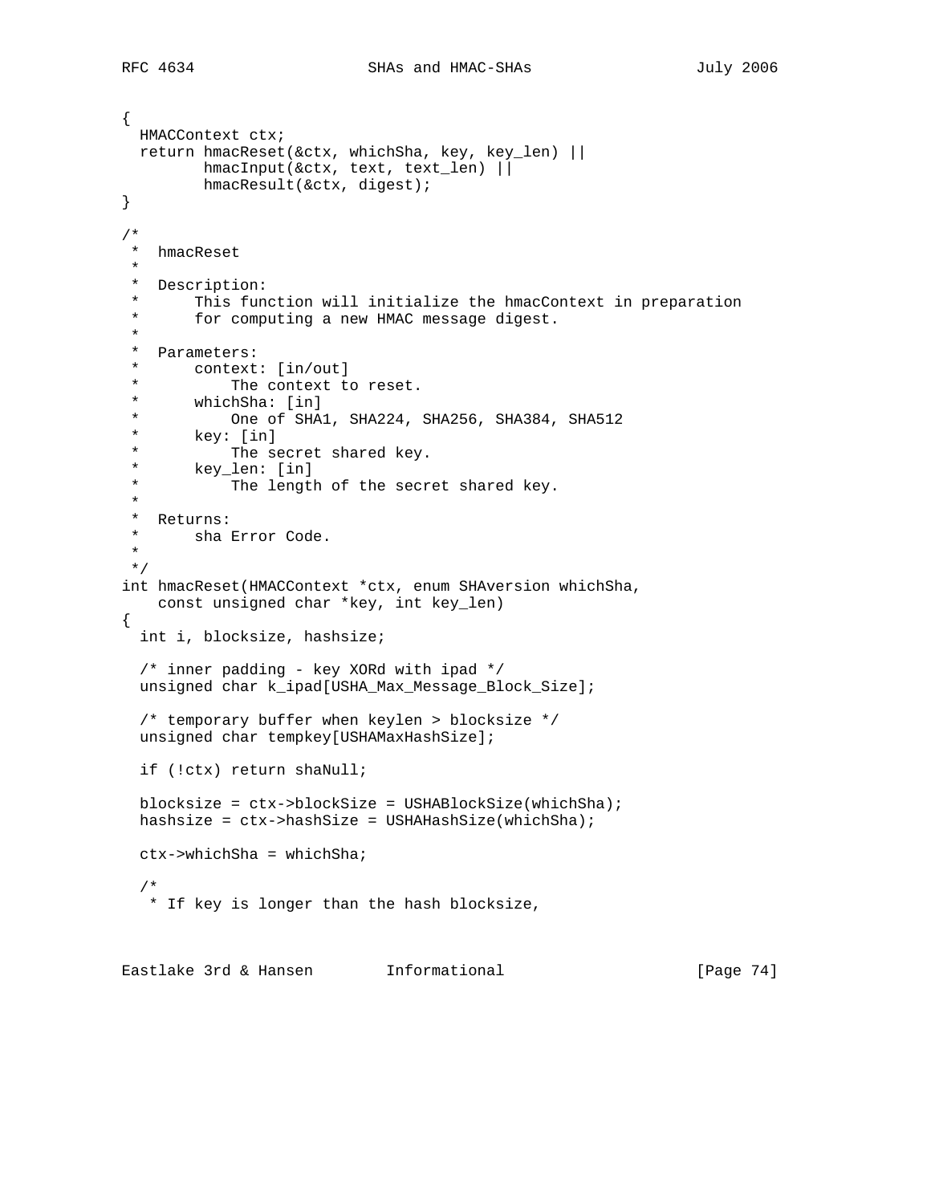```
{
  HMACContext ctx;
  return hmacReset(&ctx, whichSha, key, key_len) ||
         hmacInput(&ctx, text, text_len) ||
         hmacResult(&ctx, digest);
}

/*
 *  hmacReset
 *
 *  Description:
 *      This function will initialize the hmacContext in preparation
 *      for computing a new HMAC message digest.
 *
 *  Parameters:
 *      context: [in/out]
 *          The context to reset.
 *      whichSha: [in]
 *          One of SHA1, SHA224, SHA256, SHA384, SHA512
 *      key: [in]
 *          The secret shared key.
 *      key_len: [in]
 *          The length of the secret shared key.
 *
 *  Returns:
 *      sha Error Code.
 *
 */
int hmacReset(HMACContext *ctx, enum SHAversion whichSha,
    const unsigned char *key, int key_len)
{
  int i, blocksize, hashsize;

  /* inner padding - key XORd with ipad */
  unsigned char k_ipad[USHA_Max_Message_Block_Size];

  /* temporary buffer when keylen > blocksize */
  unsigned char tempkey[USHAMaxHashSize];

  if (!ctx) return shaNull;

  blocksize = ctx->blockSize = USHABlockSize(whichSha);
  hashsize = ctx->hashSize = USHAHashSize(whichSha);

  ctx->whichSha = whichSha;

  /*
   * If key is longer than the hash blocksize,
```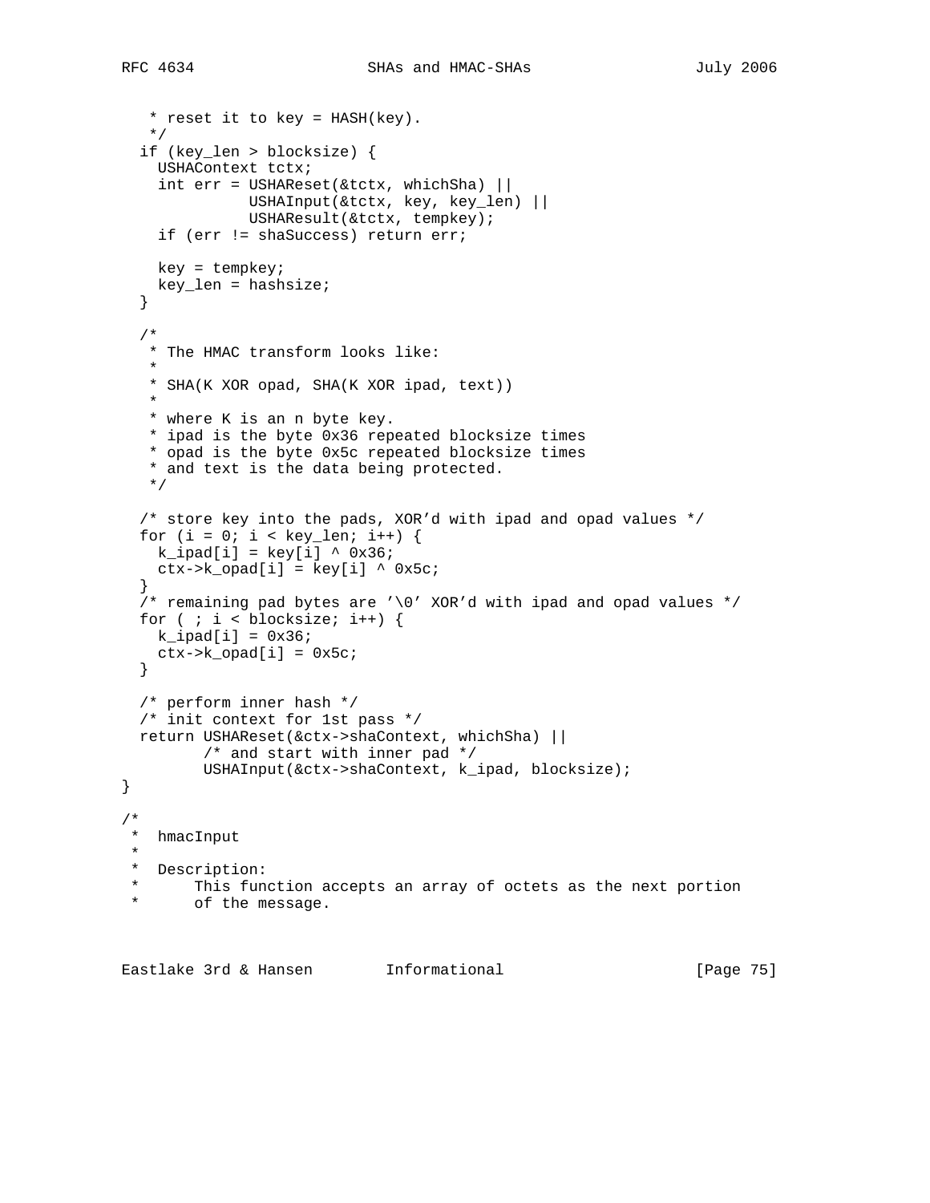```
   * reset it to key = HASH(key).
   */
  if (key_len > blocksize) {
    USHAContext tctx;
    int err = USHAReset(&tctx, whichSha) ||
              USHAInput(&tctx, key, key_len) ||
              USHAResult(&tctx, tempkey);
    if (err != shaSuccess) return err;

    key = tempkey;
    key_len = hashsize;
  }

  /*
   * The HMAC transform looks like:
   *
   * SHA(K XOR opad, SHA(K XOR ipad, text))
   *
   * where K is an n byte key.
   * ipad is the byte 0x36 repeated blocksize times
   * opad is the byte 0x5c repeated blocksize times
   * and text is the data being protected.
   */

  /* store key into the pads, XOR'd with ipad and opad values */
  for (i = 0; i < key_len; i++) {
    k_ipad[i] = key[i] ^ 0x36;
    ctx->k_opad[i] = key[i] ^ 0x5c;
  }
  /* remaining pad bytes are '\0' XOR'd with ipad and opad values */
  for ( ; i < blocksize; i++) {
    k_ipad[i] = 0x36;
    ctx->k_opad[i] = 0x5c;
  }

  /* perform inner hash */
  /* init context for 1st pass */
  return USHAReset(&ctx->shaContext, whichSha) ||
         /* and start with inner pad */
         USHAInput(&ctx->shaContext, k_ipad, blocksize);
}

/*
 *  hmacInput
 *
 *  Description:
 *      This function accepts an array of octets as the next portion
 *      of the message.
```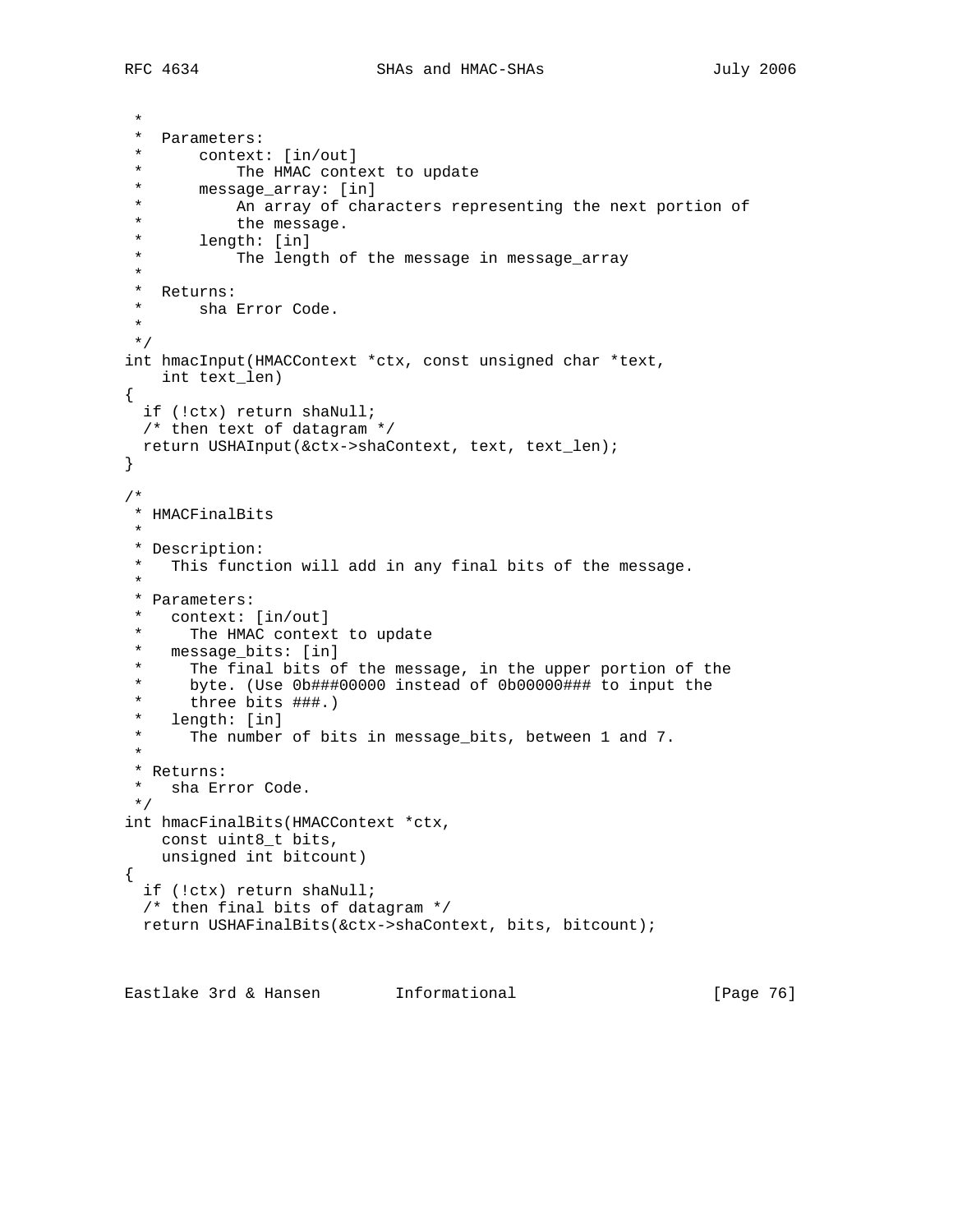```
 *
 *  Parameters:
 *      context: [in/out]
 *          The HMAC context to update
 *      message_array: [in]
 *          An array of characters representing the next portion of
 *          the message.
 *      length: [in]
 *          The length of the message in message_array
 *
 *  Returns:
 *      sha Error Code.
 *
 */
int hmacInput(HMACContext *ctx, const unsigned char *text,
    int text_len)
{
  if (!ctx) return shaNull;
  /* then text of datagram */
  return USHAInput(&ctx->shaContext, text, text_len);
}

/*
 * HMACFinalBits
 *
 * Description:
 *   This function will add in any final bits of the message.
 *
 * Parameters:
 *   context: [in/out]
 *     The HMAC context to update
 *   message_bits: [in]
 *     The final bits of the message, in the upper portion of the
 *     byte. (Use 0b###00000 instead of 0b00000### to input the
 *     three bits ###.)
 *   length: [in]
 *     The number of bits in message_bits, between 1 and 7.
 *
 * Returns:
 *   sha Error Code.
 */
int hmacFinalBits(HMACContext *ctx,
    const uint8_t bits,
    unsigned int bitcount)
{
  if (!ctx) return shaNull;
  /* then final bits of datagram */
  return USHAFinalBits(&ctx->shaContext, bits, bitcount);
```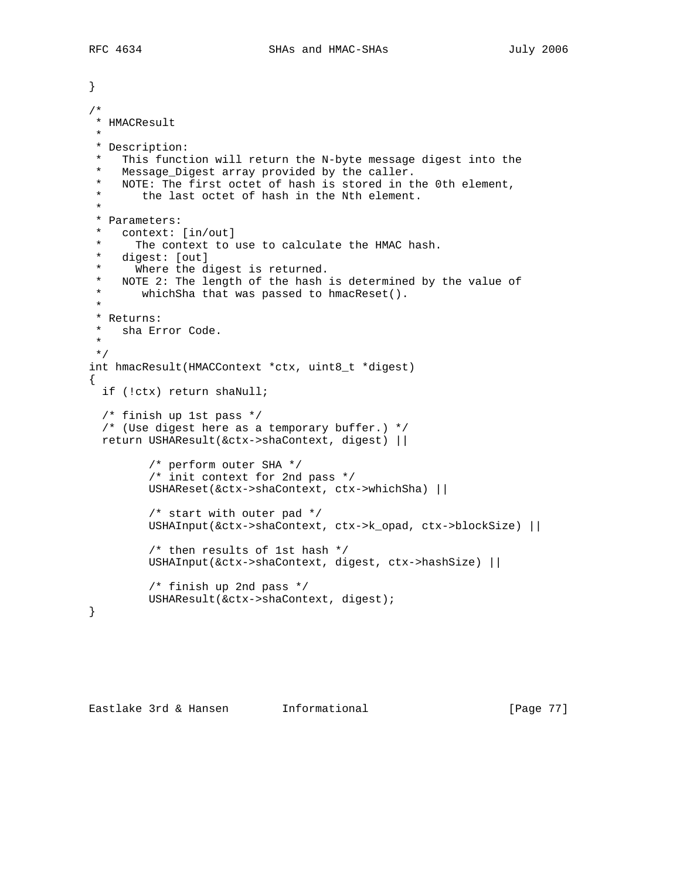```
}

/*
 * HMACResult
 *
 * Description:
 *   This function will return the N-byte message digest into the
 *   Message_Digest array provided by the caller.
 *   NOTE: The first octet of hash is stored in the 0th element,
 *      the last octet of hash in the Nth element.
 *
 * Parameters:
 *   context: [in/out]
 *     The context to use to calculate the HMAC hash.
 *   digest: [out]
 *     Where the digest is returned.
 *   NOTE 2: The length of the hash is determined by the value of
 *      whichSha that was passed to hmacReset().
 *
 * Returns:
 *   sha Error Code.
 *
 */
int hmacResult(HMACContext *ctx, uint8_t *digest)
{
  if (!ctx) return shaNull;

  /* finish up 1st pass */
  /* (Use digest here as a temporary buffer.) */
  return USHAResult(&ctx->shaContext, digest) ||

         /* perform outer SHA */
         /* init context for 2nd pass */
         USHAReset(&ctx->shaContext, ctx->whichSha) ||

         /* start with outer pad */
         USHAInput(&ctx->shaContext, ctx->k_opad, ctx->blockSize) ||

         /* then results of 1st hash */
         USHAInput(&ctx->shaContext, digest, ctx->hashSize) ||

         /* finish up 2nd pass */
         USHAResult(&ctx->shaContext, digest);
}
```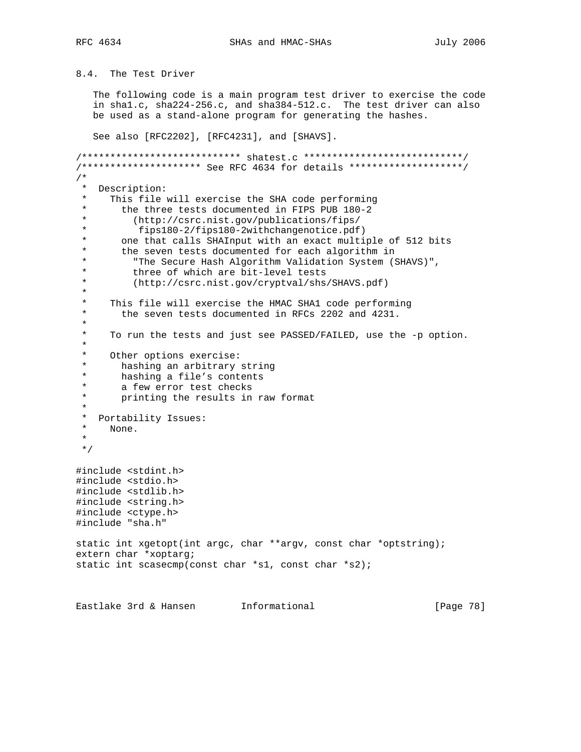### 8.4. The Test Driver

The following code is a main program test driver to exercise the code in sha1.c, sha224-256.c, and sha384-512.c. The test driver can also be used as a stand-alone program for generating the hashes.

See also [RFC2202], [RFC4231], and [SHAVS].

```
/**************************** shatest.c ****************************/
/********************* See RFC 4634 for details ********************/
/*
 *  Description:
 *    This file will exercise the SHA code performing
 *      the three tests documented in FIPS PUB 180-2
 *        (http://csrc.nist.gov/publications/fips/
 *         fips180-2/fips180-2withchangenotice.pdf)
 *      one that calls SHAInput with an exact multiple of 512 bits
 *      the seven tests documented for each algorithm in
 *        "The Secure Hash Algorithm Validation System (SHAVS)",
 *        three of which are bit-level tests
 *        (http://csrc.nist.gov/cryptval/shs/SHAVS.pdf)
 *
 *    This file will exercise the HMAC SHA1 code performing
 *      the seven tests documented in RFCs 2202 and 4231.
 *
 *    To run the tests and just see PASSED/FAILED, use the -p option.
 *
 *    Other options exercise:
 *      hashing an arbitrary string
 *      hashing a file's contents
 *      a few error test checks
 *      printing the results in raw format
 *
 *  Portability Issues:
 *    None.
 *
 */

#include <stdint.h>
#include <stdio.h>
#include <stdlib.h>
#include <string.h>
#include <ctype.h>
#include "sha.h"

static int xgetopt(int argc, char **argv, const char *optstring);
extern char *xoptarg;
static int scasecmp(const char *s1, const char *s2);
```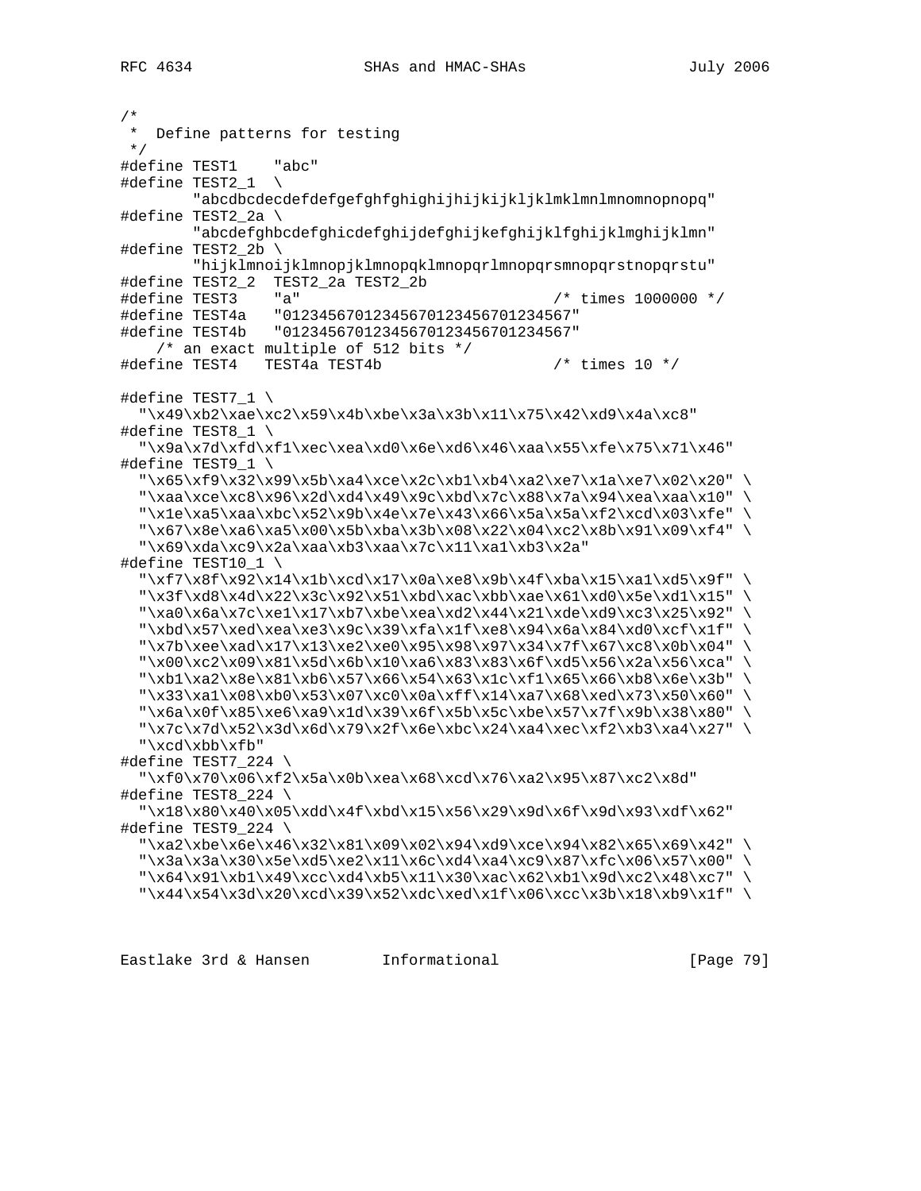```
/*
 *  Define patterns for testing
 */
#define TEST1    "abc"
#define TEST2_1  \
        "abcdbcdecdefdefgefghfghighijhijkijkljklmklmnlmnomnopnopq"
#define TEST2_2a \
        "abcdefghbcdefghicdefghijdefghijkefghijklfghijklmghijklmn"
#define TEST2_2b \
        "hijklmnoijklmnopjklmnopqklmnopqrlmnopqrsmnopqrstnopqrstu"
#define TEST2_2  TEST2_2a TEST2_2b
#define TEST3    "a"                            /* times 1000000 */
#define TEST4a   "01234567012345670123456701234567"
#define TEST4b   "01234567012345670123456701234567"
    /* an exact multiple of 512 bits */
#define TEST4   TEST4a TEST4b                   /* times 10 */

#define TEST7_1 \
  "\x49\xb2\xae\xc2\x59\x4b\xbe\x3a\x3b\x11\x75\x42\xd9\x4a\xc8"
#define TEST8_1 \
  "\x9a\x7d\xfd\xf1\xec\xea\xd0\x6e\xd6\x46\xaa\x55\xfe\x75\x71\x46"
#define TEST9_1 \
  "\x65\xf9\x32\x99\x5b\xa4\xce\x2c\xb1\xb4\xa2\xe7\x1a\xe7\x02\x20" \
  "\xaa\xce\xc8\x96\x2d\xd4\x49\x9c\xbd\x7c\x88\x7a\x94\xea\xaa\x10" \
  "\x1e\xa5\xaa\xbc\x52\x9b\x4e\x7e\x43\x66\x5a\x5a\xf2\xcd\x03\xfe" \
  "\x67\x8e\xa6\xa5\x00\x5b\xba\x3b\x08\x22\x04\xc2\x8b\x91\x09\xf4" \
  "\x69\xda\xc9\x2a\xaa\xb3\xaa\x7c\x11\xa1\xb3\x2a"
#define TEST10_1 \
  "\xf7\x8f\x92\x14\x1b\xcd\x17\x0a\xe8\x9b\x4f\xba\x15\xa1\xd5\x9f" \
  "\x3f\xd8\x4d\x22\x3c\x92\x51\xbd\xac\xbb\xae\x61\xd0\x5e\xd1\x15" \
  "\xa0\x6a\x7c\xe1\x17\xb7\xbe\xea\xd2\x44\x21\xde\xd9\xc3\x25\x92" \
  "\xbd\x57\xed\xea\xe3\x9c\x39\xfa\x1f\xe8\x94\x6a\x84\xd0\xcf\x1f" \
  "\x7b\xee\xad\x17\x13\xe2\xe0\x95\x98\x97\x34\x7f\x67\xc8\x0b\x04" \
  "\x00\xc2\x09\x81\x5d\x6b\x10\xa6\x83\x83\x6f\xd5\x56\x2a\x56\xca" \
  "\xb1\xa2\x8e\x81\xb6\x57\x66\x54\x63\x1c\xf1\x65\x66\xb8\x6e\x3b" \
  "\x33\xa1\x08\xb0\x53\x07\xc0\x0a\xff\x14\xa7\x68\xed\x73\x50\x60" \
  "\x6a\x0f\x85\xe6\xa9\x1d\x39\x6f\x5b\x5c\xbe\x57\x7f\x9b\x38\x80" \
  "\x7c\x7d\x52\x3d\x6d\x79\x2f\x6e\xbc\x24\xa4\xec\xf2\xb3\xa4\x27" \
  "\xcd\xbb\xfb"
#define TEST7_224 \
  "\xf0\x70\x06\xf2\x5a\x0b\xea\x68\xcd\x76\xa2\x95\x87\xc2\x8d"
#define TEST8_224 \
  "\x18\x80\x40\x05\xdd\x4f\xbd\x15\x56\x29\x9d\x6f\x9d\x93\xdf\x62"
#define TEST9_224 \
  "\xa2\xbe\x6e\x46\x32\x81\x09\x02\x94\xd9\xce\x94\x82\x65\x69\x42" \
  "\x3a\x3a\x30\x5e\xd5\xe2\x11\x6c\xd4\xa4\xc9\x87\xfc\x06\x57\x00" \
  "\x64\x91\xb1\x49\xcc\xd4\xb5\x11\x30\xac\x62\xb1\x9d\xc2\x48\xc7" \
  "\x44\x54\x3d\x20\xcd\x39\x52\xdc\xed\x1f\x06\xcc\x3b\x18\xb9\x1f" \
```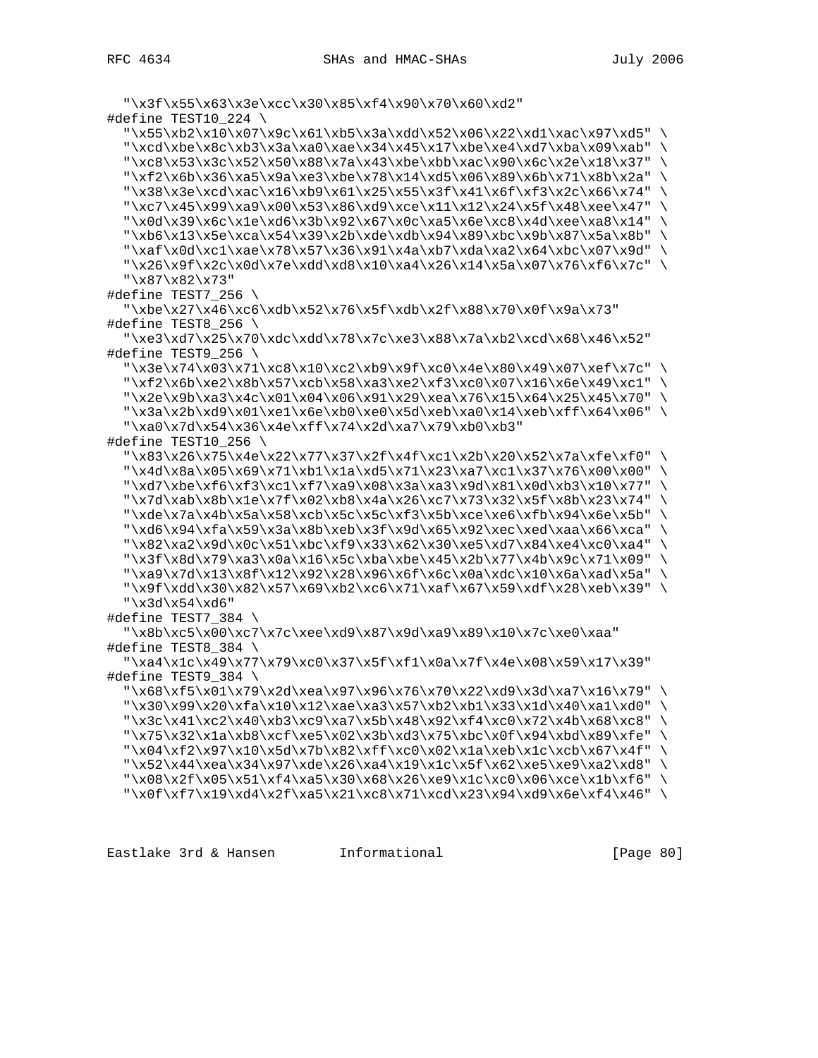```
  "\x3f\x55\x63\x3e\xcc\x30\x85\xf4\x90\x70\x60\xd2"
#define TEST10_224 \
  "\x55\xb2\x10\x07\x9c\x61\xb5\x3a\xdd\x52\x06\x22\xd1\xac\x97\xd5" \
  "\xcd\xbe\x8c\xb3\x3a\xa0\xae\x34\x45\x17\xbe\xe4\xd7\xba\x09\xab" \
  "\xc8\x53\x3c\x52\x50\x88\x7a\x43\xbe\xbb\xac\x90\x6c\x2e\x18\x37" \
  "\xf2\x6b\x36\xa5\x9a\xe3\xbe\x78\x14\xd5\x06\x89\x6b\x71\x8b\x2a" \
  "\x38\x3e\xcd\xac\x16\xb9\x61\x25\x55\x3f\x41\x6f\xf3\x2c\x66\x74" \
  "\xc7\x45\x99\xa9\x00\x53\x86\xd9\xce\x11\x12\x24\x5f\x48\xee\x47" \
  "\x0d\x39\x6c\x1e\xd6\x3b\x92\x67\x0c\xa5\x6e\xc8\x4d\xee\xa8\x14" \
  "\xb6\x13\x5e\xca\x54\x39\x2b\xde\xdb\x94\x89\xbc\x9b\x87\x5a\x8b" \
  "\xaf\x0d\xc1\xae\x78\x57\x36\x91\x4a\xb7\xda\xa2\x64\xbc\x07\x9d" \
  "\x26\x9f\x2c\x0d\x7e\xdd\xd8\x10\xa4\x26\x14\x5a\x07\x76\xf6\x7c" \
  "\x87\x82\x73"
#define TEST7_256 \
  "\xbe\x27\x46\xc6\xdb\x52\x76\x5f\xdb\x2f\x88\x70\x0f\x9a\x73"
#define TEST8_256 \
  "\xe3\xd7\x25\x70\xdc\xdd\x78\x7c\xe3\x88\x7a\xb2\xcd\x68\x46\x52"
#define TEST9_256 \
  "\x3e\x74\x03\x71\xc8\x10\xc2\xb9\x9f\xc0\x4e\x80\x49\x07\xef\x7c" \
  "\xf2\x6b\xe2\x8b\x57\xcb\x58\xa3\xe2\xf3\xc0\x07\x16\x6e\x49\xc1" \
  "\x2e\x9b\xa3\x4c\x01\x04\x06\x91\x29\xea\x76\x15\x64\x25\x45\x70" \
  "\x3a\x2b\xd9\x01\xe1\x6e\xb0\xe0\x5d\xeb\xa0\x14\xeb\xff\x64\x06" \
  "\xa0\x7d\x54\x36\x4e\xff\x74\x2d\xa7\x79\xb0\xb3"
#define TEST10_256 \
  "\x83\x26\x75\x4e\x22\x77\x37\x2f\x4f\xc1\x2b\x20\x52\x7a\xfe\xf0" \
  "\x4d\x8a\x05\x69\x71\xb1\x1a\xd5\x71\x23\xa7\xc1\x37\x76\x00\x00" \
  "\xd7\xbe\xf6\xf3\xc1\xf7\xa9\x08\x3a\xa3\x9d\x81\x0d\xb3\x10\x77" \
  "\x7d\xab\x8b\x1e\x7f\x02\xb8\x4a\x26\xc7\x73\x32\x5f\x8b\x23\x74" \
  "\xde\x7a\x4b\x5a\x58\xcb\x5c\x5c\xf3\x5b\xce\xe6\xfb\x94\x6e\x5b" \
  "\xd6\x94\xfa\x59\x3a\x8b\xeb\x3f\x9d\x65\x92\xec\xed\xaa\x66\xca" \
  "\x82\xa2\x9d\x0c\x51\xbc\xf9\x33\x62\x30\xe5\xd7\x84\xe4\xc0\xa4" \
  "\x3f\x8d\x79\xa3\x0a\x16\x5c\xba\xbe\x45\x2b\x77\x4b\x9c\x71\x09" \
  "\xa9\x7d\x13\x8f\x12\x92\x28\x96\x6f\x6c\x0a\xdc\x10\x6a\xad\x5a" \
  "\x9f\xdd\x30\x82\x57\x69\xb2\xc6\x71\xaf\x67\x59\xdf\x28\xeb\x39" \
  "\x3d\x54\xd6"
#define TEST7_384 \
  "\x8b\xc5\x00\xc7\x7c\xee\xd9\x87\x9d\xa9\x89\x10\x7c\xe0\xaa"
#define TEST8_384 \
  "\xa4\x1c\x49\x77\x79\xc0\x37\x5f\xf1\x0a\x7f\x4e\x08\x59\x17\x39"
#define TEST9_384 \
  "\x68\xf5\x01\x79\x2d\xea\x97\x96\x76\x70\x22\xd9\x3d\xa7\x16\x79" \
  "\x30\x99\x20\xfa\x10\x12\xae\xa3\x57\xb2\xb1\x33\x1d\x40\xa1\xd0" \
  "\x3c\x41\xc2\x40\xb3\xc9\xa7\x5b\x48\x92\xf4\xc0\x72\x4b\x68\xc8" \
  "\x75\x32\x1a\xb8\xcf\xe5\x02\x3b\xd3\x75\xbc\x0f\x94\xbd\x89\xfe" \
  "\x04\xf2\x97\x10\x5d\x7b\x82\xff\xc0\x02\x1a\xeb\x1c\xcb\x67\x4f" \
  "\x52\x44\xea\x34\x97\xde\x26\xa4\x19\x1c\x5f\x62\xe5\xe9\xa2\xd8" \
  "\x08\x2f\x05\x51\xf4\xa5\x30\x68\x26\xe9\x1c\xc0\x06\xce\x1b\xf6" \
  "\x0f\xf7\x19\xd4\x2f\xa5\x21\xc8\x71\xcd\x23\x94\xd9\x6e\xf4\x46" \
```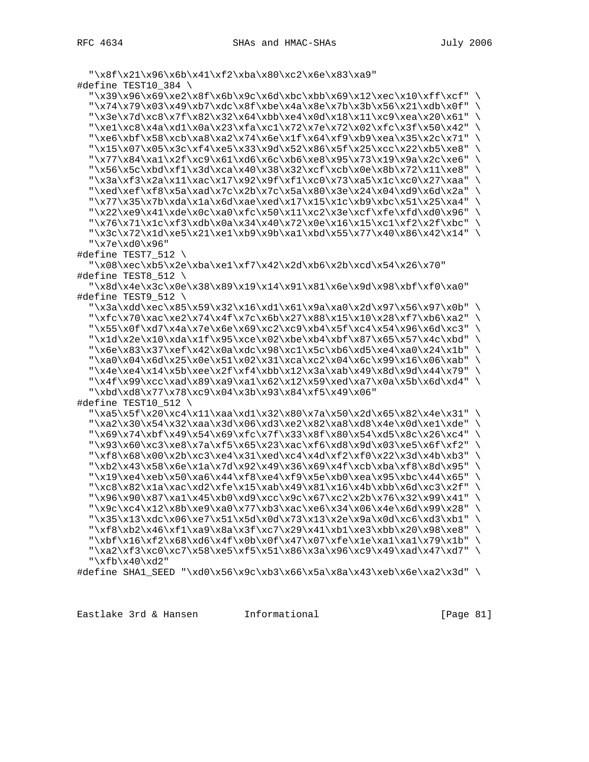```
  "\x8f\x21\x96\x6b\x41\xf2\xba\x80\xc2\x6e\x83\xa9"
#define TEST10_384 \
  "\x39\x96\x69\xe2\x8f\x6b\x9c\x6d\xbc\xbb\x69\x12\xec\x10\xff\xcf" \
  "\x74\x79\x03\x49\xb7\xdc\x8f\xbe\x4a\x8e\x7b\x3b\x56\x21\xdb\x0f" \
  "\x3e\x7d\xc8\x7f\x82\x32\x64\xbb\xe4\x0d\x18\x11\xc9\xea\x20\x61" \
  "\xe1\xc8\x4a\xd1\x0a\x23\xfa\xc1\x72\x7e\x72\x02\xfc\x3f\x50\x42" \
  "\xe6\xbf\x58\xcb\xa8\xa2\x74\x6e\x1f\x64\xf9\xb9\xea\x35\x2c\x71" \
  "\x15\x07\x05\x3c\xf4\xe5\x33\x9d\x52\x86\x5f\x25\xcc\x22\xb5\xe8" \
  "\x77\x84\xa1\x2f\xc9\x61\xd6\x6c\xb6\xe8\x95\x73\x19\x9a\x2c\xe6" \
  "\x56\x5c\xbd\xf1\x3d\xca\x40\x38\x32\xcf\xcb\x0e\x8b\x72\x11\xe8" \
  "\x3a\xf3\x2a\x11\xac\x17\x92\x9f\xf1\xc0\x73\xa5\x1c\xc0\x27\xaa" \
  "\xed\xef\xf8\x5a\xad\x7c\x2b\x7c\x5a\x80\x3e\x24\x04\xd9\x6d\x2a" \
  "\x77\x35\x7b\xda\x1a\x6d\xae\xed\x17\x15\x1c\xb9\xbc\x51\x25\xa4" \
  "\x22\xe9\x41\xde\x0c\xa0\xfc\x50\x11\xc2\x3e\xcf\xfe\xfd\xd0\x96" \
  "\x76\x71\x1c\xf3\xdb\x0a\x34\x40\x72\x0e\x16\x15\xc1\xf2\x2f\xbc" \
  "\x3c\x72\x1d\xe5\x21\xe1\xb9\x9b\xa1\xbd\x55\x77\x40\x86\x42\x14" \
  "\x7e\xd0\x96"
#define TEST7_512 \
  "\x08\xec\xb5\x2e\xba\xe1\xf7\x42\x2d\xb6\x2b\xcd\x54\x26\x70"
#define TEST8_512 \
  "\x8d\x4e\x3c\x0e\x38\x89\x19\x14\x91\x81\x6e\x9d\x98\xbf\xf0\xa0"
#define TEST9_512 \
  "\x3a\xdd\xec\x85\x59\x32\x16\xd1\x61\x9a\xa0\x2d\x97\x56\x97\x0b" \
  "\xfc\x70\xac\xe2\x74\x4f\x7c\x6b\x27\x88\x15\x10\x28\xf7\xb6\xa2" \
  "\x55\x0f\xd7\x4a\x7e\x6e\x69\xc2\xc9\xb4\x5f\xc4\x54\x96\x6d\xc3" \
  "\x1d\x2e\x10\xda\x1f\x95\xce\x02\xbe\xb4\xbf\x87\x65\x57\x4c\xbd" \
  "\x6e\x83\x37\xef\x42\x0a\xdc\x98\xc1\x5c\xb6\xd5\xe4\xa0\x24\x1b" \
  "\xa0\x04\x6d\x25\x0e\x51\x02\x31\xca\xc2\x04\x6c\x99\x16\x06\xab" \
  "\x4e\xe4\x14\x5b\xee\x2f\xf4\xbb\x12\x3a\xab\x49\x8d\x9d\x44\x79" \
  "\x4f\x99\xcc\xad\x89\xa9\xa1\x62\x12\x59\xed\xa7\x0a\x5b\x6d\xd4" \
  "\xbd\xd8\x77\x78\xc9\x04\x3b\x93\x84\xf5\x49\x06"
#define TEST10_512 \
  "\xa5\x5f\x20\xc4\x11\xaa\xd1\x32\x80\x7a\x50\x2d\x65\x82\x4e\x31" \
  "\xa2\x30\x54\x32\xaa\x3d\x06\xd3\xe2\x82\xa8\xd8\x4e\x0d\xe1\xde" \
  "\x69\x74\xbf\x49\x54\x69\xfc\x7f\x33\x8f\x80\x54\xd5\x8c\x26\xc4" \
  "\x93\x60\xc3\xe8\x7a\xf5\x65\x23\xac\xf6\xd8\x9d\x03\xe5\x6f\xf2" \
  "\xf8\x68\x00\x2b\xc3\xe4\x31\xed\xc4\x4d\xf2\xf0\x22\x3d\x4b\xb3" \
  "\xb2\x43\x58\x6e\x1a\x7d\x92\x49\x36\x69\x4f\xcb\xba\xf8\x8d\x95" \
  "\x19\xe4\xeb\x50\xa6\x44\xf8\xe4\xf9\x5e\xb0\xea\x95\xbc\x44\x65" \
  "\xc8\x82\x1a\xac\xd2\xfe\x15\xab\x49\x81\x16\x4b\xbb\x6d\xc3\x2f" \
  "\x96\x90\x87\xa1\x45\xb0\xd9\xcc\x9c\x67\xc2\x2b\x76\x32\x99\x41" \
  "\x9c\xc4\x12\x8b\xe9\xa0\x77\xb3\xac\xe6\x34\x06\x4e\x6d\x99\x28" \
  "\x35\x13\xdc\x06\xe7\x51\x5d\x0d\x73\x13\x2e\x9a\x0d\xc6\xd3\xb1" \
  "\xf8\xb2\x46\xf1\xa9\x8a\x3f\xc7\x29\x41\xb1\xe3\xbb\x20\x98\xe8" \
  "\xbf\x16\xf2\x68\xd6\x4f\x0b\x0f\x47\x07\xfe\x1e\xa1\xa1\x79\x1b" \
  "\xa2\xf3\xc0\xc7\x58\xe5\xf5\x51\x86\x3a\x96\xc9\x49\xad\x47\xd7" \
  "\xfb\x40\xd2"
#define SHA1_SEED "\xd0\x56\x9c\xb3\x66\x5a\x8a\x43\xeb\x6e\xa2\x3d" \
```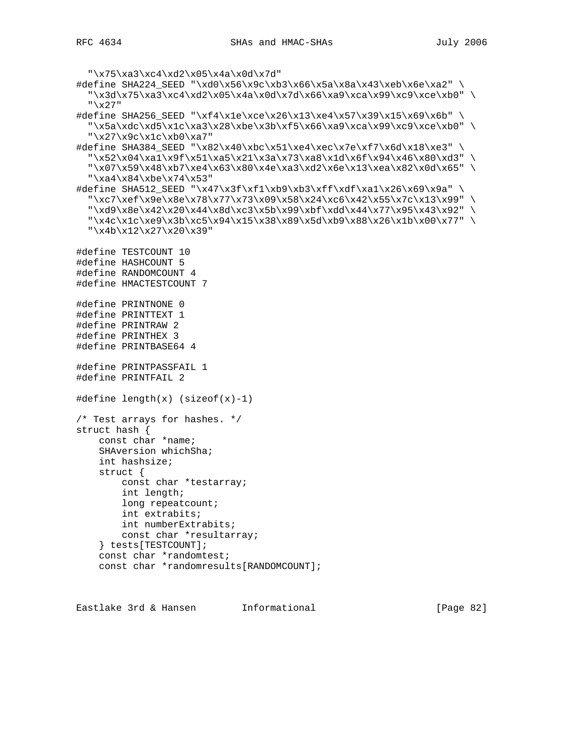```
  "\x75\xa3\xc4\xd2\x05\x4a\x0d\x7d"
#define SHA224_SEED "\xd0\x56\x9c\xb3\x66\x5a\x8a\x43\xeb\x6e\xa2" \
  "\x3d\x75\xa3\xc4\xd2\x05\x4a\x0d\x7d\x66\xa9\xca\x99\xc9\xce\xb0" \
  "\x27"
#define SHA256_SEED "\xf4\x1e\xce\x26\x13\xe4\x57\x39\x15\x69\x6b" \
  "\x5a\xdc\xd5\x1c\xa3\x28\xbe\x3b\xf5\x66\xa9\xca\x99\xc9\xce\xb0" \
  "\x27\x9c\x1c\xb0\xa7"
#define SHA384_SEED "\x82\x40\xbc\x51\xe4\xec\x7e\xf7\x6d\x18\xe3" \
  "\x52\x04\xa1\x9f\x51\xa5\x21\x3a\x73\xa8\x1d\x6f\x94\x46\x80\xd3" \
  "\x07\x59\x48\xb7\xe4\x63\x80\x4e\xa3\xd2\x6e\x13\xea\x82\x0d\x65" \
  "\xa4\x84\xbe\x74\x53"
#define SHA512_SEED "\x47\x3f\xf1\xb9\xb3\xff\xdf\xa1\x26\x69\x9a" \
  "\xc7\xef\x9e\x8e\x78\x77\x73\x09\x58\x24\xc6\x42\x55\x7c\x13\x99" \
  "\xd9\x8e\x42\x20\x44\x8d\xc3\x5b\x99\xbf\xdd\x44\x77\x95\x43\x92" \
  "\x4c\x1c\xe9\x3b\xc5\x94\x15\x38\x89\x5d\xb9\x88\x26\x1b\x00\x77" \
  "\x4b\x12\x27\x20\x39"

#define TESTCOUNT 10
#define HASHCOUNT 5
#define RANDOMCOUNT 4
#define HMACTESTCOUNT 7

#define PRINTNONE 0
#define PRINTTEXT 1
#define PRINTRAW 2
#define PRINTHEX 3
#define PRINTBASE64 4

#define PRINTPASSFAIL 1
#define PRINTFAIL 2

#define length(x) (sizeof(x)-1)

/* Test arrays for hashes. */
struct hash {
    const char *name;
    SHAversion whichSha;
    int hashsize;
    struct {
        const char *testarray;
        int length;
        long repeatcount;
        int extrabits;
        int numberExtrabits;
        const char *resultarray;
    } tests[TESTCOUNT];
    const char *randomtest;
    const char *randomresults[RANDOMCOUNT];
```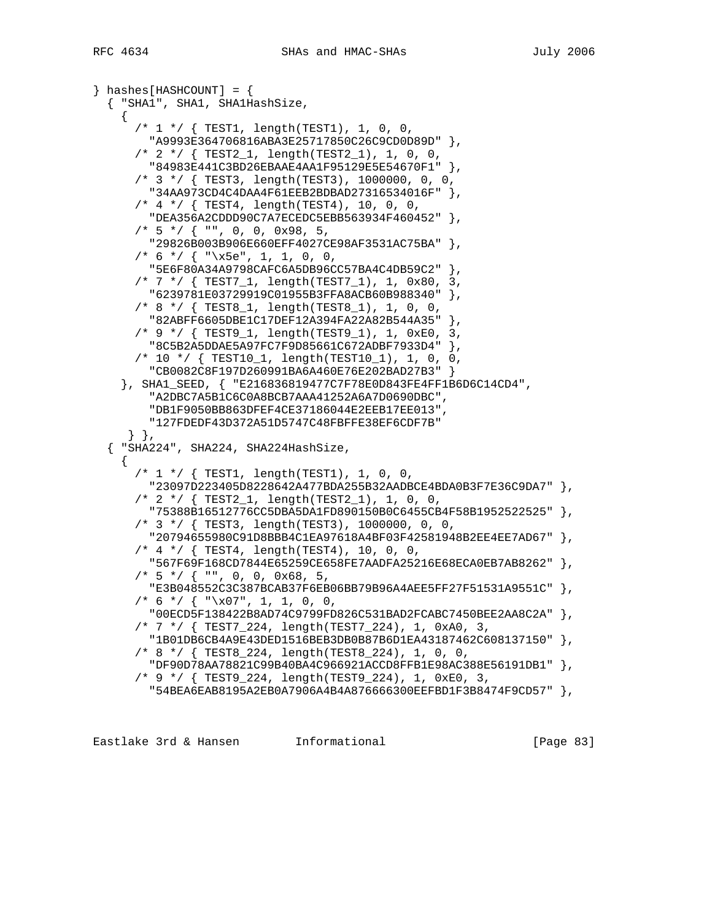```
} hashes[HASHCOUNT] = {
  { "SHA1", SHA1, SHA1HashSize,
    {
      /* 1 */ { TEST1, length(TEST1), 1, 0, 0,
        "A9993E364706816ABA3E25717850C26C9CD0D89D" },
      /* 2 */ { TEST2_1, length(TEST2_1), 1, 0, 0,
        "84983E441C3BD26EBAAE4AA1F95129E5E54670F1" },
      /* 3 */ { TEST3, length(TEST3), 1000000, 0, 0,
        "34AA973CD4C4DAA4F61EEB2BDBAD27316534016F" },
      /* 4 */ { TEST4, length(TEST4), 10, 0, 0,
        "DEA356A2CDDD90C7A7ECEDC5EBB563934F460452" },
      /* 5 */ { "", 0, 0, 0x98, 5,
        "29826B003B906E660EFF4027CE98AF3531AC75BA" },
      /* 6 */ { "\x5e", 1, 1, 0, 0,
        "5E6F80A34A9798CAFC6A5DB96CC57BA4C4DB59C2" },
      /* 7 */ { TEST7_1, length(TEST7_1), 1, 0x80, 3,
        "6239781E03729919C01955B3FFA8ACB60B988340" },
      /* 8 */ { TEST8_1, length(TEST8_1), 1, 0, 0,
        "82ABFF6605DBE1C17DEF12A394FA22A82B544A35" },
      /* 9 */ { TEST9_1, length(TEST9_1), 1, 0xE0, 3,
        "8C5B2A5DDAE5A97FC7F9D85661C672ADBF7933D4" },
      /* 10 */ { TEST10_1, length(TEST10_1), 1, 0, 0,
        "CB0082C8F197D260991BA6A460E76E202BAD27B3" }
    }, SHA1_SEED, { "E216836819477C7F78E0D843FE4FF1B6D6C14CD4",
        "A2DBC7A5B1C6C0A8BCB7AAA41252A6A7D0690DBC",
        "DB1F9050BB863DFEF4CE37186044E2EEB17EE013",
        "127FDEDF43D372A51D5747C48FBFFE38EF6CDF7B"
     } },
  { "SHA224", SHA224, SHA224HashSize,
    {
      /* 1 */ { TEST1, length(TEST1), 1, 0, 0,
        "23097D223405D8228642A477BDA255B32AADBCE4BDA0B3F7E36C9DA7" },
      /* 2 */ { TEST2_1, length(TEST2_1), 1, 0, 0,
        "75388B16512776CC5DBA5DA1FD890150B0C6455CB4F58B1952522525" },
      /* 3 */ { TEST3, length(TEST3), 1000000, 0, 0,
        "20794655980C91D8BBB4C1EA97618A4BF03F42581948B2EE4EE7AD67" },
      /* 4 */ { TEST4, length(TEST4), 10, 0, 0,
        "567F69F168CD7844E65259CE658FE7AADFA25216E68ECA0EB7AB8262" },
      /* 5 */ { "", 0, 0, 0x68, 5,
        "E3B048552C3C387BCAB37F6EB06BB79B96A4AEE5FF27F51531A9551C" },
      /* 6 */ { "\x07", 1, 1, 0, 0,
        "00ECD5F138422B8AD74C9799FD826C531BAD2FCABC7450BEE2AA8C2A" },
      /* 7 */ { TEST7_224, length(TEST7_224), 1, 0xA0, 3,
        "1B01DB6CB4A9E43DED1516BEB3DB0B87B6D1EA43187462C608137150" },
      /* 8 */ { TEST8_224, length(TEST8_224), 1, 0, 0,
        "DF90D78AA78821C99B40BA4C966921ACCD8FFB1E98AC388E56191DB1" },
      /* 9 */ { TEST9_224, length(TEST9_224), 1, 0xE0, 3,
        "54BEA6EAB8195A2EB0A7906A4B4A876666300EEFBD1F3B8474F9CD57" },
```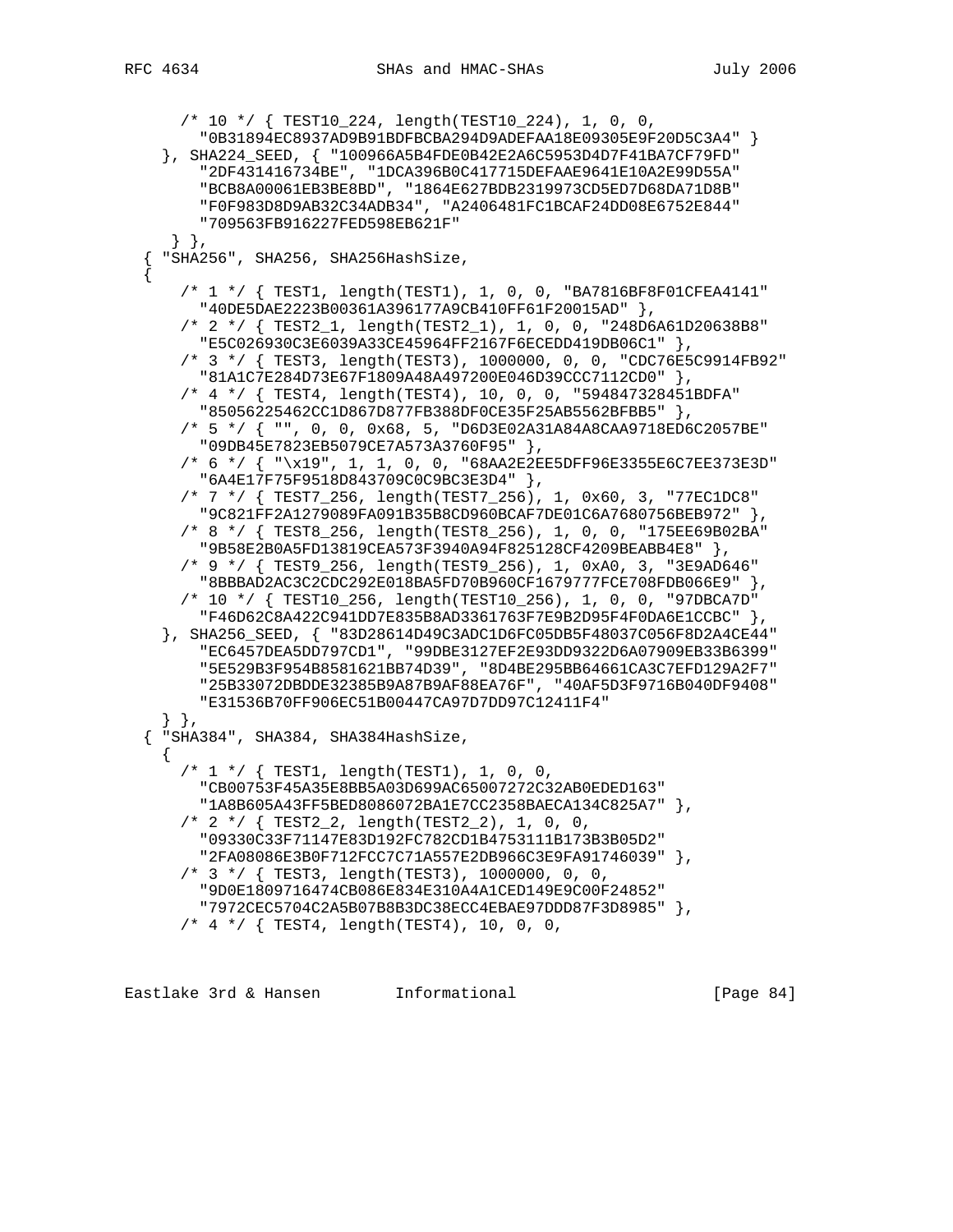```
      /* 10 */ { TEST10_224, length(TEST10_224), 1, 0, 0,
        "0B31894EC8937AD9B91BDFBCBA294D9ADEFAA18E09305E9F20D5C3A4" }
    }, SHA224_SEED, { "100966A5B4FDE0B42E2A6C5953D4D7F41BA7CF79FD"
        "2DF431416734BE", "1DCA396B0C417715DEFAAE9641E10A2E99D55A"
        "BCB8A00061EB3BE8BD", "1864E627BDB2319973CD5ED7D68DA71D8B"
        "F0F983D8D9AB32C34ADB34", "A2406481FC1BCAF24DD08E6752E844"
        "709563FB916227FED598EB621F"
     } },
  { "SHA256", SHA256, SHA256HashSize,
  {
      /* 1 */ { TEST1, length(TEST1), 1, 0, 0, "BA7816BF8F01CFEA4141"
        "40DE5DAE2223B00361A396177A9CB410FF61F20015AD" },
      /* 2 */ { TEST2_1, length(TEST2_1), 1, 0, 0, "248D6A61D20638B8"
        "E5C026930C3E6039A33CE45964FF2167F6ECEDD419DB06C1" },
      /* 3 */ { TEST3, length(TEST3), 1000000, 0, 0, "CDC76E5C9914FB92"
        "81A1C7E284D73E67F1809A48A497200E046D39CCC7112CD0" },
      /* 4 */ { TEST4, length(TEST4), 10, 0, 0, "594847328451BDFA"
        "85056225462CC1D867D877FB388DF0CE35F25AB5562BFBB5" },
      /* 5 */ { "", 0, 0, 0x68, 5, "D6D3E02A31A84A8CAA9718ED6C2057BE"
        "09DB45E7823EB5079CE7A573A3760F95" },
      /* 6 */ { "\x19", 1, 1, 0, 0, "68AA2E2EE5DFF96E3355E6C7EE373E3D"
        "6A4E17F75F9518D843709C0C9BC3E3D4" },
      /* 7 */ { TEST7_256, length(TEST7_256), 1, 0x60, 3, "77EC1DC8"
        "9C821FF2A1279089FA091B35B8CD960BCAF7DE01C6A7680756BEB972" },
      /* 8 */ { TEST8_256, length(TEST8_256), 1, 0, 0, "175EE69B02BA"
        "9B58E2B0A5FD13819CEA573F3940A94F825128CF4209BEABB4E8" },
      /* 9 */ { TEST9_256, length(TEST9_256), 1, 0xA0, 3, "3E9AD646"
        "8BBBAD2AC3C2CDC292E018BA5FD70B960CF1679777FCE708FDB066E9" },
      /* 10 */ { TEST10_256, length(TEST10_256), 1, 0, 0, "97DBCA7D"
        "F46D62C8A422C941DD7E835B8AD3361763F7E9B2D95F4F0DA6E1CCBC" },
    }, SHA256_SEED, { "83D28614D49C3ADC1D6FC05DB5F48037C056F8D2A4CE44"
        "EC6457DEA5DD797CD1", "99DBE3127EF2E93DD9322D6A07909EB33B6399"
        "5E529B3F954B8581621BB74D39", "8D4BE295BB64661CA3C7EFD129A2F7"
        "25B33072DBDDE32385B9A87B9AF88EA76F", "40AF5D3F9716B040DF9408"
        "E31536B70FF906EC51B00447CA97D7DD97C12411F4"
    } },
  { "SHA384", SHA384, SHA384HashSize,
    {
      /* 1 */ { TEST1, length(TEST1), 1, 0, 0,
        "CB00753F45A35E8BB5A03D699AC65007272C32AB0EDED163"
        "1A8B605A43FF5BED8086072BA1E7CC2358BAECA134C825A7" },
      /* 2 */ { TEST2_2, length(TEST2_2), 1, 0, 0,
        "09330C33F71147E83D192FC782CD1B4753111B173B3B05D2"
        "2FA08086E3B0F712FCC7C71A557E2DB966C3E9FA91746039" },
      /* 3 */ { TEST3, length(TEST3), 1000000, 0, 0,
        "9D0E1809716474CB086E834E310A4A1CED149E9C00F24852"
        "7972CEC5704C2A5B07B8B3DC38ECC4EBAE97DDD87F3D8985" },
      /* 4 */ { TEST4, length(TEST4), 10, 0, 0,
```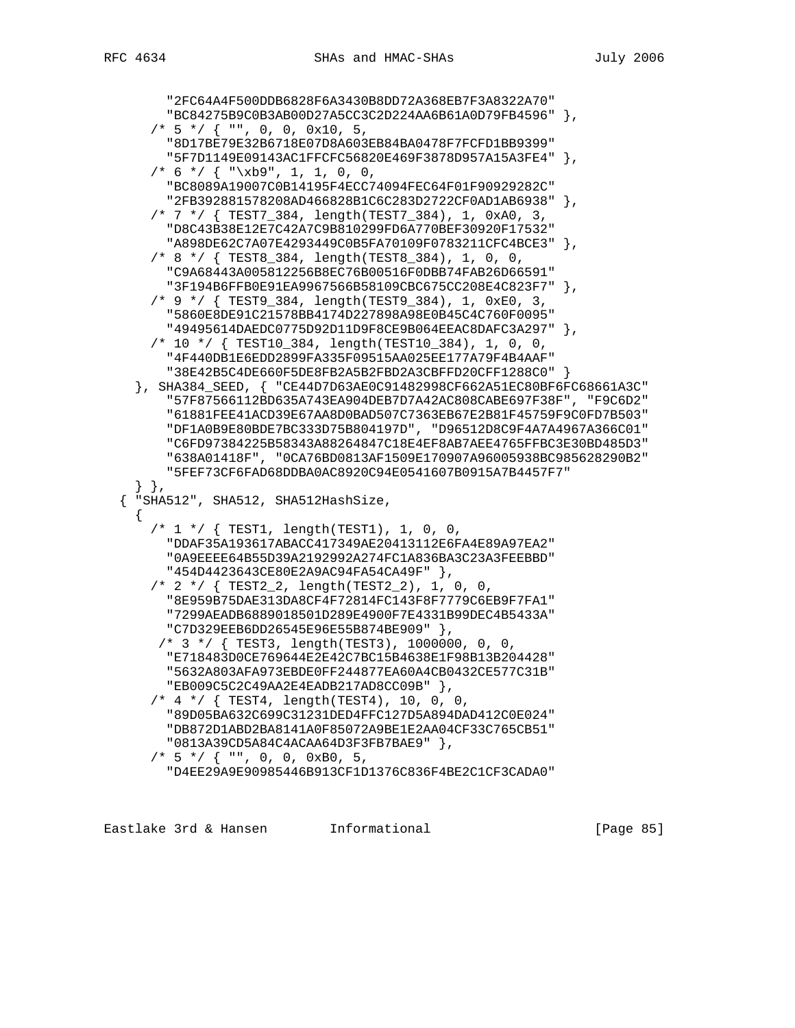```
        "2FC64A4F500DDB6828F6A3430B8DD72A368EB7F3A8322A70"
        "BC84275B9C0B3AB00D27A5CC3C2D224AA6B61A0D79FB4596" },
      /* 5 */ { "", 0, 0, 0x10, 5,
        "8D17BE79E32B6718E07D8A603EB84BA0478F7FCFD1BB9399"
        "5F7D1149E09143AC1FFCFC56820E469F3878D957A15A3FE4" },
      /* 6 */ { "\xb9", 1, 1, 0, 0,
        "BC8089A19007C0B14195F4ECC74094FEC64F01F90929282C"
        "2FB392881578208AD466828B1C6C283D2722CF0AD1AB6938" },
      /* 7 */ { TEST7_384, length(TEST7_384), 1, 0xA0, 3,
        "D8C43B38E12E7C42A7C9B810299FD6A770BEF30920F17532"
        "A898DE62C7A07E4293449C0B5FA70109F0783211CFC4BCE3" },
      /* 8 */ { TEST8_384, length(TEST8_384), 1, 0, 0,
        "C9A68443A005812256B8EC76B00516F0DBB74FAB26D66591"
        "3F194B6FFB0E91EA9967566B58109CBC675CC208E4C823F7" },
      /* 9 */ { TEST9_384, length(TEST9_384), 1, 0xE0, 3,
        "5860E8DE91C21578BB4174D227898A98E0B45C4C760F0095"
        "49495614DAEDC0775D92D11D9F8CE9B064EEAC8DAFC3A297" },
      /* 10 */ { TEST10_384, length(TEST10_384), 1, 0, 0,
        "4F440DB1E6EDD2899FA335F09515AA025EE177A79F4B4AAF"
        "38E42B5C4DE660F5DE8FB2A5B2FBD2A3CBFFD20CFF1288C0" }
    }, SHA384_SEED, { "CE44D7D63AE0C91482998CF662A51EC80BF6FC68661A3C"
        "57F87566112BD635A743EA904DEB7D7A42AC808CABE697F38F", "F9C6D2"
        "61881FEE41ACD39E67AA8D0BAD507C7363EB67E2B81F45759F9C0FD7B503"
        "DF1A0B9E80BDE7BC333D75B804197D", "D96512D8C9F4A7A4967A366C01"
        "C6FD97384225B58343A88264847C18E4EF8AB7AEE4765FFBC3E30BD485D3"
        "638A01418F", "0CA76BD0813AF1509E170907A96005938BC985628290B2"
        "5FEF73CF6FAD68DDBA0AC8920C94E0541607B0915A7B4457F7"
    } },
  { "SHA512", SHA512, SHA512HashSize,
    {
      /* 1 */ { TEST1, length(TEST1), 1, 0, 0,
        "DDAF35A193617ABACC417349AE20413112E6FA4E89A97EA2"
        "0A9EEEE64B55D39A2192992A274FC1A836BA3C23A3FEEBBD"
        "454D4423643CE80E2A9AC94FA54CA49F" },
      /* 2 */ { TEST2_2, length(TEST2_2), 1, 0, 0,
        "8E959B75DAE313DA8CF4F72814FC143F8F7779C6EB9F7FA1"
        "7299AEADB6889018501D289E4900F7E4331B99DEC4B5433A"
        "C7D329EEB6DD26545E96E55B874BE909" },
       /* 3 */ { TEST3, length(TEST3), 1000000, 0, 0,
        "E718483D0CE769644E2E42C7BC15B4638E1F98B13B204428"
        "5632A803AFA973EBDE0FF244877EA60A4CB0432CE577C31B"
        "EB009C5C2C49AA2E4EADB217AD8CC09B" },
      /* 4 */ { TEST4, length(TEST4), 10, 0, 0,
        "89D05BA632C699C31231DED4FFC127D5A894DAD412C0E024"
        "DB872D1ABD2BA8141A0F85072A9BE1E2AA04CF33C765CB51"
        "0813A39CD5A84C4ACAA64D3F3FB7BAE9" },
      /* 5 */ { "", 0, 0, 0xB0, 5,
        "D4EE29A9E90985446B913CF1D1376C836F4BE2C1CF3CADA0"
```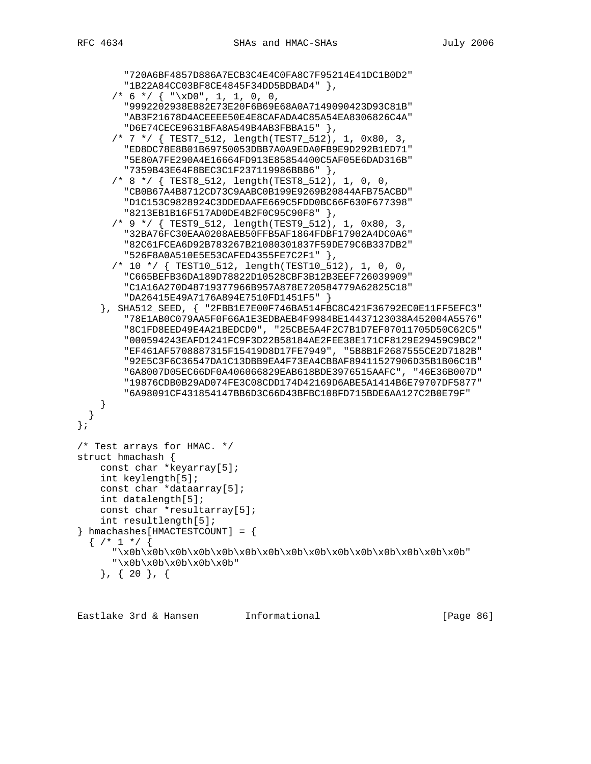```
        "720A6BF4857D886A7ECB3C4E4C0FA8C7F95214E41DC1B0D2"
        "1B22A84CC03BF8CE4845F34DD5BDBAD4" },
      /* 6 */ { "\xD0", 1, 1, 0, 0,
        "9992202938E882E73E20F6B69E68A0A7149090423D93C81B"
        "AB3F21678D4ACEEEE50E4E8CAFADA4C85A54EA8306826C4A"
        "D6E74CECE9631BFA8A549B4AB3FBBA15" },
      /* 7 */ { TEST7_512, length(TEST7_512), 1, 0x80, 3,
        "ED8DC78E8B01B69750053DBB7A0A9EDA0FB9E9D292B1ED71"
        "5E80A7FE290A4E16664FD913E85854400C5AF05E6DAD316B"
        "7359B43E64F8BEC3C1F237119986BBB6" },
      /* 8 */ { TEST8_512, length(TEST8_512), 1, 0, 0,
        "CB0B67A4B8712CD73C9AABC0B199E9269B20844AFB75ACBD"
        "D1C153C9828924C3DDEDAAFE669C5FDD0BC66F630F677398"
        "8213EB1B16F517AD0DE4B2F0C95C90F8" },
      /* 9 */ { TEST9_512, length(TEST9_512), 1, 0x80, 3,
        "32BA76FC30EAA0208AEB50FFB5AF1864FDBF17902A4DC0A6"
        "82C61FCEA6D92B783267B21080301837F59DE79C6B337DB2"
        "526F8A0A510E5E53CAFED4355FE7C2F1" },
      /* 10 */ { TEST10_512, length(TEST10_512), 1, 0, 0,
        "C665BEFB36DA189D78822D10528CBF3B12B3EEF726039909"
        "C1A16A270D48719377966B957A878E720584779A62825C18"
        "DA26415E49A7176A894E7510FD1451F5" }
    }, SHA512_SEED, { "2FBB1E7E00F746BA514FBC8C421F36792EC0E11FF5EFC3"
        "78E1AB0C079AA5F0F66A1E3EDBAEB4F9984BE14437123038A452004A5576"
        "8C1FD8EED49E4A21BEDCD0", "25CBE5A4F2C7B1D7EF07011705D50C62C5"
        "000594243EAFD1241FC9F3D22B58184AE2FEE38E171CF8129E29459C9BC2"
        "EF461AF5708887315F15419D8D17FE7949", "5B8B1F2687555CE2D7182B"
        "92E5C3F6C36547DA1C13DBB9EA4F73EA4CBBAF89411527906D35B1B06C1B"
        "6A8007D05EC66DF0A406066829EAB618BDE3976515AAFC", "46E36B007D"
        "19876CDB0B29AD074FE3C08CDD174D42169D6ABE5A1414B6E79707DF5877"
        "6A98091CF431854147BB6D3C66D43BFBC108FD715BDE6AA127C2B0E79F"
    }
  }
};

/* Test arrays for HMAC. */
struct hmachash {
    const char *keyarray[5];
    int keylength[5];
    const char *dataarray[5];
    int datalength[5];
    const char *resultarray[5];
    int resultlength[5];
} hmachashes[HMACTESTCOUNT] = {
  { /* 1 */ {
      "\x0b\x0b\x0b\x0b\x0b\x0b\x0b\x0b\x0b\x0b\x0b\x0b\x0b\x0b\x0b"
      "\x0b\x0b\x0b\x0b\x0b"
    }, { 20 }, {
```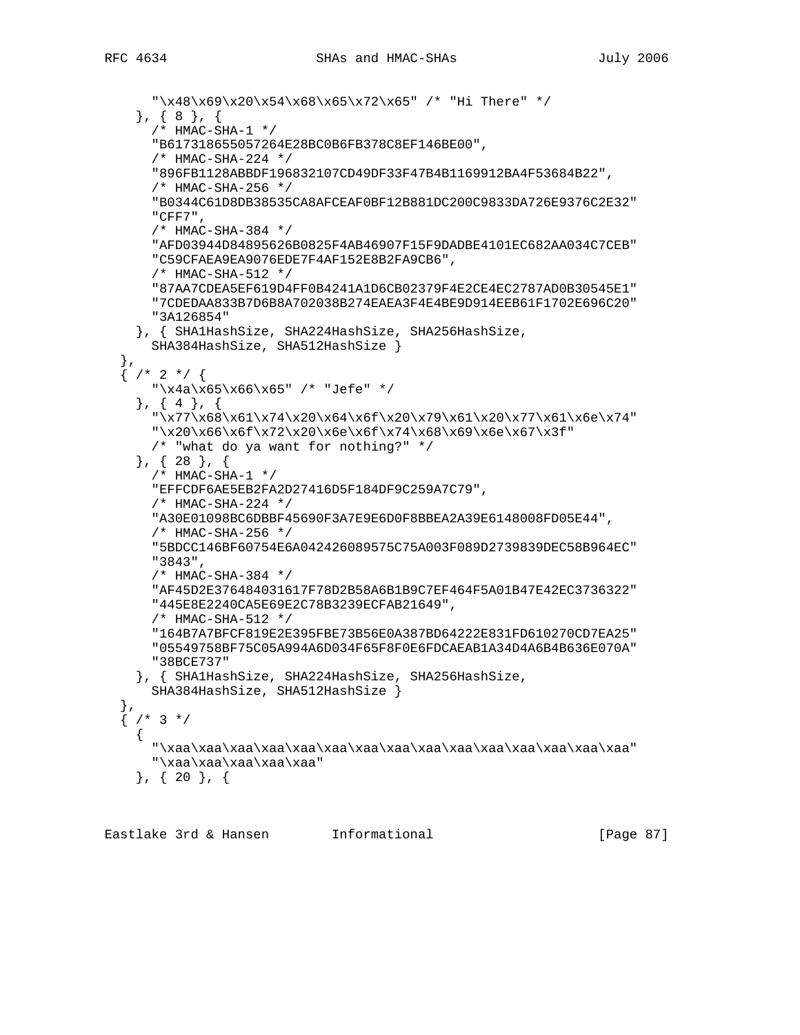```
      "\x48\x69\x20\x54\x68\x65\x72\x65" /* "Hi There" */
    }, { 8 }, {
      /* HMAC-SHA-1 */
      "B617318655057264E28BC0B6FB378C8EF146BE00",
      /* HMAC-SHA-224 */
      "896FB1128ABBDF196832107CD49DF33F47B4B1169912BA4F53684B22",
      /* HMAC-SHA-256 */
      "B0344C61D8DB38535CA8AFCEAF0BF12B881DC200C9833DA726E9376C2E32"
      "CFF7",
      /* HMAC-SHA-384 */
      "AFD03944D84895626B0825F4AB46907F15F9DADBE4101EC682AA034C7CEB"
      "C59CFAEA9EA9076EDE7F4AF152E8B2FA9CB6",
      /* HMAC-SHA-512 */
      "87AA7CDEA5EF619D4FF0B4241A1D6CB02379F4E2CE4EC2787AD0B30545E1"
      "7CDEDAA833B7D6B8A702038B274EAEA3F4E4BE9D914EEB61F1702E696C20"
      "3A126854"
    }, { SHA1HashSize, SHA224HashSize, SHA256HashSize,
      SHA384HashSize, SHA512HashSize }
  },
  { /* 2 */ {
      "\x4a\x65\x66\x65" /* "Jefe" */
    }, { 4 }, {
      "\x77\x68\x61\x74\x20\x64\x6f\x20\x79\x61\x20\x77\x61\x6e\x74"
      "\x20\x66\x6f\x72\x20\x6e\x6f\x74\x68\x69\x6e\x67\x3f"
      /* "what do ya want for nothing?" */
    }, { 28 }, {
      /* HMAC-SHA-1 */
      "EFFCDF6AE5EB2FA2D27416D5F184DF9C259A7C79",
      /* HMAC-SHA-224 */
      "A30E01098BC6DBBF45690F3A7E9E6D0F8BBEA2A39E6148008FD05E44",
      /* HMAC-SHA-256 */
      "5BDCC146BF60754E6A042426089575C75A003F089D2739839DEC58B964EC"
      "3843",
      /* HMAC-SHA-384 */
      "AF45D2E376484031617F78D2B58A6B1B9C7EF464F5A01B47E42EC3736322"
      "445E8E2240CA5E69E2C78B3239ECFAB21649",
      /* HMAC-SHA-512 */
      "164B7A7BFCF819E2E395FBE73B56E0A387BD64222E831FD610270CD7EA25"
      "05549758BF75C05A994A6D034F65F8F0E6FDCAEAB1A34D4A6B4B636E070A"
      "38BCE737"
    }, { SHA1HashSize, SHA224HashSize, SHA256HashSize,
      SHA384HashSize, SHA512HashSize }
  },
  { /* 3 */
    {
      "\xaa\xaa\xaa\xaa\xaa\xaa\xaa\xaa\xaa\xaa\xaa\xaa\xaa\xaa\xaa"
      "\xaa\xaa\xaa\xaa\xaa"
    }, { 20 }, {
```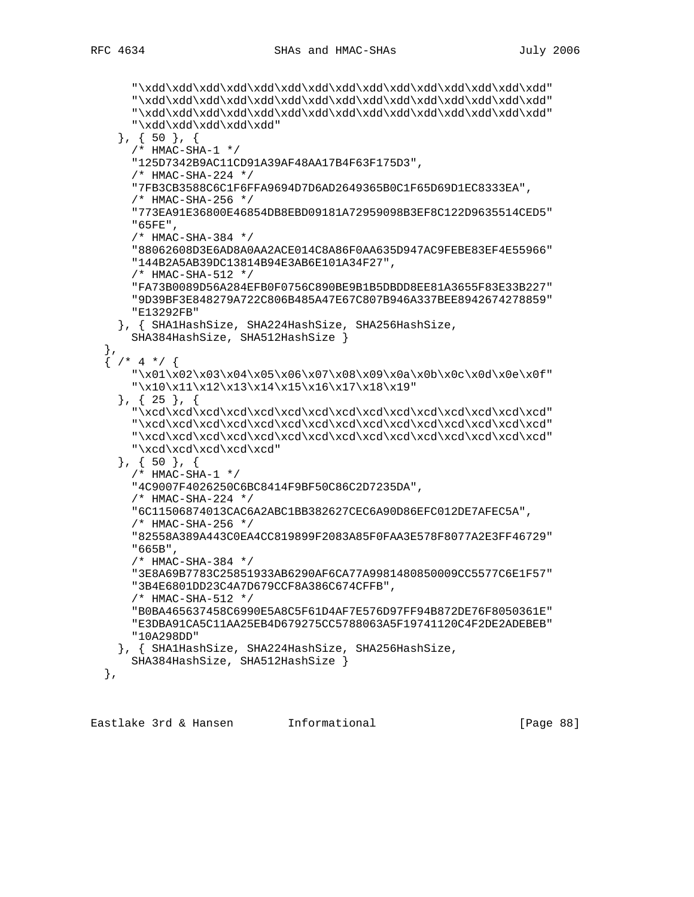```
      "\xdd\xdd\xdd\xdd\xdd\xdd\xdd\xdd\xdd\xdd\xdd\xdd\xdd\xdd\xdd"
      "\xdd\xdd\xdd\xdd\xdd\xdd\xdd\xdd\xdd\xdd\xdd\xdd\xdd\xdd\xdd"
      "\xdd\xdd\xdd\xdd\xdd\xdd\xdd\xdd\xdd\xdd\xdd\xdd\xdd\xdd\xdd"
      "\xdd\xdd\xdd\xdd\xdd"
    }, { 50 }, {
      /* HMAC-SHA-1 */
      "125D7342B9AC11CD91A39AF48AA17B4F63F175D3",
      /* HMAC-SHA-224 */
      "7FB3CB3588C6C1F6FFA9694D7D6AD2649365B0C1F65D69D1EC8333EA",
      /* HMAC-SHA-256 */
      "773EA91E36800E46854DB8EBD09181A72959098B3EF8C122D9635514CED5"
      "65FE",
      /* HMAC-SHA-384 */
      "88062608D3E6AD8A0AA2ACE014C8A86F0AA635D947AC9FEBE83EF4E55966"
      "144B2A5AB39DC13814B94E3AB6E101A34F27",
      /* HMAC-SHA-512 */
      "FA73B0089D56A284EFB0F0756C890BE9B1B5DBDD8EE81A3655F83E33B227"
      "9D39BF3E848279A722C806B485A47E67C807B946A337BEE8942674278859"
      "E13292FB"
    }, { SHA1HashSize, SHA224HashSize, SHA256HashSize,
      SHA384HashSize, SHA512HashSize }
  },
  { /* 4 */ {
      "\x01\x02\x03\x04\x05\x06\x07\x08\x09\x0a\x0b\x0c\x0d\x0e\x0f"
      "\x10\x11\x12\x13\x14\x15\x16\x17\x18\x19"
    }, { 25 }, {
      "\xcd\xcd\xcd\xcd\xcd\xcd\xcd\xcd\xcd\xcd\xcd\xcd\xcd\xcd\xcd"
      "\xcd\xcd\xcd\xcd\xcd\xcd\xcd\xcd\xcd\xcd\xcd\xcd\xcd\xcd\xcd"
      "\xcd\xcd\xcd\xcd\xcd\xcd\xcd\xcd\xcd\xcd\xcd\xcd\xcd\xcd\xcd"
      "\xcd\xcd\xcd\xcd\xcd"
    }, { 50 }, {
      /* HMAC-SHA-1 */
      "4C9007F4026250C6BC8414F9BF50C86C2D7235DA",
      /* HMAC-SHA-224 */
      "6C11506874013CAC6A2ABC1BB382627CEC6A90D86EFC012DE7AFEC5A",
      /* HMAC-SHA-256 */
      "82558A389A443C0EA4CC819899F2083A85F0FAA3E578F8077A2E3FF46729"
      "665B",
      /* HMAC-SHA-384 */
      "3E8A69B7783C25851933AB6290AF6CA77A9981480850009CC5577C6E1F57"
      "3B4E6801DD23C4A7D679CCF8A386C674CFFB",
      /* HMAC-SHA-512 */
      "B0BA465637458C6990E5A8C5F61D4AF7E576D97FF94B872DE76F8050361E"
      "E3DBA91CA5C11AA25EB4D679275CC5788063A5F19741120C4F2DE2ADEBEB"
      "10A298DD"
    }, { SHA1HashSize, SHA224HashSize, SHA256HashSize,
      SHA384HashSize, SHA512HashSize }
  },
```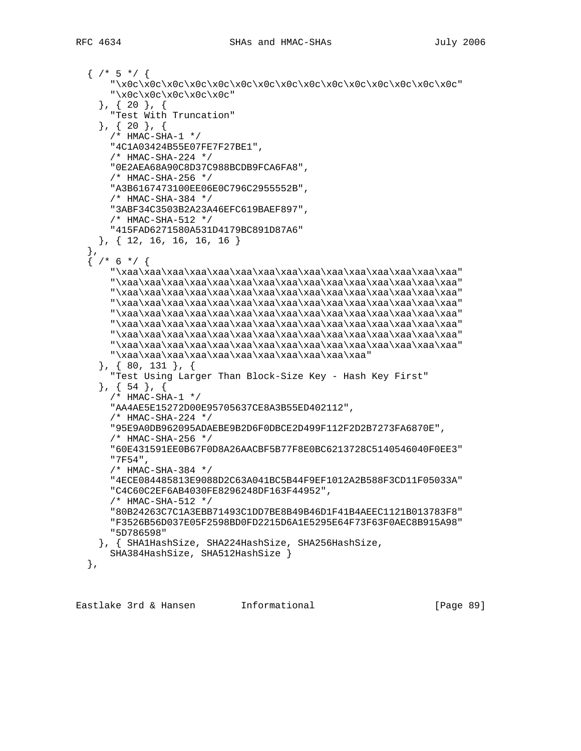```
  { /* 5 */ {
      "\x0c\x0c\x0c\x0c\x0c\x0c\x0c\x0c\x0c\x0c\x0c\x0c\x0c\x0c\x0c"
      "\x0c\x0c\x0c\x0c\x0c"
    }, { 20 }, {
      "Test With Truncation"
    }, { 20 }, {
      /* HMAC-SHA-1 */
      "4C1A03424B55E07FE7F27BE1",
      /* HMAC-SHA-224 */
      "0E2AEA68A90C8D37C988BCDB9FCA6FA8",
      /* HMAC-SHA-256 */
      "A3B6167473100EE06E0C796C2955552B",
      /* HMAC-SHA-384 */
      "3ABF34C3503B2A23A46EFC619BAEF897",
      /* HMAC-SHA-512 */
      "415FAD6271580A531D4179BC891D87A6"
    }, { 12, 16, 16, 16, 16 }
  },
  { /* 6 */ {
      "\xaa\xaa\xaa\xaa\xaa\xaa\xaa\xaa\xaa\xaa\xaa\xaa\xaa\xaa\xaa"
      "\xaa\xaa\xaa\xaa\xaa\xaa\xaa\xaa\xaa\xaa\xaa\xaa\xaa\xaa\xaa"
      "\xaa\xaa\xaa\xaa\xaa\xaa\xaa\xaa\xaa\xaa\xaa\xaa\xaa\xaa\xaa"
      "\xaa\xaa\xaa\xaa\xaa\xaa\xaa\xaa\xaa\xaa\xaa\xaa\xaa\xaa\xaa"
      "\xaa\xaa\xaa\xaa\xaa\xaa\xaa\xaa\xaa\xaa\xaa\xaa\xaa\xaa\xaa"
      "\xaa\xaa\xaa\xaa\xaa\xaa\xaa\xaa\xaa\xaa\xaa\xaa\xaa\xaa\xaa"
      "\xaa\xaa\xaa\xaa\xaa\xaa\xaa\xaa\xaa\xaa\xaa\xaa\xaa\xaa\xaa"
      "\xaa\xaa\xaa\xaa\xaa\xaa\xaa\xaa\xaa\xaa\xaa\xaa\xaa\xaa\xaa"
      "\xaa\xaa\xaa\xaa\xaa\xaa\xaa\xaa\xaa\xaa\xaa"
    }, { 80, 131 }, {
      "Test Using Larger Than Block-Size Key - Hash Key First"
    }, { 54 }, {
      /* HMAC-SHA-1 */
      "AA4AE5E15272D00E95705637CE8A3B55ED402112",
      /* HMAC-SHA-224 */
      "95E9A0DB962095ADAEBE9B2D6F0DBCE2D499F112F2D2B7273FA6870E",
      /* HMAC-SHA-256 */
      "60E431591EE0B67F0D8A26AACBF5B77F8E0BC6213728C5140546040F0EE3"
      "7F54",
      /* HMAC-SHA-384 */
      "4ECE084485813E9088D2C63A041BC5B44F9EF1012A2B588F3CD11F05033A"
      "C4C60C2EF6AB4030FE8296248DF163F44952",
      /* HMAC-SHA-512 */
      "80B24263C7C1A3EBB71493C1DD7BE8B49B46D1F41B4AEEC1121B013783F8"
      "F3526B56D037E05F2598BD0FD2215D6A1E5295E64F73F63F0AEC8B915A98"
      "5D786598"
    }, { SHA1HashSize, SHA224HashSize, SHA256HashSize,
      SHA384HashSize, SHA512HashSize }
  },
```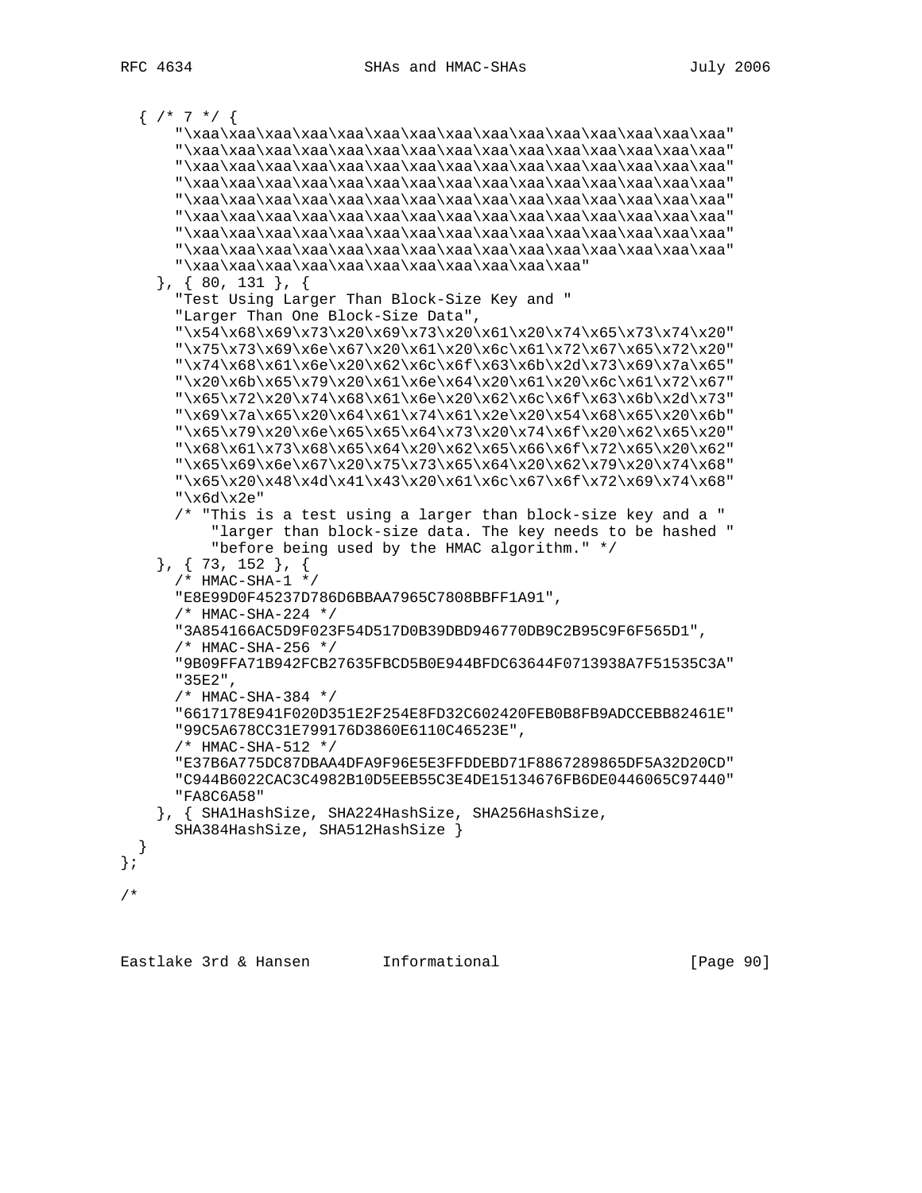```
  { /* 7 */ {
      "\xaa\xaa\xaa\xaa\xaa\xaa\xaa\xaa\xaa\xaa\xaa\xaa\xaa\xaa"
      "\xaa\xaa\xaa\xaa\xaa\xaa\xaa\xaa\xaa\xaa\xaa\xaa\xaa\xaa"
      "\xaa\xaa\xaa\xaa\xaa\xaa\xaa\xaa\xaa\xaa\xaa\xaa\xaa\xaa"
      "\xaa\xaa\xaa\xaa\xaa\xaa\xaa\xaa\xaa\xaa\xaa\xaa\xaa\xaa"
      "\xaa\xaa\xaa\xaa\xaa\xaa\xaa\xaa\xaa\xaa\xaa\xaa\xaa\xaa"
      "\xaa\xaa\xaa\xaa\xaa\xaa\xaa\xaa\xaa\xaa\xaa\xaa\xaa\xaa"
      "\xaa\xaa\xaa\xaa\xaa\xaa\xaa\xaa\xaa\xaa\xaa\xaa\xaa\xaa"
      "\xaa\xaa\xaa\xaa\xaa\xaa\xaa\xaa\xaa\xaa\xaa\xaa\xaa\xaa"
      "\xaa\xaa\xaa\xaa\xaa\xaa\xaa\xaa\xaa\xaa\xaa"
    }, { 80, 131 }, {
      "Test Using Larger Than Block-Size Key and "
      "Larger Than One Block-Size Data",
      "\x54\x68\x69\x73\x20\x69\x73\x20\x61\x20\x74\x65\x73\x74\x20"
      "\x75\x73\x69\x6e\x67\x20\x61\x20\x6c\x61\x72\x67\x65\x72\x20"
      "\x74\x68\x61\x6e\x20\x62\x6c\x6f\x63\x6b\x2d\x73\x69\x7a\x65"
      "\x20\x6b\x65\x79\x20\x61\x6e\x64\x20\x61\x20\x6c\x61\x72\x67"
      "\x65\x72\x20\x74\x68\x61\x6e\x20\x62\x6c\x6f\x63\x6b\x2d\x73"
      "\x69\x7a\x65\x20\x64\x61\x74\x61\x2e\x20\x54\x68\x65\x20\x6b"
      "\x65\x79\x20\x6e\x65\x65\x64\x73\x20\x74\x6f\x20\x62\x65\x20"
      "\x68\x61\x73\x68\x65\x64\x20\x62\x65\x66\x6f\x72\x65\x20\x62"
      "\x65\x69\x6e\x67\x20\x75\x73\x65\x64\x20\x62\x79\x20\x74\x68"
      "\x65\x20\x48\x4d\x41\x43\x20\x61\x6c\x67\x6f\x72\x69\x74\x68"
      "\x6d\x2e"
      /* "This is a test using a larger than block-size key and a "
          "larger than block-size data. The key needs to be hashed "
          "before being used by the HMAC algorithm." */
    }, { 73, 152 }, {
      /* HMAC-SHA-1 */
      "E8E99D0F45237D786D6BBAA7965C7808BBFF1A91",
      /* HMAC-SHA-224 */
      "3A854166AC5D9F023F54D517D0B39DBD946770DB9C2B95C9F6F565D1",
      /* HMAC-SHA-256 */
      "9B09FFA71B942FCB27635FBCD5B0E944BFDC63644F0713938A7F51535C3A"
      "35E2",
      /* HMAC-SHA-384 */
      "6617178E941F020D351E2F254E8FD32C602420FEB0B8FB9ADCCEBB82461E"
      "99C5A678CC31E799176D3860E6110C46523E",
      /* HMAC-SHA-512 */
      "E37B6A775DC87DBAA4DFA9F96E5E3FFDDEBD71F8867289865DF5A32D20CD"
      "C944B6022CAC3C4982B10D5EEB55C3E4DE15134676FB6DE0446065C97440"
      "FA8C6A58"
    }, { SHA1HashSize, SHA224HashSize, SHA256HashSize,
      SHA384HashSize, SHA512HashSize }
  }
};

/*
```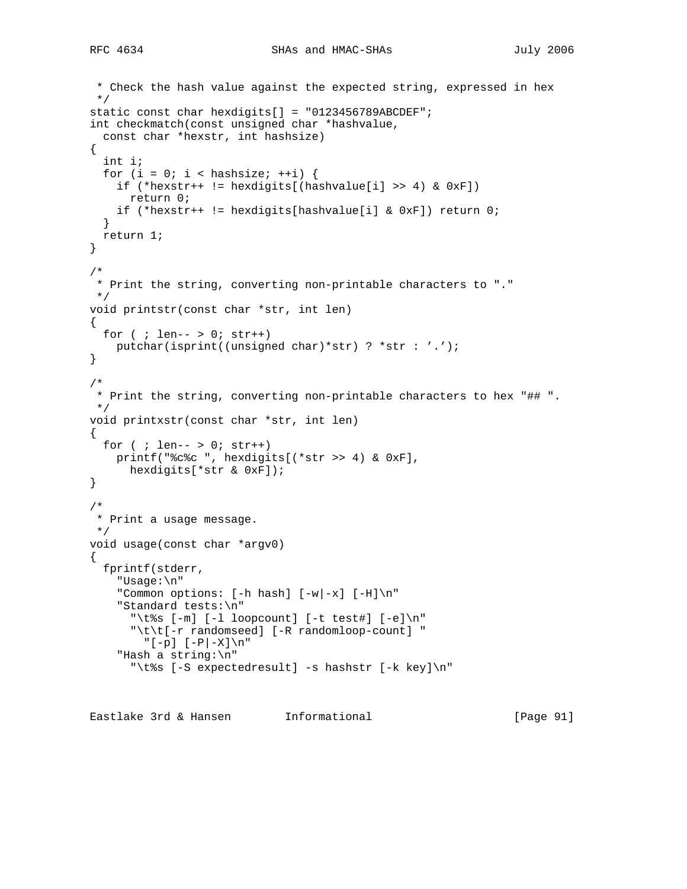```
 * Check the hash value against the expected string, expressed in hex
 */
static const char hexdigits[] = "0123456789ABCDEF";
int checkmatch(const unsigned char *hashvalue,
  const char *hexstr, int hashsize)
{
  int i;
  for (i = 0; i < hashsize; ++i) {
    if (*hexstr++ != hexdigits[(hashvalue[i] >> 4) & 0xF])
      return 0;
    if (*hexstr++ != hexdigits[hashvalue[i] & 0xF]) return 0;
  }
  return 1;
}

/*
 * Print the string, converting non-printable characters to "."
 */
void printstr(const char *str, int len)
{
  for ( ; len-- > 0; str++)
    putchar(isprint((unsigned char)*str) ? *str : '.');
}

/*
 * Print the string, converting non-printable characters to hex "## ".
 */
void printxstr(const char *str, int len)
{
  for ( ; len-- > 0; str++)
    printf("%c%c ", hexdigits[(*str >> 4) & 0xF],
      hexdigits[*str & 0xF]);
}

/*
 * Print a usage message.
 */
void usage(const char *argv0)
{
  fprintf(stderr,
    "Usage:\n"
    "Common options: [-h hash] [-w|-x] [-H]\n"
    "Standard tests:\n"
      "\t%s [-m] [-l loopcount] [-t test#] [-e]\n"
      "\t\t[-r randomseed] [-R randomloop-count] "
        "[-p] [-P|-X]\n"
    "Hash a string:\n"
      "\t%s [-S expectedresult] -s hashstr [-k key]\n"
```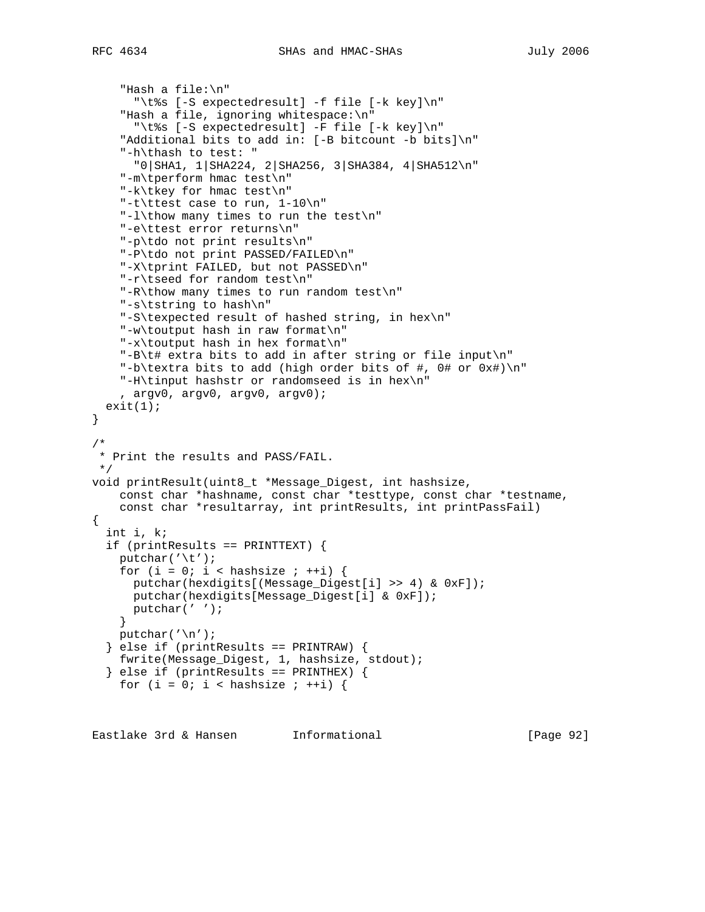```
    "Hash a file:\n"
      "\t%s [-S expectedresult] -f file [-k key]\n"
    "Hash a file, ignoring whitespace:\n"
      "\t%s [-S expectedresult] -F file [-k key]\n"
    "Additional bits to add in: [-B bitcount -b bits]\n"
    "-h\thash to test: "
      "0|SHA1, 1|SHA224, 2|SHA256, 3|SHA384, 4|SHA512\n"
    "-m\tperform hmac test\n"
    "-k\tkey for hmac test\n"
    "-t\ttest case to run, 1-10\n"
    "-l\thow many times to run the test\n"
    "-e\ttest error returns\n"
    "-p\tdo not print results\n"
    "-P\tdo not print PASSED/FAILED\n"
    "-X\tprint FAILED, but not PASSED\n"
    "-r\tseed for random test\n"
    "-R\thow many times to run random test\n"
    "-s\tstring to hash\n"
    "-S\texpected result of hashed string, in hex\n"
    "-w\toutput hash in raw format\n"
    "-x\toutput hash in hex format\n"
    "-B\t# extra bits to add in after string or file input\n"
    "-b\textra bits to add (high order bits of #, 0# or 0x#)\n"
    "-H\tinput hashstr or randomseed is in hex\n"
    , argv0, argv0, argv0, argv0);
  exit(1);
}

/*
 * Print the results and PASS/FAIL.
 */
void printResult(uint8_t *Message_Digest, int hashsize,
    const char *hashname, const char *testtype, const char *testname,
    const char *resultarray, int printResults, int printPassFail)
{
  int i, k;
  if (printResults == PRINTTEXT) {
    putchar('\t');
    for (i = 0; i < hashsize ; ++i) {
      putchar(hexdigits[(Message_Digest[i] >> 4) & 0xF]);
      putchar(hexdigits[Message_Digest[i] & 0xF]);
      putchar(' ');
    }
    putchar('\n');
  } else if (printResults == PRINTRAW) {
    fwrite(Message_Digest, 1, hashsize, stdout);
  } else if (printResults == PRINTHEX) {
    for (i = 0; i < hashsize ; ++i) {
```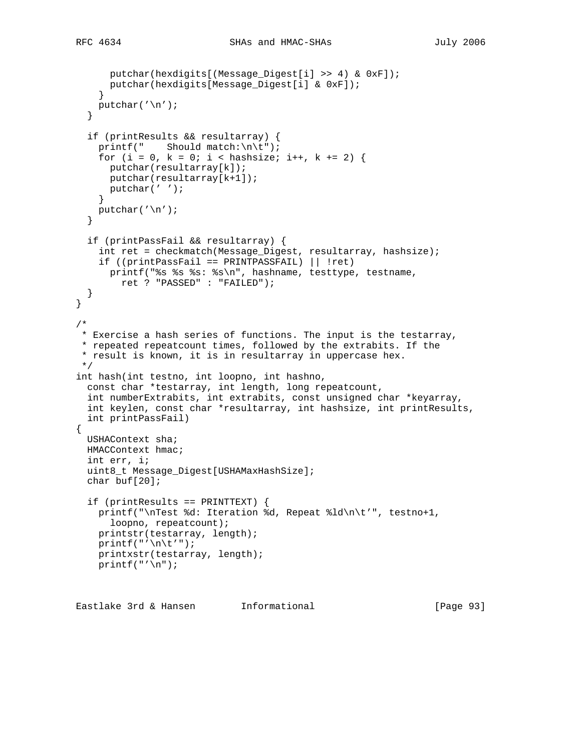```
      putchar(hexdigits[(Message_Digest[i] >> 4) & 0xF]);
      putchar(hexdigits[Message_Digest[i] & 0xF]);
    }
    putchar('\n');
  }

  if (printResults && resultarray) {
    printf("    Should match:\n\t");
    for (i = 0, k = 0; i < hashsize; i++, k += 2) {
      putchar(resultarray[k]);
      putchar(resultarray[k+1]);
      putchar(' ');
    }
    putchar('\n');
  }

  if (printPassFail && resultarray) {
    int ret = checkmatch(Message_Digest, resultarray, hashsize);
    if ((printPassFail == PRINTPASSFAIL) || !ret)
      printf("%s %s %s: %s\n", hashname, testtype, testname,
        ret ? "PASSED" : "FAILED");
  }
}

/*
 * Exercise a hash series of functions. The input is the testarray,
 * repeated repeatcount times, followed by the extrabits. If the
 * result is known, it is in resultarray in uppercase hex.
 */
int hash(int testno, int loopno, int hashno,
  const char *testarray, int length, long repeatcount,
  int numberExtrabits, int extrabits, const unsigned char *keyarray,
  int keylen, const char *resultarray, int hashsize, int printResults,
  int printPassFail)
{
  USHAContext sha;
  HMACContext hmac;
  int err, i;
  uint8_t Message_Digest[USHAMaxHashSize];
  char buf[20];

  if (printResults == PRINTTEXT) {
    printf("\nTest %d: Iteration %d, Repeat %ld\n\t'", testno+1,
      loopno, repeatcount);
    printstr(testarray, length);
    printf("'\n\t'");
    printxstr(testarray, length);
    printf("'\n");
```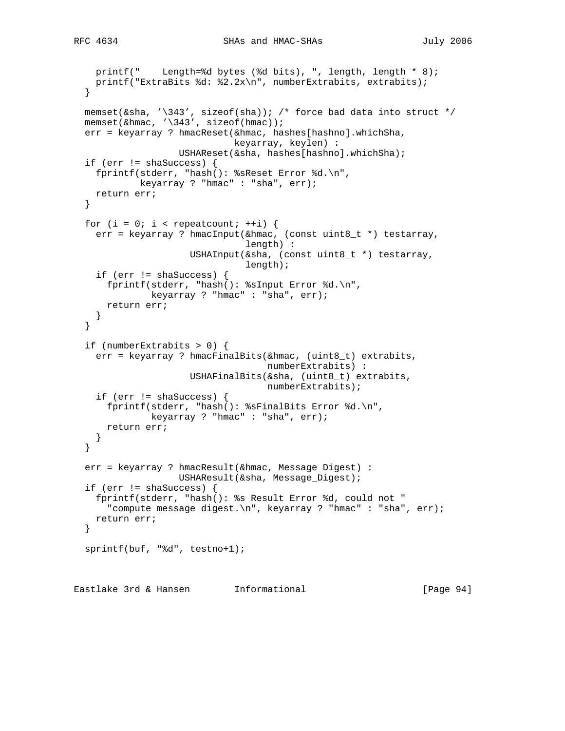```
    printf("    Length=%d bytes (%d bits), ", length, length * 8);
    printf("ExtraBits %d: %2.2x\n", numberExtrabits, extrabits);
  }

  memset(&sha, '\343', sizeof(sha)); /* force bad data into struct */
  memset(&hmac, '\343', sizeof(hmac));
  err = keyarray ? hmacReset(&hmac, hashes[hashno].whichSha,
                             keyarray, keylen) :
                   USHAReset(&sha, hashes[hashno].whichSha);
  if (err != shaSuccess) {
    fprintf(stderr, "hash(): %sReset Error %d.\n",
            keyarray ? "hmac" : "sha", err);
    return err;
  }

  for (i = 0; i < repeatcount; ++i) {
    err = keyarray ? hmacInput(&hmac, (const uint8_t *) testarray,
                               length) :
                     USHAInput(&sha, (const uint8_t *) testarray,
                               length);
    if (err != shaSuccess) {
      fprintf(stderr, "hash(): %sInput Error %d.\n",
              keyarray ? "hmac" : "sha", err);
      return err;
    }
  }

  if (numberExtrabits > 0) {
    err = keyarray ? hmacFinalBits(&hmac, (uint8_t) extrabits,
                                   numberExtrabits) :
                     USHAFinalBits(&sha, (uint8_t) extrabits,
                                   numberExtrabits);
    if (err != shaSuccess) {
      fprintf(stderr, "hash(): %sFinalBits Error %d.\n",
              keyarray ? "hmac" : "sha", err);
      return err;
    }
  }

  err = keyarray ? hmacResult(&hmac, Message_Digest) :
                   USHAResult(&sha, Message_Digest);
  if (err != shaSuccess) {
    fprintf(stderr, "hash(): %s Result Error %d, could not "
      "compute message digest.\n", keyarray ? "hmac" : "sha", err);
    return err;
  }

  sprintf(buf, "%d", testno+1);
```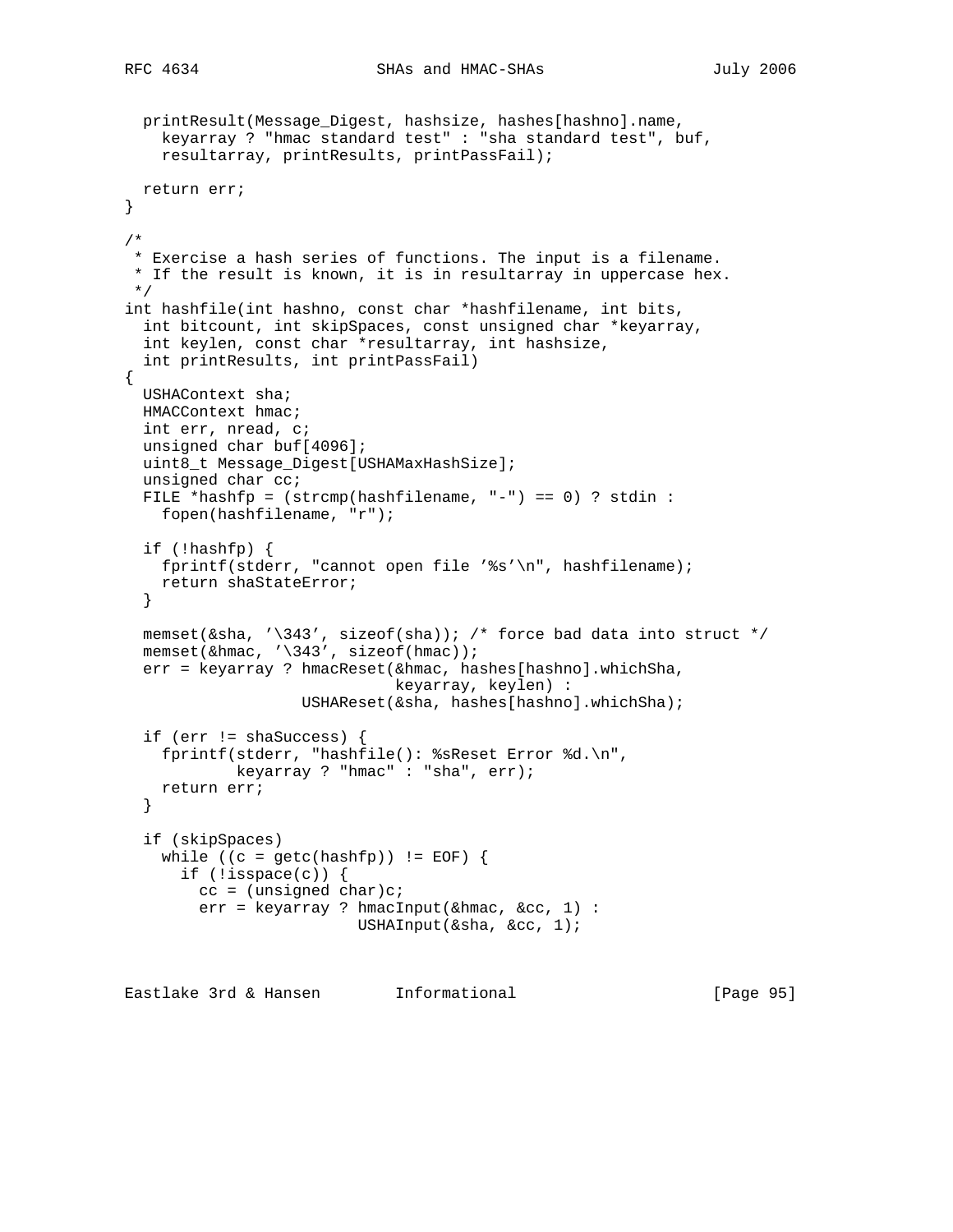```
  printResult(Message_Digest, hashsize, hashes[hashno].name,
    keyarray ? "hmac standard test" : "sha standard test", buf,
    resultarray, printResults, printPassFail);

  return err;
}

/*
 * Exercise a hash series of functions. The input is a filename.
 * If the result is known, it is in resultarray in uppercase hex.
 */
int hashfile(int hashno, const char *hashfilename, int bits,
  int bitcount, int skipSpaces, const unsigned char *keyarray,
  int keylen, const char *resultarray, int hashsize,
  int printResults, int printPassFail)
{
  USHAContext sha;
  HMACContext hmac;
  int err, nread, c;
  unsigned char buf[4096];
  uint8_t Message_Digest[USHAMaxHashSize];
  unsigned char cc;
  FILE *hashfp = (strcmp(hashfilename, "-") == 0) ? stdin :
    fopen(hashfilename, "r");

  if (!hashfp) {
    fprintf(stderr, "cannot open file '%s'\n", hashfilename);
    return shaStateError;
  }

  memset(&sha, '\343', sizeof(sha)); /* force bad data into struct */
  memset(&hmac, '\343', sizeof(hmac));
  err = keyarray ? hmacReset(&hmac, hashes[hashno].whichSha,
                             keyarray, keylen) :
                   USHAReset(&sha, hashes[hashno].whichSha);

  if (err != shaSuccess) {
    fprintf(stderr, "hashfile(): %sReset Error %d.\n",
            keyarray ? "hmac" : "sha", err);
    return err;
  }

  if (skipSpaces)
    while ((c = getc(hashfp)) != EOF) {
      if (!isspace(c)) {
        cc = (unsigned char)c;
        err = keyarray ? hmacInput(&hmac, &cc, 1) :
                         USHAInput(&sha, &cc, 1);
```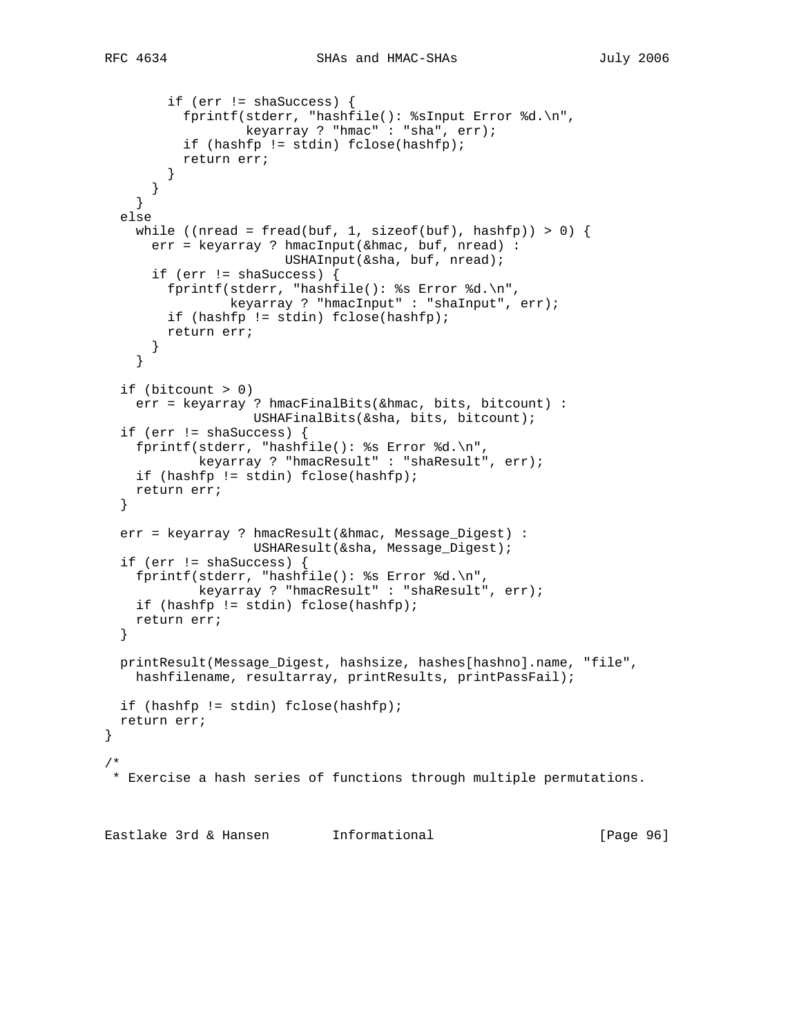```
        if (err != shaSuccess) {
          fprintf(stderr, "hashfile(): %sInput Error %d.\n",
                  keyarray ? "hmac" : "sha", err);
          if (hashfp != stdin) fclose(hashfp);
          return err;
        }
      }
    }
  else
    while ((nread = fread(buf, 1, sizeof(buf), hashfp)) > 0) {
      err = keyarray ? hmacInput(&hmac, buf, nread) :
                       USHAInput(&sha, buf, nread);
      if (err != shaSuccess) {
        fprintf(stderr, "hashfile(): %s Error %d.\n",
                keyarray ? "hmacInput" : "shaInput", err);
        if (hashfp != stdin) fclose(hashfp);
        return err;
      }
    }

  if (bitcount > 0)
    err = keyarray ? hmacFinalBits(&hmac, bits, bitcount) :
                   USHAFinalBits(&sha, bits, bitcount);
  if (err != shaSuccess) {
    fprintf(stderr, "hashfile(): %s Error %d.\n",
            keyarray ? "hmacResult" : "shaResult", err);
    if (hashfp != stdin) fclose(hashfp);
    return err;
  }

  err = keyarray ? hmacResult(&hmac, Message_Digest) :
                   USHAResult(&sha, Message_Digest);
  if (err != shaSuccess) {
    fprintf(stderr, "hashfile(): %s Error %d.\n",
            keyarray ? "hmacResult" : "shaResult", err);
    if (hashfp != stdin) fclose(hashfp);
    return err;
  }

  printResult(Message_Digest, hashsize, hashes[hashno].name, "file",
    hashfilename, resultarray, printResults, printPassFail);

  if (hashfp != stdin) fclose(hashfp);
  return err;
}

/*
 * Exercise a hash series of functions through multiple permutations.
```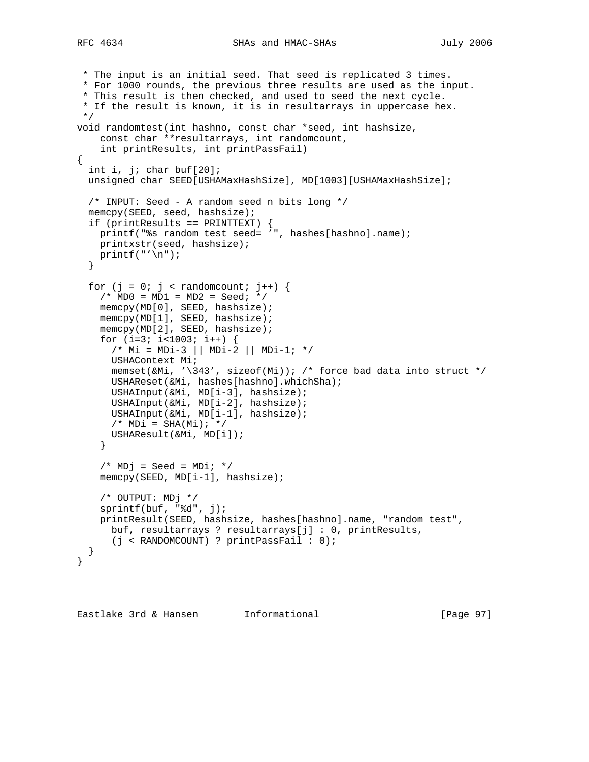```
 * The input is an initial seed. That seed is replicated 3 times.
 * For 1000 rounds, the previous three results are used as the input.
 * This result is then checked, and used to seed the next cycle.
 * If the result is known, it is in resultarrays in uppercase hex.
 */
void randomtest(int hashno, const char *seed, int hashsize,
    const char **resultarrays, int randomcount,
    int printResults, int printPassFail)
{
  int i, j; char buf[20];
  unsigned char SEED[USHAMaxHashSize], MD[1003][USHAMaxHashSize];

  /* INPUT: Seed - A random seed n bits long */
  memcpy(SEED, seed, hashsize);
  if (printResults == PRINTTEXT) {
    printf("%s random test seed= '", hashes[hashno].name);
    printxstr(seed, hashsize);
    printf("'\n");
  }

  for (j = 0; j < randomcount; j++) {
    /* MD0 = MD1 = MD2 = Seed; */
    memcpy(MD[0], SEED, hashsize);
    memcpy(MD[1], SEED, hashsize);
    memcpy(MD[2], SEED, hashsize);
    for (i=3; i<1003; i++) {
      /* Mi = MDi-3 || MDi-2 || MDi-1; */
      USHAContext Mi;
      memset(&Mi, '\343', sizeof(Mi)); /* force bad data into struct */
      USHAReset(&Mi, hashes[hashno].whichSha);
      USHAInput(&Mi, MD[i-3], hashsize);
      USHAInput(&Mi, MD[i-2], hashsize);
      USHAInput(&Mi, MD[i-1], hashsize);
      /* MDi = SHA(Mi); */
      USHAResult(&Mi, MD[i]);
    }

    /* MDj = Seed = MDi; */
    memcpy(SEED, MD[i-1], hashsize);

    /* OUTPUT: MDj */
    sprintf(buf, "%d", j);
    printResult(SEED, hashsize, hashes[hashno].name, "random test",
      buf, resultarrays ? resultarrays[j] : 0, printResults,
      (j < RANDOMCOUNT) ? printPassFail : 0);
  }
}
```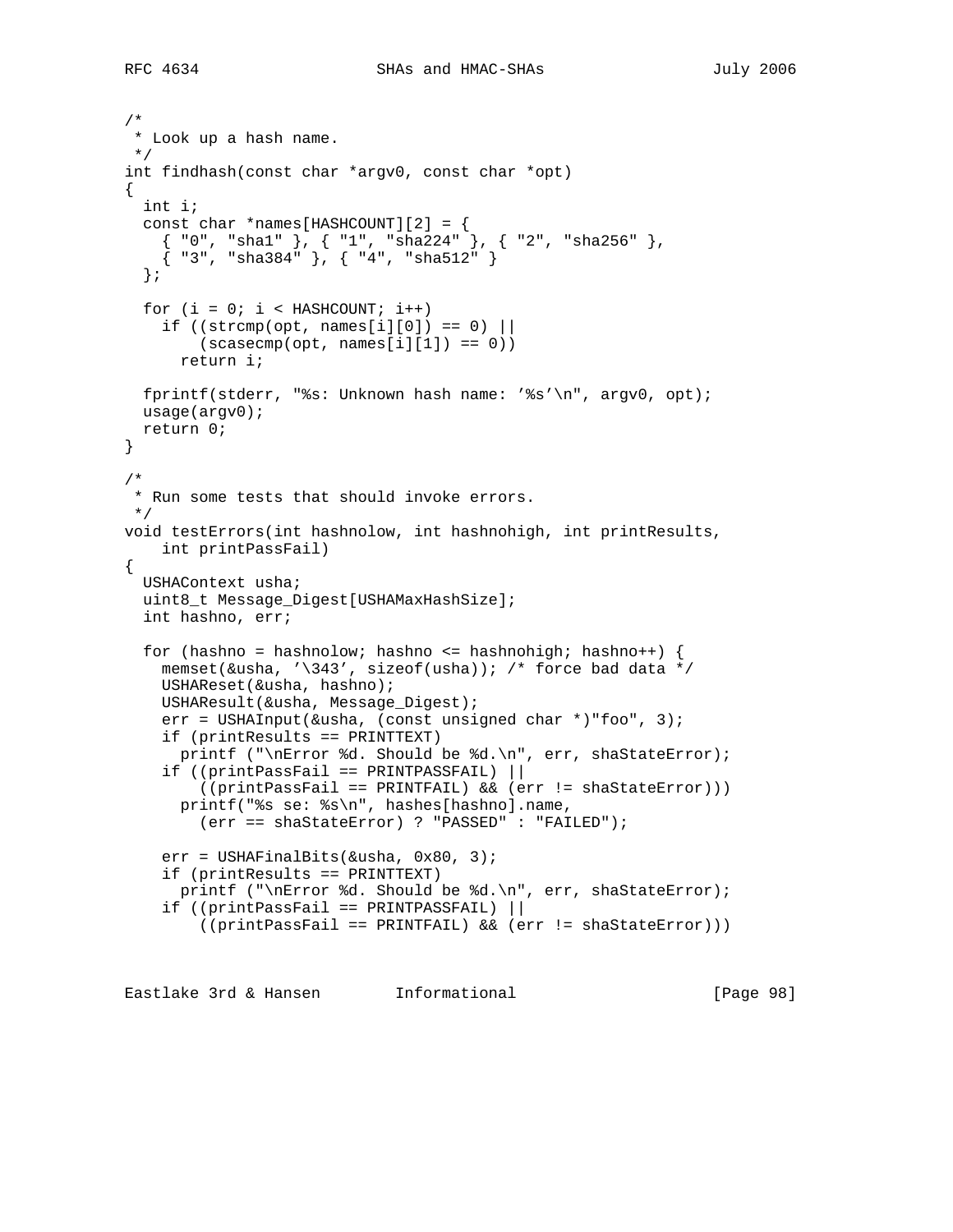```
/*
 * Look up a hash name.
 */
int findhash(const char *argv0, const char *opt)
{
  int i;
  const char *names[HASHCOUNT][2] = {
    { "0", "sha1" }, { "1", "sha224" }, { "2", "sha256" },
    { "3", "sha384" }, { "4", "sha512" }
  };

  for (i = 0; i < HASHCOUNT; i++)
    if ((strcmp(opt, names[i][0]) == 0) ||
        (scasecmp(opt, names[i][1]) == 0))
      return i;

  fprintf(stderr, "%s: Unknown hash name: '%s'\n", argv0, opt);
  usage(argv0);
  return 0;
}

/*
 * Run some tests that should invoke errors.
 */
void testErrors(int hashnolow, int hashnohigh, int printResults,
    int printPassFail)
{
  USHAContext usha;
  uint8_t Message_Digest[USHAMaxHashSize];
  int hashno, err;

  for (hashno = hashnolow; hashno <= hashnohigh; hashno++) {
    memset(&usha, '\343', sizeof(usha)); /* force bad data */
    USHAReset(&usha, hashno);
    USHAResult(&usha, Message_Digest);
    err = USHAInput(&usha, (const unsigned char *)"foo", 3);
    if (printResults == PRINTTEXT)
      printf ("\nError %d. Should be %d.\n", err, shaStateError);
    if ((printPassFail == PRINTPASSFAIL) ||
        ((printPassFail == PRINTFAIL) && (err != shaStateError)))
      printf("%s se: %s\n", hashes[hashno].name,
        (err == shaStateError) ? "PASSED" : "FAILED");

    err = USHAFinalBits(&usha, 0x80, 3);
    if (printResults == PRINTTEXT)
      printf ("\nError %d. Should be %d.\n", err, shaStateError);
    if ((printPassFail == PRINTPASSFAIL) ||
        ((printPassFail == PRINTFAIL) && (err != shaStateError)))
```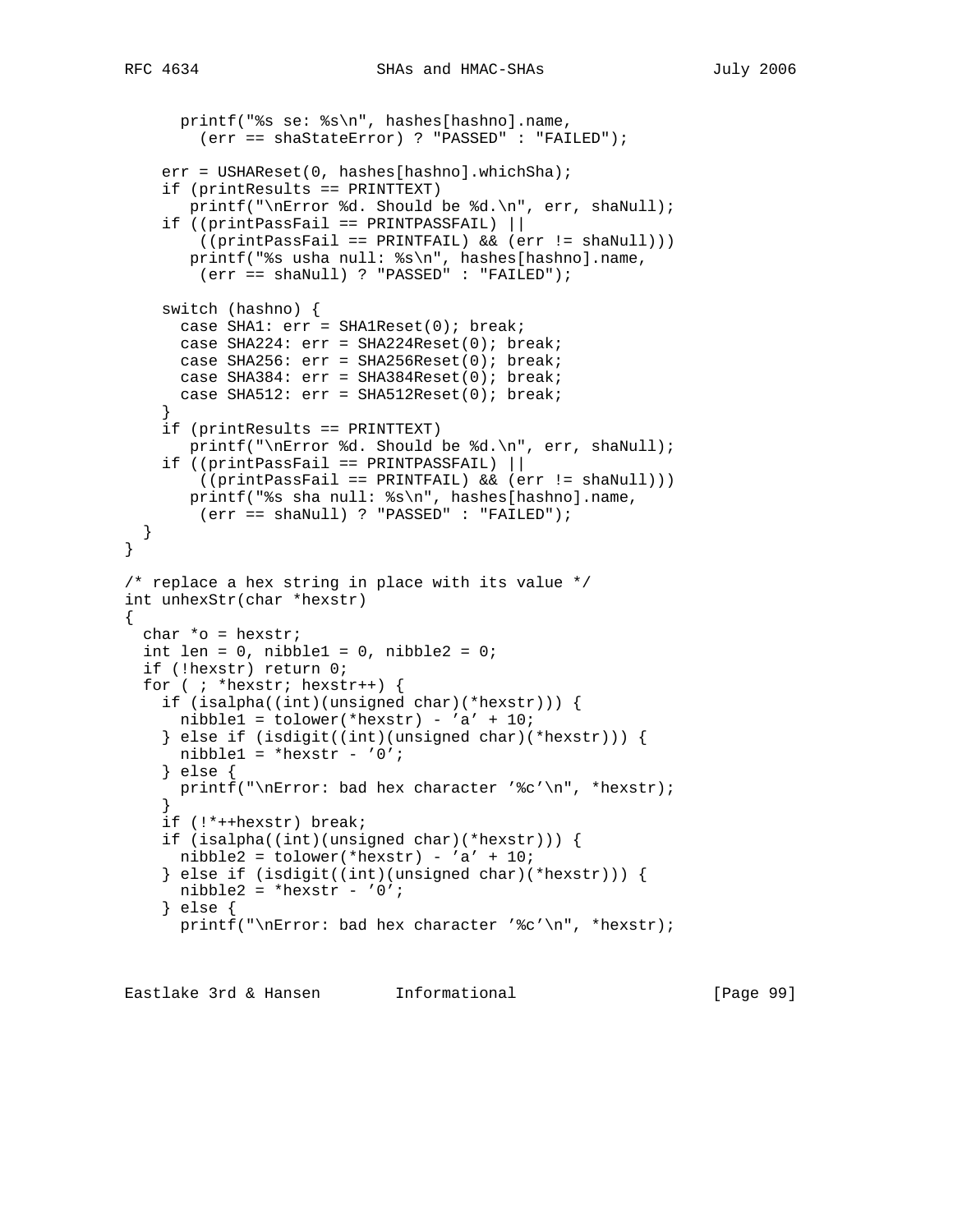```
      printf("%s se: %s\n", hashes[hashno].name,
        (err == shaStateError) ? "PASSED" : "FAILED");

    err = USHAReset(0, hashes[hashno].whichSha);
    if (printResults == PRINTTEXT)
       printf("\nError %d. Should be %d.\n", err, shaNull);
    if ((printPassFail == PRINTPASSFAIL) ||
        ((printPassFail == PRINTFAIL) && (err != shaNull)))
       printf("%s usha null: %s\n", hashes[hashno].name,
        (err == shaNull) ? "PASSED" : "FAILED");

    switch (hashno) {
      case SHA1: err = SHA1Reset(0); break;
      case SHA224: err = SHA224Reset(0); break;
      case SHA256: err = SHA256Reset(0); break;
      case SHA384: err = SHA384Reset(0); break;
      case SHA512: err = SHA512Reset(0); break;
    }
    if (printResults == PRINTTEXT)
       printf("\nError %d. Should be %d.\n", err, shaNull);
    if ((printPassFail == PRINTPASSFAIL) ||
        ((printPassFail == PRINTFAIL) && (err != shaNull)))
       printf("%s sha null: %s\n", hashes[hashno].name,
        (err == shaNull) ? "PASSED" : "FAILED");
  }
}

/* replace a hex string in place with its value */
int unhexStr(char *hexstr)
{
  char *o = hexstr;
  int len = 0, nibble1 = 0, nibble2 = 0;
  if (!hexstr) return 0;
  for ( ; *hexstr; hexstr++) {
    if (isalpha((int)(unsigned char)(*hexstr))) {
      nibble1 = tolower(*hexstr) - 'a' + 10;
    } else if (isdigit((int)(unsigned char)(*hexstr))) {
      nibble1 = *hexstr - '0';
    } else {
      printf("\nError: bad hex character '%c'\n", *hexstr);
    }
    if (!*++hexstr) break;
    if (isalpha((int)(unsigned char)(*hexstr))) {
      nibble2 = tolower(*hexstr) - 'a' + 10;
    } else if (isdigit((int)(unsigned char)(*hexstr))) {
      nibble2 = *hexstr - '0';
    } else {
      printf("\nError: bad hex character '%c'\n", *hexstr);
```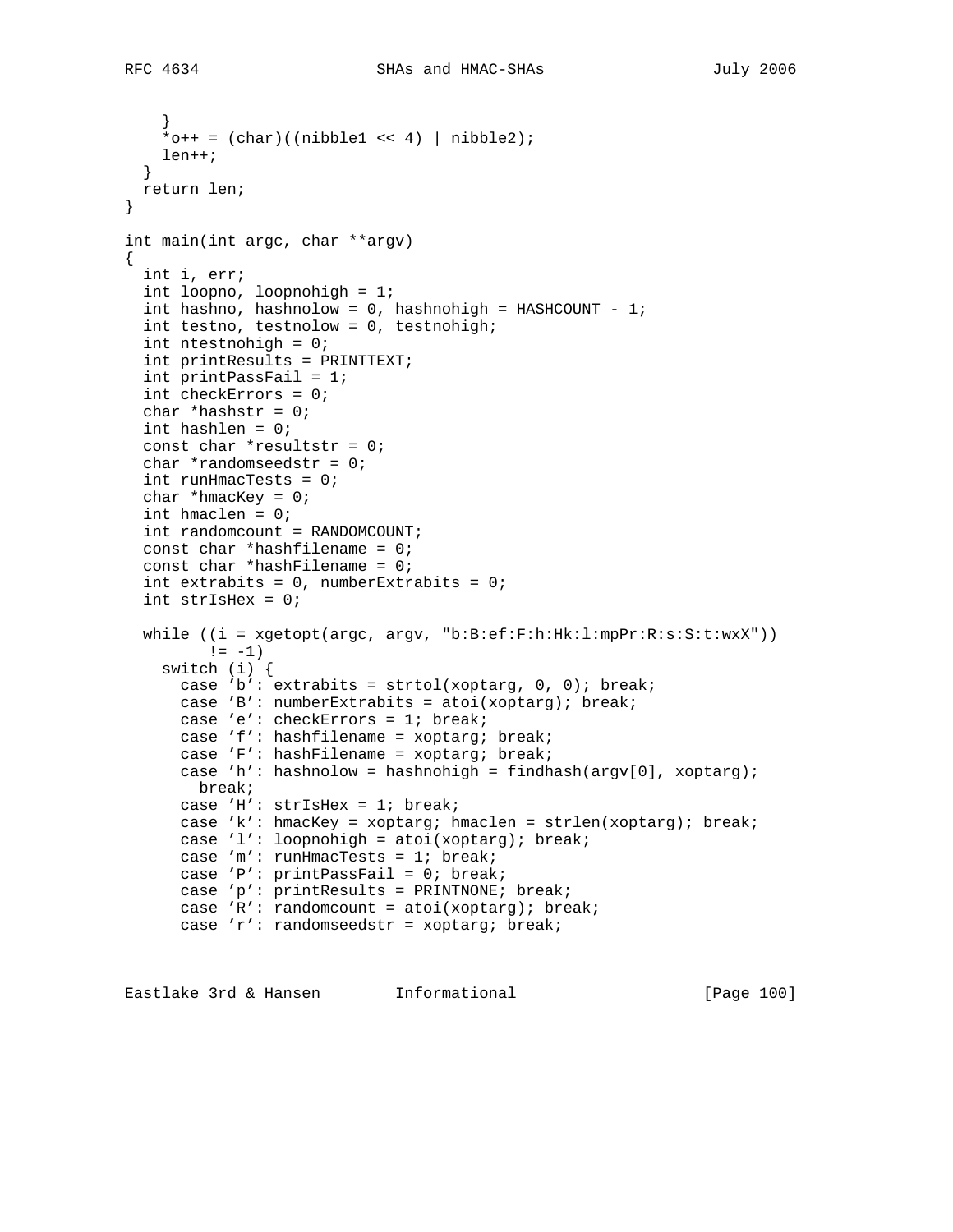```
    }
    *o++ = (char)((nibble1 << 4) | nibble2);
    len++;
  }
  return len;
}

int main(int argc, char **argv)
{
  int i, err;
  int loopno, loopnohigh = 1;
  int hashno, hashnolow = 0, hashnohigh = HASHCOUNT - 1;
  int testno, testnolow = 0, testnohigh;
  int ntestnohigh = 0;
  int printResults = PRINTTEXT;
  int printPassFail = 1;
  int checkErrors = 0;
  char *hashstr = 0;
  int hashlen = 0;
  const char *resultstr = 0;
  char *randomseedstr = 0;
  int runHmacTests = 0;
  char *hmacKey = 0;
  int hmaclen = 0;
  int randomcount = RANDOMCOUNT;
  const char *hashfilename = 0;
  const char *hashFilename = 0;
  int extrabits = 0, numberExtrabits = 0;
  int strIsHex = 0;

  while ((i = xgetopt(argc, argv, "b:B:ef:F:h:Hk:l:mpPr:R:s:S:t:wxX"))
         != -1)
    switch (i) {
      case 'b': extrabits = strtol(xoptarg, 0, 0); break;
      case 'B': numberExtrabits = atoi(xoptarg); break;
      case 'e': checkErrors = 1; break;
      case 'f': hashfilename = xoptarg; break;
      case 'F': hashFilename = xoptarg; break;
      case 'h': hashnolow = hashnohigh = findhash(argv[0], xoptarg);
        break;
      case 'H': strIsHex = 1; break;
      case 'k': hmacKey = xoptarg; hmaclen = strlen(xoptarg); break;
      case 'l': loopnohigh = atoi(xoptarg); break;
      case 'm': runHmacTests = 1; break;
      case 'P': printPassFail = 0; break;
      case 'p': printResults = PRINTNONE; break;
      case 'R': randomcount = atoi(xoptarg); break;
      case 'r': randomseedstr = xoptarg; break;
```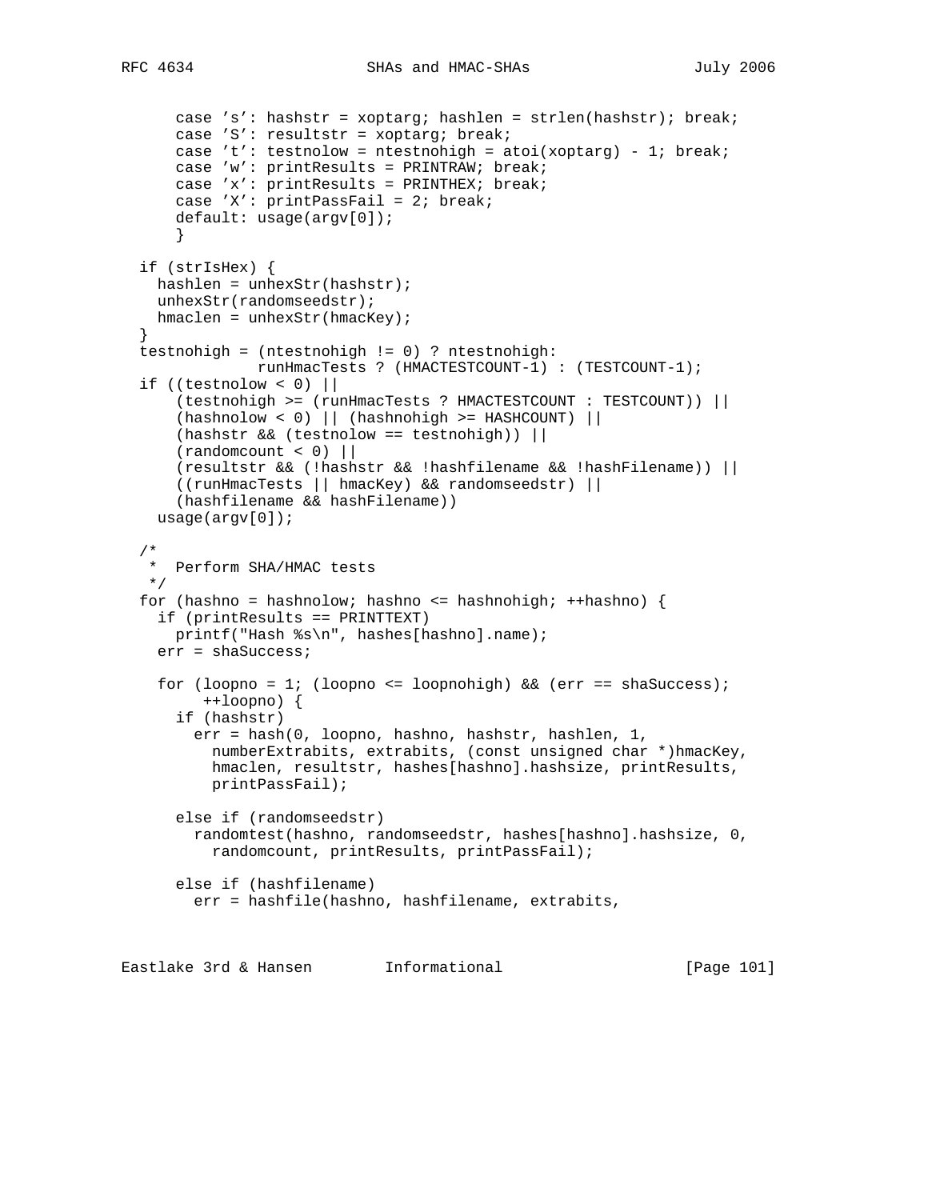```
      case 's': hashstr = xoptarg; hashlen = strlen(hashstr); break;
      case 'S': resultstr = xoptarg; break;
      case 't': testnolow = ntestnohigh = atoi(xoptarg) - 1; break;
      case 'w': printResults = PRINTRAW; break;
      case 'x': printResults = PRINTHEX; break;
      case 'X': printPassFail = 2; break;
      default: usage(argv[0]);
      }

  if (strIsHex) {
    hashlen = unhexStr(hashstr);
    unhexStr(randomseedstr);
    hmaclen = unhexStr(hmacKey);
  }
  testnohigh = (ntestnohigh != 0) ? ntestnohigh:
               runHmacTests ? (HMACTESTCOUNT-1) : (TESTCOUNT-1);
  if ((testnolow < 0) ||
      (testnohigh >= (runHmacTests ? HMACTESTCOUNT : TESTCOUNT)) ||
      (hashnolow < 0) || (hashnohigh >= HASHCOUNT) ||
      (hashstr && (testnolow == testnohigh)) ||
      (randomcount < 0) ||
      (resultstr && (!hashstr && !hashfilename && !hashFilename)) ||
      ((runHmacTests || hmacKey) && randomseedstr) ||
      (hashfilename && hashFilename))
    usage(argv[0]);

  /*
   *  Perform SHA/HMAC tests
   */
  for (hashno = hashnolow; hashno <= hashnohigh; ++hashno) {
    if (printResults == PRINTTEXT)
      printf("Hash %s\n", hashes[hashno].name);
    err = shaSuccess;

    for (loopno = 1; (loopno <= loopnohigh) && (err == shaSuccess);
         ++loopno) {
      if (hashstr)
        err = hash(0, loopno, hashno, hashstr, hashlen, 1,
          numberExtrabits, extrabits, (const unsigned char *)hmacKey,
          hmaclen, resultstr, hashes[hashno].hashsize, printResults,
          printPassFail);

      else if (randomseedstr)
        randomtest(hashno, randomseedstr, hashes[hashno].hashsize, 0,
          randomcount, printResults, printPassFail);

      else if (hashfilename)
        err = hashfile(hashno, hashfilename, extrabits,
```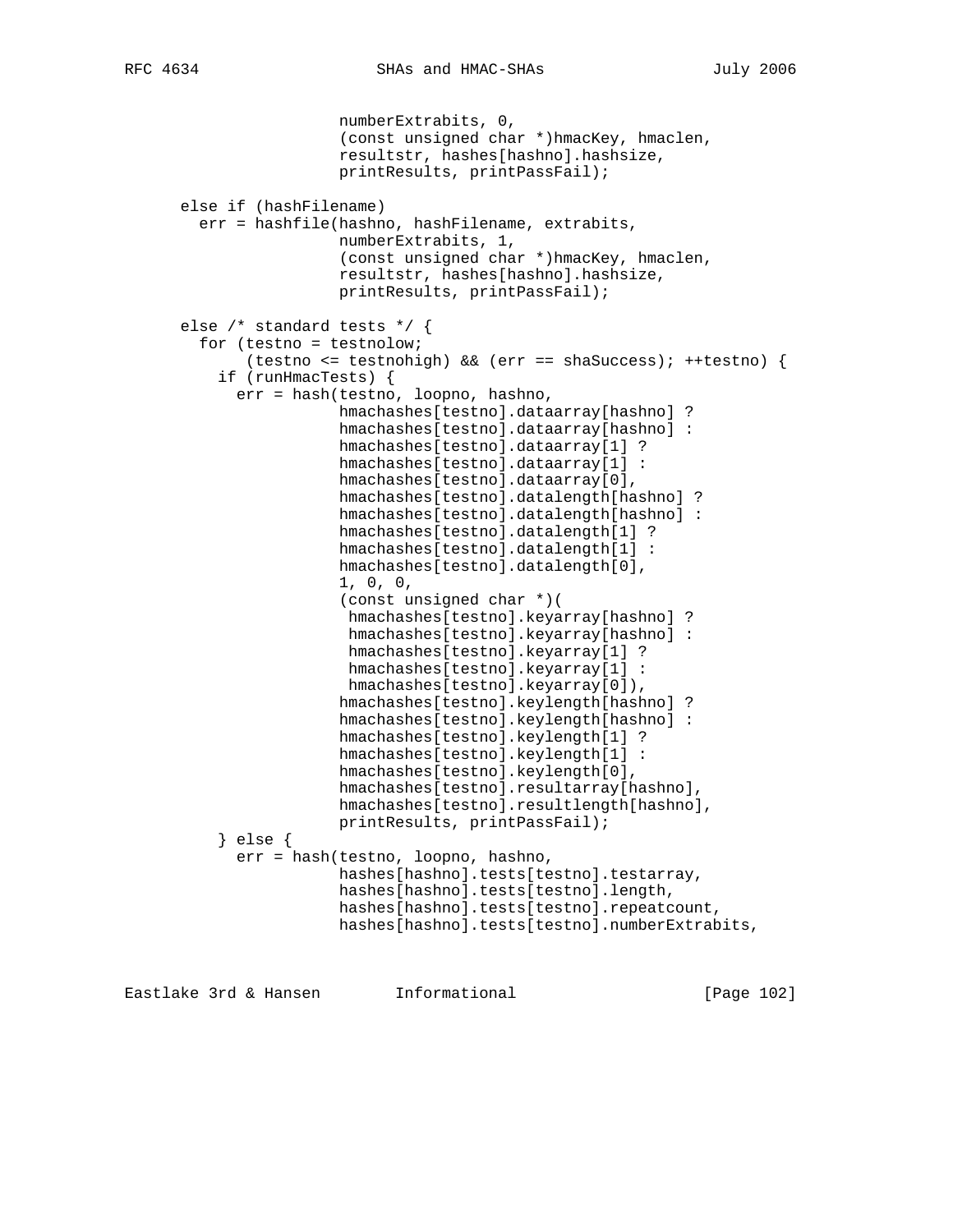```
                    numberExtrabits, 0,
                    (const unsigned char *)hmacKey, hmaclen,
                    resultstr, hashes[hashno].hashsize,
                    printResults, printPassFail);

      else if (hashFilename)
        err = hashfile(hashno, hashFilename, extrabits,
                    numberExtrabits, 1,
                    (const unsigned char *)hmacKey, hmaclen,
                    resultstr, hashes[hashno].hashsize,
                    printResults, printPassFail);

      else /* standard tests */ {
        for (testno = testnolow;
             (testno <= testnohigh) && (err == shaSuccess); ++testno) {
          if (runHmacTests) {
            err = hash(testno, loopno, hashno,
                    hmachashes[testno].dataarray[hashno] ?
                    hmachashes[testno].dataarray[hashno] :
                    hmachashes[testno].dataarray[1] ?
                    hmachashes[testno].dataarray[1] :
                    hmachashes[testno].dataarray[0],
                    hmachashes[testno].datalength[hashno] ?
                    hmachashes[testno].datalength[hashno] :
                    hmachashes[testno].datalength[1] ?
                    hmachashes[testno].datalength[1] :
                    hmachashes[testno].datalength[0],
                    1, 0, 0,
                    (const unsigned char *)(
                     hmachashes[testno].keyarray[hashno] ?
                     hmachashes[testno].keyarray[hashno] :
                     hmachashes[testno].keyarray[1] ?
                     hmachashes[testno].keyarray[1] :
                     hmachashes[testno].keyarray[0]),
                    hmachashes[testno].keylength[hashno] ?
                    hmachashes[testno].keylength[hashno] :
                    hmachashes[testno].keylength[1] ?
                    hmachashes[testno].keylength[1] :
                    hmachashes[testno].keylength[0],
                    hmachashes[testno].resultarray[hashno],
                    hmachashes[testno].resultlength[hashno],
                    printResults, printPassFail);
          } else {
            err = hash(testno, loopno, hashno,
                    hashes[hashno].tests[testno].testarray,
                    hashes[hashno].tests[testno].length,
                    hashes[hashno].tests[testno].repeatcount,
                    hashes[hashno].tests[testno].numberExtrabits,
```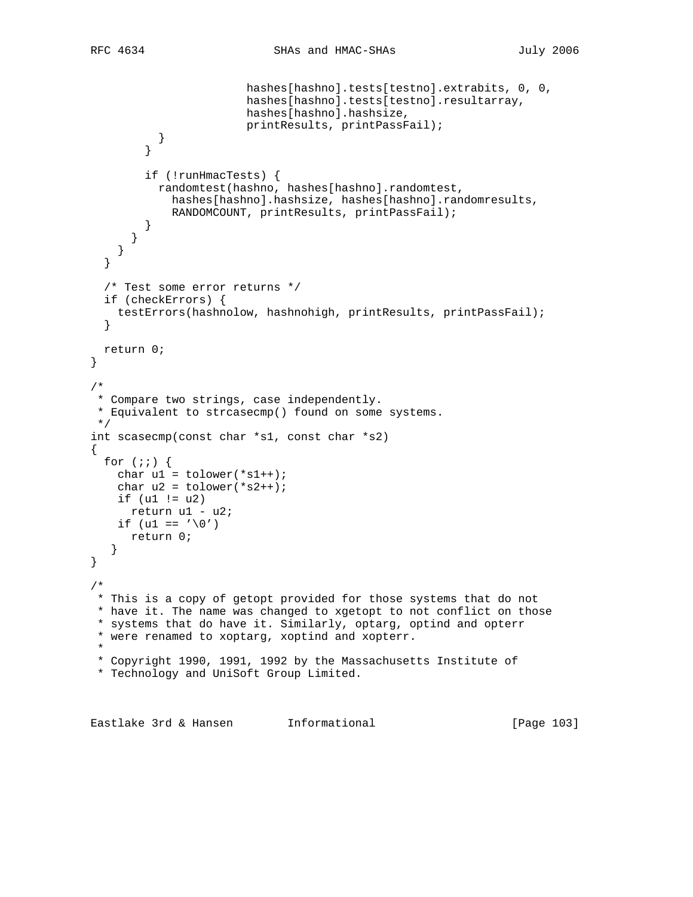```
                      hashes[hashno].tests[testno].extrabits, 0, 0,
                      hashes[hashno].tests[testno].resultarray,
                      hashes[hashno].hashsize,
                      printResults, printPassFail);
          }
        }

        if (!runHmacTests) {
          randomtest(hashno, hashes[hashno].randomtest,
            hashes[hashno].hashsize, hashes[hashno].randomresults,
            RANDOMCOUNT, printResults, printPassFail);
        }
      }
    }
  }

  /* Test some error returns */
  if (checkErrors) {
    testErrors(hashnolow, hashnohigh, printResults, printPassFail);
  }

  return 0;
}

/*
 * Compare two strings, case independently.
 * Equivalent to strcasecmp() found on some systems.
 */
int scasecmp(const char *s1, const char *s2)
{
  for (;;) {
    char u1 = tolower(*s1++);
    char u2 = tolower(*s2++);
    if (u1 != u2)
      return u1 - u2;
    if (u1 == '\0')
      return 0;
   }
}

/*
 * This is a copy of getopt provided for those systems that do not
 * have it. The name was changed to xgetopt to not conflict on those
 * systems that do have it. Similarly, optarg, optind and opterr
 * were renamed to xoptarg, xoptind and xopterr.
 *
 * Copyright 1990, 1991, 1992 by the Massachusetts Institute of
 * Technology and UniSoft Group Limited.
```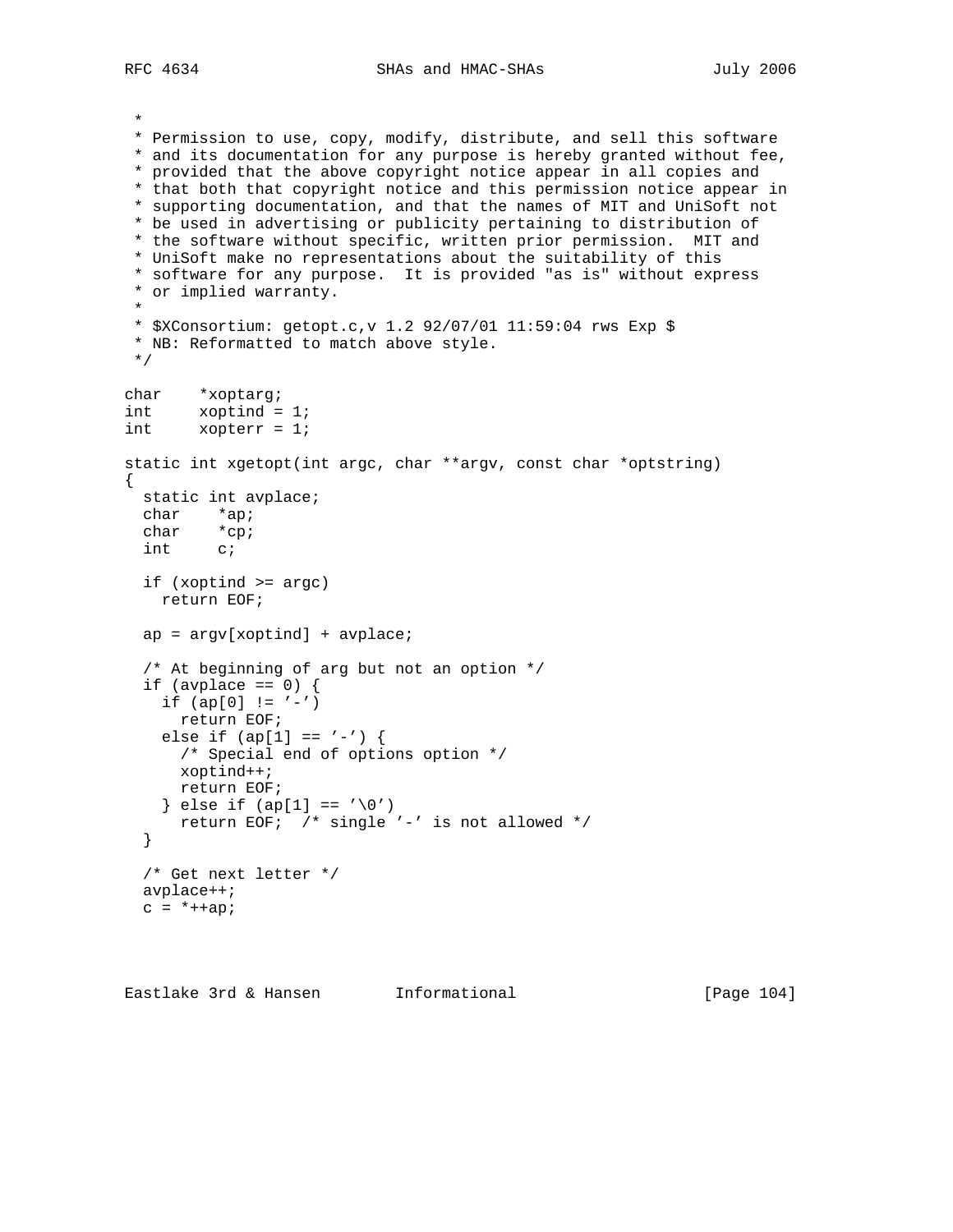```
 *
 * Permission to use, copy, modify, distribute, and sell this software
 * and its documentation for any purpose is hereby granted without fee,
 * provided that the above copyright notice appear in all copies and
 * that both that copyright notice and this permission notice appear in
 * supporting documentation, and that the names of MIT and UniSoft not
 * be used in advertising or publicity pertaining to distribution of
 * the software without specific, written prior permission.  MIT and
 * UniSoft make no representations about the suitability of this
 * software for any purpose.  It is provided "as is" without express
 * or implied warranty.
 *
 * $XConsortium: getopt.c,v 1.2 92/07/01 11:59:04 rws Exp $
 * NB: Reformatted to match above style.
 */

char    *xoptarg;
int     xoptind = 1;
int     xopterr = 1;

static int xgetopt(int argc, char **argv, const char *optstring)
{
  static int avplace;
  char    *ap;
  char    *cp;
  int     c;

  if (xoptind >= argc)
    return EOF;

  ap = argv[xoptind] + avplace;

  /* At beginning of arg but not an option */
  if (avplace == 0) {
    if (ap[0] != '-')
      return EOF;
    else if (ap[1] == '-') {
      /* Special end of options option */
      xoptind++;
      return EOF;
    } else if (ap[1] == '\0')
      return EOF;  /* single '-' is not allowed */
  }

  /* Get next letter */
  avplace++;
  c = *++ap;
```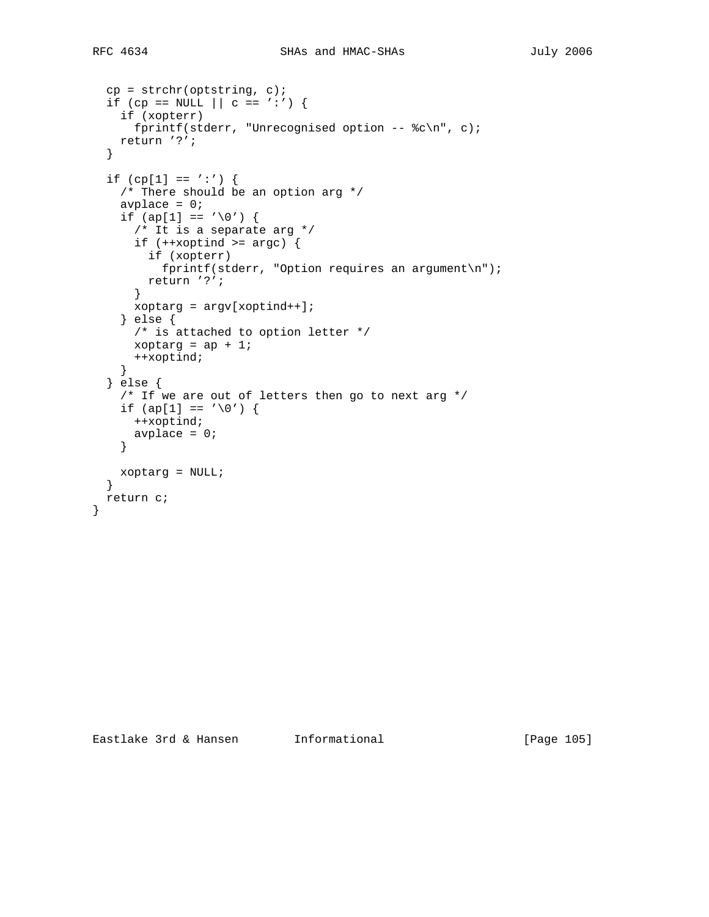```
  cp = strchr(optstring, c);
  if (cp == NULL || c == ':') {
    if (xopterr)
      fprintf(stderr, "Unrecognised option -- %c\n", c);
    return '?';
  }

  if (cp[1] == ':') {
    /* There should be an option arg */
    avplace = 0;
    if (ap[1] == '\0') {
      /* It is a separate arg */
      if (++xoptind >= argc) {
        if (xopterr)
          fprintf(stderr, "Option requires an argument\n");
        return '?';
      }
      xoptarg = argv[xoptind++];
    } else {
      /* is attached to option letter */
      xoptarg = ap + 1;
      ++xoptind;
    }
  } else {
    /* If we are out of letters then go to next arg */
    if (ap[1] == '\0') {
      ++xoptind;
      avplace = 0;
    }

    xoptarg = NULL;
  }
  return c;
}
```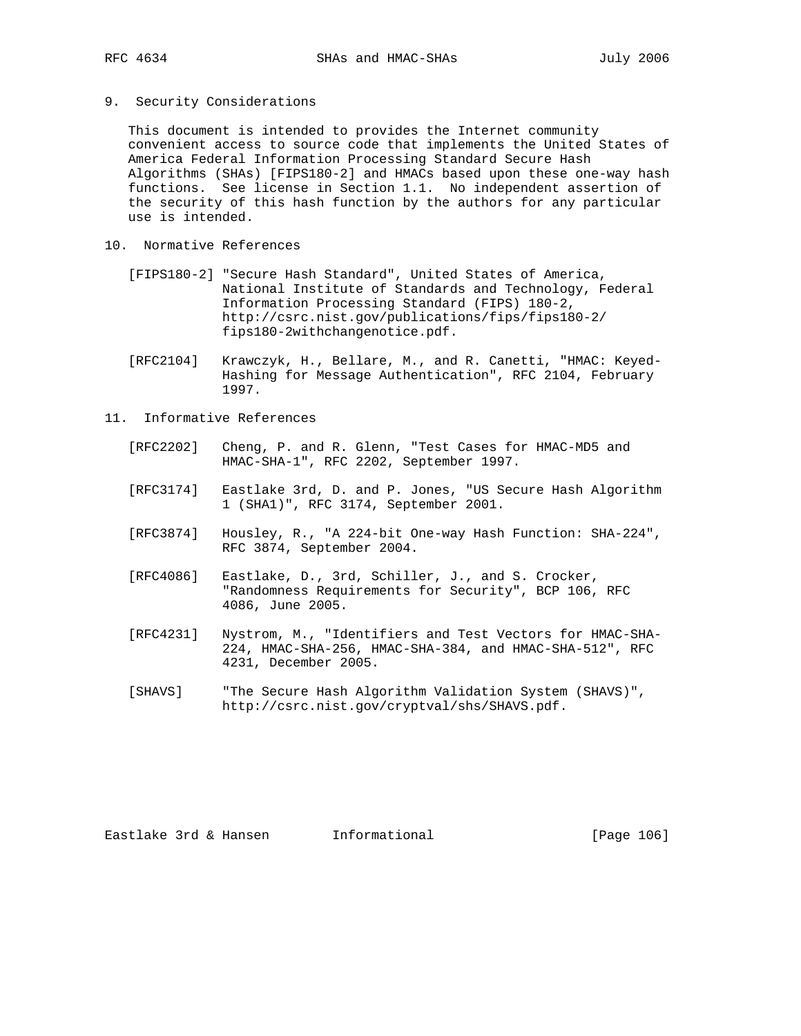## 9. Security Considerations

This document is intended to provides the Internet community convenient access to source code that implements the United States of America Federal Information Processing Standard Secure Hash Algorithms (SHAs) [FIPS180-2] and HMACs based upon these one-way hash functions. See license in Section 1.1. No independent assertion of the security of this hash function by the authors for any particular use is intended.

## 10. Normative References

[FIPS180-2] "Secure Hash Standard", United States of America, National Institute of Standards and Technology, Federal Information Processing Standard (FIPS) 180-2, http://csrc.nist.gov/publications/fips/fips180-2/fips180-2withchangenotice.pdf.

[RFC2104] Krawczyk, H., Bellare, M., and R. Canetti, "HMAC: Keyed-Hashing for Message Authentication", RFC 2104, February 1997.

## 11. Informative References

[RFC2202] Cheng, P. and R. Glenn, "Test Cases for HMAC-MD5 and HMAC-SHA-1", RFC 2202, September 1997.

[RFC3174] Eastlake 3rd, D. and P. Jones, "US Secure Hash Algorithm 1 (SHA1)", RFC 3174, September 2001.

[RFC3874] Housley, R., "A 224-bit One-way Hash Function: SHA-224", RFC 3874, September 2004.

[RFC4086] Eastlake, D., 3rd, Schiller, J., and S. Crocker, "Randomness Requirements for Security", BCP 106, RFC 4086, June 2005.

[RFC4231] Nystrom, M., "Identifiers and Test Vectors for HMAC-SHA-224, HMAC-SHA-256, HMAC-SHA-384, and HMAC-SHA-512", RFC 4231, December 2005.

[SHAVS] "The Secure Hash Algorithm Validation System (SHAVS)", http://csrc.nist.gov/cryptval/shs/SHAVS.pdf.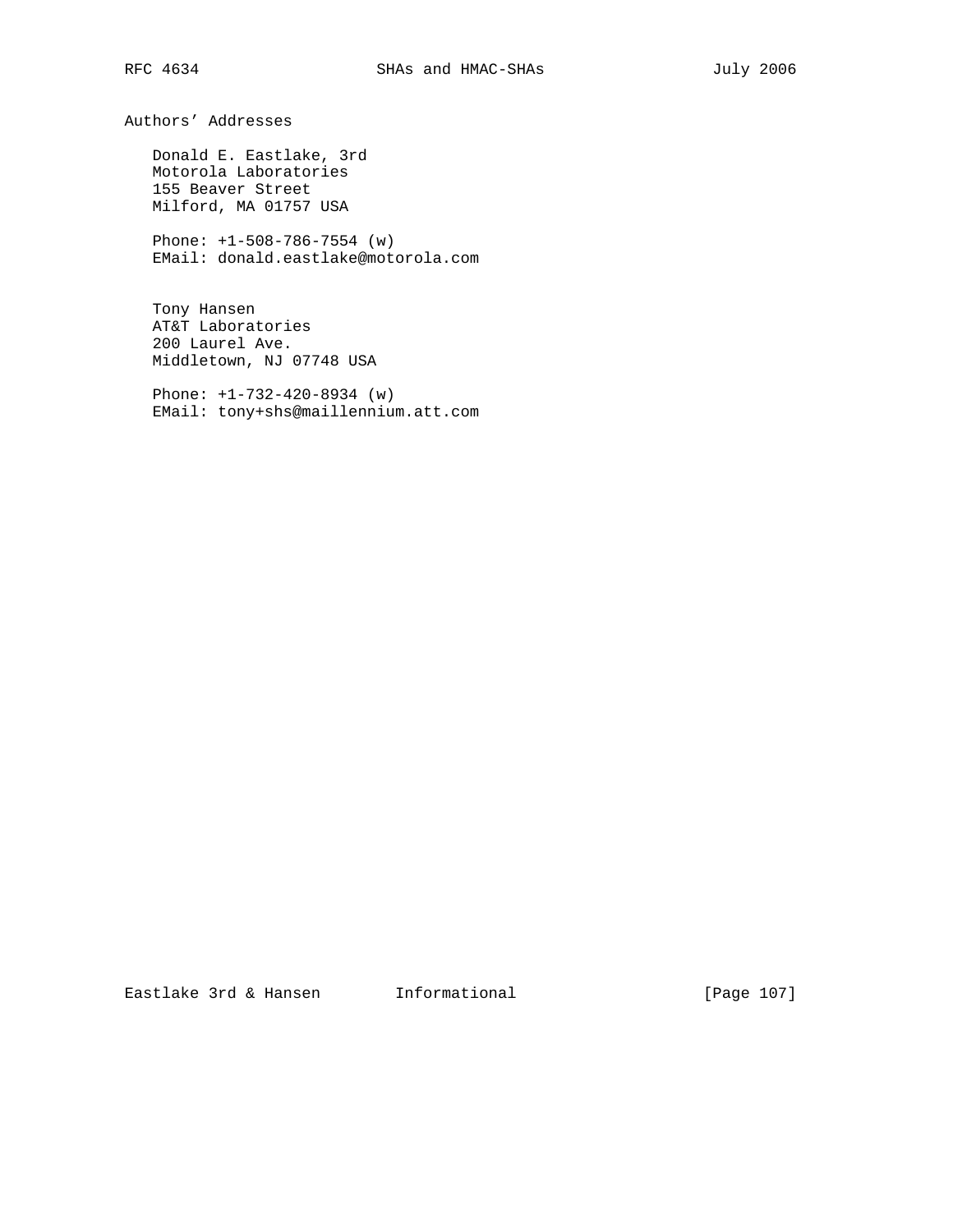## Authors' Addresses

Donald E. Eastlake, 3rd
Motorola Laboratories
155 Beaver Street
Milford, MA 01757 USA

Phone: +1-508-786-7554 (w)
EMail: donald.eastlake@motorola.com

Tony Hansen
AT&T Laboratories
200 Laurel Ave.
Middletown, NJ 07748 USA

Phone: +1-732-420-8934 (w)
EMail: tony+shs@maillennium.att.com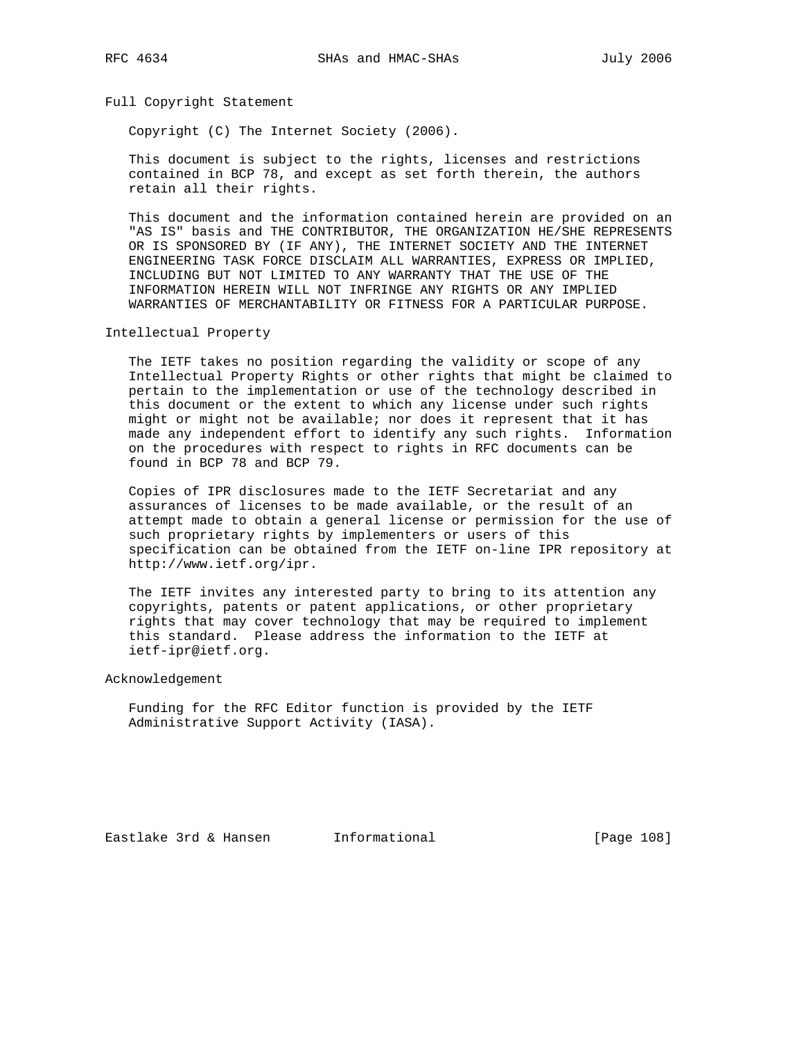## Full Copyright Statement

Copyright (C) The Internet Society (2006).

This document is subject to the rights, licenses and restrictions contained in BCP 78, and except as set forth therein, the authors retain all their rights.

This document and the information contained herein are provided on an "AS IS" basis and THE CONTRIBUTOR, THE ORGANIZATION HE/SHE REPRESENTS OR IS SPONSORED BY (IF ANY), THE INTERNET SOCIETY AND THE INTERNET ENGINEERING TASK FORCE DISCLAIM ALL WARRANTIES, EXPRESS OR IMPLIED, INCLUDING BUT NOT LIMITED TO ANY WARRANTY THAT THE USE OF THE INFORMATION HEREIN WILL NOT INFRINGE ANY RIGHTS OR ANY IMPLIED WARRANTIES OF MERCHANTABILITY OR FITNESS FOR A PARTICULAR PURPOSE.

## Intellectual Property

The IETF takes no position regarding the validity or scope of any Intellectual Property Rights or other rights that might be claimed to pertain to the implementation or use of the technology described in this document or the extent to which any license under such rights might or might not be available; nor does it represent that it has made any independent effort to identify any such rights. Information on the procedures with respect to rights in RFC documents can be found in BCP 78 and BCP 79.

Copies of IPR disclosures made to the IETF Secretariat and any assurances of licenses to be made available, or the result of an attempt made to obtain a general license or permission for the use of such proprietary rights by implementers or users of this specification can be obtained from the IETF on-line IPR repository at http://www.ietf.org/ipr.

The IETF invites any interested party to bring to its attention any copyrights, patents or patent applications, or other proprietary rights that may cover technology that may be required to implement this standard. Please address the information to the IETF at ietf-ipr@ietf.org.

## Acknowledgement

Funding for the RFC Editor function is provided by the IETF Administrative Support Activity (IASA).